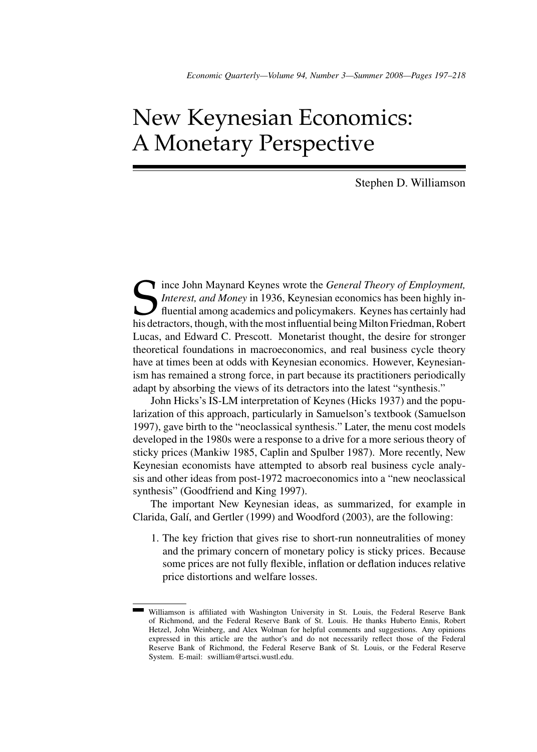# New Keynesian Economics: A Monetary Perspective

Stephen D. Williamson

Since John Maynard Keynes wrote the *General Theory of Employment, Interest, and Money* in 1936, Keynesian economics has been highly influential among academics and policymakers. Keynes has certainly had his detractors, though, with the most influential being Milton Friedman, Robert Lucas, and Edward C. Prescott. Monetarist thought, the desire for stronger theoretical foundations in macroeconomics, and real business cycle theory have at times been at odds with Keynesian economics. However, Keynesianism has remained a strong force, in part because its practitioners periodically adapt by absorbing the views of its detractors into the latest "synthesis."

John Hicks's IS-LM interpretation of Keynes (Hicks 1937) and the popularization of this approach, particularly in Samuelson's textbook (Samuelson 1997), gave birth to the "neoclassical synthesis." Later, the menu cost models developed in the 1980s were a response to a drive for a more serious theory of sticky prices (Mankiw 1985, Caplin and Spulber 1987). More recently, New Keynesian economists have attempted to absorb real business cycle analysis and other ideas from post-1972 macroeconomics into a "new neoclassical synthesis" (Goodfriend and King 1997).

The important New Keynesian ideas, as summarized, for example in Clarida, Galí, and Gertler (1999) and Woodford (2003), are the following:

1. The key friction that gives rise to short-run nonneutralities of money and the primary concern of monetary policy is sticky prices. Because some prices are not fully flexible, inflation or deflation induces relative price distortions and welfare losses.

Williamson is affiliated with Washington University in St. Louis, the Federal Reserve Bank of Richmond, and the Federal Reserve Bank of St. Louis. He thanks Huberto Ennis, Robert Hetzel, John Weinberg, and Alex Wolman for helpful comments and suggestions. Any opinions expressed in this article are the author's and do not necessarily reflect those of the Federal Reserve Bank of Richmond, the Federal Reserve Bank of St. Louis, or the Federal Reserve System. E-mail: swilliam@artsci.wustl.edu.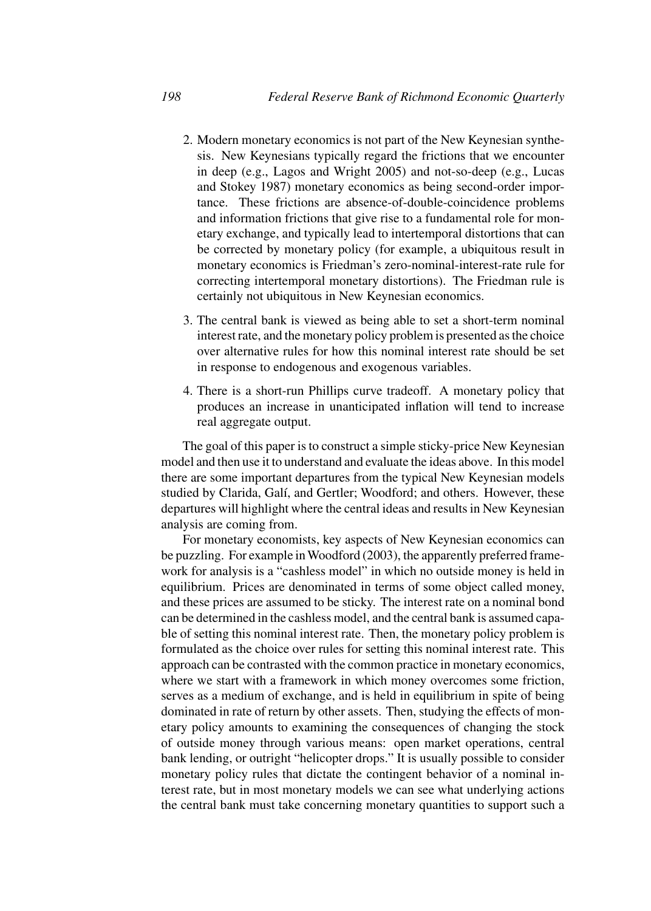2. Modern monetary economics is not part of the New Keynesian synthesis. New Keynesians typically regard the frictions that we encounter in deep (e.g., Lagos and Wright 2005) and not-so-deep (e.g., Lucas and Stokey 1987) monetary economics as being second-order importance. These frictions are absence-of-double-coincidence problems and information frictions that give rise to a fundamental role for monetary exchange, and typically lead to intertemporal distortions that can be corrected by monetary policy (for example, a ubiquitous result in monetary economics is Friedman's zero-nominal-interest-rate rule for correcting intertemporal monetary distortions). The Friedman rule is certainly not ubiquitous in New Keynesian economics.

3. The central bank is viewed as being able to set a short-term nominal interest rate, and the monetary policy problem is presented as the choice over alternative rules for how this nominal interest rate should be set in response to endogenous and exogenous variables.

4. There is a short-run Phillips curve tradeoff. A monetary policy that produces an increase in unanticipated inflation will tend to increase real aggregate output.

The goal of this paper is to construct a simple sticky-price New Keynesian model and then use it to understand and evaluate the ideas above. In this model there are some important departures from the typical New Keynesian models studied by Clarida, Galí, and Gertler; Woodford; and others. However, these departures will highlight where the central ideas and results in New Keynesian analysis are coming from.

For monetary economists, key aspects of New Keynesian economics can be puzzling. For example in Woodford (2003), the apparently preferred framework for analysis is a "cashless model" in which no outside money is held in equilibrium. Prices are denominated in terms of some object called money, and these prices are assumed to be sticky. The interest rate on a nominal bond can be determined in the cashless model, and the central bank is assumed capable of setting this nominal interest rate. Then, the monetary policy problem is formulated as the choice over rules for setting this nominal interest rate. This approach can be contrasted with the common practice in monetary economics, where we start with a framework in which money overcomes some friction, serves as a medium of exchange, and is held in equilibrium in spite of being dominated in rate of return by other assets. Then, studying the effects of monetary policy amounts to examining the consequences of changing the stock of outside money through various means: open market operations, central bank lending, or outright "helicopter drops." It is usually possible to consider monetary policy rules that dictate the contingent behavior of a nominal interest rate, but in most monetary models we can see what underlying actions the central bank must take concerning monetary quantities to support such a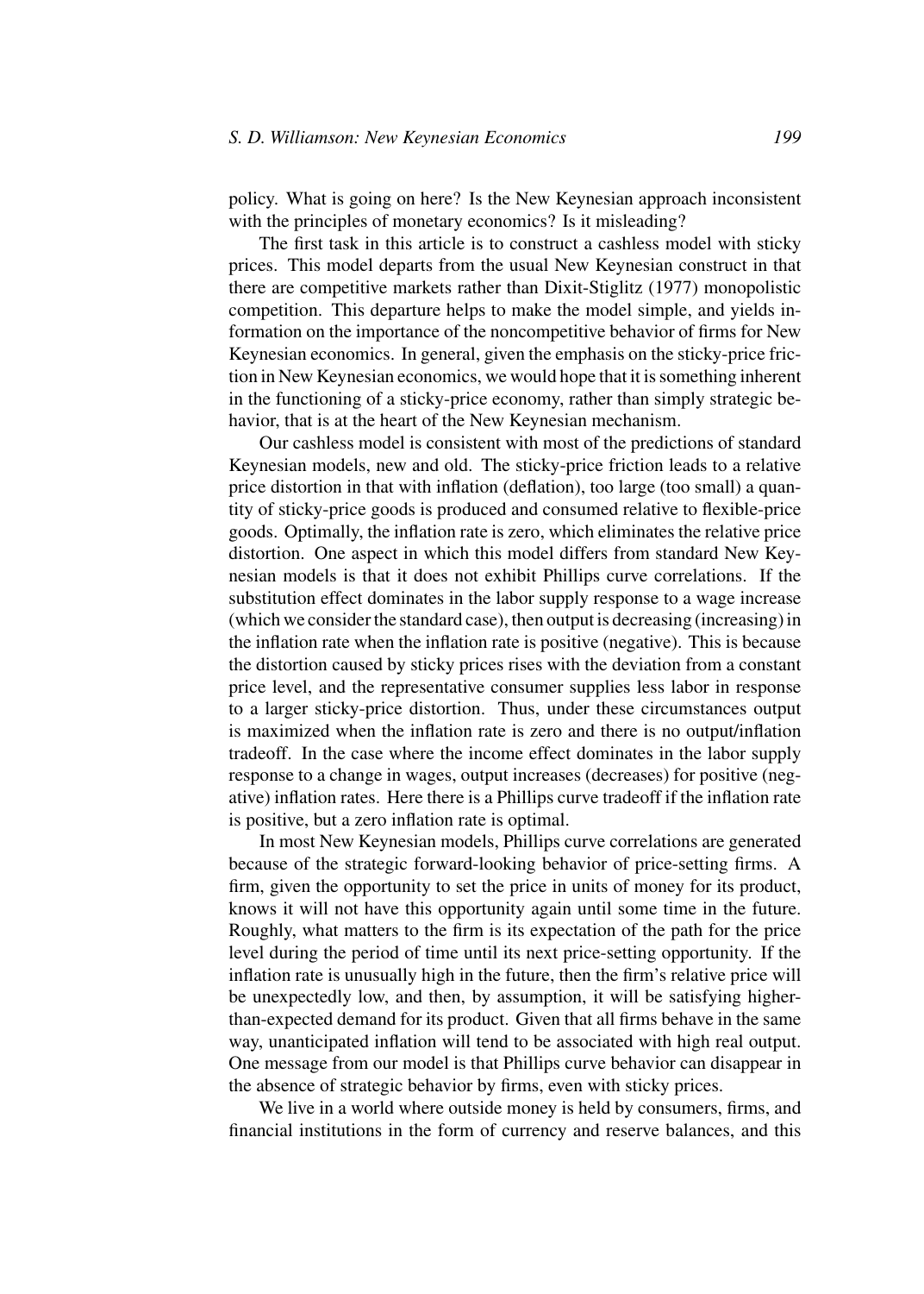policy. What is going on here? Is the New Keynesian approach inconsistent with the principles of monetary economics? Is it misleading?

The first task in this article is to construct a cashless model with sticky prices. This model departs from the usual New Keynesian construct in that there are competitive markets rather than Dixit-Stiglitz (1977) monopolistic competition. This departure helps to make the model simple, and yields information on the importance of the noncompetitive behavior of firms for New Keynesian economics. In general, given the emphasis on the sticky-price friction in New Keynesian economics, we would hope that it is something inherent in the functioning of a sticky-price economy, rather than simply strategic behavior, that is at the heart of the New Keynesian mechanism.

Our cashless model is consistent with most of the predictions of standard Keynesian models, new and old. The sticky-price friction leads to a relative price distortion in that with inflation (deflation), too large (too small) a quantity of sticky-price goods is produced and consumed relative to flexible-price goods. Optimally, the inflation rate is zero, which eliminates the relative price distortion. One aspect in which this model differs from standard New Keynesian models is that it does not exhibit Phillips curve correlations. If the substitution effect dominates in the labor supply response to a wage increase (which we consider the standard case), then output is decreasing (increasing) in the inflation rate when the inflation rate is positive (negative). This is because the distortion caused by sticky prices rises with the deviation from a constant price level, and the representative consumer supplies less labor in response to a larger sticky-price distortion. Thus, under these circumstances output is maximized when the inflation rate is zero and there is no output/inflation tradeoff. In the case where the income effect dominates in the labor supply response to a change in wages, output increases (decreases) for positive (negative) inflation rates. Here there is a Phillips curve tradeoff if the inflation rate is positive, but a zero inflation rate is optimal.

In most New Keynesian models, Phillips curve correlations are generated because of the strategic forward-looking behavior of price-setting firms. A firm, given the opportunity to set the price in units of money for its product, knows it will not have this opportunity again until some time in the future. Roughly, what matters to the firm is its expectation of the path for the price level during the period of time until its next price-setting opportunity. If the inflation rate is unusually high in the future, then the firm's relative price will be unexpectedly low, and then, by assumption, it will be satisfying higher-than-expected demand for its product. Given that all firms behave in the same way, unanticipated inflation will tend to be associated with high real output. One message from our model is that Phillips curve behavior can disappear in the absence of strategic behavior by firms, even with sticky prices.

We live in a world where outside money is held by consumers, firms, and financial institutions in the form of currency and reserve balances, and this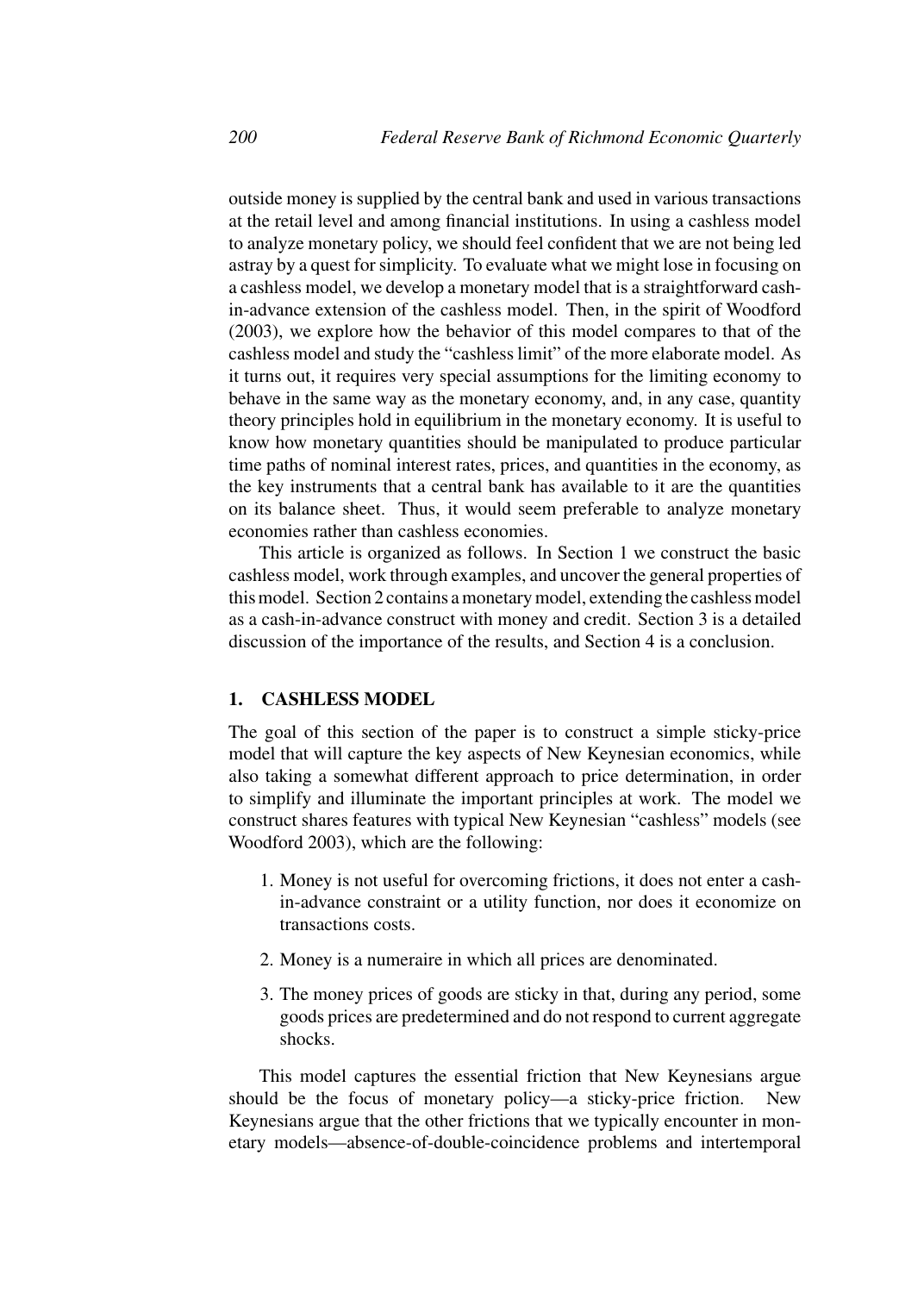outside money is supplied by the central bank and used in various transactions at the retail level and among financial institutions. In using a cashless model to analyze monetary policy, we should feel confident that we are not being led astray by a quest for simplicity. To evaluate what we might lose in focusing on a cashless model, we develop a monetary model that is a straightforward cash-in-advance extension of the cashless model. Then, in the spirit of Woodford (2003), we explore how the behavior of this model compares to that of the cashless model and study the "cashless limit" of the more elaborate model. As it turns out, it requires very special assumptions for the limiting economy to behave in the same way as the monetary economy, and, in any case, quantity theory principles hold in equilibrium in the monetary economy. It is useful to know how monetary quantities should be manipulated to produce particular time paths of nominal interest rates, prices, and quantities in the economy, as the key instruments that a central bank has available to it are the quantities on its balance sheet. Thus, it would seem preferable to analyze monetary economies rather than cashless economies.

This article is organized as follows. In Section 1 we construct the basic cashless model, work through examples, and uncover the general properties of this model. Section 2 contains a monetary model, extending the cashless model as a cash-in-advance construct with money and credit. Section 3 is a detailed discussion of the importance of the results, and Section 4 is a conclusion.

## 1. CASHLESS MODEL

The goal of this section of the paper is to construct a simple sticky-price model that will capture the key aspects of New Keynesian economics, while also taking a somewhat different approach to price determination, in order to simplify and illuminate the important principles at work. The model we construct shares features with typical New Keynesian "cashless" models (see Woodford 2003), which are the following:

1. Money is not useful for overcoming frictions, it does not enter a cash-in-advance constraint or a utility function, nor does it economize on transactions costs.
2. Money is a numeraire in which all prices are denominated.
3. The money prices of goods are sticky in that, during any period, some goods prices are predetermined and do not respond to current aggregate shocks.

This model captures the essential friction that New Keynesians argue should be the focus of monetary policy—a sticky-price friction. New Keynesians argue that the other frictions that we typically encounter in monetary models—absence-of-double-coincidence problems and intertemporal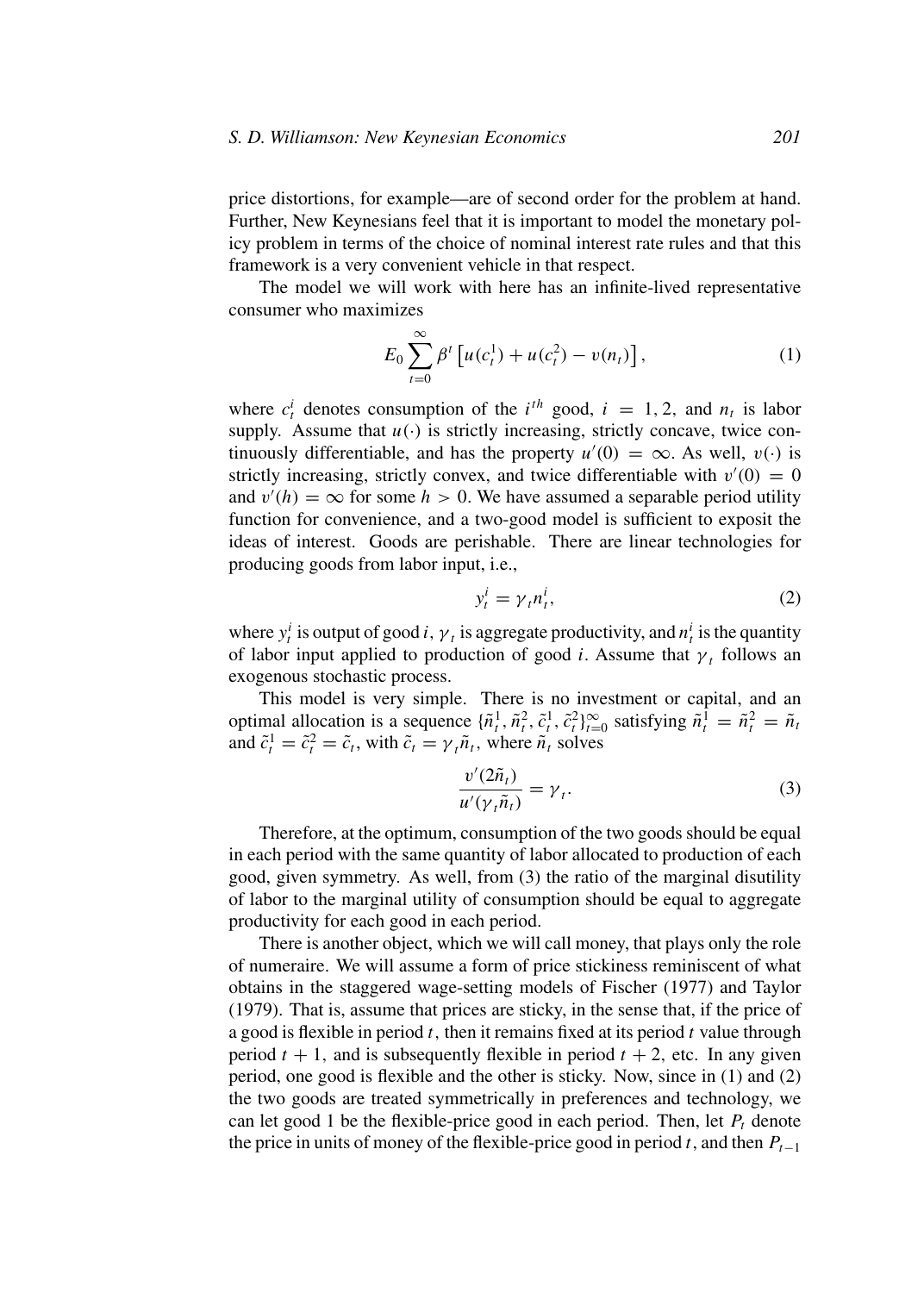price distortions, for example—are of second order for the problem at hand. Further, New Keynesians feel that it is important to model the monetary policy problem in terms of the choice of nominal interest rate rules and that this framework is a very convenient vehicle in that respect.

The model we will work with here has an infinite-lived representative consumer who maximizes

$$E_0 \sum_{t=0}^{\infty} \beta^t \left[ u(c_t^1) + u(c_t^2) - v(n_t) \right], \tag{1}$$

where $c_t^i$ denotes consumption of the $i^{th}$ good, $i = 1, 2$, and $n_t$ is labor supply. Assume that $u(\cdot)$ is strictly increasing, strictly concave, twice continuously differentiable, and has the property $u'(0) = \infty$. As well, $v(\cdot)$ is strictly increasing, strictly convex, and twice differentiable with $v'(0) = 0$ and $v'(h) = \infty$ for some $h > 0$. We have assumed a separable period utility function for convenience, and a two-good model is sufficient to exposit the ideas of interest. Goods are perishable. There are linear technologies for producing goods from labor input, i.e.,

$$y_t^i = \gamma_t n_t^i, \tag{2}$$

where $y_t^i$ is output of good $i$, $\gamma_t$ is aggregate productivity, and $n_t^i$ is the quantity of labor input applied to production of good $i$. Assume that $\gamma_t$ follows an exogenous stochastic process.

This model is very simple. There is no investment or capital, and an optimal allocation is a sequence $\{\tilde{n}_t^1, \tilde{n}_t^2, \tilde{c}_t^1, \tilde{c}_t^2\}_{t=0}^{\infty}$ satisfying $\tilde{n}_t^1 = \tilde{n}_t^2 = \tilde{n}_t$ and $\tilde{c}_t^1 = \tilde{c}_t^2 = \tilde{c}_t$, with $\tilde{c}_t = \gamma_t \tilde{n}_t$, where $\tilde{n}_t$ solves

$$\frac{v'(2\tilde{n}_t)}{u'(\gamma_t \tilde{n}_t)} = \gamma_t. \tag{3}$$

Therefore, at the optimum, consumption of the two goods should be equal in each period with the same quantity of labor allocated to production of each good, given symmetry. As well, from (3) the ratio of the marginal disutility of labor to the marginal utility of consumption should be equal to aggregate productivity for each good in each period.

There is another object, which we will call money, that plays only the role of numeraire. We will assume a form of price stickiness reminiscent of what obtains in the staggered wage-setting models of Fischer (1977) and Taylor (1979). That is, assume that prices are sticky, in the sense that, if the price of a good is flexible in period $t$, then it remains fixed at its period $t$ value through period $t + 1$, and is subsequently flexible in period $t + 2$, etc. In any given period, one good is flexible and the other is sticky. Now, since in (1) and (2) the two goods are treated symmetrically in preferences and technology, we can let good 1 be the flexible-price good in each period. Then, let $P_t$ denote the price in units of money of the flexible-price good in period $t$, and then $P_{t-1}$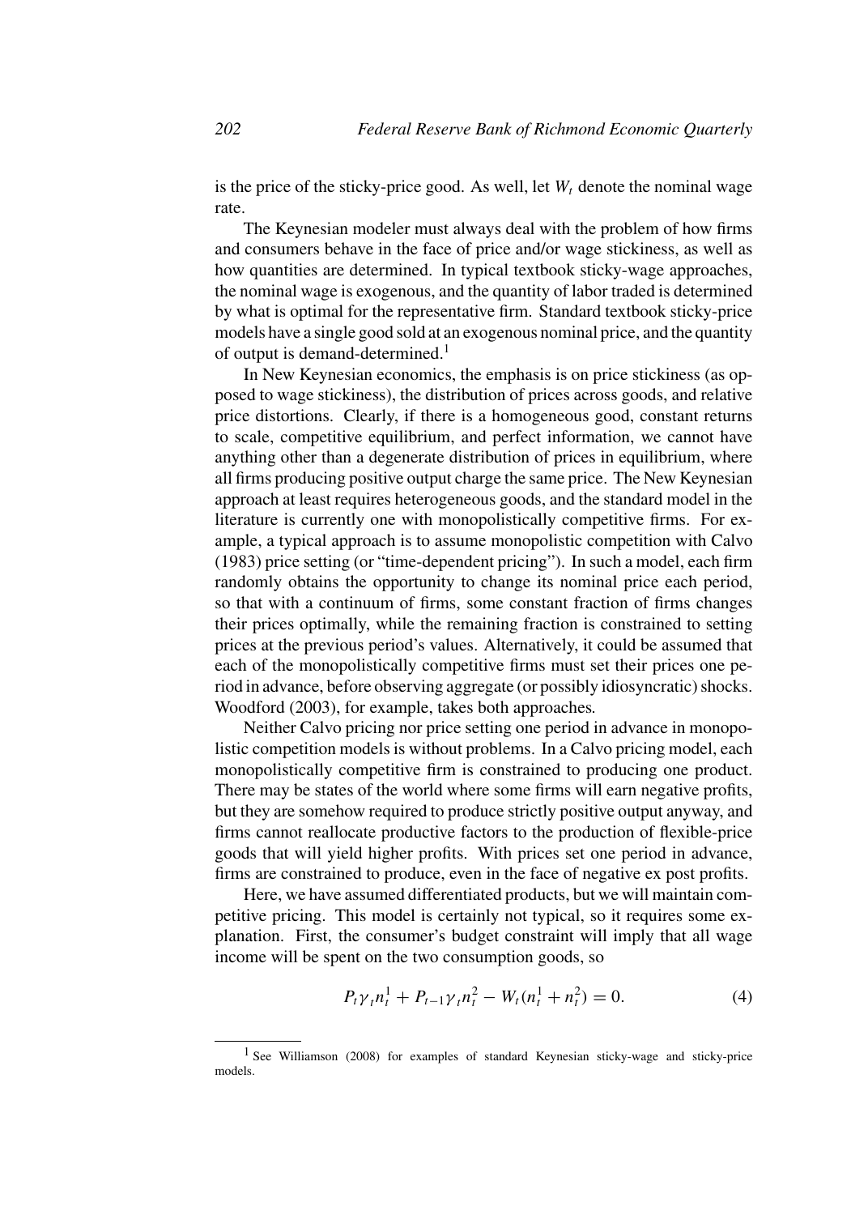is the price of the sticky-price good. As well, let $W_t$ denote the nominal wage rate.

The Keynesian modeler must always deal with the problem of how firms and consumers behave in the face of price and/or wage stickiness, as well as how quantities are determined. In typical textbook sticky-wage approaches, the nominal wage is exogenous, and the quantity of labor traded is determined by what is optimal for the representative firm. Standard textbook sticky-price models have a single good sold at an exogenous nominal price, and the quantity of output is demand-determined.[1]

In New Keynesian economics, the emphasis is on price stickiness (as opposed to wage stickiness), the distribution of prices across goods, and relative price distortions. Clearly, if there is a homogeneous good, constant returns to scale, competitive equilibrium, and perfect information, we cannot have anything other than a degenerate distribution of prices in equilibrium, where all firms producing positive output charge the same price. The New Keynesian approach at least requires heterogeneous goods, and the standard model in the literature is currently one with monopolistically competitive firms. For example, a typical approach is to assume monopolistic competition with Calvo (1983) price setting (or "time-dependent pricing"). In such a model, each firm randomly obtains the opportunity to change its nominal price each period, so that with a continuum of firms, some constant fraction of firms changes their prices optimally, while the remaining fraction is constrained to setting prices at the previous period's values. Alternatively, it could be assumed that each of the monopolistically competitive firms must set their prices one period in advance, before observing aggregate (or possibly idiosyncratic) shocks. Woodford (2003), for example, takes both approaches.

Neither Calvo pricing nor price setting one period in advance in monopolistic competition models is without problems. In a Calvo pricing model, each monopolistically competitive firm is constrained to producing one product. There may be states of the world where some firms will earn negative profits, but they are somehow required to produce strictly positive output anyway, and firms cannot reallocate productive factors to the production of flexible-price goods that will yield higher profits. With prices set one period in advance, firms are constrained to produce, even in the face of negative ex post profits.

Here, we have assumed differentiated products, but we will maintain competitive pricing. This model is certainly not typical, so it requires some explanation. First, the consumer's budget constraint will imply that all wage income will be spent on the two consumption goods, so

$$P_t \gamma_t n_t^1 + P_{t-1} \gamma_t n_t^2 - W_t (n_t^1 + n_t^2) = 0. \tag{4}$$

[1] See Williamson (2008) for examples of standard Keynesian sticky-wage and sticky-price models.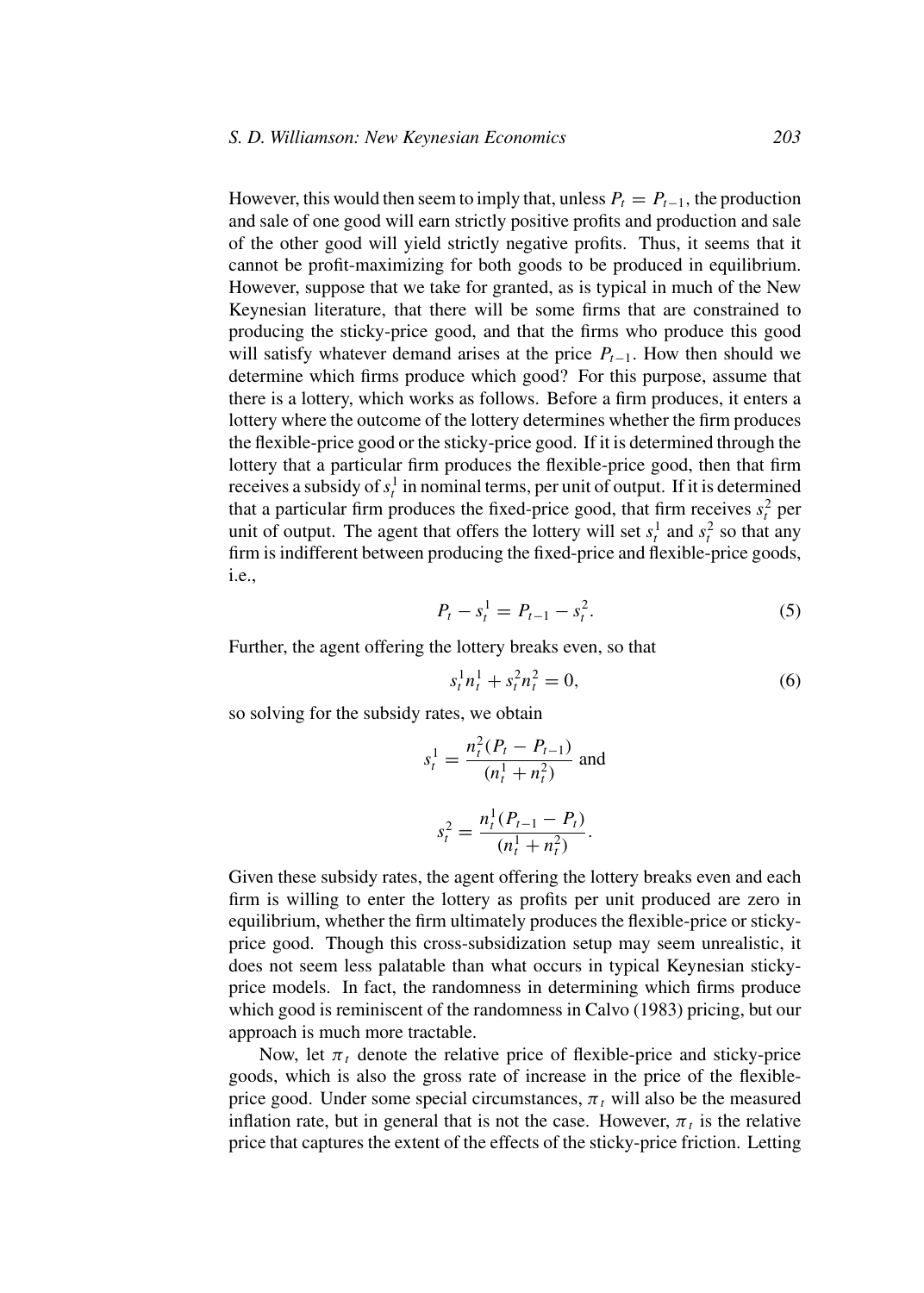However, this would then seem to imply that, unless $P_t = P_{t-1}$, the production and sale of one good will earn strictly positive profits and production and sale of the other good will yield strictly negative profits. Thus, it seems that it cannot be profit-maximizing for both goods to be produced in equilibrium. However, suppose that we take for granted, as is typical in much of the New Keynesian literature, that there will be some firms that are constrained to producing the sticky-price good, and that the firms who produce this good will satisfy whatever demand arises at the price $P_{t-1}$. How then should we determine which firms produce which good? For this purpose, assume that there is a lottery, which works as follows. Before a firm produces, it enters a lottery where the outcome of the lottery determines whether the firm produces the flexible-price good or the sticky-price good. If it is determined through the lottery that a particular firm produces the flexible-price good, then that firm receives a subsidy of $s_t^1$ in nominal terms, per unit of output. If it is determined that a particular firm produces the fixed-price good, that firm receives $s_t^2$ per unit of output. The agent that offers the lottery will set $s_t^1$ and $s_t^2$ so that any firm is indifferent between producing the fixed-price and flexible-price goods, i.e.,

$$P_t - s_t^1 = P_{t-1} - s_t^2. \tag{5}$$

Further, the agent offering the lottery breaks even, so that

$$s_t^1 n_t^1 + s_t^2 n_t^2 = 0, \tag{6}$$

so solving for the subsidy rates, we obtain

$$s_t^1 = \frac{n_t^2(P_t - P_{t-1})}{(n_t^1 + n_t^2)} \text{ and}$$

$$s_t^2 = \frac{n_t^1(P_{t-1} - P_t)}{(n_t^1 + n_t^2)}.$$

Given these subsidy rates, the agent offering the lottery breaks even and each firm is willing to enter the lottery as profits per unit produced are zero in equilibrium, whether the firm ultimately produces the flexible-price or sticky-price good. Though this cross-subsidization setup may seem unrealistic, it does not seem less palatable than what occurs in typical Keynesian sticky-price models. In fact, the randomness in determining which firms produce which good is reminiscent of the randomness in Calvo (1983) pricing, but our approach is much more tractable.

Now, let $\pi_t$ denote the relative price of flexible-price and sticky-price goods, which is also the gross rate of increase in the price of the flexible-price good. Under some special circumstances, $\pi_t$ will also be the measured inflation rate, but in general that is not the case. However, $\pi_t$ is the relative price that captures the extent of the effects of the sticky-price friction. Letting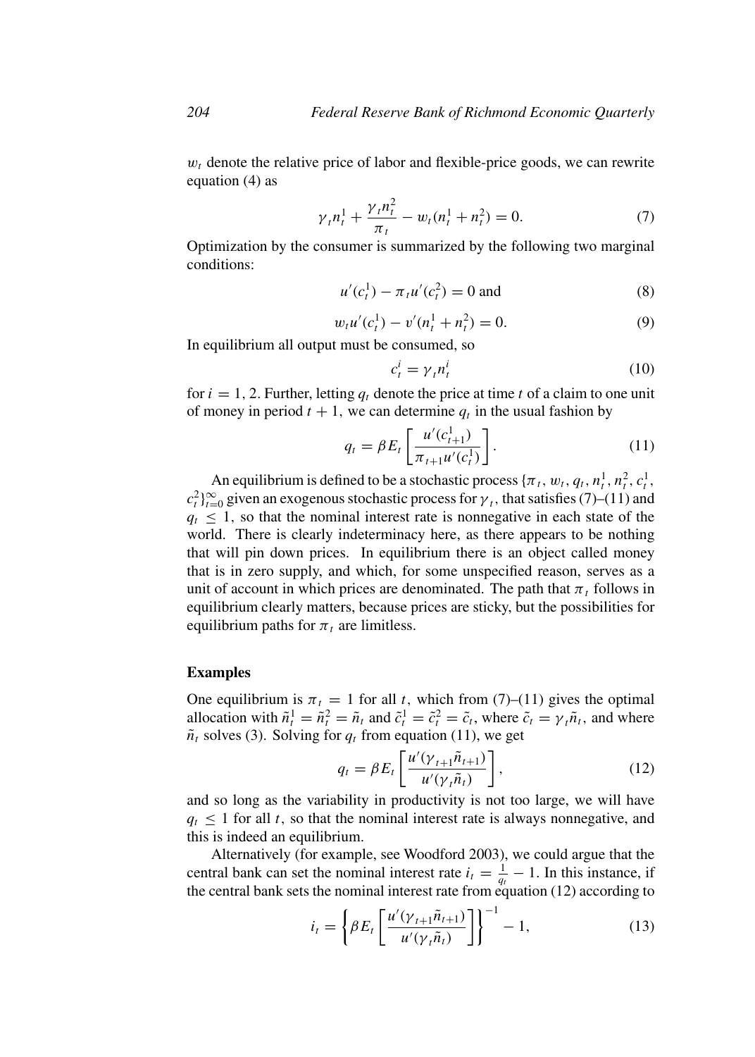$w_t$ denote the relative price of labor and flexible-price goods, we can rewrite equation (4) as

$$\gamma_t n_t^1 + \frac{\gamma_t n_t^2}{\pi_t} - w_t(n_t^1 + n_t^2) = 0. \tag{7}$$

Optimization by the consumer is summarized by the following two marginal conditions:

$$u'(c_t^1) - \pi_t u'(c_t^2) = 0 \text{ and} \tag{8}$$

$$w_t u'(c_t^1) - v'(n_t^1 + n_t^2) = 0. \tag{9}$$

In equilibrium all output must be consumed, so

$$c_t^i = \gamma_t n_t^i \tag{10}$$

for $i = 1, 2$. Further, letting $q_t$ denote the price at time $t$ of a claim to one unit of money in period $t + 1$, we can determine $q_t$ in the usual fashion by

$$q_t = \beta E_t \left[ \frac{u'(c_{t+1}^1)}{\pi_{t+1} u'(c_t^1)} \right]. \tag{11}$$

An equilibrium is defined to be a stochastic process $\{\pi_t, w_t, q_t, n_t^1, n_t^2, c_t^1, c_t^2\}_{t=0}^{\infty}$ given an exogenous stochastic process for $\gamma_t$, that satisfies (7)–(11) and $q_t \leq 1$, so that the nominal interest rate is nonnegative in each state of the world. There is clearly indeterminacy here, as there appears to be nothing that will pin down prices. In equilibrium there is an object called money that is in zero supply, and which, for some unspecified reason, serves as a unit of account in which prices are denominated. The path that $\pi_t$ follows in equilibrium clearly matters, because prices are sticky, but the possibilities for equilibrium paths for $\pi_t$ are limitless.

### Examples

One equilibrium is $\pi_t = 1$ for all $t$, which from (7)–(11) gives the optimal allocation with $\tilde{n}_t^1 = \tilde{n}_t^2 = \tilde{n}_t$ and $\tilde{c}_t^1 = \tilde{c}_t^2 = \tilde{c}_t$, where $\tilde{c}_t = \gamma_t \tilde{n}_t$, and where $\tilde{n}_t$ solves (3). Solving for $q_t$ from equation (11), we get

$$q_t = \beta E_t \left[ \frac{u'(\gamma_{t+1} \tilde{n}_{t+1})}{u'(\gamma_t \tilde{n}_t)} \right], \tag{12}$$

and so long as the variability in productivity is not too large, we will have $q_t \leq 1$ for all $t$, so that the nominal interest rate is always nonnegative, and this is indeed an equilibrium.

Alternatively (for example, see Woodford 2003), we could argue that the central bank can set the nominal interest rate $i_t = \frac{1}{q_t} - 1$. In this instance, if the central bank sets the nominal interest rate from equation (12) according to

$$i_t = \left\{ \beta E_t \left[ \frac{u'(\gamma_{t+1} \tilde{n}_{t+1})}{u'(\gamma_t \tilde{n}_t)} \right] \right\}^{-1} - 1, \tag{13}$$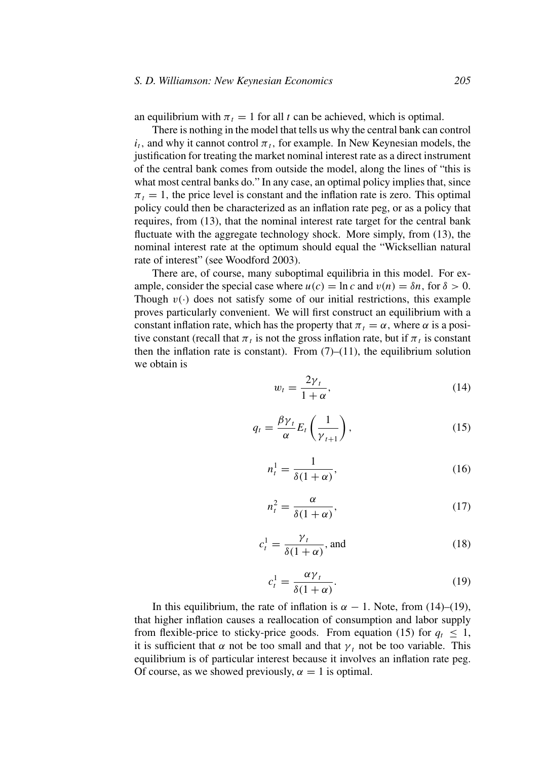an equilibrium with $\pi_t = 1$ for all $t$ can be achieved, which is optimal.

There is nothing in the model that tells us why the central bank can control $i_t$, and why it cannot control $\pi_t$, for example. In New Keynesian models, the justification for treating the market nominal interest rate as a direct instrument of the central bank comes from outside the model, along the lines of "this is what most central banks do." In any case, an optimal policy implies that, since $\pi_t = 1$, the price level is constant and the inflation rate is zero. This optimal policy could then be characterized as an inflation rate peg, or as a policy that requires, from (13), that the nominal interest rate target for the central bank fluctuate with the aggregate technology shock. More simply, from (13), the nominal interest rate at the optimum should equal the "Wicksellian natural rate of interest" (see Woodford 2003).

There are, of course, many suboptimal equilibria in this model. For example, consider the special case where $u(c) = \ln c$ and $v(n) = \delta n$, for $\delta > 0$. Though $v(\cdot)$ does not satisfy some of our initial restrictions, this example proves particularly convenient. We will first construct an equilibrium with a constant inflation rate, which has the property that $\pi_t = \alpha$, where $\alpha$ is a positive constant (recall that $\pi_t$ is not the gross inflation rate, but if $\pi_t$ is constant then the inflation rate is constant). From (7)–(11), the equilibrium solution we obtain is

$$w_t = \frac{2\gamma_t}{1+\alpha}, \tag{14}$$

$$q_t = \frac{\beta\gamma_t}{\alpha}E_t\left(\frac{1}{\gamma_{t+1}}\right), \tag{15}$$

$$n_t^1 = \frac{1}{\delta(1+\alpha)}, \tag{16}$$

$$n_t^2 = \frac{\alpha}{\delta(1+\alpha)}, \tag{17}$$

$$c_t^1 = \frac{\gamma_t}{\delta(1+\alpha)}, \text{ and} \tag{18}$$

$$c_t^1 = \frac{\alpha\gamma_t}{\delta(1+\alpha)}. \tag{19}$$

In this equilibrium, the rate of inflation is $\alpha - 1$. Note, from (14)–(19), that higher inflation causes a reallocation of consumption and labor supply from flexible-price to sticky-price goods. From equation (15) for $q_t \leq 1$, it is sufficient that $\alpha$ not be too small and that $\gamma_t$ not be too variable. This equilibrium is of particular interest because it involves an inflation rate peg. Of course, as we showed previously, $\alpha = 1$ is optimal.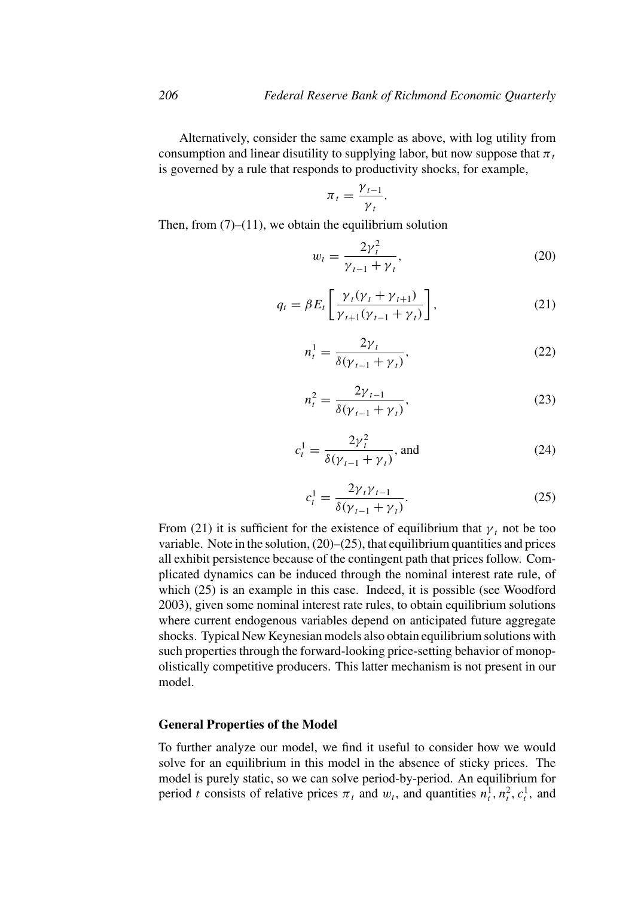Alternatively, consider the same example as above, with log utility from consumption and linear disutility to supplying labor, but now suppose that $\pi_t$ is governed by a rule that responds to productivity shocks, for example,

$$\pi_t = \frac{\gamma_{t-1}}{\gamma_t}.$$

Then, from (7)–(11), we obtain the equilibrium solution

$$w_t = \frac{2\gamma_t^2}{\gamma_{t-1} + \gamma_t}, \tag{20}$$

$$q_t = \beta E_t \left[ \frac{\gamma_t(\gamma_t + \gamma_{t+1})}{\gamma_{t+1}(\gamma_{t-1} + \gamma_t)} \right], \tag{21}$$

$$n_t^1 = \frac{2\gamma_t}{\delta(\gamma_{t-1} + \gamma_t)}, \tag{22}$$

$$n_t^2 = \frac{2\gamma_{t-1}}{\delta(\gamma_{t-1} + \gamma_t)}, \tag{23}$$

$$c_t^1 = \frac{2\gamma_t^2}{\delta(\gamma_{t-1} + \gamma_t)}, \text{ and} \tag{24}$$

$$c_t^1 = \frac{2\gamma_t\gamma_{t-1}}{\delta(\gamma_{t-1} + \gamma_t)}. \tag{25}$$

From (21) it is sufficient for the existence of equilibrium that $\gamma_t$ not be too variable. Note in the solution, (20)–(25), that equilibrium quantities and prices all exhibit persistence because of the contingent path that prices follow. Complicated dynamics can be induced through the nominal interest rate rule, of which (25) is an example in this case. Indeed, it is possible (see Woodford 2003), given some nominal interest rate rules, to obtain equilibrium solutions where current endogenous variables depend on anticipated future aggregate shocks. Typical New Keynesian models also obtain equilibrium solutions with such properties through the forward-looking price-setting behavior of monopolistically competitive producers. This latter mechanism is not present in our model.

### General Properties of the Model

To further analyze our model, we find it useful to consider how we would solve for an equilibrium in this model in the absence of sticky prices. The model is purely static, so we can solve period-by-period. An equilibrium for period $t$ consists of relative prices $\pi_t$ and $w_t$, and quantities $n_t^1, n_t^2, c_t^1$, and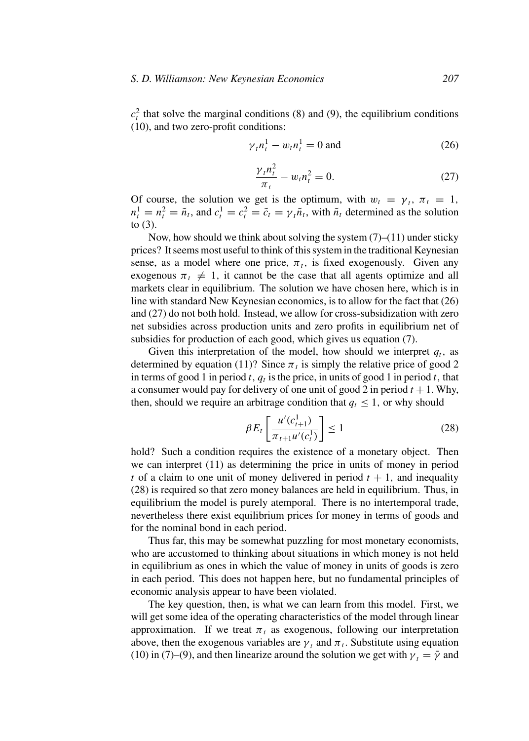$c_t^2$ that solve the marginal conditions (8) and (9), the equilibrium conditions (10), and two zero-profit conditions:

$$\gamma_t n_t^1 - w_t n_t^1 = 0 \text{ and} \tag{26}$$

$$\frac{\gamma_t n_t^2}{\pi_t} - w_t n_t^2 = 0. \tag{27}$$

Of course, the solution we get is the optimum, with $w_t = \gamma_t$, $\pi_t = 1$, $n_t^1 = n_t^2 = \tilde{n}_t$, and $c_t^1 = c_t^2 = \tilde{c}_t = \gamma_t \tilde{n}_t$, with $\tilde{n}_t$ determined as the solution to (3).

Now, how should we think about solving the system (7)–(11) under sticky prices? It seems most useful to think of this system in the traditional Keynesian sense, as a model where one price, $\pi_t$, is fixed exogenously. Given any exogenous $\pi_t \neq 1$, it cannot be the case that all agents optimize and all markets clear in equilibrium. The solution we have chosen here, which is in line with standard New Keynesian economics, is to allow for the fact that (26) and (27) do not both hold. Instead, we allow for cross-subsidization with zero net subsidies across production units and zero profits in equilibrium net of subsidies for production of each good, which gives us equation (7).

Given this interpretation of the model, how should we interpret $q_t$, as determined by equation (11)? Since $\pi_t$ is simply the relative price of good 2 in terms of good 1 in period $t$, $q_t$ is the price, in units of good 1 in period $t$, that a consumer would pay for delivery of one unit of good 2 in period $t+1$. Why, then, should we require an arbitrage condition that $q_t \leq 1$, or why should

$$\beta E_t \left[ \frac{u'(c_{t+1}^1)}{\pi_{t+1} u'(c_t^1)} \right] \leq 1 \tag{28}$$

hold? Such a condition requires the existence of a monetary object. Then we can interpret (11) as determining the price in units of money in period $t$ of a claim to one unit of money delivered in period $t+1$, and inequality (28) is required so that zero money balances are held in equilibrium. Thus, in equilibrium the model is purely atemporal. There is no intertemporal trade, nevertheless there exist equilibrium prices for money in terms of goods and for the nominal bond in each period.

Thus far, this may be somewhat puzzling for most monetary economists, who are accustomed to thinking about situations in which money is not held in equilibrium as ones in which the value of money in units of goods is zero in each period. This does not happen here, but no fundamental principles of economic analysis appear to have been violated.

The key question, then, is what we can learn from this model. First, we will get some idea of the operating characteristics of the model through linear approximation. If we treat $\pi_t$ as exogenous, following our interpretation above, then the exogenous variables are $\gamma_t$ and $\pi_t$. Substitute using equation (10) in (7)–(9), and then linearize around the solution we get with $\gamma_t = \bar{\gamma}$ and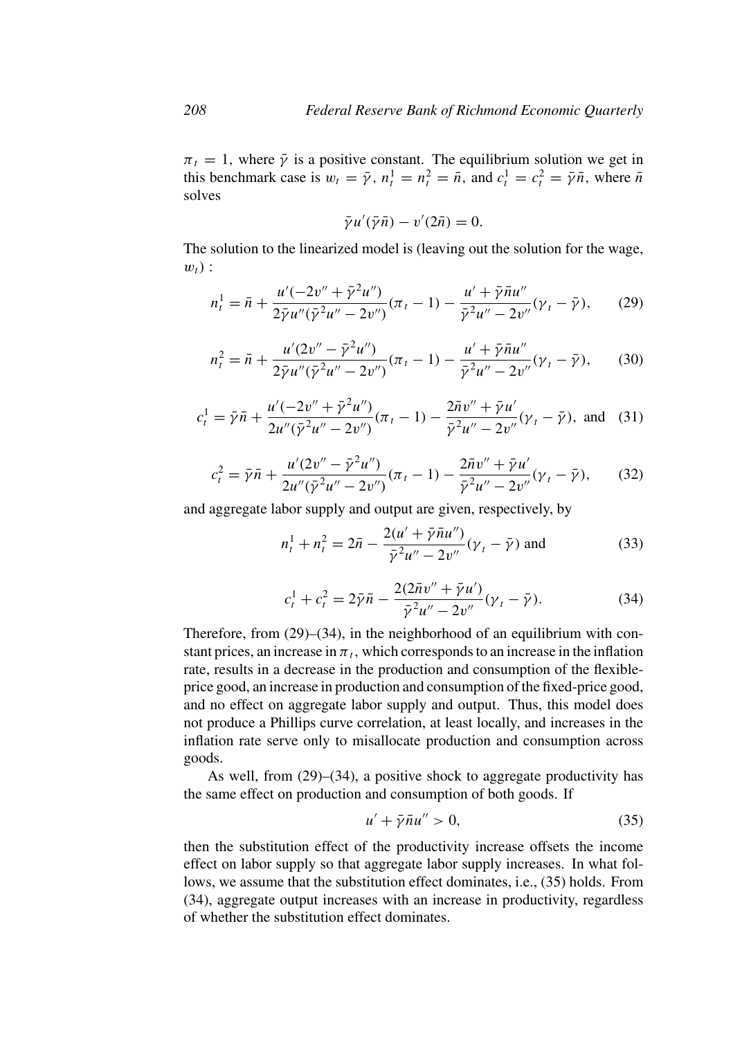$\pi_t = 1$, where $\bar{\gamma}$ is a positive constant. The equilibrium solution we get in this benchmark case is $w_t = \bar{\gamma}$, $n_t^1 = n_t^2 = \bar{n}$, and $c_t^1 = c_t^2 = \bar{\gamma}\bar{n}$, where $\bar{n}$ solves

$$\bar{\gamma}u'(\bar{\gamma}\bar{n}) - v'(2\bar{n}) = 0.$$

The solution to the linearized model is (leaving out the solution for the wage, $w_t$) :

$$n_t^1 = \bar{n} + \frac{u'(-2v'' + \bar{\gamma}^2 u'')}{2\bar{\gamma}u''(\bar{\gamma}^2 u'' - 2v'')}(\pi_t - 1) - \frac{u' + \bar{\gamma}\bar{n}u''}{\bar{\gamma}^2 u'' - 2v''}(\gamma_t - \bar{\gamma}), \tag{29}$$

$$n_t^2 = \bar{n} + \frac{u'(2v'' - \bar{\gamma}^2 u'')}{2\bar{\gamma}u''(\bar{\gamma}^2 u'' - 2v'')}(\pi_t - 1) - \frac{u' + \bar{\gamma}\bar{n}u''}{\bar{\gamma}^2 u'' - 2v''}(\gamma_t - \bar{\gamma}), \tag{30}$$

$$c_t^1 = \bar{\gamma}\bar{n} + \frac{u'(-2v'' + \bar{\gamma}^2 u'')}{2u''(\bar{\gamma}^2 u'' - 2v'')}(\pi_t - 1) - \frac{2\bar{n}v'' + \bar{\gamma}u'}{\bar{\gamma}^2 u'' - 2v''}(\gamma_t - \bar{\gamma}), \text{ and} \tag{31}$$

$$c_t^2 = \bar{\gamma}\bar{n} + \frac{u'(2v'' - \bar{\gamma}^2 u'')}{2u''(\bar{\gamma}^2 u'' - 2v'')}(\pi_t - 1) - \frac{2\bar{n}v'' + \bar{\gamma}u'}{\bar{\gamma}^2 u'' - 2v''}(\gamma_t - \bar{\gamma}), \tag{32}$$

and aggregate labor supply and output are given, respectively, by

$$n_t^1 + n_t^2 = 2\bar{n} - \frac{2(u' + \bar{\gamma}\bar{n}u'')}{\bar{\gamma}^2 u'' - 2v''}(\gamma_t - \bar{\gamma}) \text{ and} \tag{33}$$

$$c_t^1 + c_t^2 = 2\bar{\gamma}\bar{n} - \frac{2(2\bar{n}v'' + \bar{\gamma}u')}{\bar{\gamma}^2 u'' - 2v''}(\gamma_t - \bar{\gamma}). \tag{34}$$

Therefore, from (29)–(34), in the neighborhood of an equilibrium with constant prices, an increase in $\pi_t$, which corresponds to an increase in the inflation rate, results in a decrease in the production and consumption of the flexible-price good, an increase in production and consumption of the fixed-price good, and no effect on aggregate labor supply and output. Thus, this model does not produce a Phillips curve correlation, at least locally, and increases in the inflation rate serve only to misallocate production and consumption across goods.

As well, from (29)–(34), a positive shock to aggregate productivity has the same effect on production and consumption of both goods. If

$$u' + \bar{\gamma}\bar{n}u'' > 0, \tag{35}$$

then the substitution effect of the productivity increase offsets the income effect on labor supply so that aggregate labor supply increases. In what follows, we assume that the substitution effect dominates, i.e., (35) holds. From (34), aggregate output increases with an increase in productivity, regardless of whether the substitution effect dominates.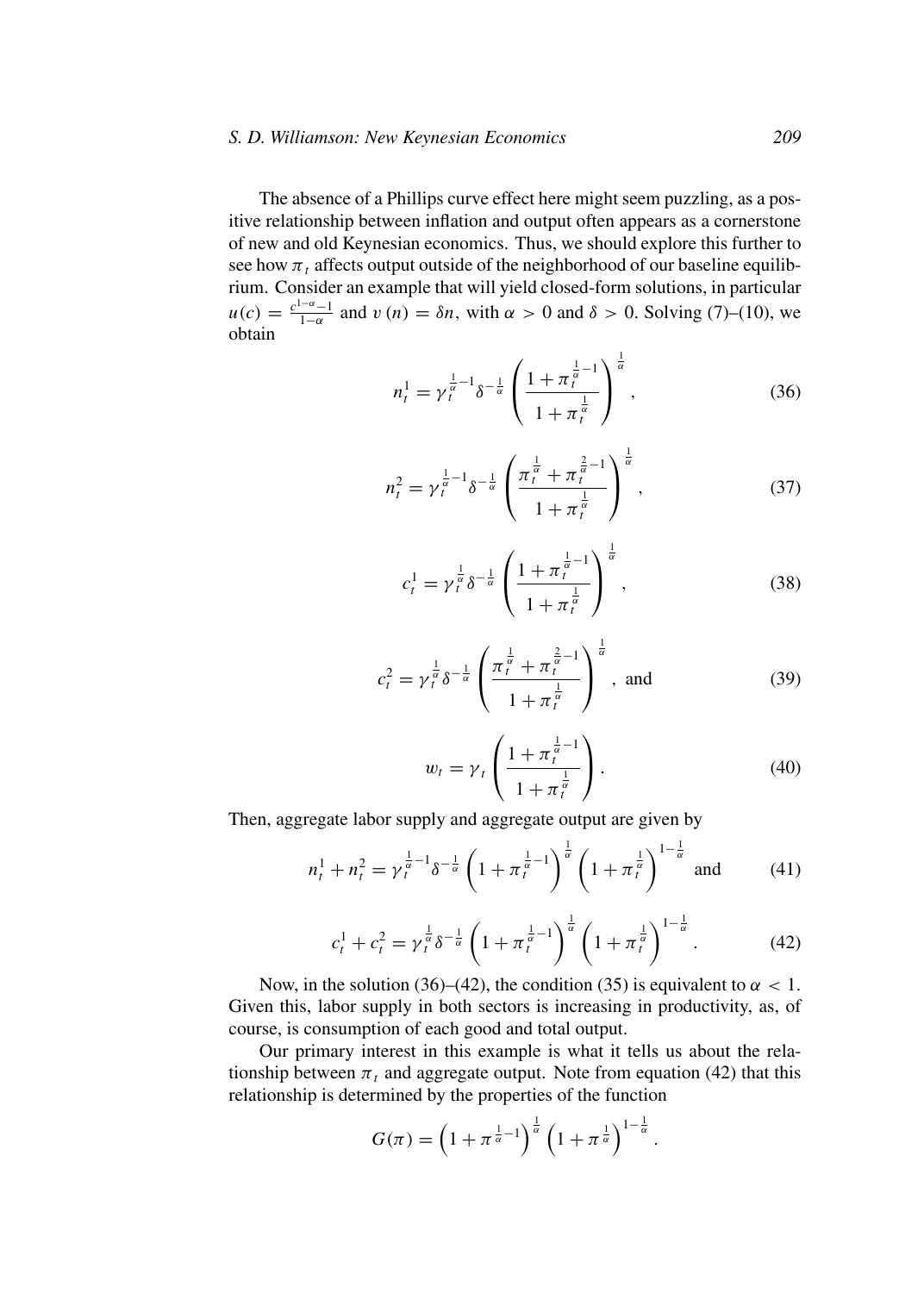The absence of a Phillips curve effect here might seem puzzling, as a positive relationship between inflation and output often appears as a cornerstone of new and old Keynesian economics. Thus, we should explore this further to see how $\pi_t$ affects output outside of the neighborhood of our baseline equilibrium. Consider an example that will yield closed-form solutions, in particular $u(c) = \frac{c^{1-\alpha}-1}{1-\alpha}$ and $v(n) = \delta n$, with $\alpha > 0$ and $\delta > 0$. Solving (7)–(10), we obtain

$$n_t^1 = \gamma_t^{\frac{1}{\alpha}-1} \delta^{-\frac{1}{\alpha}} \left( \frac{1 + \pi_t^{\frac{1}{\alpha}-1}}{1 + \pi_t^{\frac{1}{\alpha}}} \right)^{\frac{1}{\alpha}}, \tag{36}$$

$$n_t^2 = \gamma_t^{\frac{1}{\alpha}-1} \delta^{-\frac{1}{\alpha}} \left( \frac{\pi_t^{\frac{1}{\alpha}} + \pi_t^{\frac{2}{\alpha}-1}}{1 + \pi_t^{\frac{1}{\alpha}}} \right)^{\frac{1}{\alpha}}, \tag{37}$$

$$c_t^1 = \gamma_t^{\frac{1}{\alpha}} \delta^{-\frac{1}{\alpha}} \left( \frac{1 + \pi_t^{\frac{1}{\alpha}-1}}{1 + \pi_t^{\frac{1}{\alpha}}} \right)^{\frac{1}{\alpha}}, \tag{38}$$

$$c_t^2 = \gamma_t^{\frac{1}{\alpha}} \delta^{-\frac{1}{\alpha}} \left( \frac{\pi_t^{\frac{1}{\alpha}} + \pi_t^{\frac{2}{\alpha}-1}}{1 + \pi_t^{\frac{1}{\alpha}}} \right)^{\frac{1}{\alpha}}, \text{ and} \tag{39}$$

$$w_t = \gamma_t \left( \frac{1 + \pi_t^{\frac{1}{\alpha}-1}}{1 + \pi_t^{\frac{1}{\alpha}}} \right). \tag{40}$$

Then, aggregate labor supply and aggregate output are given by

$$n_t^1 + n_t^2 = \gamma_t^{\frac{1}{\alpha}-1} \delta^{-\frac{1}{\alpha}} \left( 1 + \pi_t^{\frac{1}{\alpha}-1} \right)^{\frac{1}{\alpha}} \left( 1 + \pi_t^{\frac{1}{\alpha}} \right)^{1-\frac{1}{\alpha}} \text{ and} \tag{41}$$

$$c_t^1 + c_t^2 = \gamma_t^{\frac{1}{\alpha}} \delta^{-\frac{1}{\alpha}} \left( 1 + \pi_t^{\frac{1}{\alpha}-1} \right)^{\frac{1}{\alpha}} \left( 1 + \pi_t^{\frac{1}{\alpha}} \right)^{1-\frac{1}{\alpha}}. \tag{42}$$

Now, in the solution (36)–(42), the condition (35) is equivalent to $\alpha < 1$. Given this, labor supply in both sectors is increasing in productivity, as, of course, is consumption of each good and total output.

Our primary interest in this example is what it tells us about the relationship between $\pi_t$ and aggregate output. Note from equation (42) that this relationship is determined by the properties of the function

$$G(\pi) = \left( 1 + \pi^{\frac{1}{\alpha}-1} \right)^{\frac{1}{\alpha}} \left( 1 + \pi^{\frac{1}{\alpha}} \right)^{1-\frac{1}{\alpha}}.$$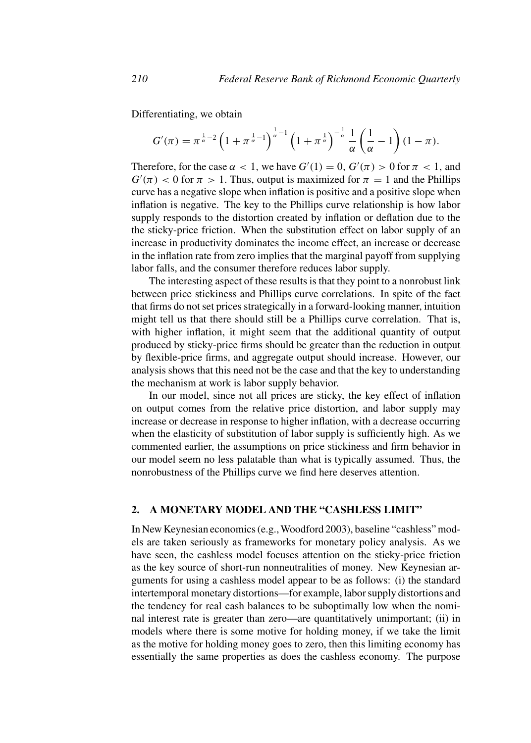Differentiating, we obtain

$$G'(\pi) = \pi^{\frac{1}{\alpha}-2}\left(1+\pi^{\frac{1}{\alpha}-1}\right)^{\frac{1}{\alpha}-1}\left(1+\pi^{\frac{1}{\alpha}}\right)^{-\frac{1}{\alpha}}\frac{1}{\alpha}\left(\frac{1}{\alpha}-1\right)(1-\pi).$$

Therefore, for the case $\alpha < 1$, we have $G'(1) = 0$, $G'(\pi) > 0$ for $\pi < 1$, and $G'(\pi) < 0$ for $\pi > 1$. Thus, output is maximized for $\pi = 1$ and the Phillips curve has a negative slope when inflation is positive and a positive slope when inflation is negative. The key to the Phillips curve relationship is how labor supply responds to the distortion created by inflation or deflation due to the the sticky-price friction. When the substitution effect on labor supply of an increase in productivity dominates the income effect, an increase or decrease in the inflation rate from zero implies that the marginal payoff from supplying labor falls, and the consumer therefore reduces labor supply.

The interesting aspect of these results is that they point to a nonrobust link between price stickiness and Phillips curve correlations. In spite of the fact that firms do not set prices strategically in a forward-looking manner, intuition might tell us that there should still be a Phillips curve correlation. That is, with higher inflation, it might seem that the additional quantity of output produced by sticky-price firms should be greater than the reduction in output by flexible-price firms, and aggregate output should increase. However, our analysis shows that this need not be the case and that the key to understanding the mechanism at work is labor supply behavior.

In our model, since not all prices are sticky, the key effect of inflation on output comes from the relative price distortion, and labor supply may increase or decrease in response to higher inflation, with a decrease occurring when the elasticity of substitution of labor supply is sufficiently high. As we commented earlier, the assumptions on price stickiness and firm behavior in our model seem no less palatable than what is typically assumed. Thus, the nonrobustness of the Phillips curve we find here deserves attention.

## 2. A MONETARY MODEL AND THE "CASHLESS LIMIT"

In New Keynesian economics (e.g., Woodford 2003), baseline "cashless" models are taken seriously as frameworks for monetary policy analysis. As we have seen, the cashless model focuses attention on the sticky-price friction as the key source of short-run nonneutralities of money. New Keynesian arguments for using a cashless model appear to be as follows: (i) the standard intertemporal monetary distortions—for example, labor supply distortions and the tendency for real cash balances to be suboptimally low when the nominal interest rate is greater than zero—are quantitatively unimportant; (ii) in models where there is some motive for holding money, if we take the limit as the motive for holding money goes to zero, then this limiting economy has essentially the same properties as does the cashless economy. The purpose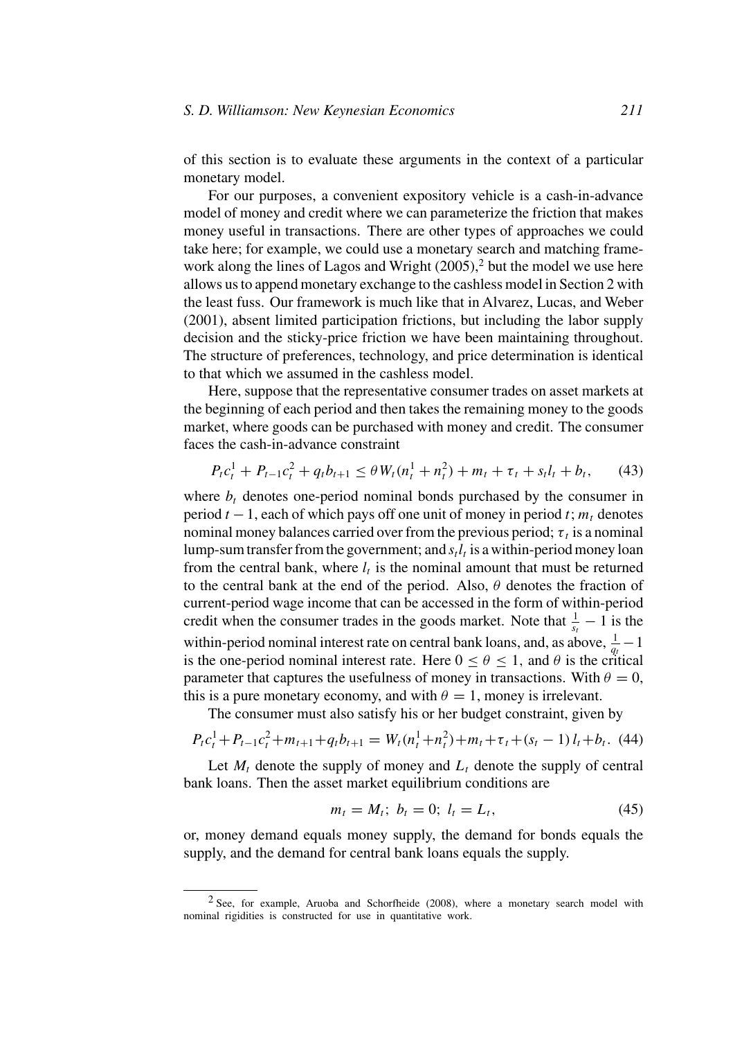of this section is to evaluate these arguments in the context of a particular monetary model.

For our purposes, a convenient expository vehicle is a cash-in-advance model of money and credit where we can parameterize the friction that makes money useful in transactions. There are other types of approaches we could take here; for example, we could use a monetary search and matching framework along the lines of Lagos and Wright (2005),[2] but the model we use here allows us to append monetary exchange to the cashless model in Section 2 with the least fuss. Our framework is much like that in Alvarez, Lucas, and Weber (2001), absent limited participation frictions, but including the labor supply decision and the sticky-price friction we have been maintaining throughout. The structure of preferences, technology, and price determination is identical to that which we assumed in the cashless model.

Here, suppose that the representative consumer trades on asset markets at the beginning of each period and then takes the remaining money to the goods market, where goods can be purchased with money and credit. The consumer faces the cash-in-advance constraint

$$P_t c_t^1 + P_{t-1} c_t^2 + q_t b_{t+1} \leq \theta W_t (n_t^1 + n_t^2) + m_t + \tau_t + s_t l_t + b_t, \qquad (43)$$

where $b_t$ denotes one-period nominal bonds purchased by the consumer in period $t-1$, each of which pays off one unit of money in period $t$; $m_t$ denotes nominal money balances carried over from the previous period; $\tau_t$ is a nominal lump-sum transfer from the government; and $s_t l_t$ is a within-period money loan from the central bank, where $l_t$ is the nominal amount that must be returned to the central bank at the end of the period. Also, $\theta$ denotes the fraction of current-period wage income that can be accessed in the form of within-period credit when the consumer trades in the goods market. Note that $\frac{1}{s_t} - 1$ is the within-period nominal interest rate on central bank loans, and, as above, $\frac{1}{q_t} - 1$ is the one-period nominal interest rate. Here $0 \leq \theta \leq 1$, and $\theta$ is the critical parameter that captures the usefulness of money in transactions. With $\theta = 0$, this is a pure monetary economy, and with $\theta = 1$, money is irrelevant.

The consumer must also satisfy his or her budget constraint, given by

$$P_t c_t^1 + P_{t-1} c_t^2 + m_{t+1} + q_t b_{t+1} = W_t (n_t^1 + n_t^2) + m_t + \tau_t + (s_t - 1) l_t + b_t. \qquad (44)$$

Let $M_t$ denote the supply of money and $L_t$ denote the supply of central bank loans. Then the asset market equilibrium conditions are

$$m_t = M_t; \; b_t = 0; \; l_t = L_t, \qquad (45)$$

or, money demand equals money supply, the demand for bonds equals the supply, and the demand for central bank loans equals the supply.

[2] See, for example, Aruoba and Schorfheide (2008), where a monetary search model with nominal rigidities is constructed for use in quantitative work.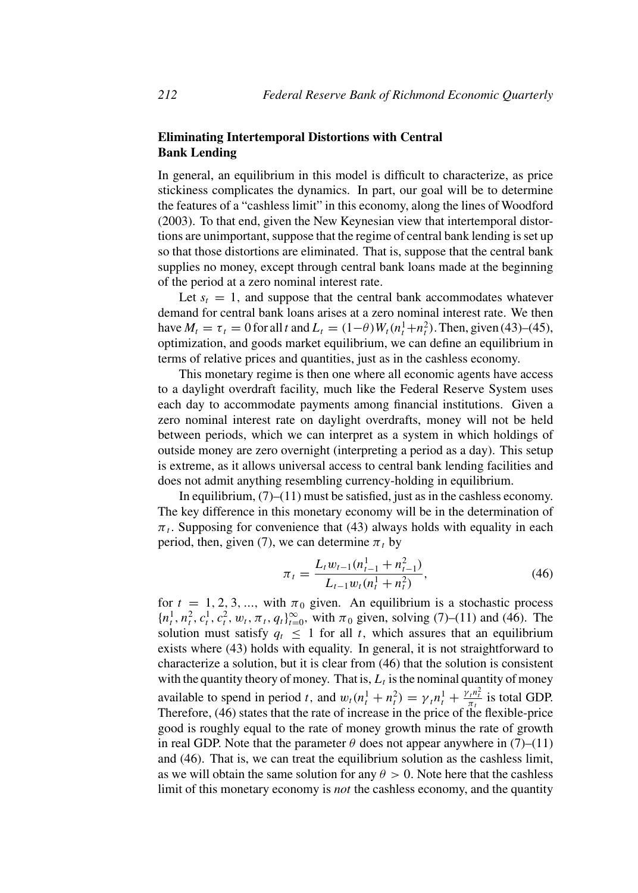### Eliminating Intertemporal Distortions with Central Bank Lending

In general, an equilibrium in this model is difficult to characterize, as price stickiness complicates the dynamics. In part, our goal will be to determine the features of a "cashless limit" in this economy, along the lines of Woodford (2003). To that end, given the New Keynesian view that intertemporal distortions are unimportant, suppose that the regime of central bank lending is set up so that those distortions are eliminated. That is, suppose that the central bank supplies no money, except through central bank loans made at the beginning of the period at a zero nominal interest rate.

Let $s_t = 1$, and suppose that the central bank accommodates whatever demand for central bank loans arises at a zero nominal interest rate. We then have $M_t = \tau_t = 0$ for all $t$ and $L_t = (1-\theta)W_t(n_t^1+n_t^2)$. Then, given (43)–(45), optimization, and goods market equilibrium, we can define an equilibrium in terms of relative prices and quantities, just as in the cashless economy.

This monetary regime is then one where all economic agents have access to a daylight overdraft facility, much like the Federal Reserve System uses each day to accommodate payments among financial institutions. Given a zero nominal interest rate on daylight overdrafts, money will not be held between periods, which we can interpret as a system in which holdings of outside money are zero overnight (interpreting a period as a day). This setup is extreme, as it allows universal access to central bank lending facilities and does not admit anything resembling currency-holding in equilibrium.

In equilibrium, (7)–(11) must be satisfied, just as in the cashless economy. The key difference in this monetary economy will be in the determination of $\pi_t$. Supposing for convenience that (43) always holds with equality in each period, then, given (7), we can determine $\pi_t$ by

$$\pi_t = \frac{L_t w_{t-1}(n_{t-1}^1 + n_{t-1}^2)}{L_{t-1} w_t (n_t^1 + n_t^2)}, \tag{46}$$

for $t = 1, 2, 3, ...,$ with $\pi_0$ given. An equilibrium is a stochastic process $\{n_t^1, n_t^2, c_t^1, c_t^2, w_t, \pi_t, q_t\}_{t=0}^{\infty}$, with $\pi_0$ given, solving (7)–(11) and (46). The solution must satisfy $q_t \leq 1$ for all $t$, which assures that an equilibrium exists where (43) holds with equality. In general, it is not straightforward to characterize a solution, but it is clear from (46) that the solution is consistent with the quantity theory of money. That is, $L_t$ is the nominal quantity of money available to spend in period $t$, and $w_t(n_t^1 + n_t^2) = \gamma_t n_t^1 + \frac{\gamma_t n_t^2}{\pi_t}$ is total GDP. Therefore, (46) states that the rate of increase in the price of the flexible-price good is roughly equal to the rate of money growth minus the rate of growth in real GDP. Note that the parameter $\theta$ does not appear anywhere in (7)–(11) and (46). That is, we can treat the equilibrium solution as the cashless limit, as we will obtain the same solution for any $\theta > 0$. Note here that the cashless limit of this monetary economy is *not* the cashless economy, and the quantity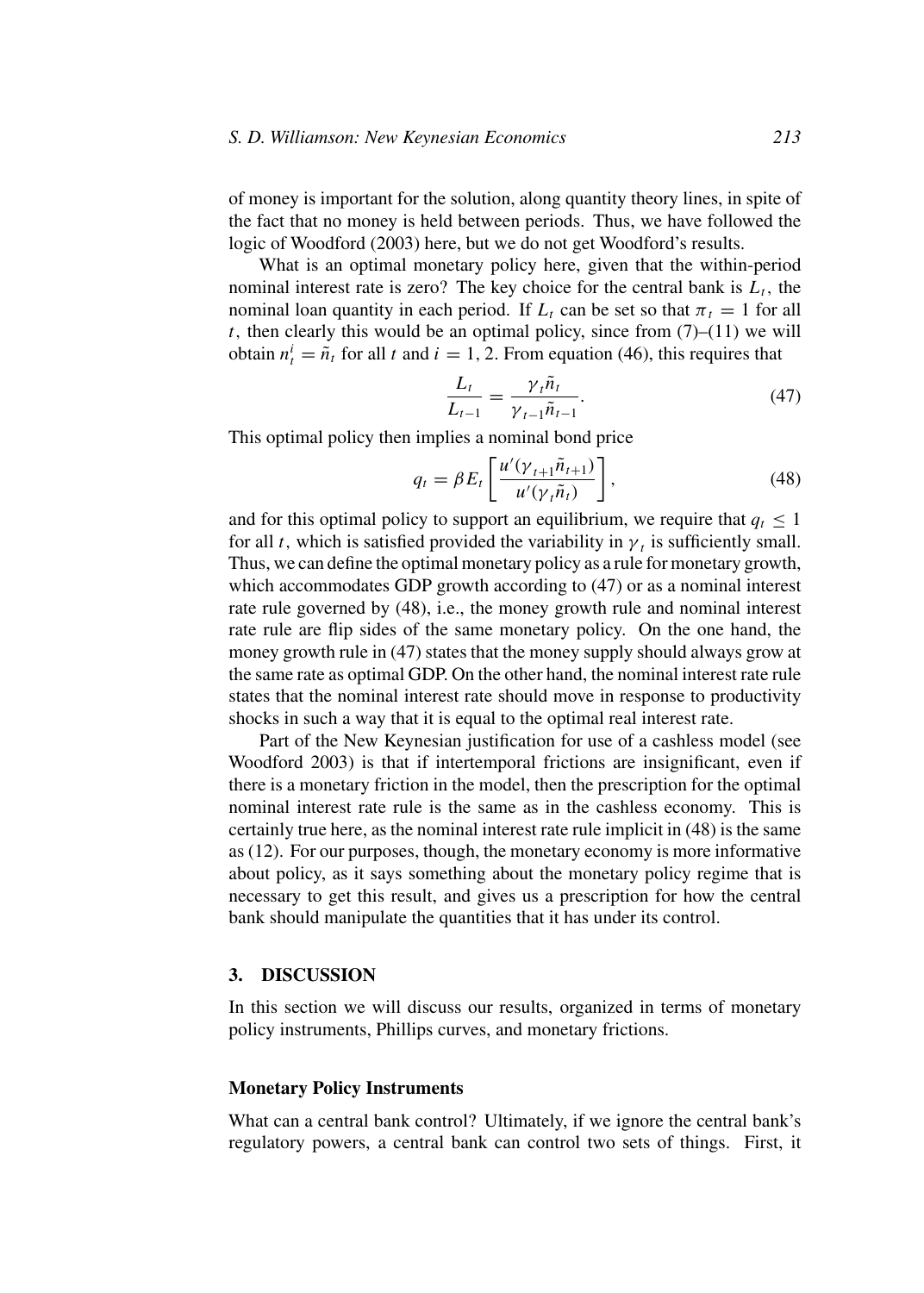of money is important for the solution, along quantity theory lines, in spite of the fact that no money is held between periods. Thus, we have followed the logic of Woodford (2003) here, but we do not get Woodford's results.

What is an optimal monetary policy here, given that the within-period nominal interest rate is zero? The key choice for the central bank is $L_t$, the nominal loan quantity in each period. If $L_t$ can be set so that $\pi_t = 1$ for all $t$, then clearly this would be an optimal policy, since from (7)–(11) we will obtain $n_t^i = \tilde{n}_t$ for all $t$ and $i = 1, 2$. From equation (46), this requires that

$$\frac{L_t}{L_{t-1}} = \frac{\gamma_t \tilde{n}_t}{\gamma_{t-1}\tilde{n}_{t-1}}. \tag{47}$$

This optimal policy then implies a nominal bond price

$$q_t = \beta E_t \left[ \frac{u'(\gamma_{t+1}\tilde{n}_{t+1})}{u'(\gamma_t \tilde{n}_t)} \right], \tag{48}$$

and for this optimal policy to support an equilibrium, we require that $q_t \leq 1$ for all $t$, which is satisfied provided the variability in $\gamma_t$ is sufficiently small. Thus, we can define the optimal monetary policy as a rule for monetary growth, which accommodates GDP growth according to (47) or as a nominal interest rate rule governed by (48), i.e., the money growth rule and nominal interest rate rule are flip sides of the same monetary policy. On the one hand, the money growth rule in (47) states that the money supply should always grow at the same rate as optimal GDP. On the other hand, the nominal interest rate rule states that the nominal interest rate should move in response to productivity shocks in such a way that it is equal to the optimal real interest rate.

Part of the New Keynesian justification for use of a cashless model (see Woodford 2003) is that if intertemporal frictions are insignificant, even if there is a monetary friction in the model, then the prescription for the optimal nominal interest rate rule is the same as in the cashless economy. This is certainly true here, as the nominal interest rate rule implicit in (48) is the same as (12). For our purposes, though, the monetary economy is more informative about policy, as it says something about the monetary policy regime that is necessary to get this result, and gives us a prescription for how the central bank should manipulate the quantities that it has under its control.

## 3. DISCUSSION

In this section we will discuss our results, organized in terms of monetary policy instruments, Phillips curves, and monetary frictions.

### Monetary Policy Instruments

What can a central bank control? Ultimately, if we ignore the central bank's regulatory powers, a central bank can control two sets of things. First, it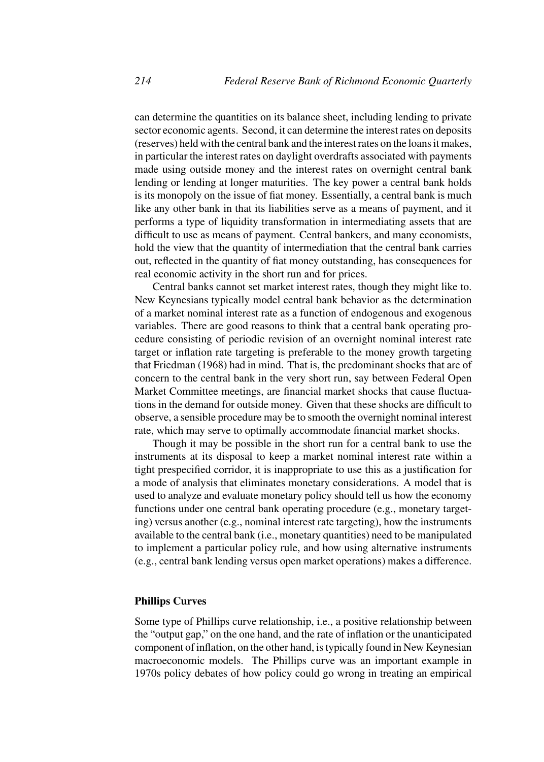can determine the quantities on its balance sheet, including lending to private sector economic agents. Second, it can determine the interest rates on deposits (reserves) held with the central bank and the interest rates on the loans it makes, in particular the interest rates on daylight overdrafts associated with payments made using outside money and the interest rates on overnight central bank lending or lending at longer maturities. The key power a central bank holds is its monopoly on the issue of fiat money. Essentially, a central bank is much like any other bank in that its liabilities serve as a means of payment, and it performs a type of liquidity transformation in intermediating assets that are difficult to use as means of payment. Central bankers, and many economists, hold the view that the quantity of intermediation that the central bank carries out, reflected in the quantity of fiat money outstanding, has consequences for real economic activity in the short run and for prices.

Central banks cannot set market interest rates, though they might like to. New Keynesians typically model central bank behavior as the determination of a market nominal interest rate as a function of endogenous and exogenous variables. There are good reasons to think that a central bank operating procedure consisting of periodic revision of an overnight nominal interest rate target or inflation rate targeting is preferable to the money growth targeting that Friedman (1968) had in mind. That is, the predominant shocks that are of concern to the central bank in the very short run, say between Federal Open Market Committee meetings, are financial market shocks that cause fluctuations in the demand for outside money. Given that these shocks are difficult to observe, a sensible procedure may be to smooth the overnight nominal interest rate, which may serve to optimally accommodate financial market shocks.

Though it may be possible in the short run for a central bank to use the instruments at its disposal to keep a market nominal interest rate within a tight prespecified corridor, it is inappropriate to use this as a justification for a mode of analysis that eliminates monetary considerations. A model that is used to analyze and evaluate monetary policy should tell us how the economy functions under one central bank operating procedure (e.g., monetary targeting) versus another (e.g., nominal interest rate targeting), how the instruments available to the central bank (i.e., monetary quantities) need to be manipulated to implement a particular policy rule, and how using alternative instruments (e.g., central bank lending versus open market operations) makes a difference.

### Phillips Curves

Some type of Phillips curve relationship, i.e., a positive relationship between the "output gap," on the one hand, and the rate of inflation or the unanticipated component of inflation, on the other hand, is typically found in New Keynesian macroeconomic models. The Phillips curve was an important example in 1970s policy debates of how policy could go wrong in treating an empirical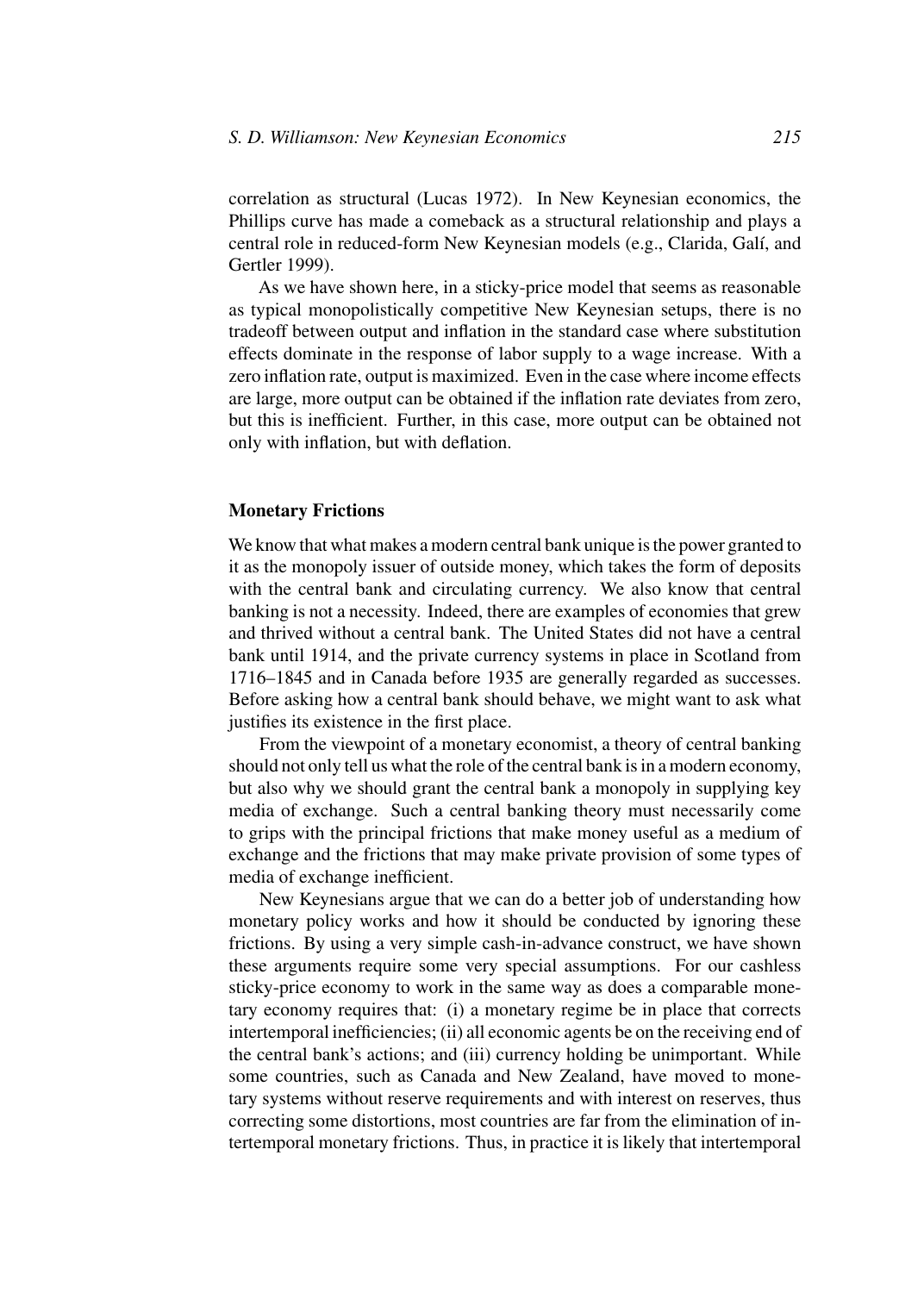correlation as structural (Lucas 1972). In New Keynesian economics, the Phillips curve has made a comeback as a structural relationship and plays a central role in reduced-form New Keynesian models (e.g., Clarida, Galí, and Gertler 1999).

As we have shown here, in a sticky-price model that seems as reasonable as typical monopolistically competitive New Keynesian setups, there is no tradeoff between output and inflation in the standard case where substitution effects dominate in the response of labor supply to a wage increase. With a zero inflation rate, output is maximized. Even in the case where income effects are large, more output can be obtained if the inflation rate deviates from zero, but this is inefficient. Further, in this case, more output can be obtained not only with inflation, but with deflation.

## Monetary Frictions

We know that what makes a modern central bank unique is the power granted to it as the monopoly issuer of outside money, which takes the form of deposits with the central bank and circulating currency. We also know that central banking is not a necessity. Indeed, there are examples of economies that grew and thrived without a central bank. The United States did not have a central bank until 1914, and the private currency systems in place in Scotland from 1716–1845 and in Canada before 1935 are generally regarded as successes. Before asking how a central bank should behave, we might want to ask what justifies its existence in the first place.

From the viewpoint of a monetary economist, a theory of central banking should not only tell us what the role of the central bank is in a modern economy, but also why we should grant the central bank a monopoly in supplying key media of exchange. Such a central banking theory must necessarily come to grips with the principal frictions that make money useful as a medium of exchange and the frictions that may make private provision of some types of media of exchange inefficient.

New Keynesians argue that we can do a better job of understanding how monetary policy works and how it should be conducted by ignoring these frictions. By using a very simple cash-in-advance construct, we have shown these arguments require some very special assumptions. For our cashless sticky-price economy to work in the same way as does a comparable monetary economy requires that: (i) a monetary regime be in place that corrects intertemporal inefficiencies; (ii) all economic agents be on the receiving end of the central bank's actions; and (iii) currency holding be unimportant. While some countries, such as Canada and New Zealand, have moved to monetary systems without reserve requirements and with interest on reserves, thus correcting some distortions, most countries are far from the elimination of intertemporal monetary frictions. Thus, in practice it is likely that intertemporal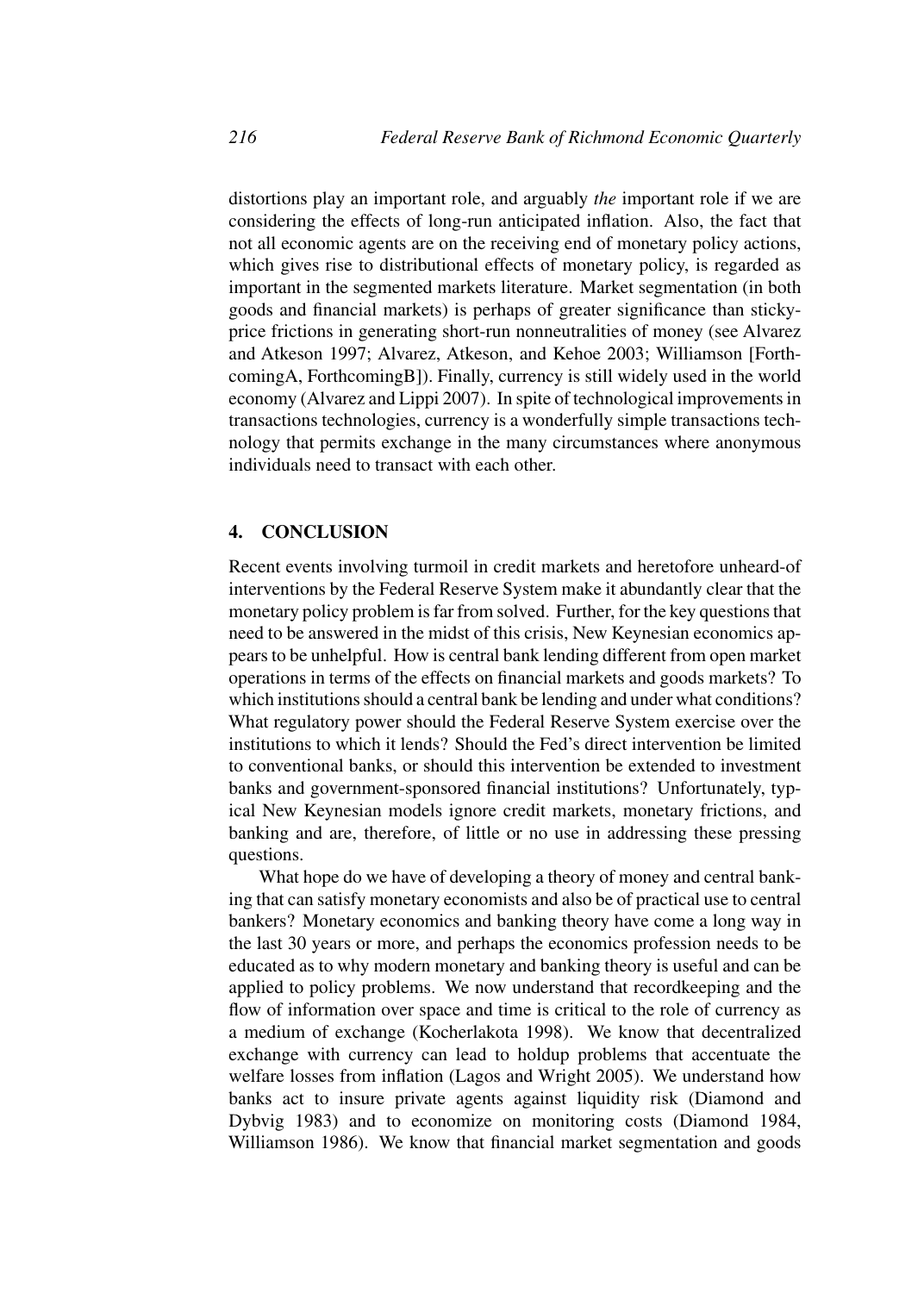distortions play an important role, and arguably *the* important role if we are considering the effects of long-run anticipated inflation. Also, the fact that not all economic agents are on the receiving end of monetary policy actions, which gives rise to distributional effects of monetary policy, is regarded as important in the segmented markets literature. Market segmentation (in both goods and financial markets) is perhaps of greater significance than sticky-price frictions in generating short-run nonneutralities of money (see Alvarez and Atkeson 1997; Alvarez, Atkeson, and Kehoe 2003; Williamson [ForthcomingA, ForthcomingB]). Finally, currency is still widely used in the world economy (Alvarez and Lippi 2007). In spite of technological improvements in transactions technologies, currency is a wonderfully simple transactions technology that permits exchange in the many circumstances where anonymous individuals need to transact with each other.

## 4. CONCLUSION

Recent events involving turmoil in credit markets and heretofore unheard-of interventions by the Federal Reserve System make it abundantly clear that the monetary policy problem is far from solved. Further, for the key questions that need to be answered in the midst of this crisis, New Keynesian economics appears to be unhelpful. How is central bank lending different from open market operations in terms of the effects on financial markets and goods markets? To which institutions should a central bank be lending and under what conditions? What regulatory power should the Federal Reserve System exercise over the institutions to which it lends? Should the Fed's direct intervention be limited to conventional banks, or should this intervention be extended to investment banks and government-sponsored financial institutions? Unfortunately, typical New Keynesian models ignore credit markets, monetary frictions, and banking and are, therefore, of little or no use in addressing these pressing questions.

What hope do we have of developing a theory of money and central banking that can satisfy monetary economists and also be of practical use to central bankers? Monetary economics and banking theory have come a long way in the last 30 years or more, and perhaps the economics profession needs to be educated as to why modern monetary and banking theory is useful and can be applied to policy problems. We now understand that recordkeeping and the flow of information over space and time is critical to the role of currency as a medium of exchange (Kocherlakota 1998). We know that decentralized exchange with currency can lead to holdup problems that accentuate the welfare losses from inflation (Lagos and Wright 2005). We understand how banks act to insure private agents against liquidity risk (Diamond and Dybvig 1983) and to economize on monitoring costs (Diamond 1984, Williamson 1986). We know that financial market segmentation and goods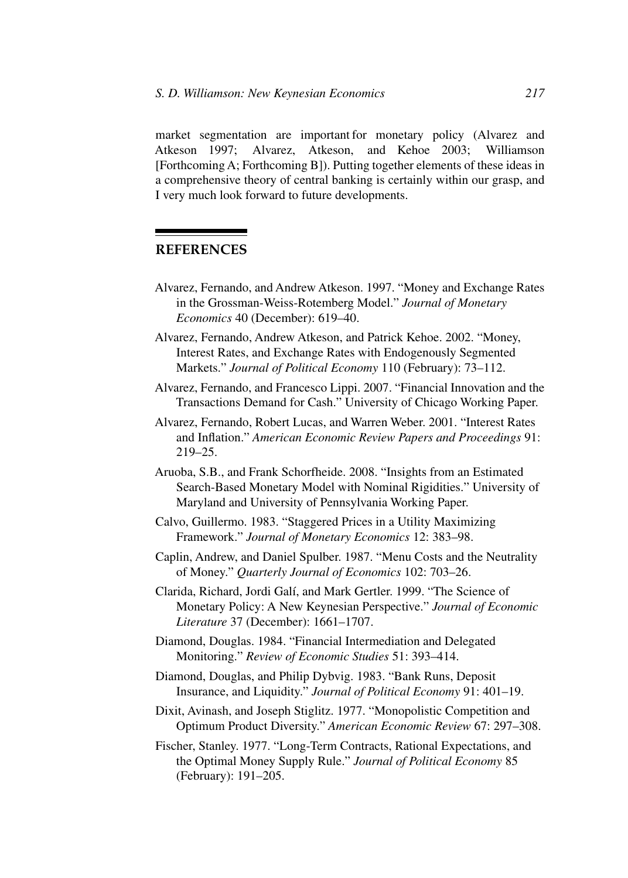market segmentation are important for monetary policy (Alvarez and Atkeson 1997; Alvarez, Atkeson, and Kehoe 2003; Williamson [Forthcoming A; Forthcoming B]). Putting together elements of these ideas in a comprehensive theory of central banking is certainly within our grasp, and I very much look forward to future developments.

## REFERENCES

Alvarez, Fernando, and Andrew Atkeson. 1997. "Money and Exchange Rates in the Grossman-Weiss-Rotemberg Model." *Journal of Monetary Economics* 40 (December): 619–40.

Alvarez, Fernando, Andrew Atkeson, and Patrick Kehoe. 2002. "Money, Interest Rates, and Exchange Rates with Endogenously Segmented Markets." *Journal of Political Economy* 110 (February): 73–112.

Alvarez, Fernando, and Francesco Lippi. 2007. "Financial Innovation and the Transactions Demand for Cash." University of Chicago Working Paper.

Alvarez, Fernando, Robert Lucas, and Warren Weber. 2001. "Interest Rates and Inflation." *American Economic Review Papers and Proceedings* 91: 219–25.

Aruoba, S.B., and Frank Schorfheide. 2008. "Insights from an Estimated Search-Based Monetary Model with Nominal Rigidities." University of Maryland and University of Pennsylvania Working Paper.

Calvo, Guillermo. 1983. "Staggered Prices in a Utility Maximizing Framework." *Journal of Monetary Economics* 12: 383–98.

Caplin, Andrew, and Daniel Spulber. 1987. "Menu Costs and the Neutrality of Money." *Quarterly Journal of Economics* 102: 703–26.

Clarida, Richard, Jordi Galí, and Mark Gertler. 1999. "The Science of Monetary Policy: A New Keynesian Perspective." *Journal of Economic Literature* 37 (December): 1661–1707.

Diamond, Douglas. 1984. "Financial Intermediation and Delegated Monitoring." *Review of Economic Studies* 51: 393–414.

Diamond, Douglas, and Philip Dybvig. 1983. "Bank Runs, Deposit Insurance, and Liquidity." *Journal of Political Economy* 91: 401–19.

Dixit, Avinash, and Joseph Stiglitz. 1977. "Monopolistic Competition and Optimum Product Diversity." *American Economic Review* 67: 297–308.

Fischer, Stanley. 1977. "Long-Term Contracts, Rational Expectations, and the Optimal Money Supply Rule." *Journal of Political Economy* 85 (February): 191–205.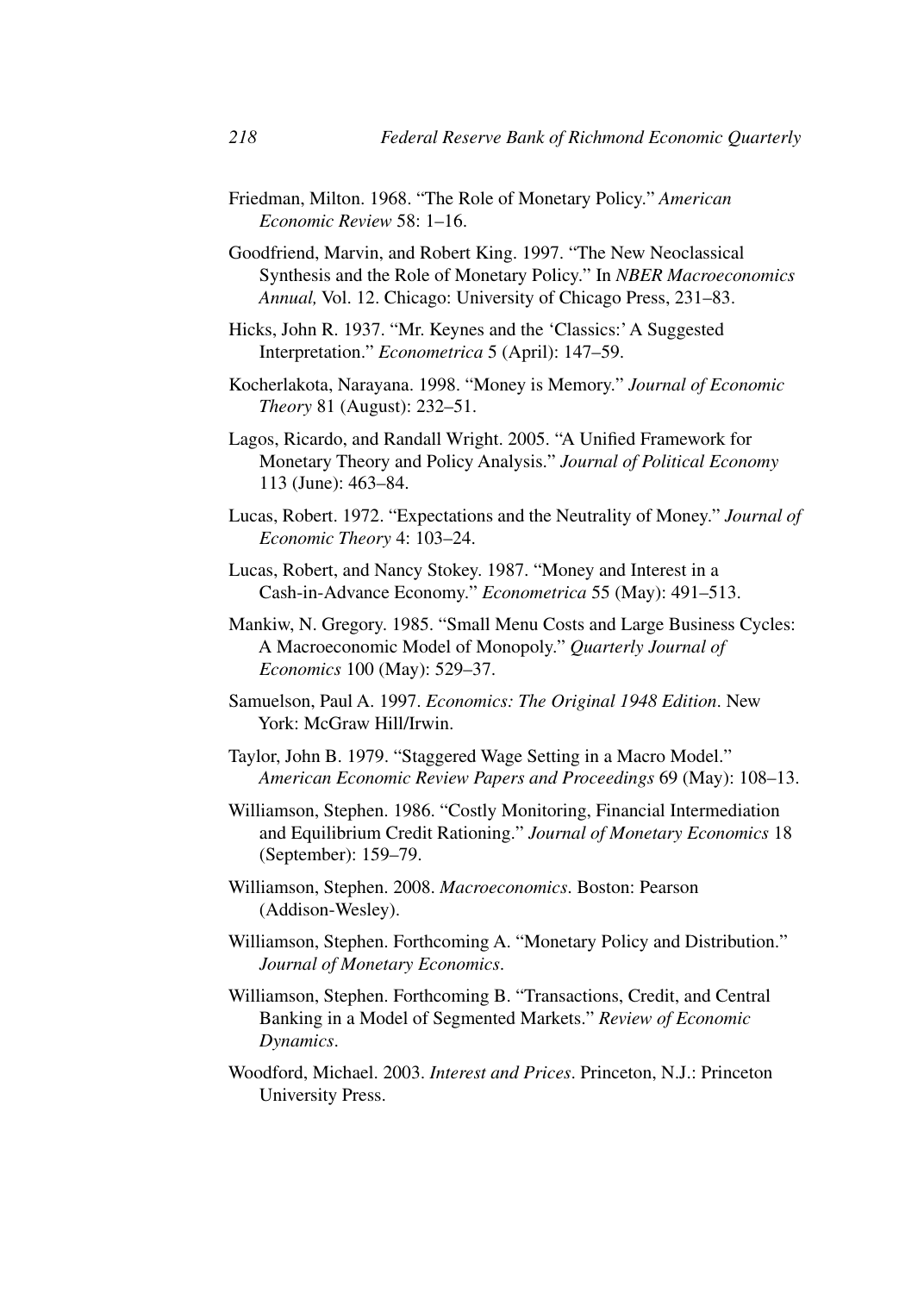Friedman, Milton. 1968. "The Role of Monetary Policy." *American Economic Review* 58: 1–16.

Goodfriend, Marvin, and Robert King. 1997. "The New Neoclassical Synthesis and the Role of Monetary Policy." In *NBER Macroeconomics Annual,* Vol. 12. Chicago: University of Chicago Press, 231–83.

Hicks, John R. 1937. "Mr. Keynes and the 'Classics:' A Suggested Interpretation." *Econometrica* 5 (April): 147–59.

Kocherlakota, Narayana. 1998. "Money is Memory." *Journal of Economic Theory* 81 (August): 232–51.

Lagos, Ricardo, and Randall Wright. 2005. "A Unified Framework for Monetary Theory and Policy Analysis." *Journal of Political Economy* 113 (June): 463–84.

Lucas, Robert. 1972. "Expectations and the Neutrality of Money." *Journal of Economic Theory* 4: 103–24.

Lucas, Robert, and Nancy Stokey. 1987. "Money and Interest in a Cash-in-Advance Economy." *Econometrica* 55 (May): 491–513.

Mankiw, N. Gregory. 1985. "Small Menu Costs and Large Business Cycles: A Macroeconomic Model of Monopoly." *Quarterly Journal of Economics* 100 (May): 529–37.

Samuelson, Paul A. 1997. *Economics: The Original 1948 Edition*. New York: McGraw Hill/Irwin.

Taylor, John B. 1979. "Staggered Wage Setting in a Macro Model." *American Economic Review Papers and Proceedings* 69 (May): 108–13.

Williamson, Stephen. 1986. "Costly Monitoring, Financial Intermediation and Equilibrium Credit Rationing." *Journal of Monetary Economics* 18 (September): 159–79.

Williamson, Stephen. 2008. *Macroeconomics*. Boston: Pearson (Addison-Wesley).

Williamson, Stephen. Forthcoming A. "Monetary Policy and Distribution." *Journal of Monetary Economics*.

Williamson, Stephen. Forthcoming B. "Transactions, Credit, and Central Banking in a Model of Segmented Markets." *Review of Economic Dynamics*.

Woodford, Michael. 2003. *Interest and Prices*. Princeton, N.J.: Princeton University Press.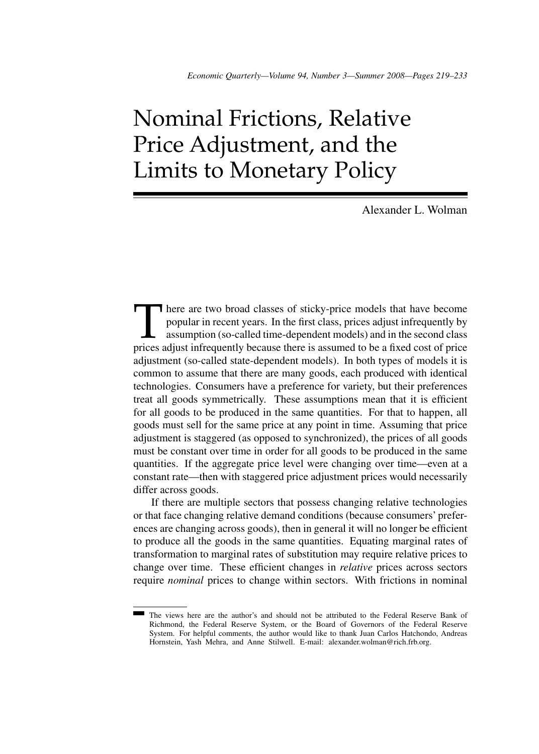# Nominal Frictions, Relative Price Adjustment, and the Limits to Monetary Policy

Alexander L. Wolman

There are two broad classes of sticky-price models that have become popular in recent years. In the first class, prices adjust infrequently by assumption (so-called time-dependent models) and in the second class prices adjust infrequently because there is assumed to be a fixed cost of price adjustment (so-called state-dependent models). In both types of models it is common to assume that there are many goods, each produced with identical technologies. Consumers have a preference for variety, but their preferences treat all goods symmetrically. These assumptions mean that it is efficient for all goods to be produced in the same quantities. For that to happen, all goods must sell for the same price at any point in time. Assuming that price adjustment is staggered (as opposed to synchronized), the prices of all goods must be constant over time in order for all goods to be produced in the same quantities. If the aggregate price level were changing over time—even at a constant rate—then with staggered price adjustment prices would necessarily differ across goods.

If there are multiple sectors that possess changing relative technologies or that face changing relative demand conditions (because consumers' preferences are changing across goods), then in general it will no longer be efficient to produce all the goods in the same quantities. Equating marginal rates of transformation to marginal rates of substitution may require relative prices to change over time. These efficient changes in *relative* prices across sectors require *nominal* prices to change within sectors. With frictions in nominal

---

The views here are the author's and should not be attributed to the Federal Reserve Bank of Richmond, the Federal Reserve System, or the Board of Governors of the Federal Reserve System. For helpful comments, the author would like to thank Juan Carlos Hatchondo, Andreas Hornstein, Yash Mehra, and Anne Stilwell. E-mail: alexander.wolman@rich.frb.org.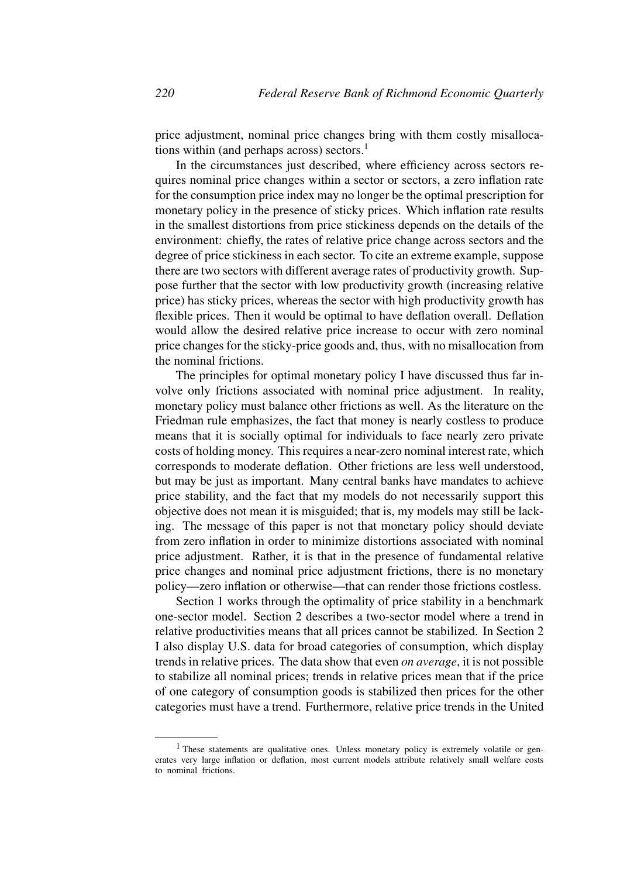price adjustment, nominal price changes bring with them costly misallocations within (and perhaps across) sectors.[1]

In the circumstances just described, where efficiency across sectors requires nominal price changes within a sector or sectors, a zero inflation rate for the consumption price index may no longer be the optimal prescription for monetary policy in the presence of sticky prices. Which inflation rate results in the smallest distortions from price stickiness depends on the details of the environment: chiefly, the rates of relative price change across sectors and the degree of price stickiness in each sector. To cite an extreme example, suppose there are two sectors with different average rates of productivity growth. Suppose further that the sector with low productivity growth (increasing relative price) has sticky prices, whereas the sector with high productivity growth has flexible prices. Then it would be optimal to have deflation overall. Deflation would allow the desired relative price increase to occur with zero nominal price changes for the sticky-price goods and, thus, with no misallocation from the nominal frictions.

The principles for optimal monetary policy I have discussed thus far involve only frictions associated with nominal price adjustment. In reality, monetary policy must balance other frictions as well. As the literature on the Friedman rule emphasizes, the fact that money is nearly costless to produce means that it is socially optimal for individuals to face nearly zero private costs of holding money. This requires a near-zero nominal interest rate, which corresponds to moderate deflation. Other frictions are less well understood, but may be just as important. Many central banks have mandates to achieve price stability, and the fact that my models do not necessarily support this objective does not mean it is misguided; that is, my models may still be lacking. The message of this paper is not that monetary policy should deviate from zero inflation in order to minimize distortions associated with nominal price adjustment. Rather, it is that in the presence of fundamental relative price changes and nominal price adjustment frictions, there is no monetary policy—zero inflation or otherwise—that can render those frictions costless.

Section 1 works through the optimality of price stability in a benchmark one-sector model. Section 2 describes a two-sector model where a trend in relative productivities means that all prices cannot be stabilized. In Section 2 I also display U.S. data for broad categories of consumption, which display trends in relative prices. The data show that even *on average*, it is not possible to stabilize all nominal prices; trends in relative prices mean that if the price of one category of consumption goods is stabilized then prices for the other categories must have a trend. Furthermore, relative price trends in the United

[1] These statements are qualitative ones. Unless monetary policy is extremely volatile or generates very large inflation or deflation, most current models attribute relatively small welfare costs to nominal frictions.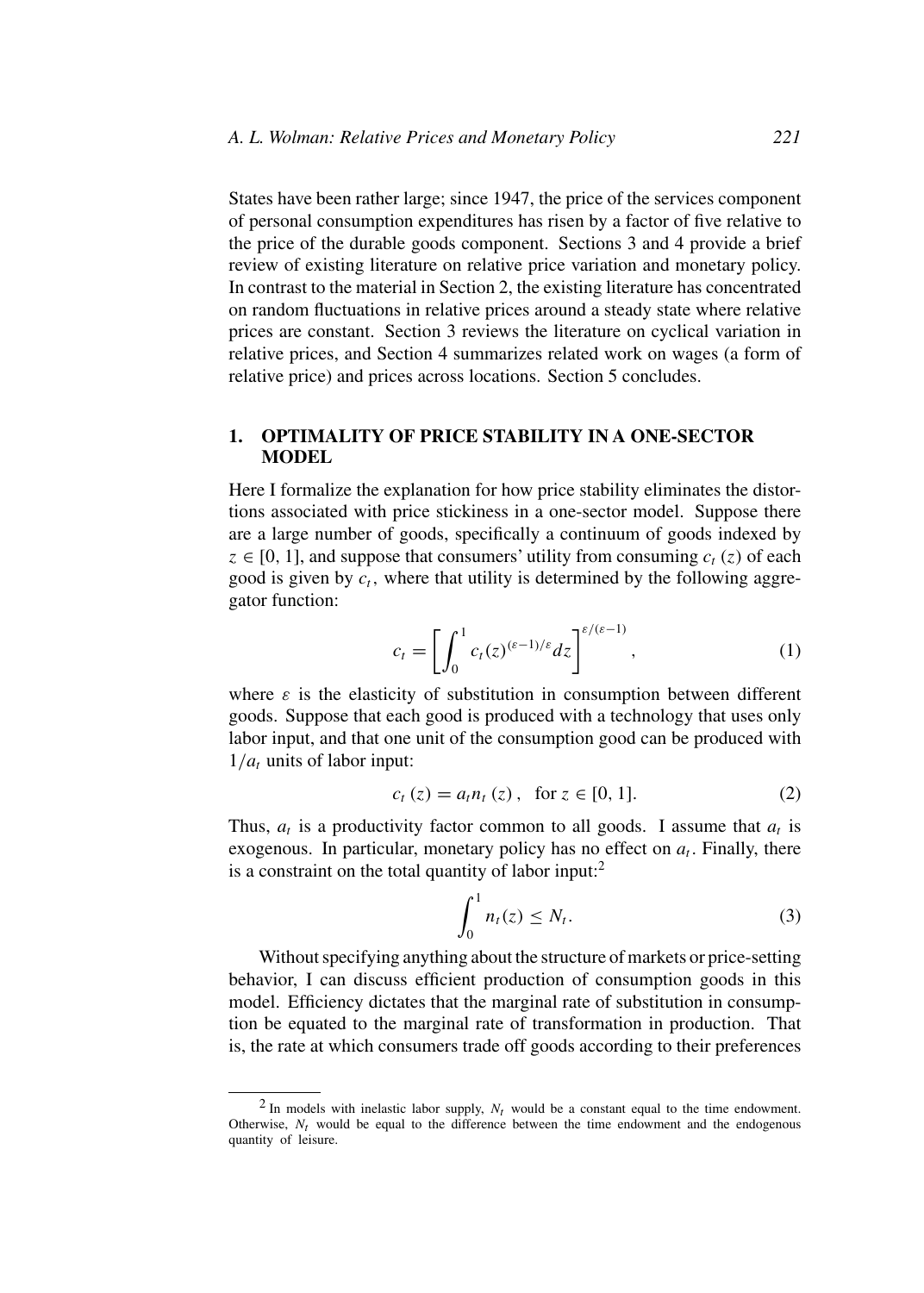States have been rather large; since 1947, the price of the services component of personal consumption expenditures has risen by a factor of five relative to the price of the durable goods component. Sections 3 and 4 provide a brief review of existing literature on relative price variation and monetary policy. In contrast to the material in Section 2, the existing literature has concentrated on random fluctuations in relative prices around a steady state where relative prices are constant. Section 3 reviews the literature on cyclical variation in relative prices, and Section 4 summarizes related work on wages (a form of relative price) and prices across locations. Section 5 concludes.

## 1. OPTIMALITY OF PRICE STABILITY IN A ONE-SECTOR MODEL

Here I formalize the explanation for how price stability eliminates the distortions associated with price stickiness in a one-sector model. Suppose there are a large number of goods, specifically a continuum of goods indexed by $z \in [0, 1]$, and suppose that consumers' utility from consuming $c_t(z)$ of each good is given by $c_t$, where that utility is determined by the following aggregator function:

$$c_t = \left[ \int_0^1 c_t(z)^{(\varepsilon-1)/\varepsilon} dz \right]^{\varepsilon/(\varepsilon-1)}, \tag{1}$$

where $\varepsilon$ is the elasticity of substitution in consumption between different goods. Suppose that each good is produced with a technology that uses only labor input, and that one unit of the consumption good can be produced with $1/a_t$ units of labor input:

$$c_t(z) = a_t n_t(z), \quad \text{for } z \in [0, 1]. \tag{2}$$

Thus, $a_t$ is a productivity factor common to all goods. I assume that $a_t$ is exogenous. In particular, monetary policy has no effect on $a_t$. Finally, there is a constraint on the total quantity of labor input:[2]

$$\int_0^1 n_t(z) \leq N_t. \tag{3}$$

Without specifying anything about the structure of markets or price-setting behavior, I can discuss efficient production of consumption goods in this model. Efficiency dictates that the marginal rate of substitution in consumption be equated to the marginal rate of transformation in production. That is, the rate at which consumers trade off goods according to their preferences

---

[2] In models with inelastic labor supply, $N_t$ would be a constant equal to the time endowment. Otherwise, $N_t$ would be equal to the difference between the time endowment and the endogenous quantity of leisure.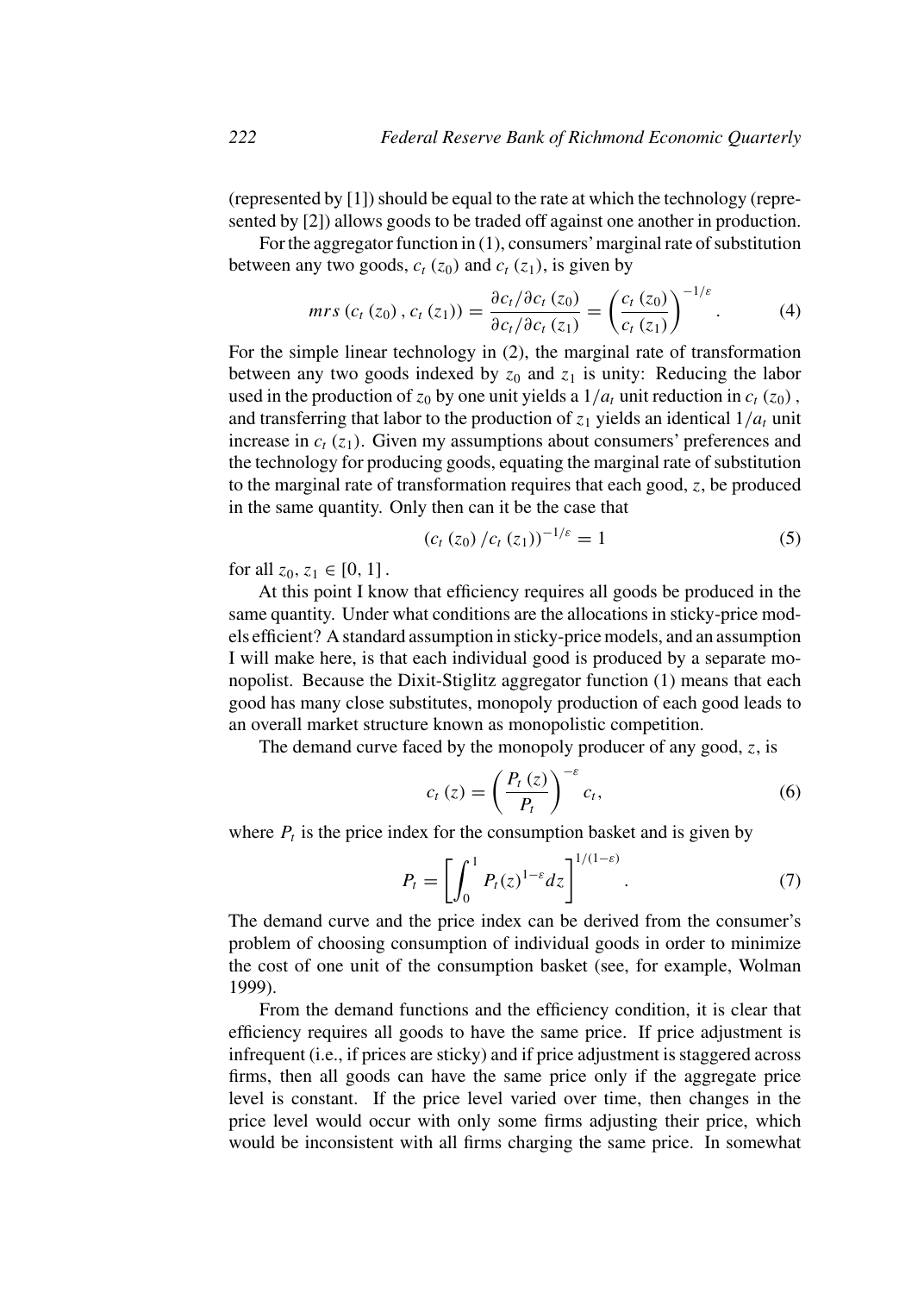(represented by [1]) should be equal to the rate at which the technology (represented by [2]) allows goods to be traded off against one another in production.

For the aggregator function in (1), consumers' marginal rate of substitution between any two goods, $c_t(z_0)$ and $c_t(z_1)$, is given by

$$mrs\left(c_t(z_0), c_t(z_1)\right) = \frac{\partial c_t / \partial c_t(z_0)}{\partial c_t / \partial c_t(z_1)} = \left(\frac{c_t(z_0)}{c_t(z_1)}\right)^{-1/\varepsilon}. \tag{4}$$

For the simple linear technology in (2), the marginal rate of transformation between any two goods indexed by $z_0$ and $z_1$ is unity: Reducing the labor used in the production of $z_0$ by one unit yields a $1/a_t$ unit reduction in $c_t(z_0)$, and transferring that labor to the production of $z_1$ yields an identical $1/a_t$ unit increase in $c_t(z_1)$. Given my assumptions about consumers' preferences and the technology for producing goods, equating the marginal rate of substitution to the marginal rate of transformation requires that each good, $z$, be produced in the same quantity. Only then can it be the case that

$$\left(c_t(z_0)/c_t(z_1)\right)^{-1/\varepsilon} = 1 \tag{5}$$

for all $z_0, z_1 \in [0, 1]$.

At this point I know that efficiency requires all goods be produced in the same quantity. Under what conditions are the allocations in sticky-price models efficient? A standard assumption in sticky-price models, and an assumption I will make here, is that each individual good is produced by a separate monopolist. Because the Dixit-Stiglitz aggregator function (1) means that each good has many close substitutes, monopoly production of each good leads to an overall market structure known as monopolistic competition.

The demand curve faced by the monopoly producer of any good, $z$, is

$$c_t(z) = \left(\frac{P_t(z)}{P_t}\right)^{-\varepsilon} c_t, \tag{6}$$

where $P_t$ is the price index for the consumption basket and is given by

$$P_t = \left[\int_0^1 P_t(z)^{1-\varepsilon} dz\right]^{1/(1-\varepsilon)}. \tag{7}$$

The demand curve and the price index can be derived from the consumer's problem of choosing consumption of individual goods in order to minimize the cost of one unit of the consumption basket (see, for example, Wolman 1999).

From the demand functions and the efficiency condition, it is clear that efficiency requires all goods to have the same price. If price adjustment is infrequent (i.e., if prices are sticky) and if price adjustment is staggered across firms, then all goods can have the same price only if the aggregate price level is constant. If the price level varied over time, then changes in the price level would occur with only some firms adjusting their price, which would be inconsistent with all firms charging the same price. In somewhat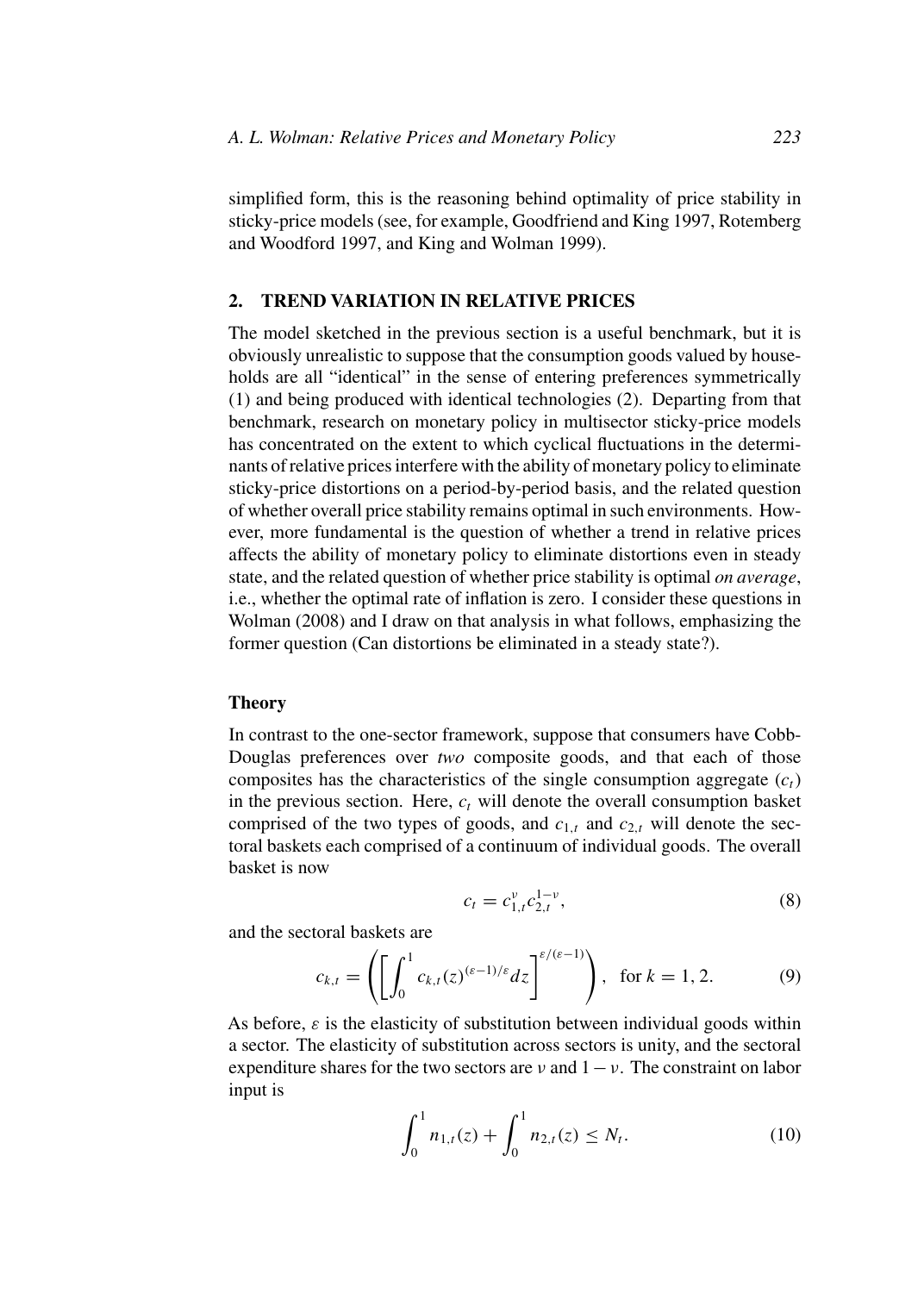simplified form, this is the reasoning behind optimality of price stability in sticky-price models (see, for example, Goodfriend and King 1997, Rotemberg and Woodford 1997, and King and Wolman 1999).

## 2. TREND VARIATION IN RELATIVE PRICES

The model sketched in the previous section is a useful benchmark, but it is obviously unrealistic to suppose that the consumption goods valued by households are all "identical" in the sense of entering preferences symmetrically (1) and being produced with identical technologies (2). Departing from that benchmark, research on monetary policy in multisector sticky-price models has concentrated on the extent to which cyclical fluctuations in the determinants of relative prices interfere with the ability of monetary policy to eliminate sticky-price distortions on a period-by-period basis, and the related question of whether overall price stability remains optimal in such environments. However, more fundamental is the question of whether a trend in relative prices affects the ability of monetary policy to eliminate distortions even in steady state, and the related question of whether price stability is optimal *on average*, i.e., whether the optimal rate of inflation is zero. I consider these questions in Wolman (2008) and I draw on that analysis in what follows, emphasizing the former question (Can distortions be eliminated in a steady state?).

### Theory

In contrast to the one-sector framework, suppose that consumers have Cobb-Douglas preferences over *two* composite goods, and that each of those composites has the characteristics of the single consumption aggregate ($c_t$) in the previous section. Here, $c_t$ will denote the overall consumption basket comprised of the two types of goods, and $c_{1,t}$ and $c_{2,t}$ will denote the sectoral baskets each comprised of a continuum of individual goods. The overall basket is now

$$c_t = c_{1,t}^{\nu} c_{2,t}^{1-\nu}, \tag{8}$$

and the sectoral baskets are

$$c_{k,t} = \left( \left[ \int_0^1 c_{k,t}(z)^{(\varepsilon-1)/\varepsilon} dz \right]^{\varepsilon/(\varepsilon-1)} \right), \quad \text{for } k = 1, 2. \tag{9}$$

As before, $\varepsilon$ is the elasticity of substitution between individual goods within a sector. The elasticity of substitution across sectors is unity, and the sectoral expenditure shares for the two sectors are $\nu$ and $1 - \nu$. The constraint on labor input is

$$\int_0^1 n_{1,t}(z) + \int_0^1 n_{2,t}(z) \leq N_t. \tag{10}$$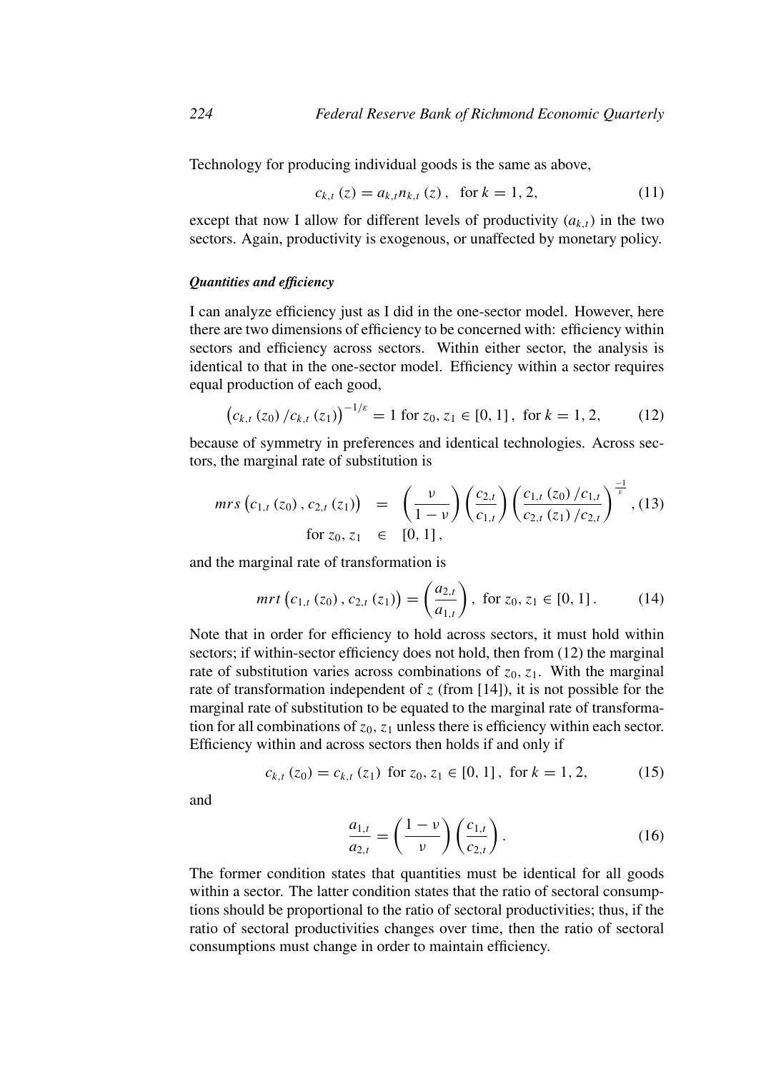Technology for producing individual goods is the same as above,

$$c_{k,t}(z) = a_{k,t} n_{k,t}(z), \quad \text{for } k = 1, 2, \tag{11}$$

except that now I allow for different levels of productivity ($a_{k,t}$) in the two sectors. Again, productivity is exogenous, or unaffected by monetary policy.

#### *Quantities and efficiency*

I can analyze efficiency just as I did in the one-sector model. However, here there are two dimensions of efficiency to be concerned with: efficiency within sectors and efficiency across sectors. Within either sector, the analysis is identical to that in the one-sector model. Efficiency within a sector requires equal production of each good,

$$\left(c_{k,t}(z_0)/c_{k,t}(z_1)\right)^{-1/\varepsilon} = 1 \text{ for } z_0, z_1 \in [0,1], \text{ for } k = 1, 2, \tag{12}$$

because of symmetry in preferences and identical technologies. Across sectors, the marginal rate of substitution is

$$\begin{aligned} mrs\left(c_{1,t}(z_0), c_{2,t}(z_1)\right) &= \left(\frac{\nu}{1-\nu}\right)\left(\frac{c_{2,t}}{c_{1,t}}\right)\left(\frac{c_{1,t}(z_0)/c_{1,t}}{c_{2,t}(z_1)/c_{2,t}}\right)^{\frac{-1}{\varepsilon}}, \quad (13) \\ \text{for } z_0, z_1 &\in [0,1], \end{aligned}$$

and the marginal rate of transformation is

$$mrt\left(c_{1,t}(z_0), c_{2,t}(z_1)\right) = \left(\frac{a_{2,t}}{a_{1,t}}\right), \text{ for } z_0, z_1 \in [0,1]. \tag{14}$$

Note that in order for efficiency to hold across sectors, it must hold within sectors; if within-sector efficiency does not hold, then from (12) the marginal rate of substitution varies across combinations of $z_0, z_1$. With the marginal rate of transformation independent of $z$ (from [14]), it is not possible for the marginal rate of substitution to be equated to the marginal rate of transformation for all combinations of $z_0, z_1$ unless there is efficiency within each sector. Efficiency within and across sectors then holds if and only if

$$c_{k,t}(z_0) = c_{k,t}(z_1) \text{ for } z_0, z_1 \in [0,1], \text{ for } k = 1, 2, \tag{15}$$

and

$$\frac{a_{1,t}}{a_{2,t}} = \left(\frac{1-\nu}{\nu}\right)\left(\frac{c_{1,t}}{c_{2,t}}\right). \tag{16}$$

The former condition states that quantities must be identical for all goods within a sector. The latter condition states that the ratio of sectoral consumptions should be proportional to the ratio of sectoral productivities; thus, if the ratio of sectoral productivities changes over time, then the ratio of sectoral consumptions must change in order to maintain efficiency.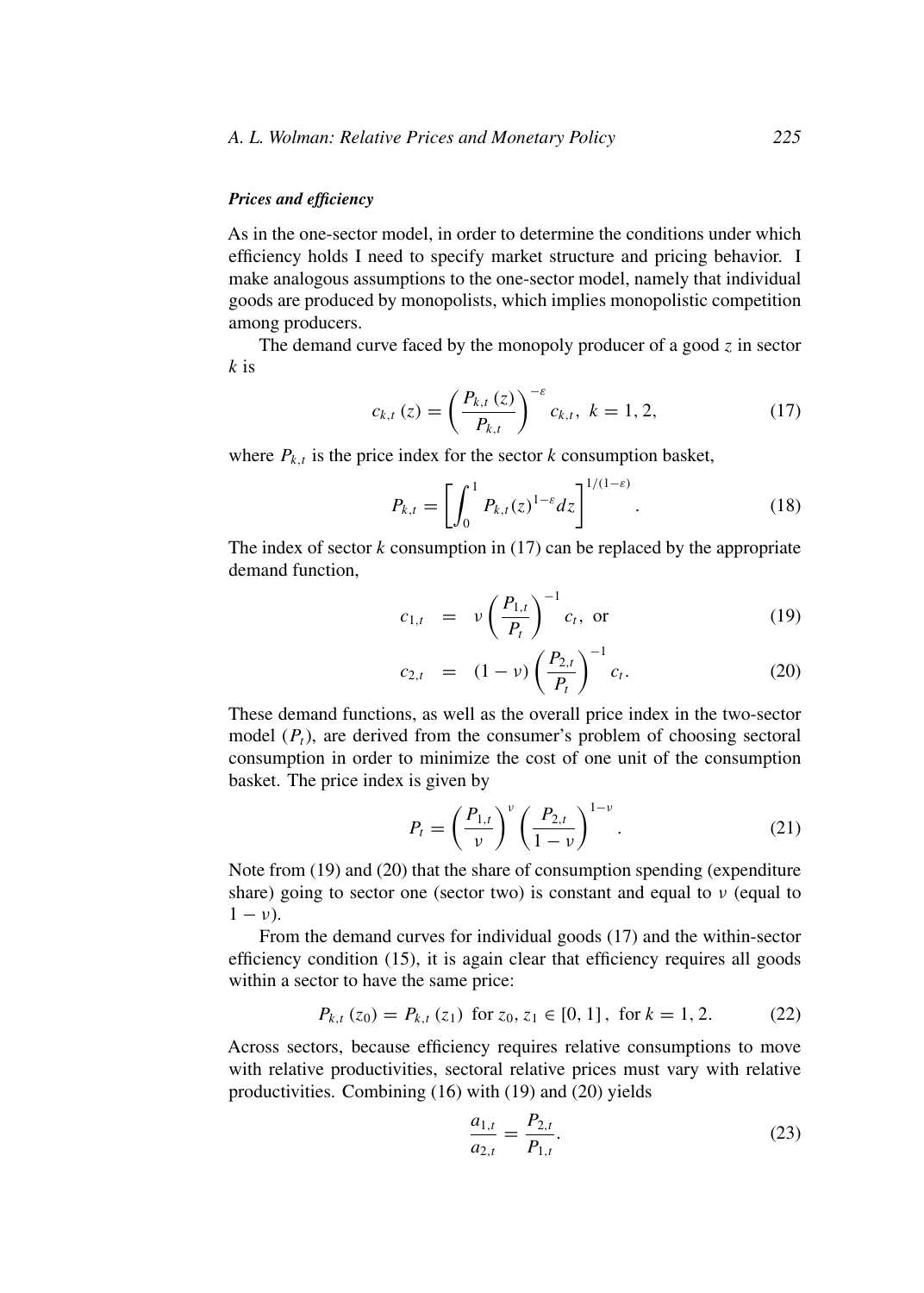### *Prices and efficiency*

As in the one-sector model, in order to determine the conditions under which efficiency holds I need to specify market structure and pricing behavior. I make analogous assumptions to the one-sector model, namely that individual goods are produced by monopolists, which implies monopolistic competition among producers.

The demand curve faced by the monopoly producer of a good $z$ in sector $k$ is

$$c_{k,t}(z) = \left(\frac{P_{k,t}(z)}{P_{k,t}}\right)^{-\varepsilon} c_{k,t},\ k = 1, 2, \tag{17}$$

where $P_{k,t}$ is the price index for the sector $k$ consumption basket,

$$P_{k,t} = \left[\int_0^1 P_{k,t}(z)^{1-\varepsilon} dz\right]^{1/(1-\varepsilon)}. \tag{18}$$

The index of sector $k$ consumption in (17) can be replaced by the appropriate demand function,

$$c_{1,t} = \nu \left(\frac{P_{1,t}}{P_t}\right)^{-1} c_t, \text{ or} \tag{19}$$

$$c_{2,t} = (1-\nu)\left(\frac{P_{2,t}}{P_t}\right)^{-1} c_t. \tag{20}$$

These demand functions, as well as the overall price index in the two-sector model ($P_t$), are derived from the consumer's problem of choosing sectoral consumption in order to minimize the cost of one unit of the consumption basket. The price index is given by

$$P_t = \left(\frac{P_{1,t}}{\nu}\right)^{\nu} \left(\frac{P_{2,t}}{1-\nu}\right)^{1-\nu}. \tag{21}$$

Note from (19) and (20) that the share of consumption spending (expenditure share) going to sector one (sector two) is constant and equal to $\nu$ (equal to $1-\nu$).

From the demand curves for individual goods (17) and the within-sector efficiency condition (15), it is again clear that efficiency requires all goods within a sector to have the same price:

$$P_{k,t}(z_0) = P_{k,t}(z_1) \text{ for } z_0, z_1 \in [0, 1], \text{ for } k = 1, 2. \tag{22}$$

Across sectors, because efficiency requires relative consumptions to move with relative productivities, sectoral relative prices must vary with relative productivities. Combining (16) with (19) and (20) yields

$$\frac{a_{1,t}}{a_{2,t}} = \frac{P_{2,t}}{P_{1,t}}. \tag{23}$$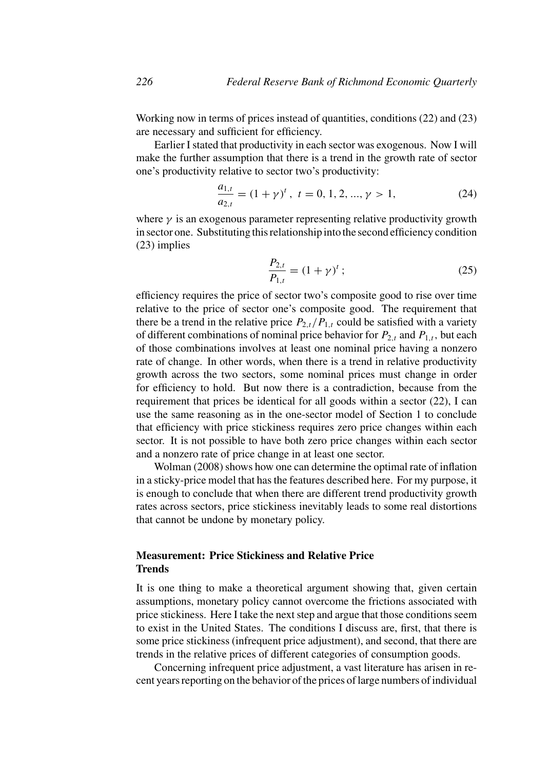Working now in terms of prices instead of quantities, conditions (22) and (23) are necessary and sufficient for efficiency.

Earlier I stated that productivity in each sector was exogenous. Now I will make the further assumption that there is a trend in the growth rate of sector one's productivity relative to sector two's productivity:

$$\frac{a_{1,t}}{a_{2,t}} = (1+\gamma)^t, \ t = 0, 1, 2, ..., \gamma > 1, \tag{24}$$

where $\gamma$ is an exogenous parameter representing relative productivity growth in sector one. Substituting this relationship into the second efficiency condition (23) implies

$$\frac{P_{2,t}}{P_{1,t}} = (1+\gamma)^t; \tag{25}$$

efficiency requires the price of sector two's composite good to rise over time relative to the price of sector one's composite good. The requirement that there be a trend in the relative price $P_{2,t}/P_{1,t}$ could be satisfied with a variety of different combinations of nominal price behavior for $P_{2,t}$ and $P_{1,t}$, but each of those combinations involves at least one nominal price having a nonzero rate of change. In other words, when there is a trend in relative productivity growth across the two sectors, some nominal prices must change in order for efficiency to hold. But now there is a contradiction, because from the requirement that prices be identical for all goods within a sector (22), I can use the same reasoning as in the one-sector model of Section 1 to conclude that efficiency with price stickiness requires zero price changes within each sector. It is not possible to have both zero price changes within each sector and a nonzero rate of price change in at least one sector.

Wolman (2008) shows how one can determine the optimal rate of inflation in a sticky-price model that has the features described here. For my purpose, it is enough to conclude that when there are different trend productivity growth rates across sectors, price stickiness inevitably leads to some real distortions that cannot be undone by monetary policy.

## Measurement: Price Stickiness and Relative Price Trends

It is one thing to make a theoretical argument showing that, given certain assumptions, monetary policy cannot overcome the frictions associated with price stickiness. Here I take the next step and argue that those conditions seem to exist in the United States. The conditions I discuss are, first, that there is some price stickiness (infrequent price adjustment), and second, that there are trends in the relative prices of different categories of consumption goods.

Concerning infrequent price adjustment, a vast literature has arisen in recent years reporting on the behavior of the prices of large numbers of individual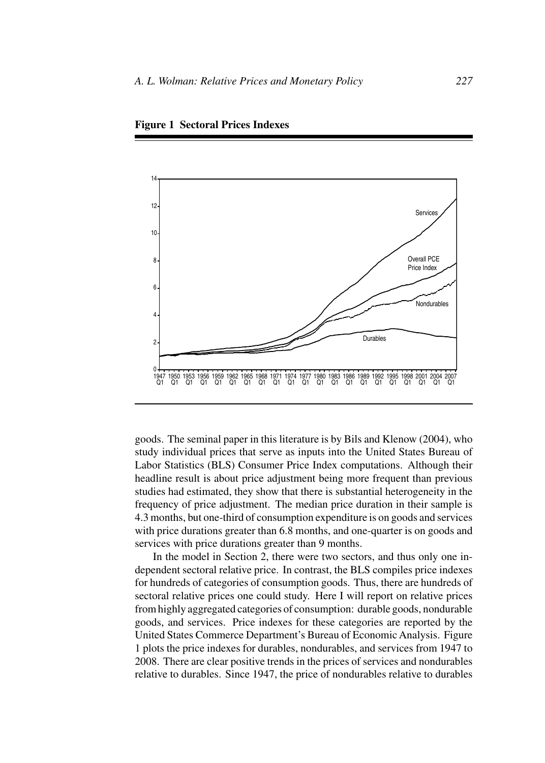**Figure 1 Sectoral Prices Indexes**

goods. The seminal paper in this literature is by Bils and Klenow (2004), who study individual prices that serve as inputs into the United States Bureau of Labor Statistics (BLS) Consumer Price Index computations. Although their headline result is about price adjustment being more frequent than previous studies had estimated, they show that there is substantial heterogeneity in the frequency of price adjustment. The median price duration in their sample is 4.3 months, but one-third of consumption expenditure is on goods and services with price durations greater than 6.8 months, and one-quarter is on goods and services with price durations greater than 9 months.

In the model in Section 2, there were two sectors, and thus only one independent sectoral relative price. In contrast, the BLS compiles price indexes for hundreds of categories of consumption goods. Thus, there are hundreds of sectoral relative prices one could study. Here I will report on relative prices from highly aggregated categories of consumption: durable goods, nondurable goods, and services. Price indexes for these categories are reported by the United States Commerce Department's Bureau of Economic Analysis. Figure 1 plots the price indexes for durables, nondurables, and services from 1947 to 2008. There are clear positive trends in the prices of services and nondurables relative to durables. Since 1947, the price of nondurables relative to durables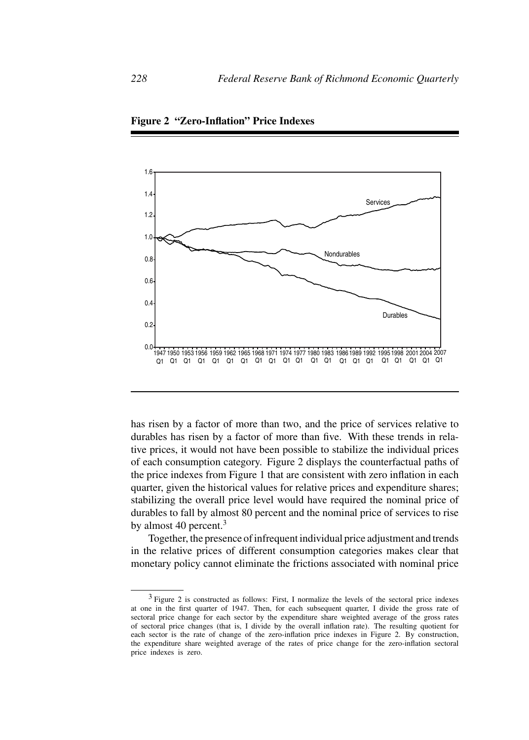**Figure 2 "Zero-Inflation" Price Indexes**

has risen by a factor of more than two, and the price of services relative to durables has risen by a factor of more than five. With these trends in relative prices, it would not have been possible to stabilize the individual prices of each consumption category. Figure 2 displays the counterfactual paths of the price indexes from Figure 1 that are consistent with zero inflation in each quarter, given the historical values for relative prices and expenditure shares; stabilizing the overall price level would have required the nominal price of durables to fall by almost 80 percent and the nominal price of services to rise by almost 40 percent.[3]

Together, the presence of infrequent individual price adjustment and trends in the relative prices of different consumption categories makes clear that monetary policy cannot eliminate the frictions associated with nominal price

[3] Figure 2 is constructed as follows: First, I normalize the levels of the sectoral price indexes at one in the first quarter of 1947. Then, for each subsequent quarter, I divide the gross rate of sectoral price change for each sector by the expenditure share weighted average of the gross rates of sectoral price changes (that is, I divide by the overall inflation rate). The resulting quotient for each sector is the rate of change of the zero-inflation price indexes in Figure 2. By construction, the expenditure share weighted average of the rates of price change for the zero-inflation sectoral price indexes is zero.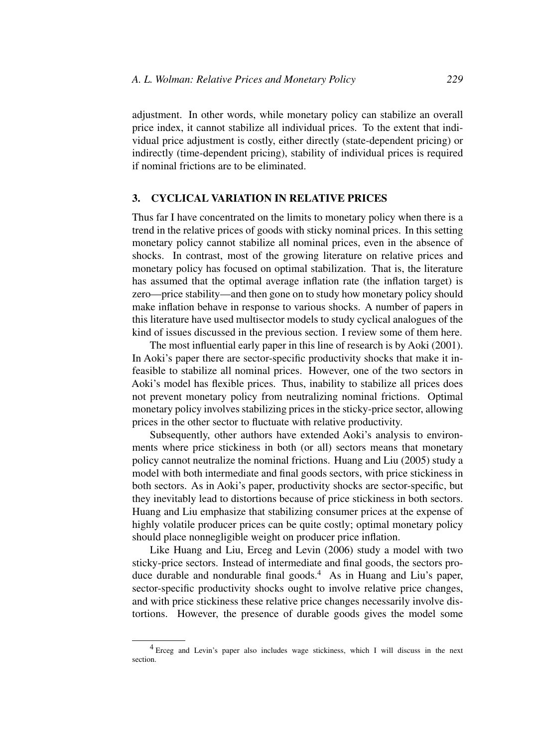adjustment. In other words, while monetary policy can stabilize an overall price index, it cannot stabilize all individual prices. To the extent that individual price adjustment is costly, either directly (state-dependent pricing) or indirectly (time-dependent pricing), stability of individual prices is required if nominal frictions are to be eliminated.

## 3. CYCLICAL VARIATION IN RELATIVE PRICES

Thus far I have concentrated on the limits to monetary policy when there is a trend in the relative prices of goods with sticky nominal prices. In this setting monetary policy cannot stabilize all nominal prices, even in the absence of shocks. In contrast, most of the growing literature on relative prices and monetary policy has focused on optimal stabilization. That is, the literature has assumed that the optimal average inflation rate (the inflation target) is zero—price stability—and then gone on to study how monetary policy should make inflation behave in response to various shocks. A number of papers in this literature have used multisector models to study cyclical analogues of the kind of issues discussed in the previous section. I review some of them here.

The most influential early paper in this line of research is by Aoki (2001). In Aoki's paper there are sector-specific productivity shocks that make it infeasible to stabilize all nominal prices. However, one of the two sectors in Aoki's model has flexible prices. Thus, inability to stabilize all prices does not prevent monetary policy from neutralizing nominal frictions. Optimal monetary policy involves stabilizing prices in the sticky-price sector, allowing prices in the other sector to fluctuate with relative productivity.

Subsequently, other authors have extended Aoki's analysis to environments where price stickiness in both (or all) sectors means that monetary policy cannot neutralize the nominal frictions. Huang and Liu (2005) study a model with both intermediate and final goods sectors, with price stickiness in both sectors. As in Aoki's paper, productivity shocks are sector-specific, but they inevitably lead to distortions because of price stickiness in both sectors. Huang and Liu emphasize that stabilizing consumer prices at the expense of highly volatile producer prices can be quite costly; optimal monetary policy should place nonnegligible weight on producer price inflation.

Like Huang and Liu, Erceg and Levin (2006) study a model with two sticky-price sectors. Instead of intermediate and final goods, the sectors produce durable and nondurable final goods.[4] As in Huang and Liu's paper, sector-specific productivity shocks ought to involve relative price changes, and with price stickiness these relative price changes necessarily involve distortions. However, the presence of durable goods gives the model some

[4] Erceg and Levin's paper also includes wage stickiness, which I will discuss in the next section.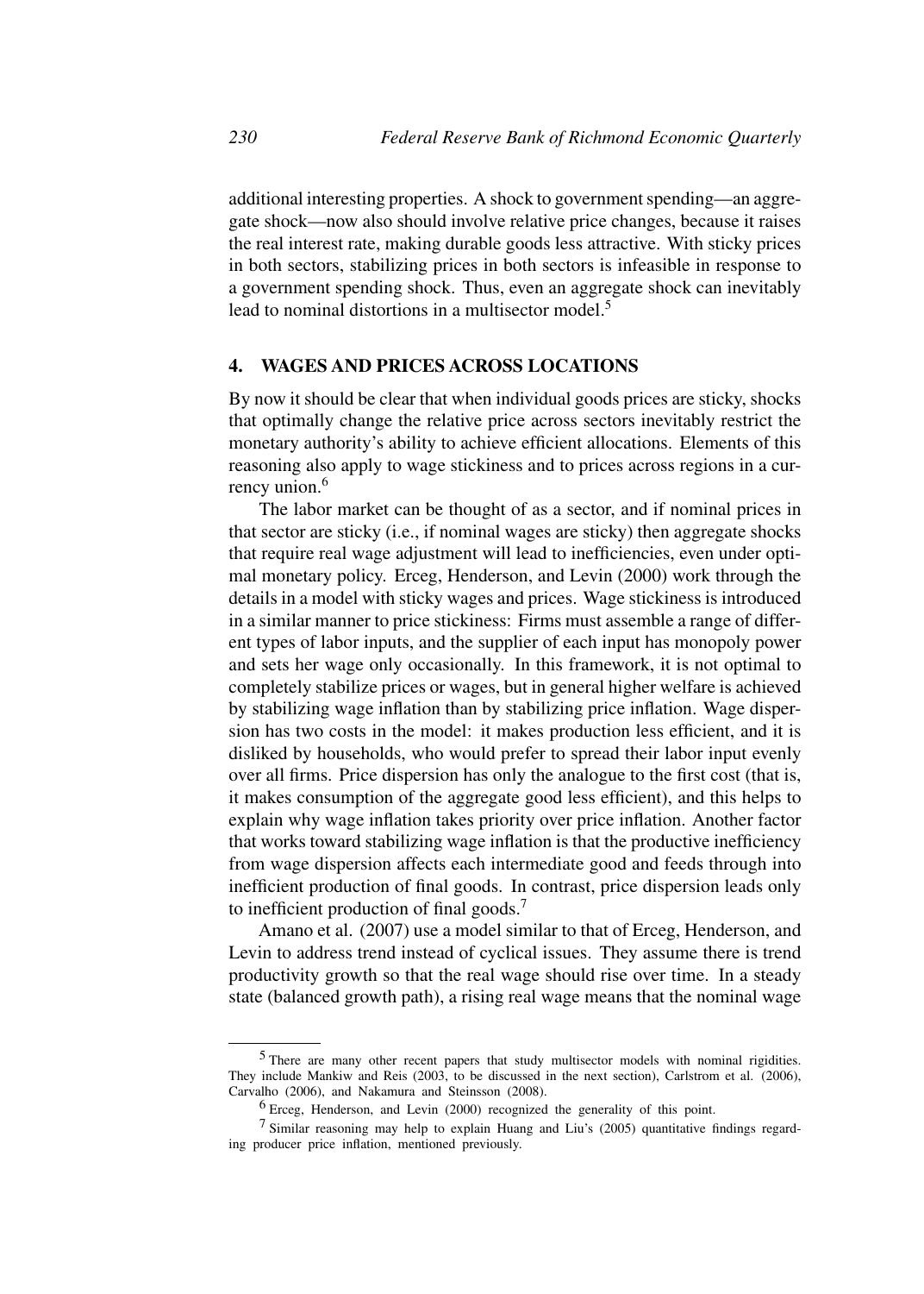additional interesting properties. A shock to government spending—an aggregate shock—now also should involve relative price changes, because it raises the real interest rate, making durable goods less attractive. With sticky prices in both sectors, stabilizing prices in both sectors is infeasible in response to a government spending shock. Thus, even an aggregate shock can inevitably lead to nominal distortions in a multisector model.[5]

## 4. WAGES AND PRICES ACROSS LOCATIONS

By now it should be clear that when individual goods prices are sticky, shocks that optimally change the relative price across sectors inevitably restrict the monetary authority's ability to achieve efficient allocations. Elements of this reasoning also apply to wage stickiness and to prices across regions in a currency union.[6]

The labor market can be thought of as a sector, and if nominal prices in that sector are sticky (i.e., if nominal wages are sticky) then aggregate shocks that require real wage adjustment will lead to inefficiencies, even under optimal monetary policy. Erceg, Henderson, and Levin (2000) work through the details in a model with sticky wages and prices. Wage stickiness is introduced in a similar manner to price stickiness: Firms must assemble a range of different types of labor inputs, and the supplier of each input has monopoly power and sets her wage only occasionally. In this framework, it is not optimal to completely stabilize prices or wages, but in general higher welfare is achieved by stabilizing wage inflation than by stabilizing price inflation. Wage dispersion has two costs in the model: it makes production less efficient, and it is disliked by households, who would prefer to spread their labor input evenly over all firms. Price dispersion has only the analogue to the first cost (that is, it makes consumption of the aggregate good less efficient), and this helps to explain why wage inflation takes priority over price inflation. Another factor that works toward stabilizing wage inflation is that the productive inefficiency from wage dispersion affects each intermediate good and feeds through into inefficient production of final goods. In contrast, price dispersion leads only to inefficient production of final goods.[7]

Amano et al. (2007) use a model similar to that of Erceg, Henderson, and Levin to address trend instead of cyclical issues. They assume there is trend productivity growth so that the real wage should rise over time. In a steady state (balanced growth path), a rising real wage means that the nominal wage

---

[5] There are many other recent papers that study multisector models with nominal rigidities. They include Mankiw and Reis (2003, to be discussed in the next section), Carlstrom et al. (2006), Carvalho (2006), and Nakamura and Steinsson (2008).

[6] Erceg, Henderson, and Levin (2000) recognized the generality of this point.

[7] Similar reasoning may help to explain Huang and Liu's (2005) quantitative findings regarding producer price inflation, mentioned previously.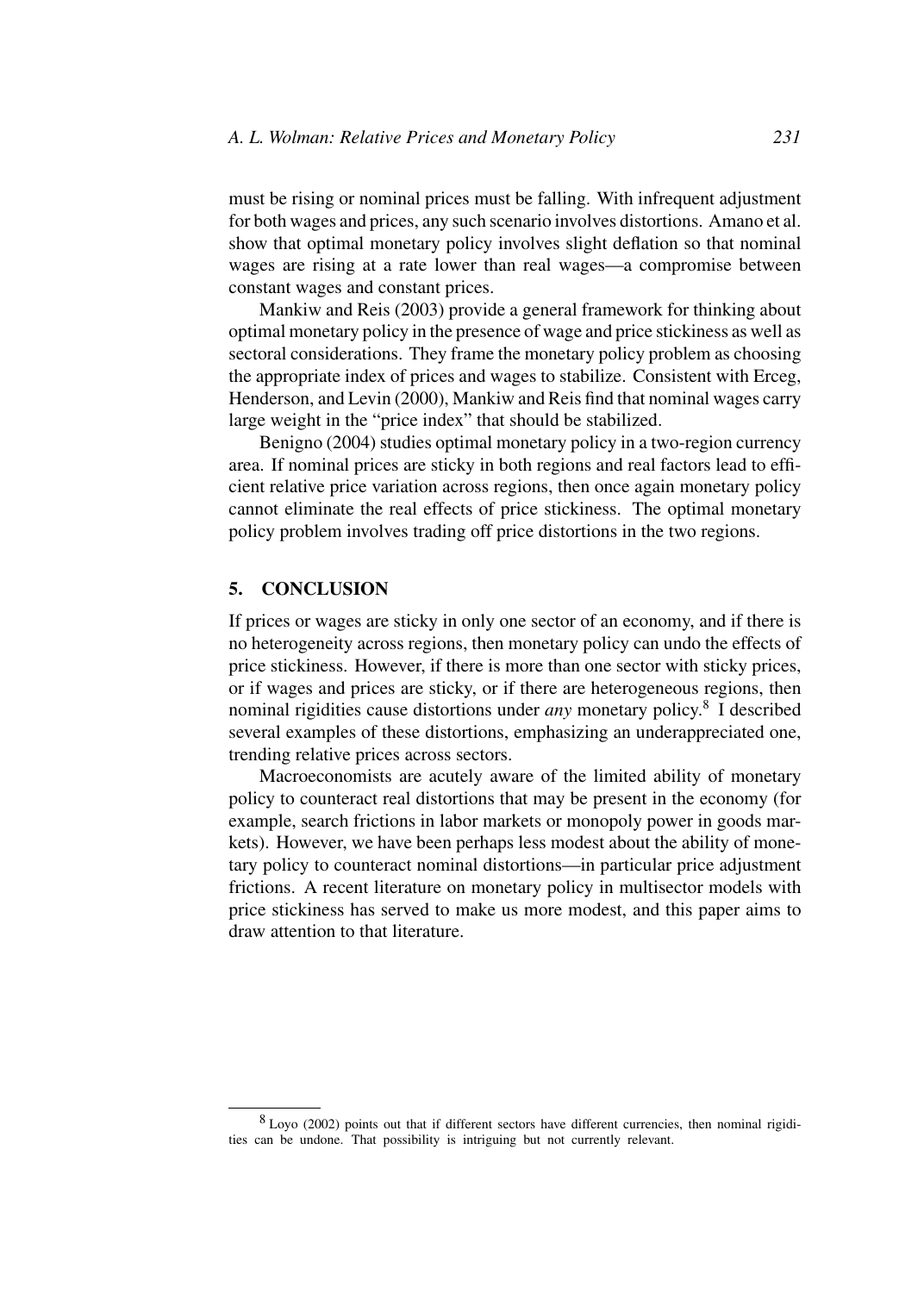must be rising or nominal prices must be falling. With infrequent adjustment for both wages and prices, any such scenario involves distortions. Amano et al. show that optimal monetary policy involves slight deflation so that nominal wages are rising at a rate lower than real wages—a compromise between constant wages and constant prices.

Mankiw and Reis (2003) provide a general framework for thinking about optimal monetary policy in the presence of wage and price stickiness as well as sectoral considerations. They frame the monetary policy problem as choosing the appropriate index of prices and wages to stabilize. Consistent with Erceg, Henderson, and Levin (2000), Mankiw and Reis find that nominal wages carry large weight in the "price index" that should be stabilized.

Benigno (2004) studies optimal monetary policy in a two-region currency area. If nominal prices are sticky in both regions and real factors lead to efficient relative price variation across regions, then once again monetary policy cannot eliminate the real effects of price stickiness. The optimal monetary policy problem involves trading off price distortions in the two regions.

## 5. CONCLUSION

If prices or wages are sticky in only one sector of an economy, and if there is no heterogeneity across regions, then monetary policy can undo the effects of price stickiness. However, if there is more than one sector with sticky prices, or if wages and prices are sticky, or if there are heterogeneous regions, then nominal rigidities cause distortions under *any* monetary policy.[8] I described several examples of these distortions, emphasizing an underappreciated one, trending relative prices across sectors.

Macroeconomists are acutely aware of the limited ability of monetary policy to counteract real distortions that may be present in the economy (for example, search frictions in labor markets or monopoly power in goods markets). However, we have been perhaps less modest about the ability of monetary policy to counteract nominal distortions—in particular price adjustment frictions. A recent literature on monetary policy in multisector models with price stickiness has served to make us more modest, and this paper aims to draw attention to that literature.

[8] Loyo (2002) points out that if different sectors have different currencies, then nominal rigidities can be undone. That possibility is intriguing but not currently relevant.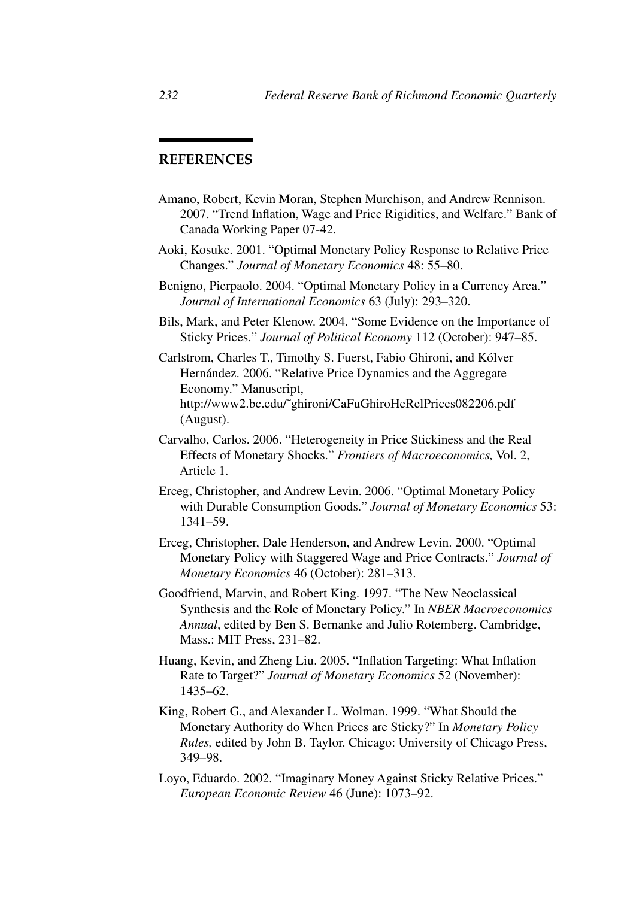## REFERENCES

Amano, Robert, Kevin Moran, Stephen Murchison, and Andrew Rennison. 2007. "Trend Inflation, Wage and Price Rigidities, and Welfare." Bank of Canada Working Paper 07-42.

Aoki, Kosuke. 2001. "Optimal Monetary Policy Response to Relative Price Changes." *Journal of Monetary Economics* 48: 55–80.

Benigno, Pierpaolo. 2004. "Optimal Monetary Policy in a Currency Area." *Journal of International Economics* 63 (July): 293–320.

Bils, Mark, and Peter Klenow. 2004. "Some Evidence on the Importance of Sticky Prices." *Journal of Political Economy* 112 (October): 947–85.

Carlstrom, Charles T., Timothy S. Fuerst, Fabio Ghironi, and Kólver Hernández. 2006. "Relative Price Dynamics and the Aggregate Economy." Manuscript, http://www2.bc.edu/~ghironi/CaFuGhiroHeRelPrices082206.pdf (August).

Carvalho, Carlos. 2006. "Heterogeneity in Price Stickiness and the Real Effects of Monetary Shocks." *Frontiers of Macroeconomics,* Vol. 2, Article 1.

Erceg, Christopher, and Andrew Levin. 2006. "Optimal Monetary Policy with Durable Consumption Goods." *Journal of Monetary Economics* 53: 1341–59.

Erceg, Christopher, Dale Henderson, and Andrew Levin. 2000. "Optimal Monetary Policy with Staggered Wage and Price Contracts." *Journal of Monetary Economics* 46 (October): 281–313.

Goodfriend, Marvin, and Robert King. 1997. "The New Neoclassical Synthesis and the Role of Monetary Policy." In *NBER Macroeconomics Annual*, edited by Ben S. Bernanke and Julio Rotemberg. Cambridge, Mass.: MIT Press, 231–82.

Huang, Kevin, and Zheng Liu. 2005. "Inflation Targeting: What Inflation Rate to Target?" *Journal of Monetary Economics* 52 (November): 1435–62.

King, Robert G., and Alexander L. Wolman. 1999. "What Should the Monetary Authority do When Prices are Sticky?" In *Monetary Policy Rules,* edited by John B. Taylor. Chicago: University of Chicago Press, 349–98.

Loyo, Eduardo. 2002. "Imaginary Money Against Sticky Relative Prices." *European Economic Review* 46 (June): 1073–92.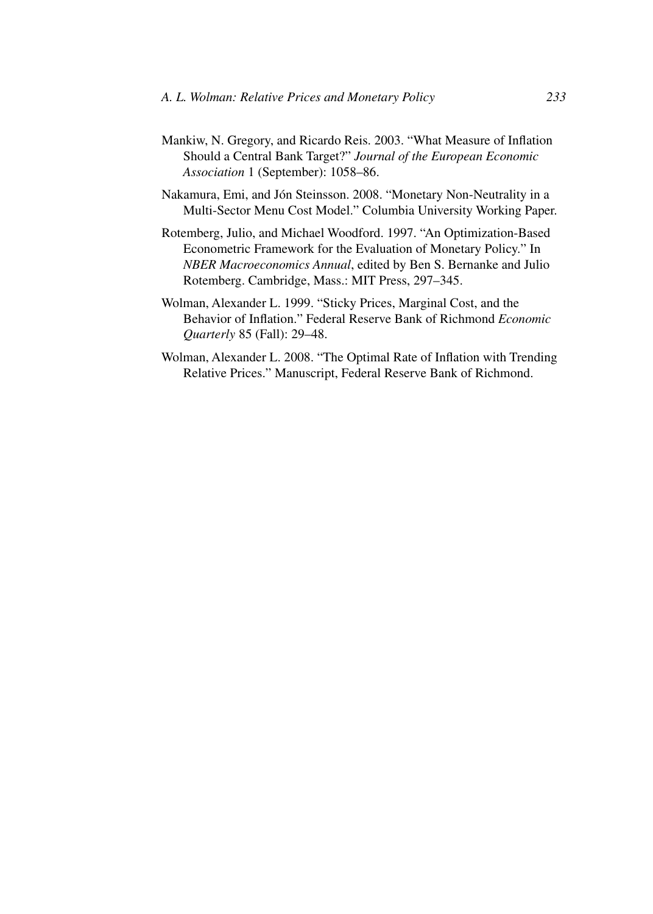Mankiw, N. Gregory, and Ricardo Reis. 2003. "What Measure of Inflation Should a Central Bank Target?" *Journal of the European Economic Association* 1 (September): 1058–86.

Nakamura, Emi, and Jón Steinsson. 2008. "Monetary Non-Neutrality in a Multi-Sector Menu Cost Model." Columbia University Working Paper.

Rotemberg, Julio, and Michael Woodford. 1997. "An Optimization-Based Econometric Framework for the Evaluation of Monetary Policy." In *NBER Macroeconomics Annual*, edited by Ben S. Bernanke and Julio Rotemberg. Cambridge, Mass.: MIT Press, 297–345.

Wolman, Alexander L. 1999. "Sticky Prices, Marginal Cost, and the Behavior of Inflation." Federal Reserve Bank of Richmond *Economic Quarterly* 85 (Fall): 29–48.

Wolman, Alexander L. 2008. "The Optimal Rate of Inflation with Trending Relative Prices." Manuscript, Federal Reserve Bank of Richmond.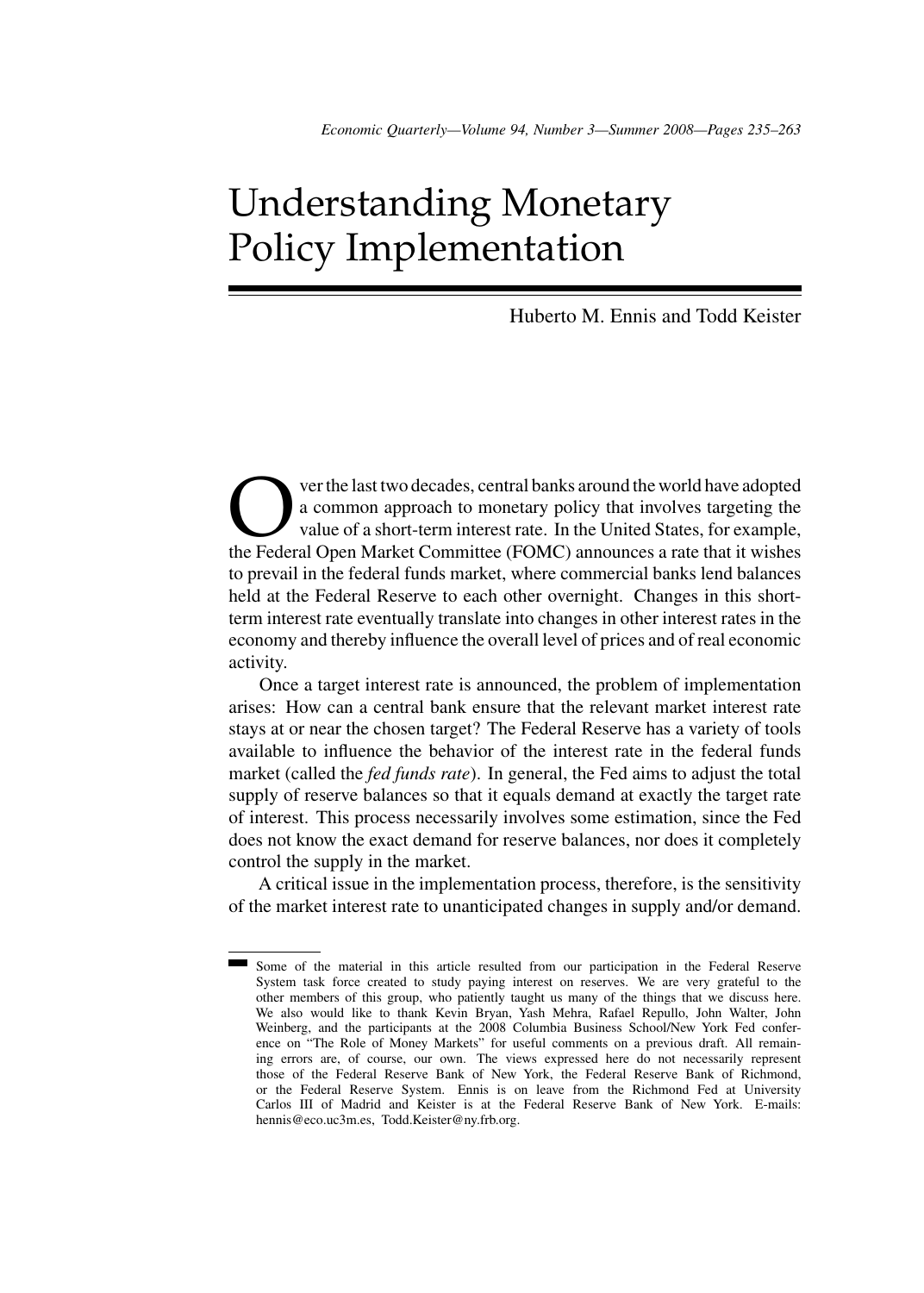# Understanding Monetary Policy Implementation

Huberto M. Ennis and Todd Keister

Over the last two decades, central banks around the world have adopted a common approach to monetary policy that involves targeting the value of a short-term interest rate. In the United States, for example, the Federal Open Market Committee (FOMC) announces a rate that it wishes to prevail in the federal funds market, where commercial banks lend balances held at the Federal Reserve to each other overnight. Changes in this short-term interest rate eventually translate into changes in other interest rates in the economy and thereby influence the overall level of prices and of real economic activity.

Once a target interest rate is announced, the problem of implementation arises: How can a central bank ensure that the relevant market interest rate stays at or near the chosen target? The Federal Reserve has a variety of tools available to influence the behavior of the interest rate in the federal funds market (called the *fed funds rate*). In general, the Fed aims to adjust the total supply of reserve balances so that it equals demand at exactly the target rate of interest. This process necessarily involves some estimation, since the Fed does not know the exact demand for reserve balances, nor does it completely control the supply in the market.

A critical issue in the implementation process, therefore, is the sensitivity of the market interest rate to unanticipated changes in supply and/or demand.

---

Some of the material in this article resulted from our participation in the Federal Reserve System task force created to study paying interest on reserves. We are very grateful to the other members of this group, who patiently taught us many of the things that we discuss here. We also would like to thank Kevin Bryan, Yash Mehra, Rafael Repullo, John Walter, John Weinberg, and the participants at the 2008 Columbia Business School/New York Fed conference on "The Role of Money Markets" for useful comments on a previous draft. All remaining errors are, of course, our own. The views expressed here do not necessarily represent those of the Federal Reserve Bank of New York, the Federal Reserve Bank of Richmond, or the Federal Reserve System. Ennis is on leave from the Richmond Fed at University Carlos III of Madrid and Keister is at the Federal Reserve Bank of New York. E-mails: hennis@eco.uc3m.es, Todd.Keister@ny.frb.org.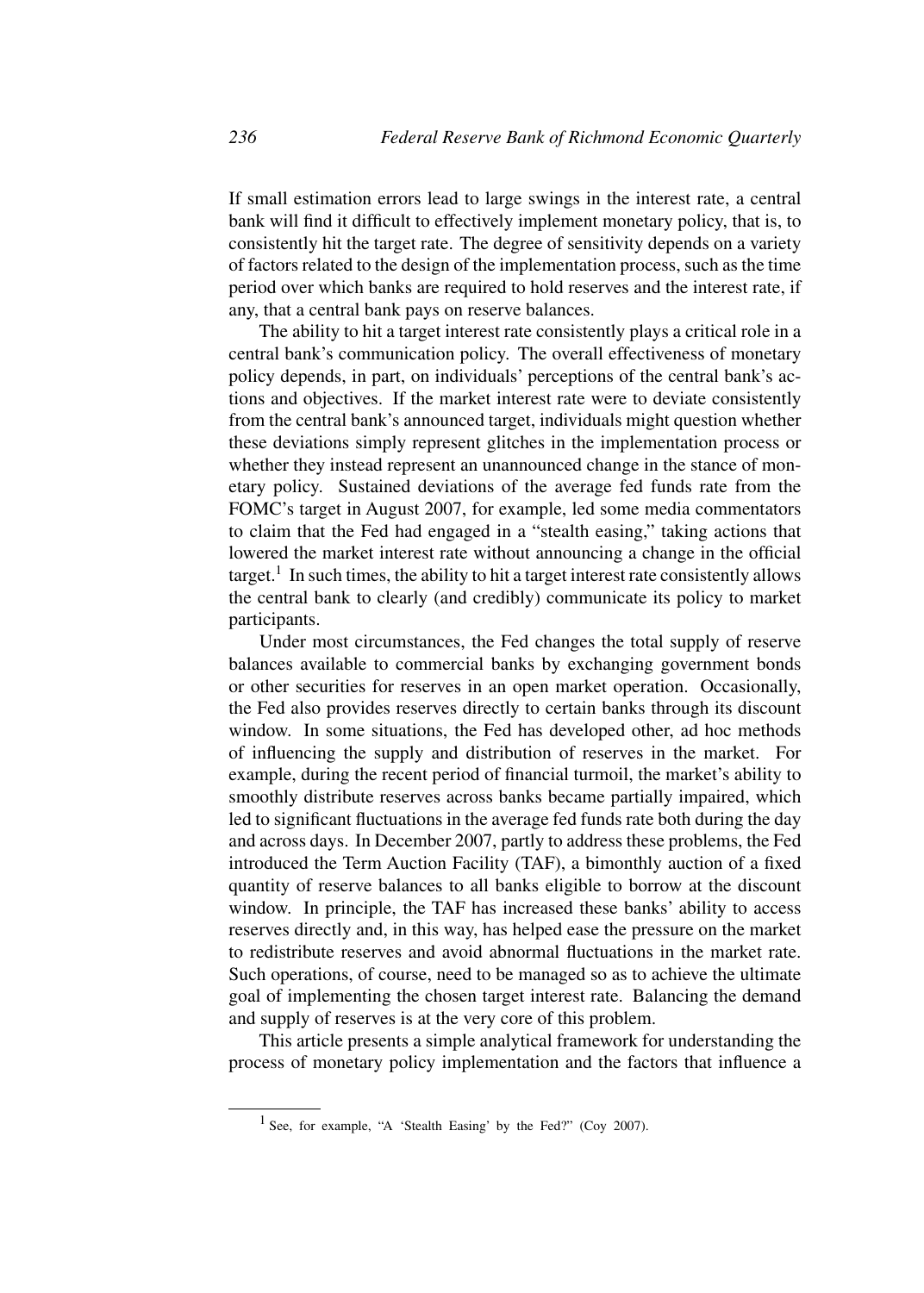If small estimation errors lead to large swings in the interest rate, a central bank will find it difficult to effectively implement monetary policy, that is, to consistently hit the target rate. The degree of sensitivity depends on a variety of factors related to the design of the implementation process, such as the time period over which banks are required to hold reserves and the interest rate, if any, that a central bank pays on reserve balances.

The ability to hit a target interest rate consistently plays a critical role in a central bank's communication policy. The overall effectiveness of monetary policy depends, in part, on individuals' perceptions of the central bank's actions and objectives. If the market interest rate were to deviate consistently from the central bank's announced target, individuals might question whether these deviations simply represent glitches in the implementation process or whether they instead represent an unannounced change in the stance of monetary policy. Sustained deviations of the average fed funds rate from the FOMC's target in August 2007, for example, led some media commentators to claim that the Fed had engaged in a "stealth easing," taking actions that lowered the market interest rate without announcing a change in the official target.[1] In such times, the ability to hit a target interest rate consistently allows the central bank to clearly (and credibly) communicate its policy to market participants.

Under most circumstances, the Fed changes the total supply of reserve balances available to commercial banks by exchanging government bonds or other securities for reserves in an open market operation. Occasionally, the Fed also provides reserves directly to certain banks through its discount window. In some situations, the Fed has developed other, ad hoc methods of influencing the supply and distribution of reserves in the market. For example, during the recent period of financial turmoil, the market's ability to smoothly distribute reserves across banks became partially impaired, which led to significant fluctuations in the average fed funds rate both during the day and across days. In December 2007, partly to address these problems, the Fed introduced the Term Auction Facility (TAF), a bimonthly auction of a fixed quantity of reserve balances to all banks eligible to borrow at the discount window. In principle, the TAF has increased these banks' ability to access reserves directly and, in this way, has helped ease the pressure on the market to redistribute reserves and avoid abnormal fluctuations in the market rate. Such operations, of course, need to be managed so as to achieve the ultimate goal of implementing the chosen target interest rate. Balancing the demand and supply of reserves is at the very core of this problem.

This article presents a simple analytical framework for understanding the process of monetary policy implementation and the factors that influence a

[1] See, for example, "A 'Stealth Easing' by the Fed?" (Coy 2007).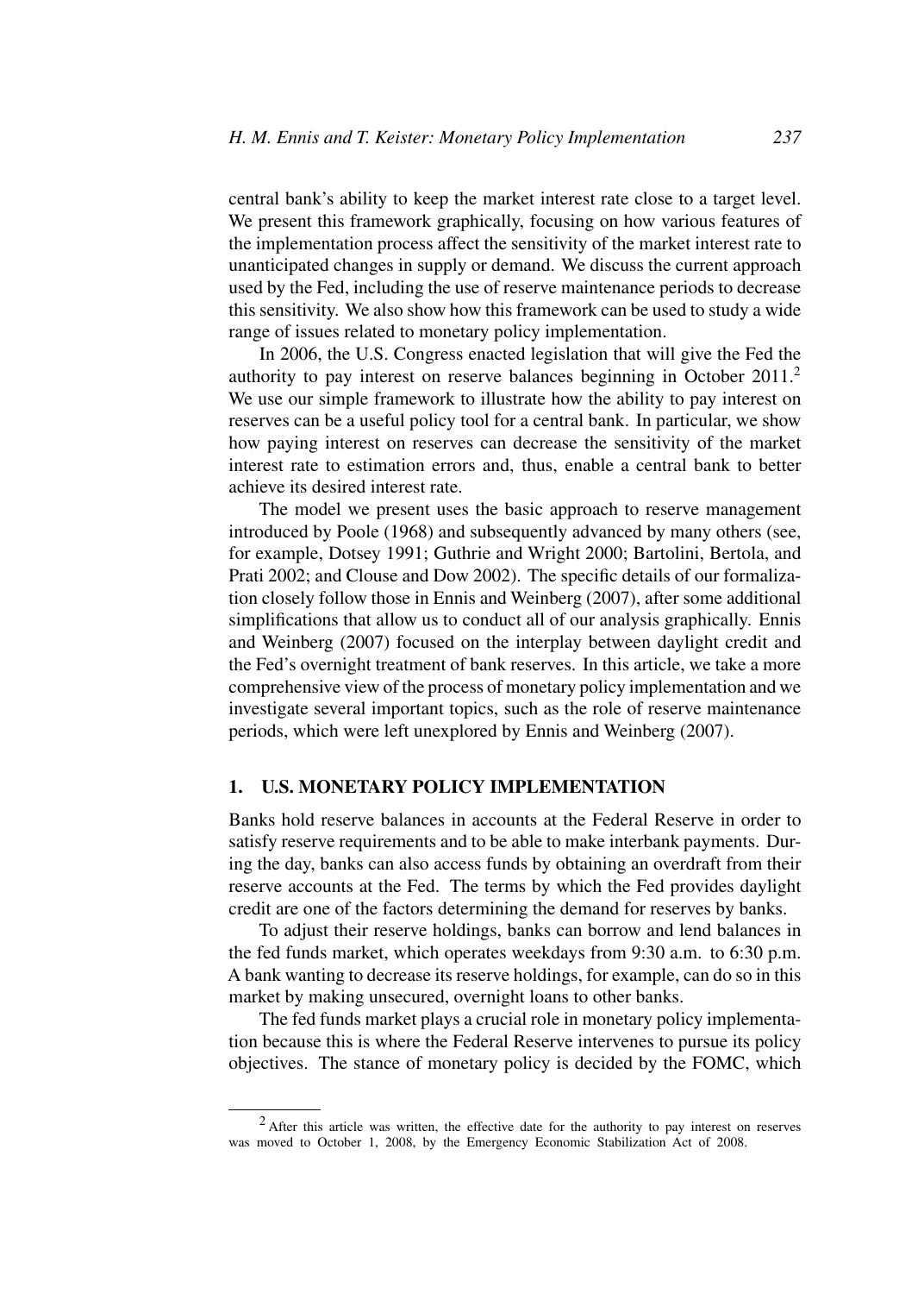central bank's ability to keep the market interest rate close to a target level. We present this framework graphically, focusing on how various features of the implementation process affect the sensitivity of the market interest rate to unanticipated changes in supply or demand. We discuss the current approach used by the Fed, including the use of reserve maintenance periods to decrease this sensitivity. We also show how this framework can be used to study a wide range of issues related to monetary policy implementation.

In 2006, the U.S. Congress enacted legislation that will give the Fed the authority to pay interest on reserve balances beginning in October 2011.[2] We use our simple framework to illustrate how the ability to pay interest on reserves can be a useful policy tool for a central bank. In particular, we show how paying interest on reserves can decrease the sensitivity of the market interest rate to estimation errors and, thus, enable a central bank to better achieve its desired interest rate.

The model we present uses the basic approach to reserve management introduced by Poole (1968) and subsequently advanced by many others (see, for example, Dotsey 1991; Guthrie and Wright 2000; Bartolini, Bertola, and Prati 2002; and Clouse and Dow 2002). The specific details of our formalization closely follow those in Ennis and Weinberg (2007), after some additional simplifications that allow us to conduct all of our analysis graphically. Ennis and Weinberg (2007) focused on the interplay between daylight credit and the Fed's overnight treatment of bank reserves. In this article, we take a more comprehensive view of the process of monetary policy implementation and we investigate several important topics, such as the role of reserve maintenance periods, which were left unexplored by Ennis and Weinberg (2007).

## 1. U.S. MONETARY POLICY IMPLEMENTATION

Banks hold reserve balances in accounts at the Federal Reserve in order to satisfy reserve requirements and to be able to make interbank payments. During the day, banks can also access funds by obtaining an overdraft from their reserve accounts at the Fed. The terms by which the Fed provides daylight credit are one of the factors determining the demand for reserves by banks.

To adjust their reserve holdings, banks can borrow and lend balances in the fed funds market, which operates weekdays from 9:30 a.m. to 6:30 p.m. A bank wanting to decrease its reserve holdings, for example, can do so in this market by making unsecured, overnight loans to other banks.

The fed funds market plays a crucial role in monetary policy implementation because this is where the Federal Reserve intervenes to pursue its policy objectives. The stance of monetary policy is decided by the FOMC, which

[2] After this article was written, the effective date for the authority to pay interest on reserves was moved to October 1, 2008, by the Emergency Economic Stabilization Act of 2008.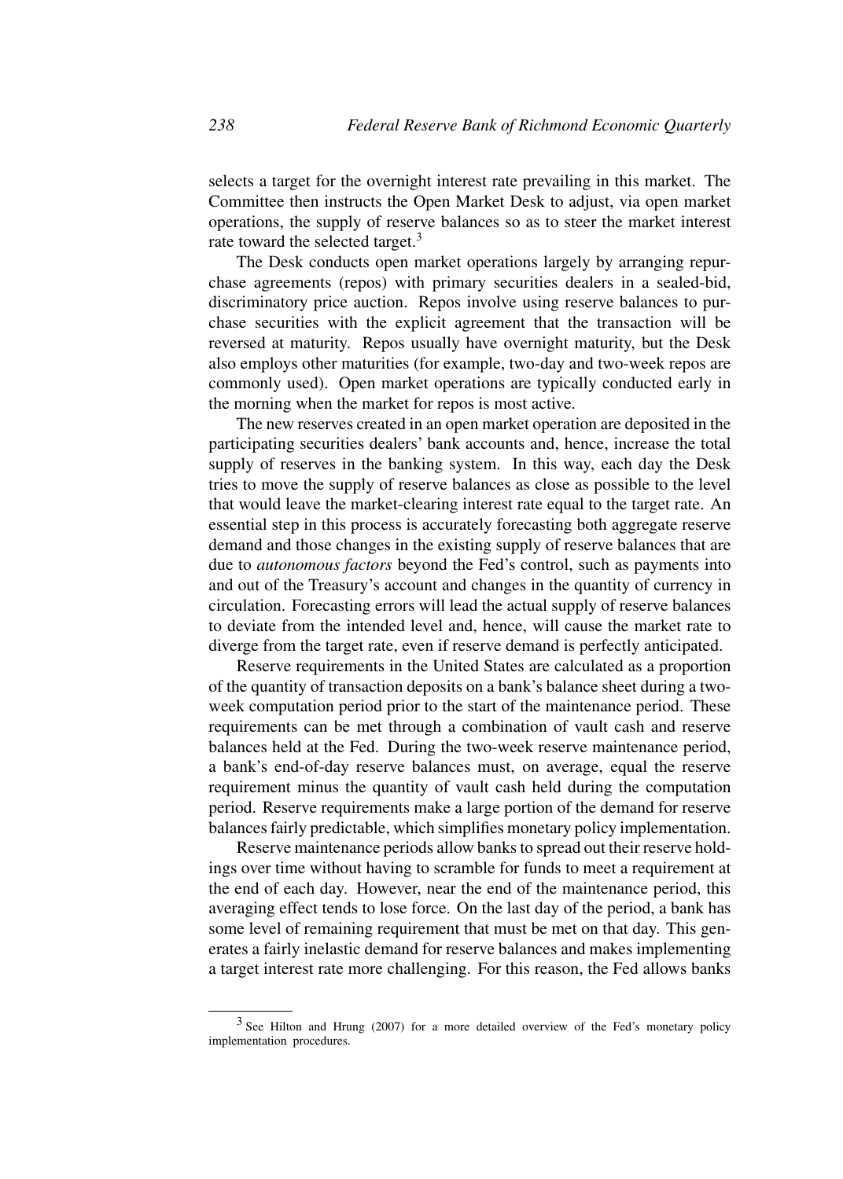selects a target for the overnight interest rate prevailing in this market. The Committee then instructs the Open Market Desk to adjust, via open market operations, the supply of reserve balances so as to steer the market interest rate toward the selected target.[3]

The Desk conducts open market operations largely by arranging repurchase agreements (repos) with primary securities dealers in a sealed-bid, discriminatory price auction. Repos involve using reserve balances to purchase securities with the explicit agreement that the transaction will be reversed at maturity. Repos usually have overnight maturity, but the Desk also employs other maturities (for example, two-day and two-week repos are commonly used). Open market operations are typically conducted early in the morning when the market for repos is most active.

The new reserves created in an open market operation are deposited in the participating securities dealers' bank accounts and, hence, increase the total supply of reserves in the banking system. In this way, each day the Desk tries to move the supply of reserve balances as close as possible to the level that would leave the market-clearing interest rate equal to the target rate. An essential step in this process is accurately forecasting both aggregate reserve demand and those changes in the existing supply of reserve balances that are due to *autonomous factors* beyond the Fed's control, such as payments into and out of the Treasury's account and changes in the quantity of currency in circulation. Forecasting errors will lead the actual supply of reserve balances to deviate from the intended level and, hence, will cause the market rate to diverge from the target rate, even if reserve demand is perfectly anticipated.

Reserve requirements in the United States are calculated as a proportion of the quantity of transaction deposits on a bank's balance sheet during a two-week computation period prior to the start of the maintenance period. These requirements can be met through a combination of vault cash and reserve balances held at the Fed. During the two-week reserve maintenance period, a bank's end-of-day reserve balances must, on average, equal the reserve requirement minus the quantity of vault cash held during the computation period. Reserve requirements make a large portion of the demand for reserve balances fairly predictable, which simplifies monetary policy implementation.

Reserve maintenance periods allow banks to spread out their reserve holdings over time without having to scramble for funds to meet a requirement at the end of each day. However, near the end of the maintenance period, this averaging effect tends to lose force. On the last day of the period, a bank has some level of remaining requirement that must be met on that day. This generates a fairly inelastic demand for reserve balances and makes implementing a target interest rate more challenging. For this reason, the Fed allows banks

[3] See Hilton and Hrung (2007) for a more detailed overview of the Fed's monetary policy implementation procedures.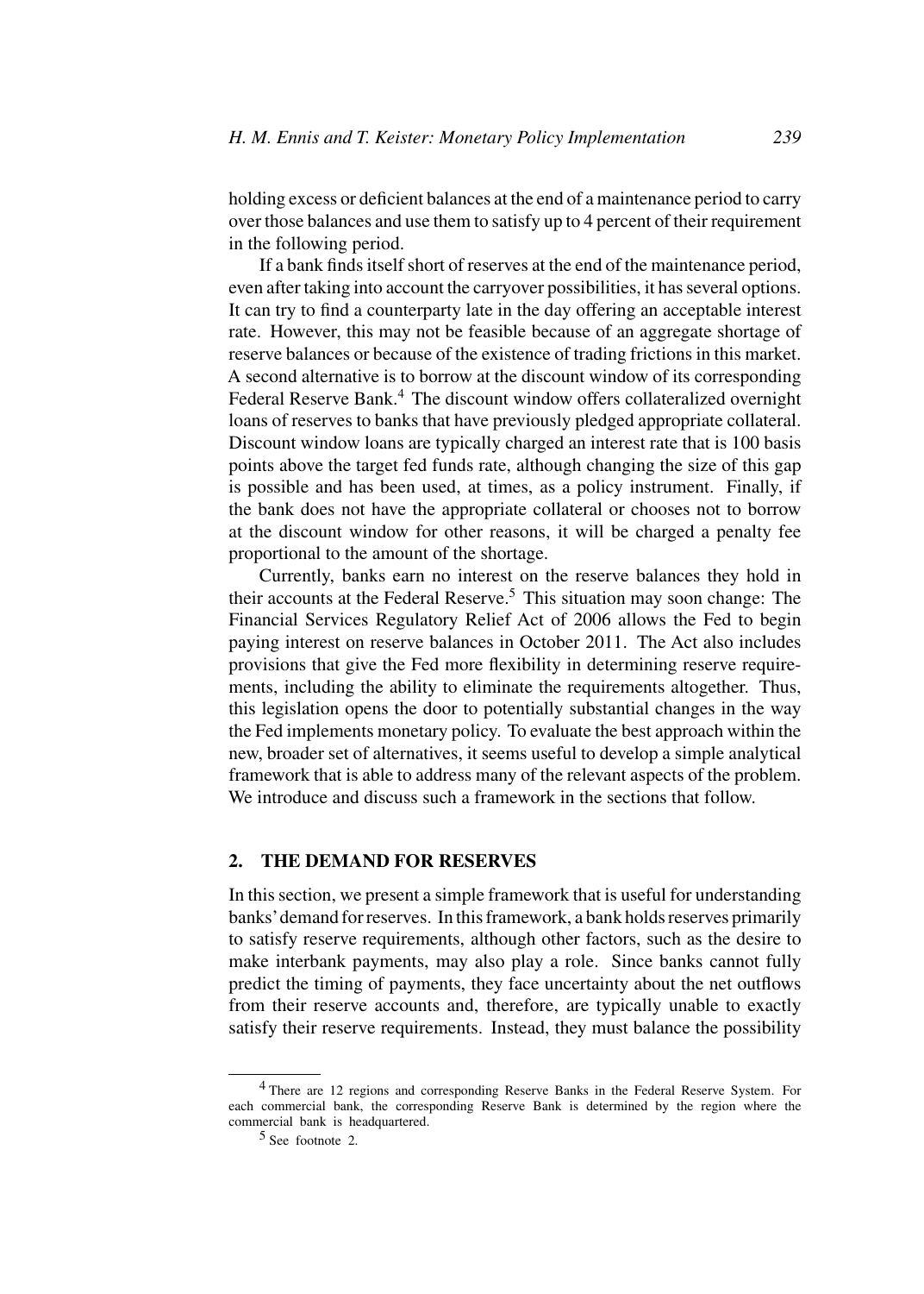holding excess or deficient balances at the end of a maintenance period to carry over those balances and use them to satisfy up to 4 percent of their requirement in the following period.

If a bank finds itself short of reserves at the end of the maintenance period, even after taking into account the carryover possibilities, it has several options. It can try to find a counterparty late in the day offering an acceptable interest rate. However, this may not be feasible because of an aggregate shortage of reserve balances or because of the existence of trading frictions in this market. A second alternative is to borrow at the discount window of its corresponding Federal Reserve Bank.[4] The discount window offers collateralized overnight loans of reserves to banks that have previously pledged appropriate collateral. Discount window loans are typically charged an interest rate that is 100 basis points above the target fed funds rate, although changing the size of this gap is possible and has been used, at times, as a policy instrument. Finally, if the bank does not have the appropriate collateral or chooses not to borrow at the discount window for other reasons, it will be charged a penalty fee proportional to the amount of the shortage.

Currently, banks earn no interest on the reserve balances they hold in their accounts at the Federal Reserve.[5] This situation may soon change: The Financial Services Regulatory Relief Act of 2006 allows the Fed to begin paying interest on reserve balances in October 2011. The Act also includes provisions that give the Fed more flexibility in determining reserve requirements, including the ability to eliminate the requirements altogether. Thus, this legislation opens the door to potentially substantial changes in the way the Fed implements monetary policy. To evaluate the best approach within the new, broader set of alternatives, it seems useful to develop a simple analytical framework that is able to address many of the relevant aspects of the problem. We introduce and discuss such a framework in the sections that follow.

## 2. THE DEMAND FOR RESERVES

In this section, we present a simple framework that is useful for understanding banks' demand for reserves. In this framework, a bank holds reserves primarily to satisfy reserve requirements, although other factors, such as the desire to make interbank payments, may also play a role. Since banks cannot fully predict the timing of payments, they face uncertainty about the net outflows from their reserve accounts and, therefore, are typically unable to exactly satisfy their reserve requirements. Instead, they must balance the possibility

---

[4] There are 12 regions and corresponding Reserve Banks in the Federal Reserve System. For each commercial bank, the corresponding Reserve Bank is determined by the region where the commercial bank is headquartered.

[5] See footnote 2.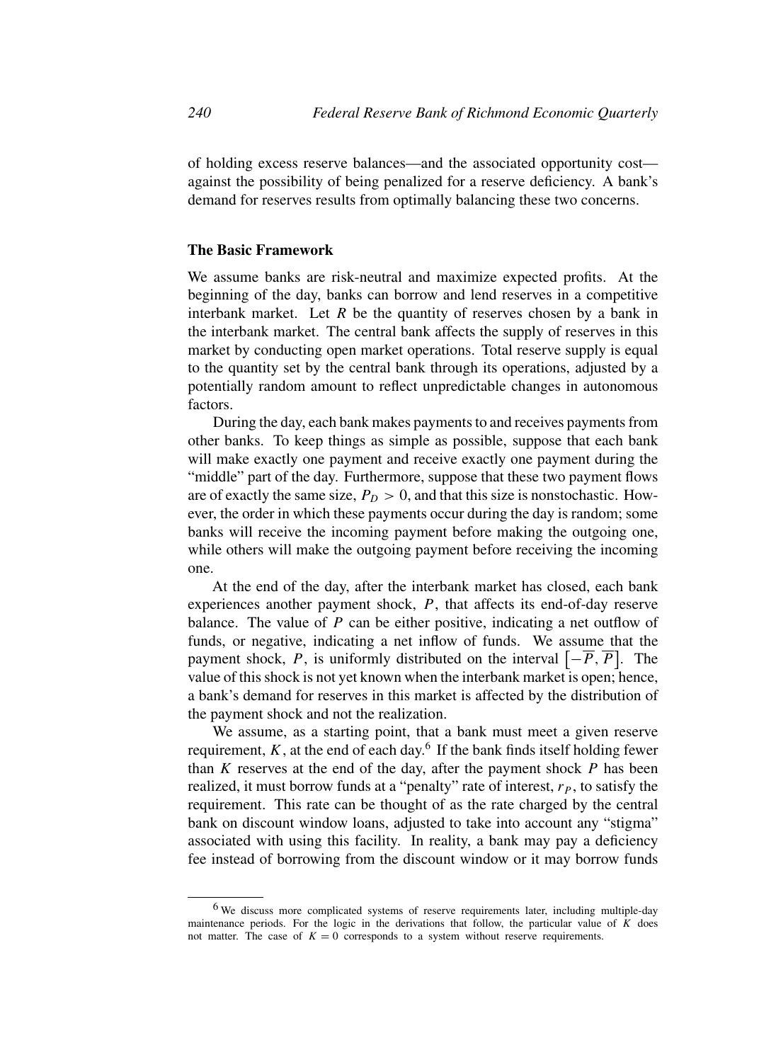of holding excess reserve balances—and the associated opportunity cost—against the possibility of being penalized for a reserve deficiency. A bank's demand for reserves results from optimally balancing these two concerns.

### The Basic Framework

We assume banks are risk-neutral and maximize expected profits. At the beginning of the day, banks can borrow and lend reserves in a competitive interbank market. Let $R$ be the quantity of reserves chosen by a bank in the interbank market. The central bank affects the supply of reserves in this market by conducting open market operations. Total reserve supply is equal to the quantity set by the central bank through its operations, adjusted by a potentially random amount to reflect unpredictable changes in autonomous factors.

During the day, each bank makes payments to and receives payments from other banks. To keep things as simple as possible, suppose that each bank will make exactly one payment and receive exactly one payment during the "middle" part of the day. Furthermore, suppose that these two payment flows are of exactly the same size, $P_D > 0$, and that this size is nonstochastic. However, the order in which these payments occur during the day is random; some banks will receive the incoming payment before making the outgoing one, while others will make the outgoing payment before receiving the incoming one.

At the end of the day, after the interbank market has closed, each bank experiences another payment shock, $P$, that affects its end-of-day reserve balance. The value of $P$ can be either positive, indicating a net outflow of funds, or negative, indicating a net inflow of funds. We assume that the payment shock, $P$, is uniformly distributed on the interval $\left[-\overline{P}, \overline{P}\right]$. The value of this shock is not yet known when the interbank market is open; hence, a bank's demand for reserves in this market is affected by the distribution of the payment shock and not the realization.

We assume, as a starting point, that a bank must meet a given reserve requirement, $K$, at the end of each day.[6] If the bank finds itself holding fewer than $K$ reserves at the end of the day, after the payment shock $P$ has been realized, it must borrow funds at a "penalty" rate of interest, $r_P$, to satisfy the requirement. This rate can be thought of as the rate charged by the central bank on discount window loans, adjusted to take into account any "stigma" associated with using this facility. In reality, a bank may pay a deficiency fee instead of borrowing from the discount window or it may borrow funds

---

[6] We discuss more complicated systems of reserve requirements later, including multiple-day maintenance periods. For the logic in the derivations that follow, the particular value of $K$ does not matter. The case of $K = 0$ corresponds to a system without reserve requirements.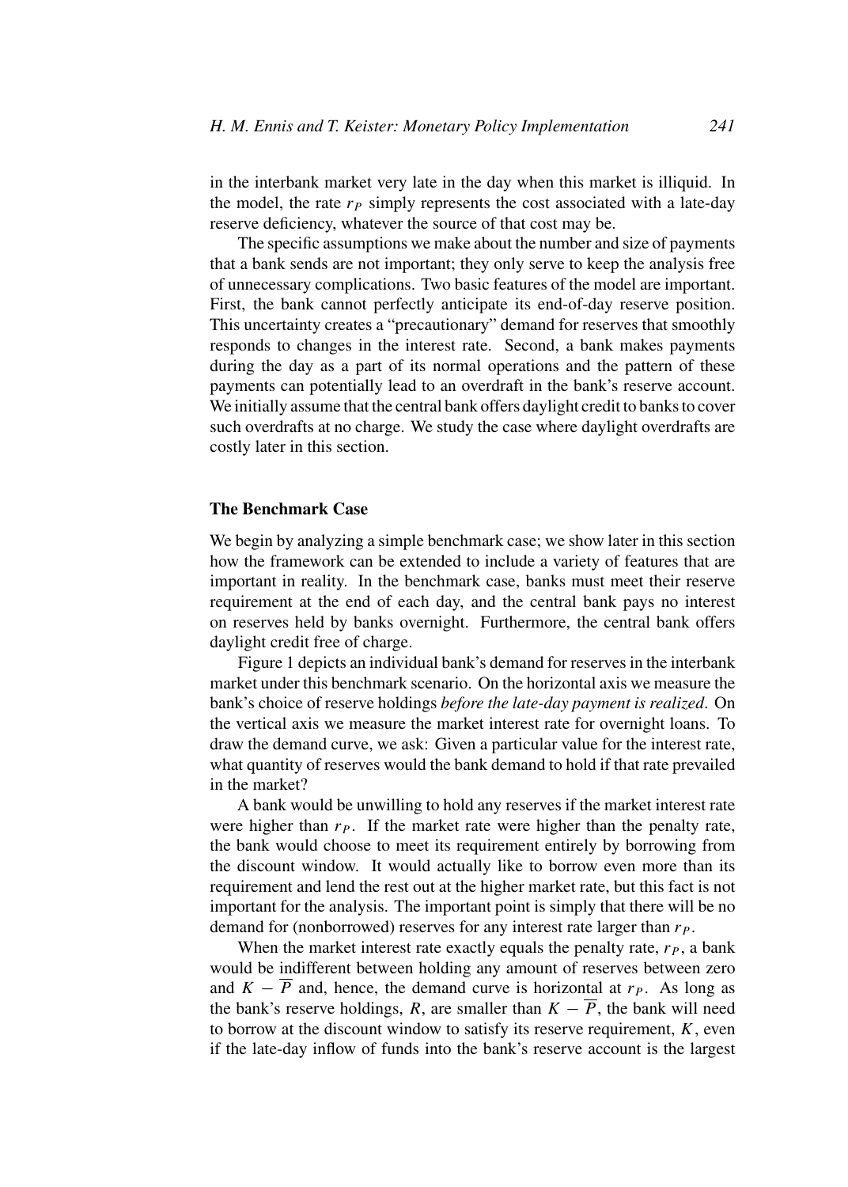in the interbank market very late in the day when this market is illiquid. In the model, the rate $r_P$ simply represents the cost associated with a late-day reserve deficiency, whatever the source of that cost may be.

The specific assumptions we make about the number and size of payments that a bank sends are not important; they only serve to keep the analysis free of unnecessary complications. Two basic features of the model are important. First, the bank cannot perfectly anticipate its end-of-day reserve position. This uncertainty creates a "precautionary" demand for reserves that smoothly responds to changes in the interest rate. Second, a bank makes payments during the day as a part of its normal operations and the pattern of these payments can potentially lead to an overdraft in the bank's reserve account. We initially assume that the central bank offers daylight credit to banks to cover such overdrafts at no charge. We study the case where daylight overdrafts are costly later in this section.

### The Benchmark Case

We begin by analyzing a simple benchmark case; we show later in this section how the framework can be extended to include a variety of features that are important in reality. In the benchmark case, banks must meet their reserve requirement at the end of each day, and the central bank pays no interest on reserves held by banks overnight. Furthermore, the central bank offers daylight credit free of charge.

Figure 1 depicts an individual bank's demand for reserves in the interbank market under this benchmark scenario. On the horizontal axis we measure the bank's choice of reserve holdings *before the late-day payment is realized*. On the vertical axis we measure the market interest rate for overnight loans. To draw the demand curve, we ask: Given a particular value for the interest rate, what quantity of reserves would the bank demand to hold if that rate prevailed in the market?

A bank would be unwilling to hold any reserves if the market interest rate were higher than $r_P$. If the market rate were higher than the penalty rate, the bank would choose to meet its requirement entirely by borrowing from the discount window. It would actually like to borrow even more than its requirement and lend the rest out at the higher market rate, but this fact is not important for the analysis. The important point is simply that there will be no demand for (nonborrowed) reserves for any interest rate larger than $r_P$.

When the market interest rate exactly equals the penalty rate, $r_P$, a bank would be indifferent between holding any amount of reserves between zero and $K - \overline{P}$ and, hence, the demand curve is horizontal at $r_P$. As long as the bank's reserve holdings, $R$, are smaller than $K - \overline{P}$, the bank will need to borrow at the discount window to satisfy its reserve requirement, $K$, even if the late-day inflow of funds into the bank's reserve account is the largest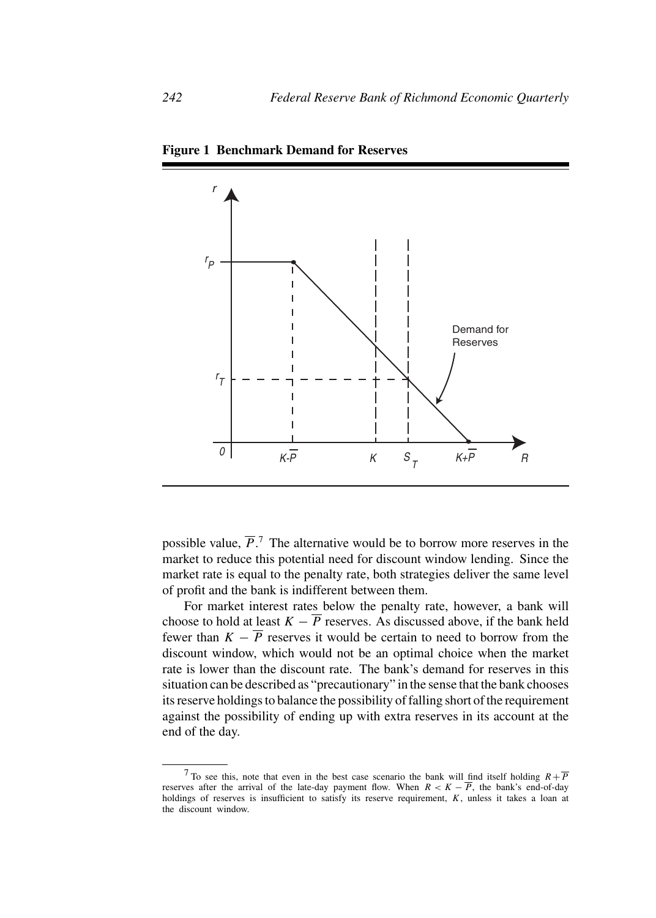**Figure 1 Benchmark Demand for Reserves**

possible value, $\overline{P}$.[7] The alternative would be to borrow more reserves in the market to reduce this potential need for discount window lending. Since the market rate is equal to the penalty rate, both strategies deliver the same level of profit and the bank is indifferent between them.

For market interest rates below the penalty rate, however, a bank will choose to hold at least $K - \overline{P}$ reserves. As discussed above, if the bank held fewer than $K - \overline{P}$ reserves it would be certain to need to borrow from the discount window, which would not be an optimal choice when the market rate is lower than the discount rate. The bank's demand for reserves in this situation can be described as "precautionary" in the sense that the bank chooses its reserve holdings to balance the possibility of falling short of the requirement against the possibility of ending up with extra reserves in its account at the end of the day.

---

[7] To see this, note that even in the best case scenario the bank will find itself holding $R + \overline{P}$ reserves after the arrival of the late-day payment flow. When $R < K - \overline{P}$, the bank's end-of-day holdings of reserves is insufficient to satisfy its reserve requirement, $K$, unless it takes a loan at the discount window.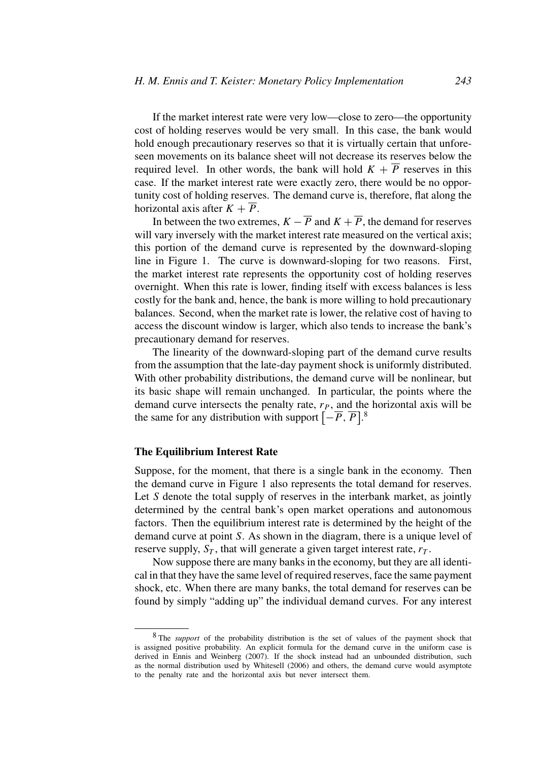If the market interest rate were very low—close to zero—the opportunity cost of holding reserves would be very small. In this case, the bank would hold enough precautionary reserves so that it is virtually certain that unforeseen movements on its balance sheet will not decrease its reserves below the required level. In other words, the bank will hold $K + \overline{P}$ reserves in this case. If the market interest rate were exactly zero, there would be no opportunity cost of holding reserves. The demand curve is, therefore, flat along the horizontal axis after $K + \overline{P}$.

In between the two extremes, $K - \overline{P}$ and $K + \overline{P}$, the demand for reserves will vary inversely with the market interest rate measured on the vertical axis; this portion of the demand curve is represented by the downward-sloping line in Figure 1. The curve is downward-sloping for two reasons. First, the market interest rate represents the opportunity cost of holding reserves overnight. When this rate is lower, finding itself with excess balances is less costly for the bank and, hence, the bank is more willing to hold precautionary balances. Second, when the market rate is lower, the relative cost of having to access the discount window is larger, which also tends to increase the bank's precautionary demand for reserves.

The linearity of the downward-sloping part of the demand curve results from the assumption that the late-day payment shock is uniformly distributed. With other probability distributions, the demand curve will be nonlinear, but its basic shape will remain unchanged. In particular, the points where the demand curve intersects the penalty rate, $r_P$, and the horizontal axis will be the same for any distribution with support $\left[-\overline{P}, \overline{P}\right]$.[8]

### The Equilibrium Interest Rate

Suppose, for the moment, that there is a single bank in the economy. Then the demand curve in Figure 1 also represents the total demand for reserves. Let $S$ denote the total supply of reserves in the interbank market, as jointly determined by the central bank's open market operations and autonomous factors. Then the equilibrium interest rate is determined by the height of the demand curve at point $S$. As shown in the diagram, there is a unique level of reserve supply, $S_T$, that will generate a given target interest rate, $r_T$.

Now suppose there are many banks in the economy, but they are all identical in that they have the same level of required reserves, face the same payment shock, etc. When there are many banks, the total demand for reserves can be found by simply "adding up" the individual demand curves. For any interest

---

[8] The *support* of the probability distribution is the set of values of the payment shock that is assigned positive probability. An explicit formula for the demand curve in the uniform case is derived in Ennis and Weinberg (2007). If the shock instead had an unbounded distribution, such as the normal distribution used by Whitesell (2006) and others, the demand curve would asymptote to the penalty rate and the horizontal axis but never intersect them.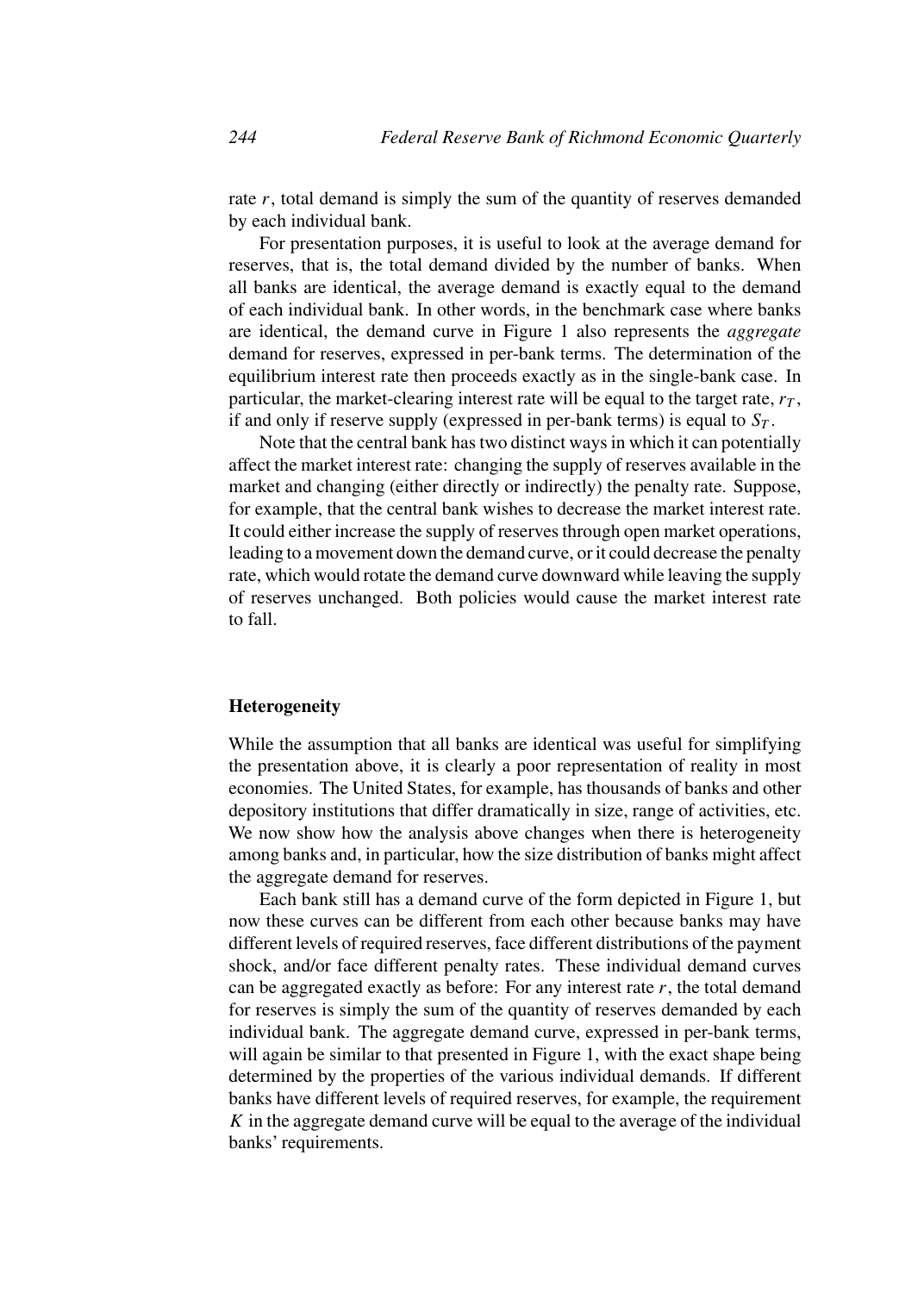rate $r$, total demand is simply the sum of the quantity of reserves demanded by each individual bank.

For presentation purposes, it is useful to look at the average demand for reserves, that is, the total demand divided by the number of banks. When all banks are identical, the average demand is exactly equal to the demand of each individual bank. In other words, in the benchmark case where banks are identical, the demand curve in Figure 1 also represents the *aggregate* demand for reserves, expressed in per-bank terms. The determination of the equilibrium interest rate then proceeds exactly as in the single-bank case. In particular, the market-clearing interest rate will be equal to the target rate, $r_T$, if and only if reserve supply (expressed in per-bank terms) is equal to $S_T$.

Note that the central bank has two distinct ways in which it can potentially affect the market interest rate: changing the supply of reserves available in the market and changing (either directly or indirectly) the penalty rate. Suppose, for example, that the central bank wishes to decrease the market interest rate. It could either increase the supply of reserves through open market operations, leading to a movement down the demand curve, or it could decrease the penalty rate, which would rotate the demand curve downward while leaving the supply of reserves unchanged. Both policies would cause the market interest rate to fall.

### Heterogeneity

While the assumption that all banks are identical was useful for simplifying the presentation above, it is clearly a poor representation of reality in most economies. The United States, for example, has thousands of banks and other depository institutions that differ dramatically in size, range of activities, etc. We now show how the analysis above changes when there is heterogeneity among banks and, in particular, how the size distribution of banks might affect the aggregate demand for reserves.

Each bank still has a demand curve of the form depicted in Figure 1, but now these curves can be different from each other because banks may have different levels of required reserves, face different distributions of the payment shock, and/or face different penalty rates. These individual demand curves can be aggregated exactly as before: For any interest rate $r$, the total demand for reserves is simply the sum of the quantity of reserves demanded by each individual bank. The aggregate demand curve, expressed in per-bank terms, will again be similar to that presented in Figure 1, with the exact shape being determined by the properties of the various individual demands. If different banks have different levels of required reserves, for example, the requirement $K$ in the aggregate demand curve will be equal to the average of the individual banks' requirements.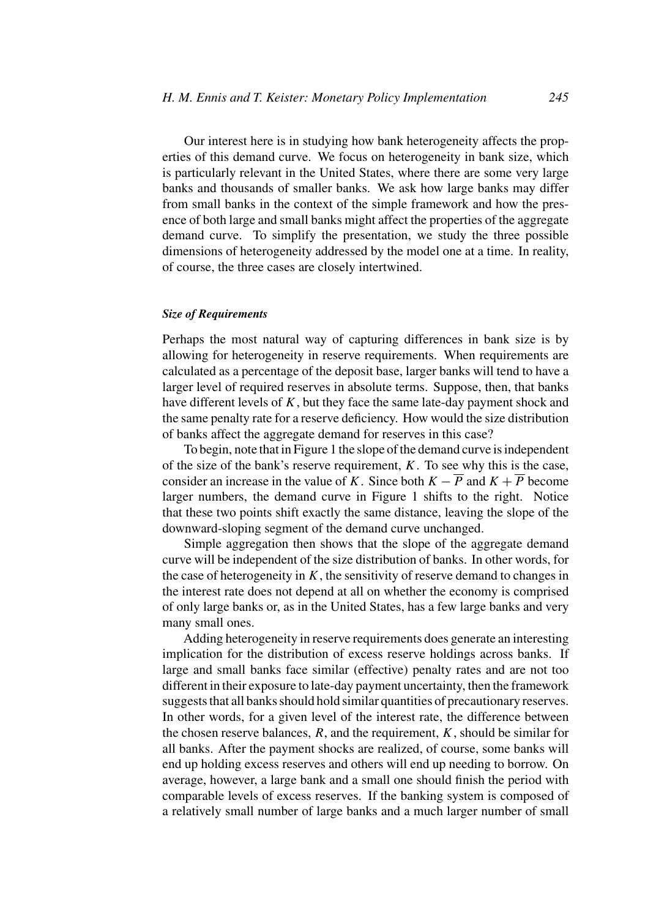Our interest here is in studying how bank heterogeneity affects the properties of this demand curve. We focus on heterogeneity in bank size, which is particularly relevant in the United States, where there are some very large banks and thousands of smaller banks. We ask how large banks may differ from small banks in the context of the simple framework and how the presence of both large and small banks might affect the properties of the aggregate demand curve. To simplify the presentation, we study the three possible dimensions of heterogeneity addressed by the model one at a time. In reality, of course, the three cases are closely intertwined.

#### *Size of Requirements*

Perhaps the most natural way of capturing differences in bank size is by allowing for heterogeneity in reserve requirements. When requirements are calculated as a percentage of the deposit base, larger banks will tend to have a larger level of required reserves in absolute terms. Suppose, then, that banks have different levels of $K$, but they face the same late-day payment shock and the same penalty rate for a reserve deficiency. How would the size distribution of banks affect the aggregate demand for reserves in this case?

To begin, note that in Figure 1 the slope of the demand curve is independent of the size of the bank's reserve requirement, $K$. To see why this is the case, consider an increase in the value of $K$. Since both $K - \overline{P}$ and $K + \overline{P}$ become larger numbers, the demand curve in Figure 1 shifts to the right. Notice that these two points shift exactly the same distance, leaving the slope of the downward-sloping segment of the demand curve unchanged.

Simple aggregation then shows that the slope of the aggregate demand curve will be independent of the size distribution of banks. In other words, for the case of heterogeneity in $K$, the sensitivity of reserve demand to changes in the interest rate does not depend at all on whether the economy is comprised of only large banks or, as in the United States, has a few large banks and very many small ones.

Adding heterogeneity in reserve requirements does generate an interesting implication for the distribution of excess reserve holdings across banks. If large and small banks face similar (effective) penalty rates and are not too different in their exposure to late-day payment uncertainty, then the framework suggests that all banks should hold similar quantities of precautionary reserves. In other words, for a given level of the interest rate, the difference between the chosen reserve balances, $R$, and the requirement, $K$, should be similar for all banks. After the payment shocks are realized, of course, some banks will end up holding excess reserves and others will end up needing to borrow. On average, however, a large bank and a small one should finish the period with comparable levels of excess reserves. If the banking system is composed of a relatively small number of large banks and a much larger number of small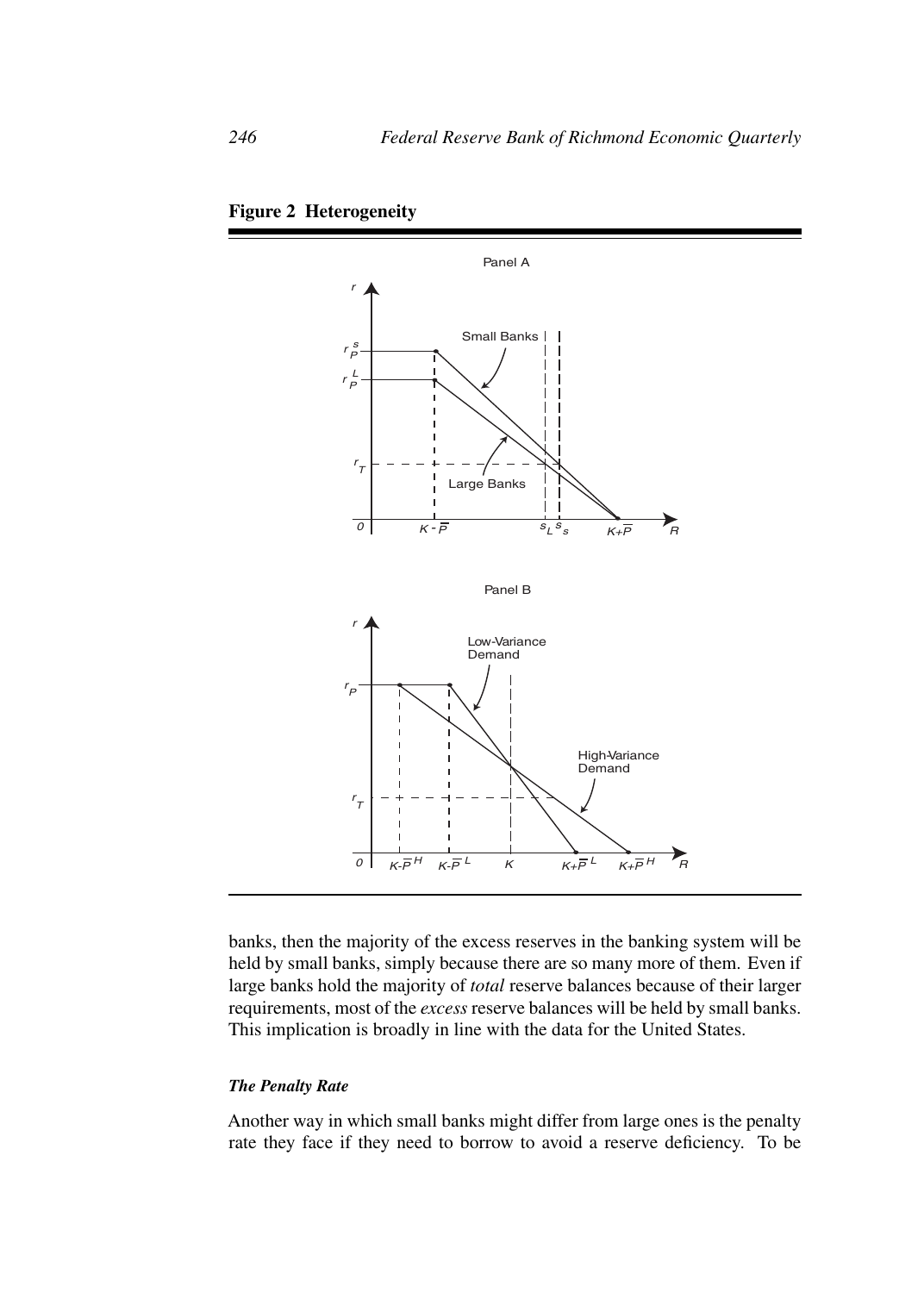**Figure 2 Heterogeneity**

banks, then the majority of the excess reserves in the banking system will be held by small banks, simply because there are so many more of them. Even if large banks hold the majority of *total* reserve balances because of their larger requirements, most of the *excess* reserve balances will be held by small banks. This implication is broadly in line with the data for the United States.

### *The Penalty Rate*

Another way in which small banks might differ from large ones is the penalty rate they face if they need to borrow to avoid a reserve deficiency. To be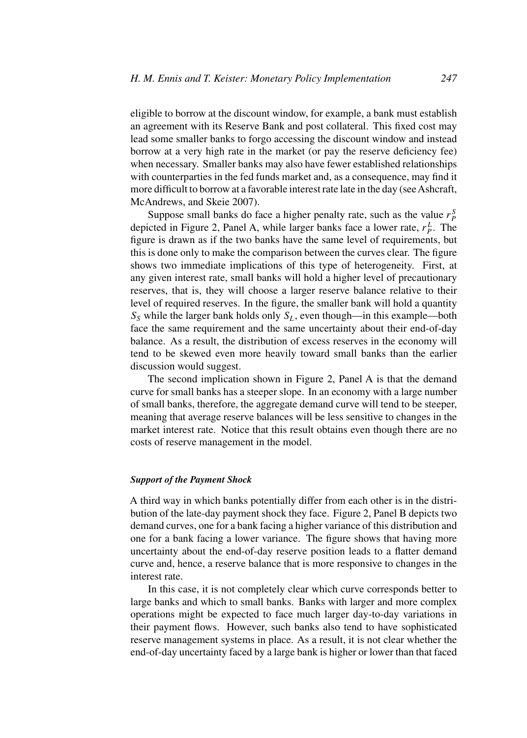eligible to borrow at the discount window, for example, a bank must establish an agreement with its Reserve Bank and post collateral. This fixed cost may lead some smaller banks to forgo accessing the discount window and instead borrow at a very high rate in the market (or pay the reserve deficiency fee) when necessary. Smaller banks may also have fewer established relationships with counterparties in the fed funds market and, as a consequence, may find it more difficult to borrow at a favorable interest rate late in the day (see Ashcraft, McAndrews, and Skeie 2007).

Suppose small banks do face a higher penalty rate, such as the value $r_P^S$ depicted in Figure 2, Panel A, while larger banks face a lower rate, $r_P^L$. The figure is drawn as if the two banks have the same level of requirements, but this is done only to make the comparison between the curves clear. The figure shows two immediate implications of this type of heterogeneity. First, at any given interest rate, small banks will hold a higher level of precautionary reserves, that is, they will choose a larger reserve balance relative to their level of required reserves. In the figure, the smaller bank will hold a quantity $S_S$ while the larger bank holds only $S_L$, even though—in this example—both face the same requirement and the same uncertainty about their end-of-day balance. As a result, the distribution of excess reserves in the economy will tend to be skewed even more heavily toward small banks than the earlier discussion would suggest.

The second implication shown in Figure 2, Panel A is that the demand curve for small banks has a steeper slope. In an economy with a large number of small banks, therefore, the aggregate demand curve will tend to be steeper, meaning that average reserve balances will be less sensitive to changes in the market interest rate. Notice that this result obtains even though there are no costs of reserve management in the model.

### *Support of the Payment Shock*

A third way in which banks potentially differ from each other is in the distribution of the late-day payment shock they face. Figure 2, Panel B depicts two demand curves, one for a bank facing a higher variance of this distribution and one for a bank facing a lower variance. The figure shows that having more uncertainty about the end-of-day reserve position leads to a flatter demand curve and, hence, a reserve balance that is more responsive to changes in the interest rate.

In this case, it is not completely clear which curve corresponds better to large banks and which to small banks. Banks with larger and more complex operations might be expected to face much larger day-to-day variations in their payment flows. However, such banks also tend to have sophisticated reserve management systems in place. As a result, it is not clear whether the end-of-day uncertainty faced by a large bank is higher or lower than that faced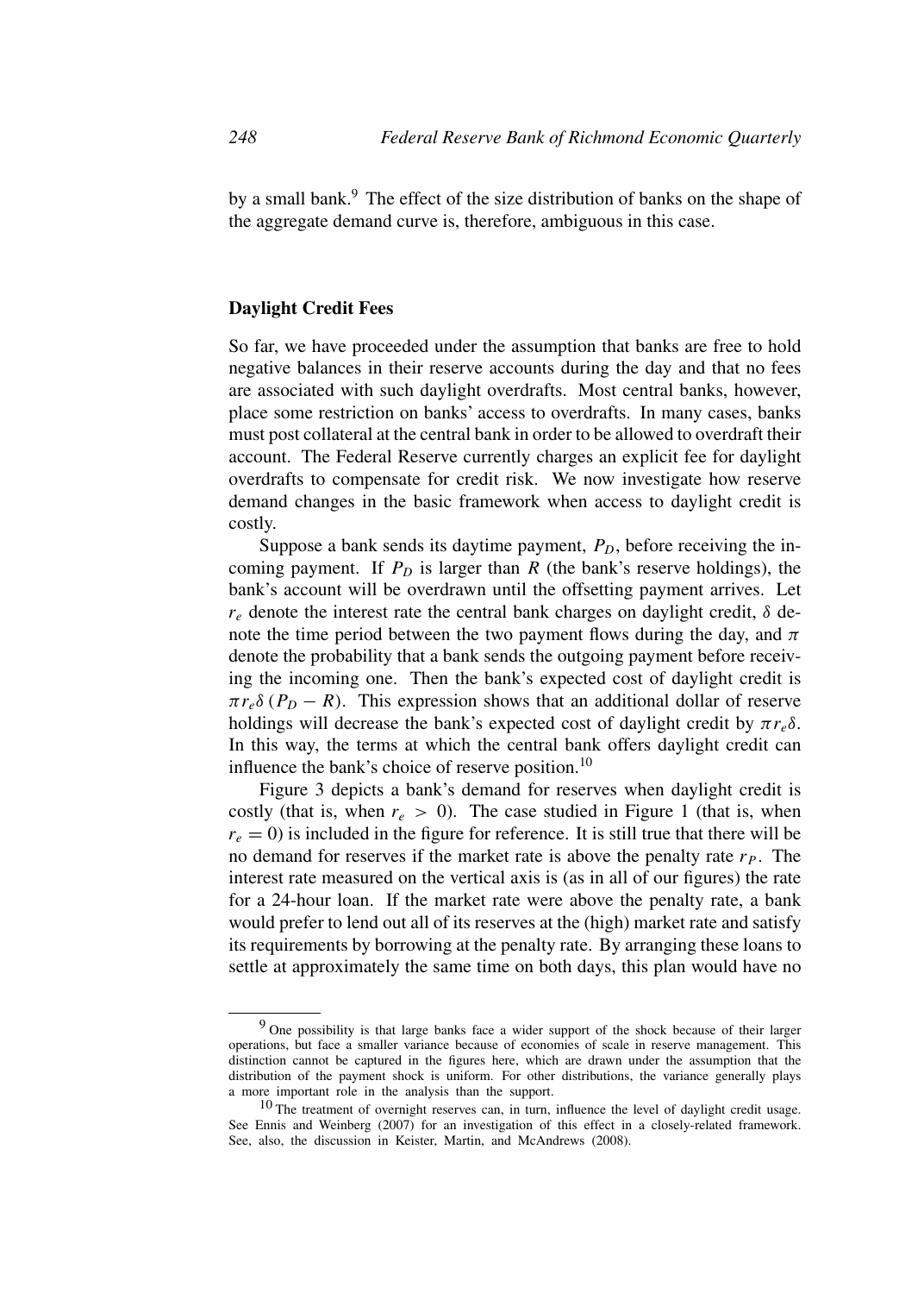by a small bank.[9] The effect of the size distribution of banks on the shape of the aggregate demand curve is, therefore, ambiguous in this case.

### Daylight Credit Fees

So far, we have proceeded under the assumption that banks are free to hold negative balances in their reserve accounts during the day and that no fees are associated with such daylight overdrafts. Most central banks, however, place some restriction on banks' access to overdrafts. In many cases, banks must post collateral at the central bank in order to be allowed to overdraft their account. The Federal Reserve currently charges an explicit fee for daylight overdrafts to compensate for credit risk. We now investigate how reserve demand changes in the basic framework when access to daylight credit is costly.

Suppose a bank sends its daytime payment, $P_D$, before receiving the incoming payment. If $P_D$ is larger than $R$ (the bank's reserve holdings), the bank's account will be overdrawn until the offsetting payment arrives. Let $r_e$ denote the interest rate the central bank charges on daylight credit, $\delta$ denote the time period between the two payment flows during the day, and $\pi$ denote the probability that a bank sends the outgoing payment before receiving the incoming one. Then the bank's expected cost of daylight credit is $\pi r_e \delta (P_D - R)$. This expression shows that an additional dollar of reserve holdings will decrease the bank's expected cost of daylight credit by $\pi r_e \delta$. In this way, the terms at which the central bank offers daylight credit can influence the bank's choice of reserve position.[10]

Figure 3 depicts a bank's demand for reserves when daylight credit is costly (that is, when $r_e > 0$). The case studied in Figure 1 (that is, when $r_e = 0$) is included in the figure for reference. It is still true that there will be no demand for reserves if the market rate is above the penalty rate $r_P$. The interest rate measured on the vertical axis is (as in all of our figures) the rate for a 24-hour loan. If the market rate were above the penalty rate, a bank would prefer to lend out all of its reserves at the (high) market rate and satisfy its requirements by borrowing at the penalty rate. By arranging these loans to settle at approximately the same time on both days, this plan would have no

---

[9] One possibility is that large banks face a wider support of the shock because of their larger operations, but face a smaller variance because of economies of scale in reserve management. This distinction cannot be captured in the figures here, which are drawn under the assumption that the distribution of the payment shock is uniform. For other distributions, the variance generally plays a more important role in the analysis than the support.

[10] The treatment of overnight reserves can, in turn, influence the level of daylight credit usage. See Ennis and Weinberg (2007) for an investigation of this effect in a closely-related framework. See, also, the discussion in Keister, Martin, and McAndrews (2008).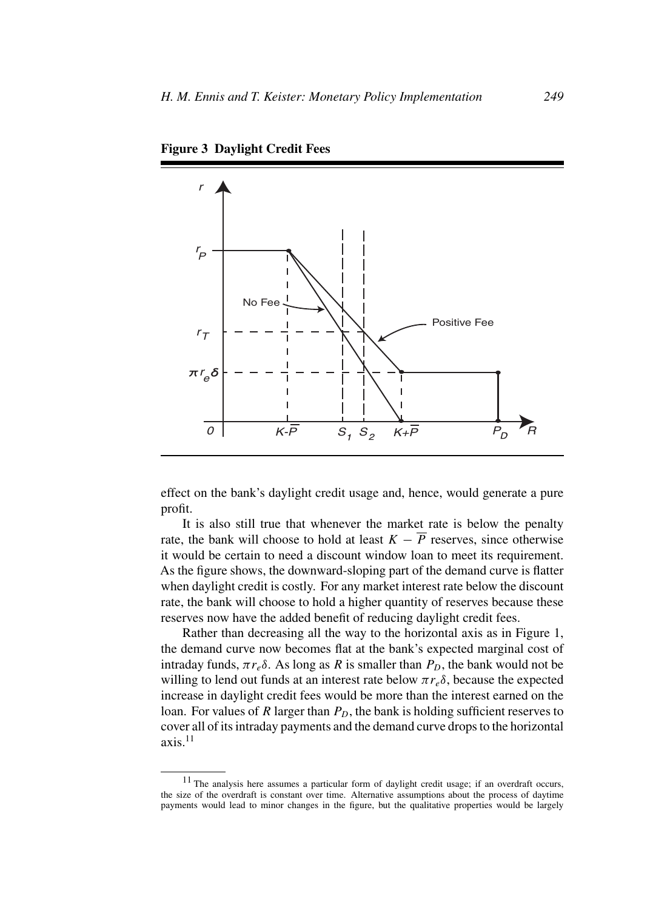**Figure 3 Daylight Credit Fees**

effect on the bank's daylight credit usage and, hence, would generate a pure profit.

It is also still true that whenever the market rate is below the penalty rate, the bank will choose to hold at least $K - \overline{P}$ reserves, since otherwise it would be certain to need a discount window loan to meet its requirement. As the figure shows, the downward-sloping part of the demand curve is flatter when daylight credit is costly. For any market interest rate below the discount rate, the bank will choose to hold a higher quantity of reserves because these reserves now have the added benefit of reducing daylight credit fees.

Rather than decreasing all the way to the horizontal axis as in Figure 1, the demand curve now becomes flat at the bank's expected marginal cost of intraday funds, $\pi r_e \delta$. As long as $R$ is smaller than $P_D$, the bank would not be willing to lend out funds at an interest rate below $\pi r_e \delta$, because the expected increase in daylight credit fees would be more than the interest earned on the loan. For values of $R$ larger than $P_D$, the bank is holding sufficient reserves to cover all of its intraday payments and the demand curve drops to the horizontal axis.[11]

[11] The analysis here assumes a particular form of daylight credit usage; if an overdraft occurs, the size of the overdraft is constant over time. Alternative assumptions about the process of daytime payments would lead to minor changes in the figure, but the qualitative properties would be largely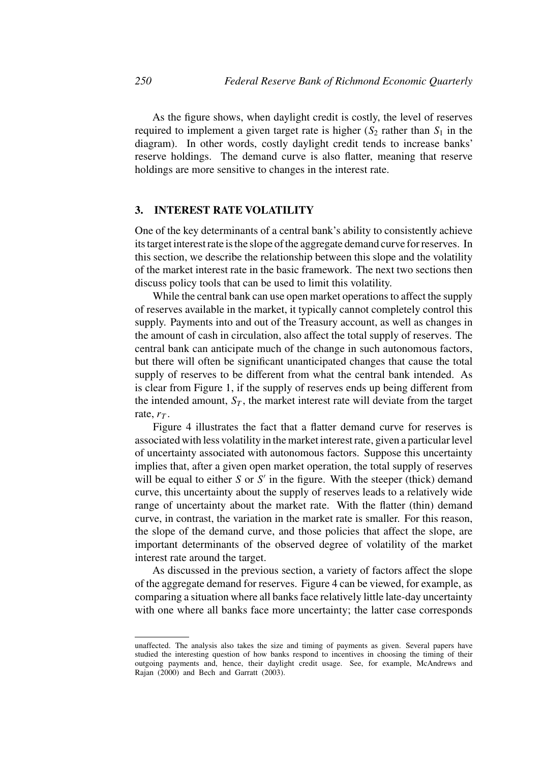As the figure shows, when daylight credit is costly, the level of reserves required to implement a given target rate is higher ($S_2$ rather than $S_1$ in the diagram). In other words, costly daylight credit tends to increase banks' reserve holdings. The demand curve is also flatter, meaning that reserve holdings are more sensitive to changes in the interest rate.

## 3. INTEREST RATE VOLATILITY

One of the key determinants of a central bank's ability to consistently achieve its target interest rate is the slope of the aggregate demand curve for reserves. In this section, we describe the relationship between this slope and the volatility of the market interest rate in the basic framework. The next two sections then discuss policy tools that can be used to limit this volatility.

While the central bank can use open market operations to affect the supply of reserves available in the market, it typically cannot completely control this supply. Payments into and out of the Treasury account, as well as changes in the amount of cash in circulation, also affect the total supply of reserves. The central bank can anticipate much of the change in such autonomous factors, but there will often be significant unanticipated changes that cause the total supply of reserves to be different from what the central bank intended. As is clear from Figure 1, if the supply of reserves ends up being different from the intended amount, $S_T$, the market interest rate will deviate from the target rate, $r_T$.

Figure 4 illustrates the fact that a flatter demand curve for reserves is associated with less volatility in the market interest rate, given a particular level of uncertainty associated with autonomous factors. Suppose this uncertainty implies that, after a given open market operation, the total supply of reserves will be equal to either $S$ or $S'$ in the figure. With the steeper (thick) demand curve, this uncertainty about the supply of reserves leads to a relatively wide range of uncertainty about the market rate. With the flatter (thin) demand curve, in contrast, the variation in the market rate is smaller. For this reason, the slope of the demand curve, and those policies that affect the slope, are important determinants of the observed degree of volatility of the market interest rate around the target.

As discussed in the previous section, a variety of factors affect the slope of the aggregate demand for reserves. Figure 4 can be viewed, for example, as comparing a situation where all banks face relatively little late-day uncertainty with one where all banks face more uncertainty; the latter case corresponds

---

unaffected. The analysis also takes the size and timing of payments as given. Several papers have studied the interesting question of how banks respond to incentives in choosing the timing of their outgoing payments and, hence, their daylight credit usage. See, for example, McAndrews and Rajan (2000) and Bech and Garratt (2003).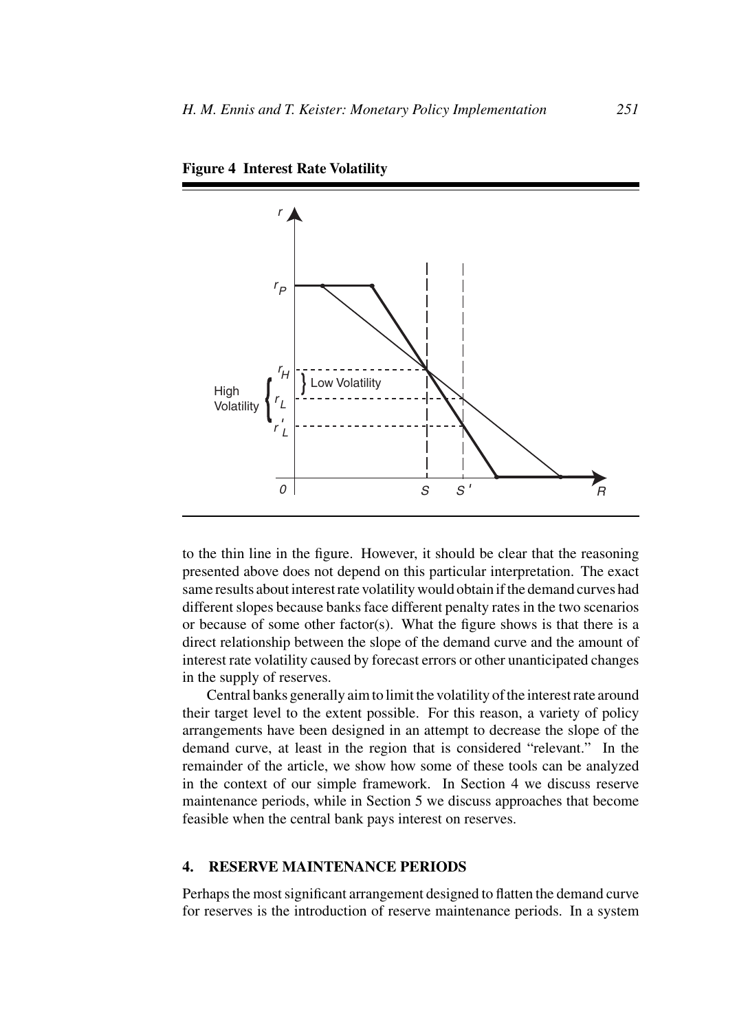**Figure 4 Interest Rate Volatility**

to the thin line in the figure. However, it should be clear that the reasoning presented above does not depend on this particular interpretation. The exact same results about interest rate volatility would obtain if the demand curves had different slopes because banks face different penalty rates in the two scenarios or because of some other factor(s). What the figure shows is that there is a direct relationship between the slope of the demand curve and the amount of interest rate volatility caused by forecast errors or other unanticipated changes in the supply of reserves.

Central banks generally aim to limit the volatility of the interest rate around their target level to the extent possible. For this reason, a variety of policy arrangements have been designed in an attempt to decrease the slope of the demand curve, at least in the region that is considered "relevant." In the remainder of the article, we show how some of these tools can be analyzed in the context of our simple framework. In Section 4 we discuss reserve maintenance periods, while in Section 5 we discuss approaches that become feasible when the central bank pays interest on reserves.

## 4. RESERVE MAINTENANCE PERIODS

Perhaps the most significant arrangement designed to flatten the demand curve for reserves is the introduction of reserve maintenance periods. In a system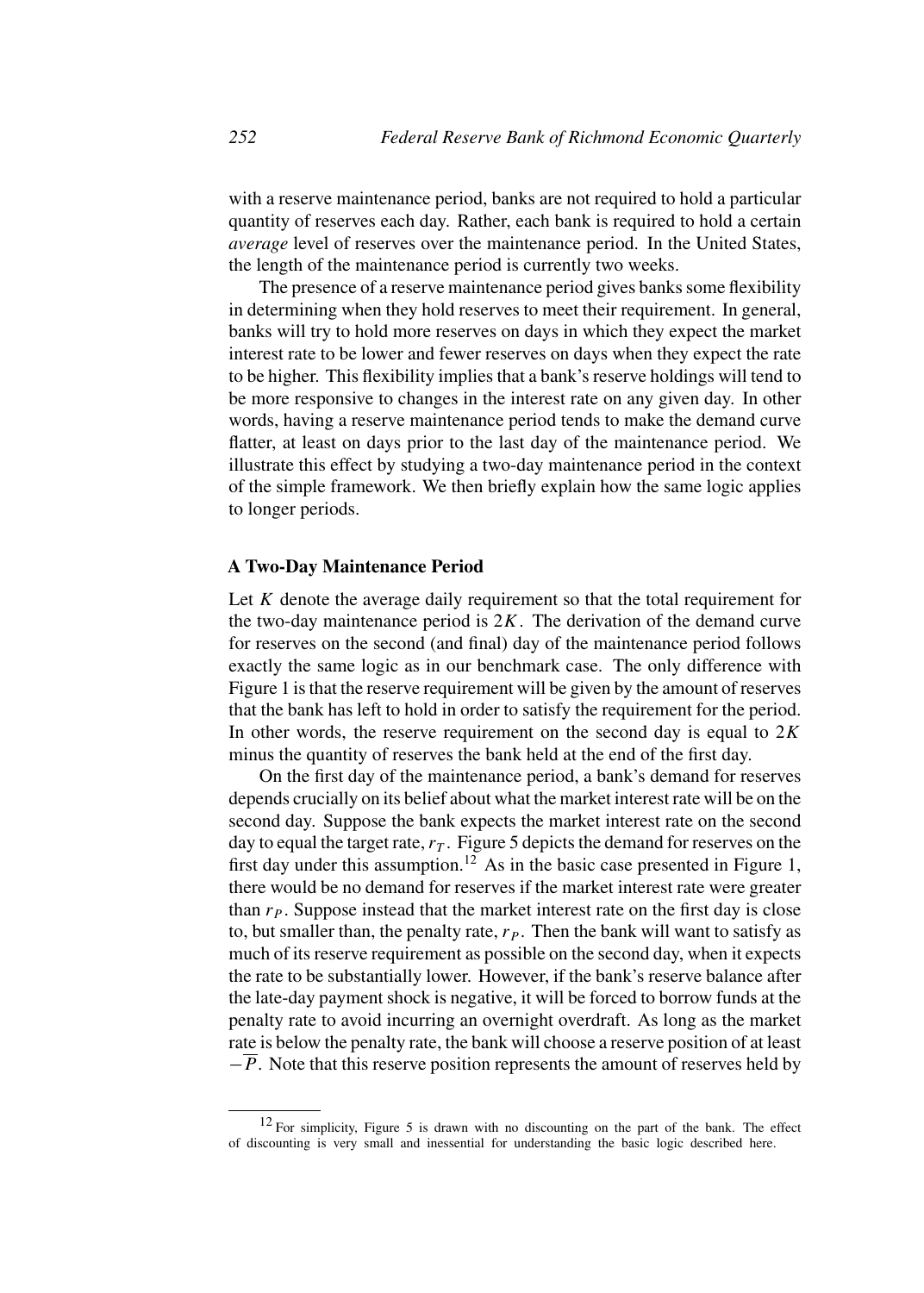with a reserve maintenance period, banks are not required to hold a particular quantity of reserves each day. Rather, each bank is required to hold a certain *average* level of reserves over the maintenance period. In the United States, the length of the maintenance period is currently two weeks.

The presence of a reserve maintenance period gives banks some flexibility in determining when they hold reserves to meet their requirement. In general, banks will try to hold more reserves on days in which they expect the market interest rate to be lower and fewer reserves on days when they expect the rate to be higher. This flexibility implies that a bank's reserve holdings will tend to be more responsive to changes in the interest rate on any given day. In other words, having a reserve maintenance period tends to make the demand curve flatter, at least on days prior to the last day of the maintenance period. We illustrate this effect by studying a two-day maintenance period in the context of the simple framework. We then briefly explain how the same logic applies to longer periods.

### A Two-Day Maintenance Period

Let $K$ denote the average daily requirement so that the total requirement for the two-day maintenance period is $2K$. The derivation of the demand curve for reserves on the second (and final) day of the maintenance period follows exactly the same logic as in our benchmark case. The only difference with Figure 1 is that the reserve requirement will be given by the amount of reserves that the bank has left to hold in order to satisfy the requirement for the period. In other words, the reserve requirement on the second day is equal to $2K$ minus the quantity of reserves the bank held at the end of the first day.

On the first day of the maintenance period, a bank's demand for reserves depends crucially on its belief about what the market interest rate will be on the second day. Suppose the bank expects the market interest rate on the second day to equal the target rate, $r_T$. Figure 5 depicts the demand for reserves on the first day under this assumption.[12] As in the basic case presented in Figure 1, there would be no demand for reserves if the market interest rate were greater than $r_P$. Suppose instead that the market interest rate on the first day is close to, but smaller than, the penalty rate, $r_P$. Then the bank will want to satisfy as much of its reserve requirement as possible on the second day, when it expects the rate to be substantially lower. However, if the bank's reserve balance after the late-day payment shock is negative, it will be forced to borrow funds at the penalty rate to avoid incurring an overnight overdraft. As long as the market rate is below the penalty rate, the bank will choose a reserve position of at least $-\overline{P}$. Note that this reserve position represents the amount of reserves held by

[12] For simplicity, Figure 5 is drawn with no discounting on the part of the bank. The effect of discounting is very small and inessential for understanding the basic logic described here.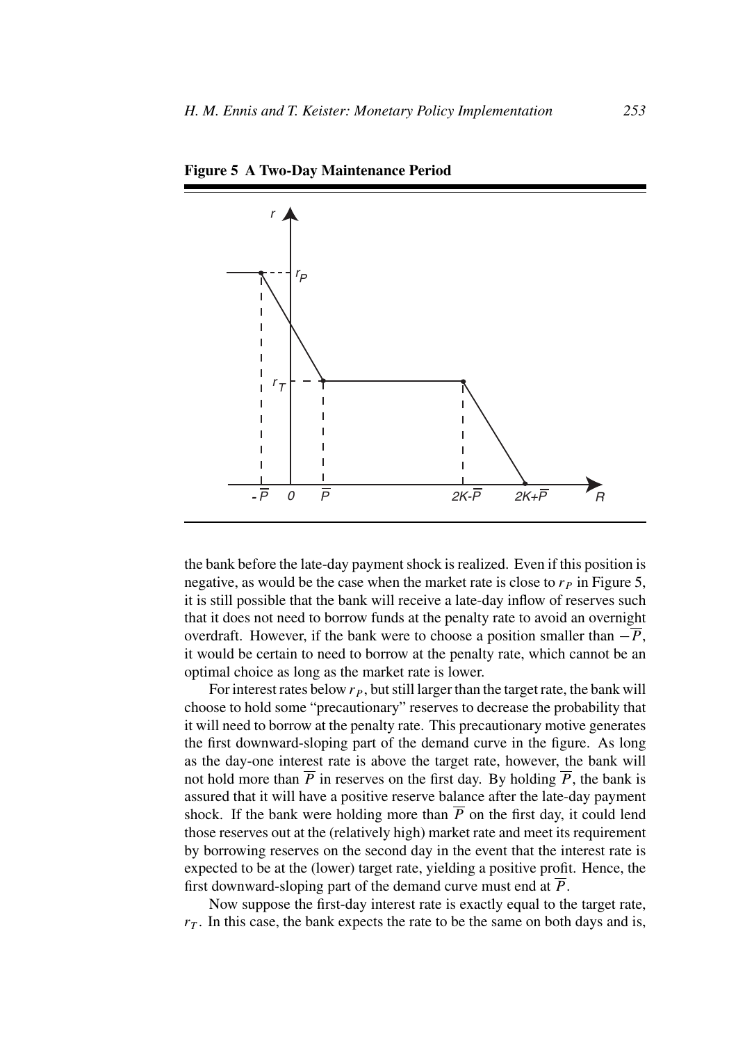**Figure 5 A Two-Day Maintenance Period**

the bank before the late-day payment shock is realized. Even if this position is negative, as would be the case when the market rate is close to $r_P$ in Figure 5, it is still possible that the bank will receive a late-day inflow of reserves such that it does not need to borrow funds at the penalty rate to avoid an overnight overdraft. However, if the bank were to choose a position smaller than $-\overline{P}$, it would be certain to need to borrow at the penalty rate, which cannot be an optimal choice as long as the market rate is lower.

For interest rates below $r_P$, but still larger than the target rate, the bank will choose to hold some "precautionary" reserves to decrease the probability that it will need to borrow at the penalty rate. This precautionary motive generates the first downward-sloping part of the demand curve in the figure. As long as the day-one interest rate is above the target rate, however, the bank will not hold more than $\overline{P}$ in reserves on the first day. By holding $\overline{P}$, the bank is assured that it will have a positive reserve balance after the late-day payment shock. If the bank were holding more than $\overline{P}$ on the first day, it could lend those reserves out at the (relatively high) market rate and meet its requirement by borrowing reserves on the second day in the event that the interest rate is expected to be at the (lower) target rate, yielding a positive profit. Hence, the first downward-sloping part of the demand curve must end at $\overline{P}$.

Now suppose the first-day interest rate is exactly equal to the target rate, $r_T$. In this case, the bank expects the rate to be the same on both days and is,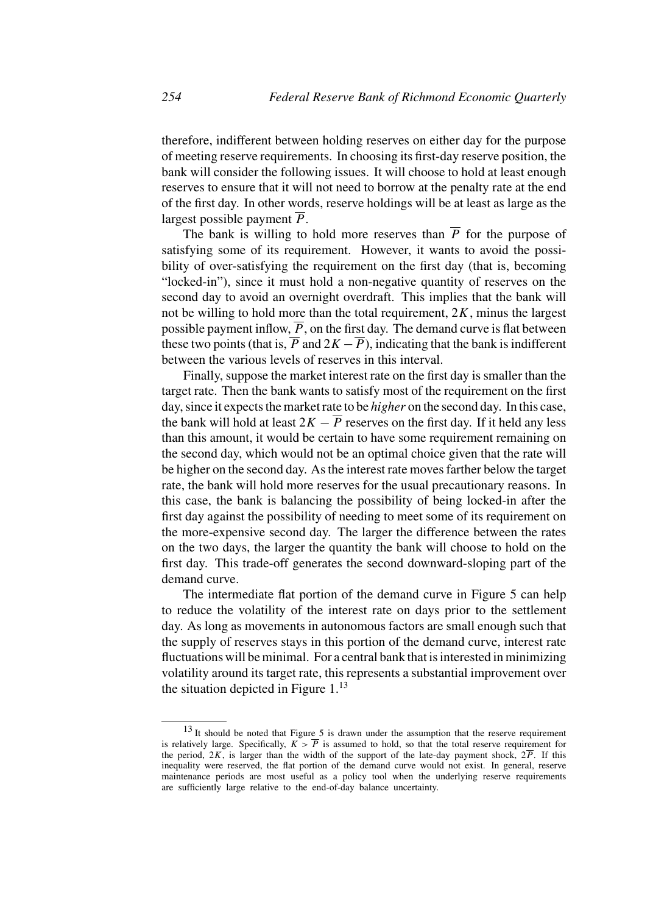therefore, indifferent between holding reserves on either day for the purpose of meeting reserve requirements. In choosing its first-day reserve position, the bank will consider the following issues. It will choose to hold at least enough reserves to ensure that it will not need to borrow at the penalty rate at the end of the first day. In other words, reserve holdings will be at least as large as the largest possible payment $\overline{P}$.

The bank is willing to hold more reserves than $\overline{P}$ for the purpose of satisfying some of its requirement. However, it wants to avoid the possibility of over-satisfying the requirement on the first day (that is, becoming "locked-in"), since it must hold a non-negative quantity of reserves on the second day to avoid an overnight overdraft. This implies that the bank will not be willing to hold more than the total requirement, $2K$, minus the largest possible payment inflow, $\overline{P}$, on the first day. The demand curve is flat between these two points (that is, $\overline{P}$ and $2K - \overline{P}$), indicating that the bank is indifferent between the various levels of reserves in this interval.

Finally, suppose the market interest rate on the first day is smaller than the target rate. Then the bank wants to satisfy most of the requirement on the first day, since it expects the market rate to be *higher* on the second day. In this case, the bank will hold at least $2K - \overline{P}$ reserves on the first day. If it held any less than this amount, it would be certain to have some requirement remaining on the second day, which would not be an optimal choice given that the rate will be higher on the second day. As the interest rate moves farther below the target rate, the bank will hold more reserves for the usual precautionary reasons. In this case, the bank is balancing the possibility of being locked-in after the first day against the possibility of needing to meet some of its requirement on the more-expensive second day. The larger the difference between the rates on the two days, the larger the quantity the bank will choose to hold on the first day. This trade-off generates the second downward-sloping part of the demand curve.

The intermediate flat portion of the demand curve in Figure 5 can help to reduce the volatility of the interest rate on days prior to the settlement day. As long as movements in autonomous factors are small enough such that the supply of reserves stays in this portion of the demand curve, interest rate fluctuations will be minimal. For a central bank that is interested in minimizing volatility around its target rate, this represents a substantial improvement over the situation depicted in Figure 1.[13]

---

[13] It should be noted that Figure 5 is drawn under the assumption that the reserve requirement is relatively large. Specifically, $K > \overline{P}$ is assumed to hold, so that the total reserve requirement for the period, $2K$, is larger than the width of the support of the late-day payment shock, $2\overline{P}$. If this inequality were reserved, the flat portion of the demand curve would not exist. In general, reserve maintenance periods are most useful as a policy tool when the underlying reserve requirements are sufficiently large relative to the end-of-day balance uncertainty.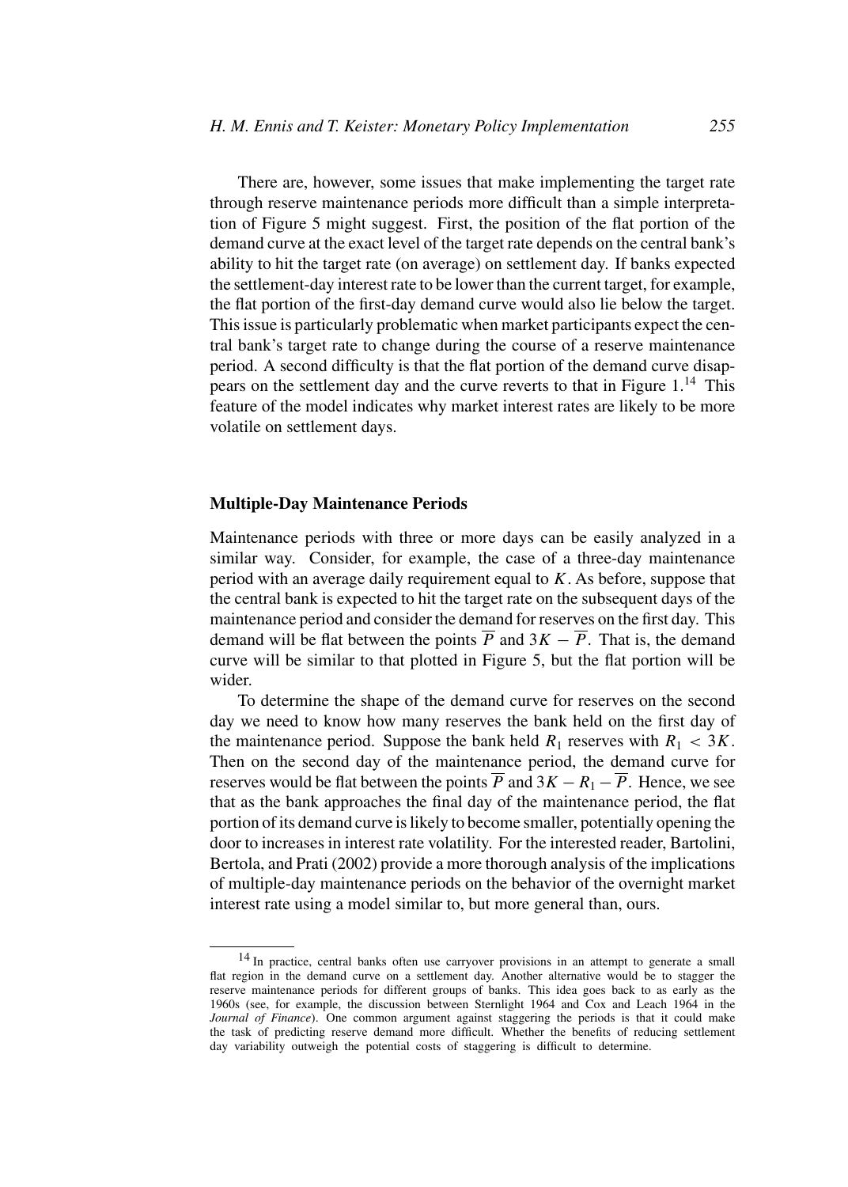There are, however, some issues that make implementing the target rate through reserve maintenance periods more difficult than a simple interpretation of Figure 5 might suggest. First, the position of the flat portion of the demand curve at the exact level of the target rate depends on the central bank's ability to hit the target rate (on average) on settlement day. If banks expected the settlement-day interest rate to be lower than the current target, for example, the flat portion of the first-day demand curve would also lie below the target. This issue is particularly problematic when market participants expect the central bank's target rate to change during the course of a reserve maintenance period. A second difficulty is that the flat portion of the demand curve disappears on the settlement day and the curve reverts to that in Figure 1.[14] This feature of the model indicates why market interest rates are likely to be more volatile on settlement days.

### Multiple-Day Maintenance Periods

Maintenance periods with three or more days can be easily analyzed in a similar way. Consider, for example, the case of a three-day maintenance period with an average daily requirement equal to $K$. As before, suppose that the central bank is expected to hit the target rate on the subsequent days of the maintenance period and consider the demand for reserves on the first day. This demand will be flat between the points $\overline{P}$ and $3K - \overline{P}$. That is, the demand curve will be similar to that plotted in Figure 5, but the flat portion will be wider.

To determine the shape of the demand curve for reserves on the second day we need to know how many reserves the bank held on the first day of the maintenance period. Suppose the bank held $R_1$ reserves with $R_1 < 3K$. Then on the second day of the maintenance period, the demand curve for reserves would be flat between the points $\overline{P}$ and $3K - R_1 - \overline{P}$. Hence, we see that as the bank approaches the final day of the maintenance period, the flat portion of its demand curve is likely to become smaller, potentially opening the door to increases in interest rate volatility. For the interested reader, Bartolini, Bertola, and Prati (2002) provide a more thorough analysis of the implications of multiple-day maintenance periods on the behavior of the overnight market interest rate using a model similar to, but more general than, ours.

---

[14] In practice, central banks often use carryover provisions in an attempt to generate a small flat region in the demand curve on a settlement day. Another alternative would be to stagger the reserve maintenance periods for different groups of banks. This idea goes back to as early as the 1960s (see, for example, the discussion between Sternlight 1964 and Cox and Leach 1964 in the *Journal of Finance*). One common argument against staggering the periods is that it could make the task of predicting reserve demand more difficult. Whether the benefits of reducing settlement day variability outweigh the potential costs of staggering is difficult to determine.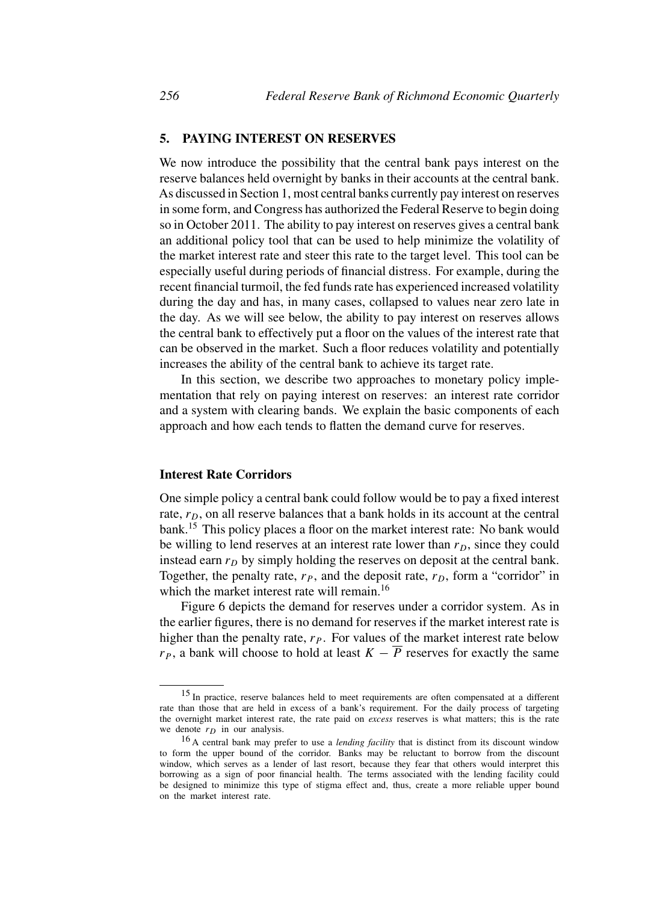## 5. PAYING INTEREST ON RESERVES

We now introduce the possibility that the central bank pays interest on the reserve balances held overnight by banks in their accounts at the central bank. As discussed in Section 1, most central banks currently pay interest on reserves in some form, and Congress has authorized the Federal Reserve to begin doing so in October 2011. The ability to pay interest on reserves gives a central bank an additional policy tool that can be used to help minimize the volatility of the market interest rate and steer this rate to the target level. This tool can be especially useful during periods of financial distress. For example, during the recent financial turmoil, the fed funds rate has experienced increased volatility during the day and has, in many cases, collapsed to values near zero late in the day. As we will see below, the ability to pay interest on reserves allows the central bank to effectively put a floor on the values of the interest rate that can be observed in the market. Such a floor reduces volatility and potentially increases the ability of the central bank to achieve its target rate.

In this section, we describe two approaches to monetary policy implementation that rely on paying interest on reserves: an interest rate corridor and a system with clearing bands. We explain the basic components of each approach and how each tends to flatten the demand curve for reserves.

### Interest Rate Corridors

One simple policy a central bank could follow would be to pay a fixed interest rate, $r_D$, on all reserve balances that a bank holds in its account at the central bank.[15] This policy places a floor on the market interest rate: No bank would be willing to lend reserves at an interest rate lower than $r_D$, since they could instead earn $r_D$ by simply holding the reserves on deposit at the central bank. Together, the penalty rate, $r_P$, and the deposit rate, $r_D$, form a "corridor" in which the market interest rate will remain.[16]

Figure 6 depicts the demand for reserves under a corridor system. As in the earlier figures, there is no demand for reserves if the market interest rate is higher than the penalty rate, $r_P$. For values of the market interest rate below $r_P$, a bank will choose to hold at least $K - \overline{P}$ reserves for exactly the same

[15] In practice, reserve balances held to meet requirements are often compensated at a different rate than those that are held in excess of a bank's requirement. For the daily process of targeting the overnight market interest rate, the rate paid on *excess* reserves is what matters; this is the rate we denote $r_D$ in our analysis.

[16] A central bank may prefer to use a *lending facility* that is distinct from its discount window to form the upper bound of the corridor. Banks may be reluctant to borrow from the discount window, which serves as a lender of last resort, because they fear that others would interpret this borrowing as a sign of poor financial health. The terms associated with the lending facility could be designed to minimize this type of stigma effect and, thus, create a more reliable upper bound on the market interest rate.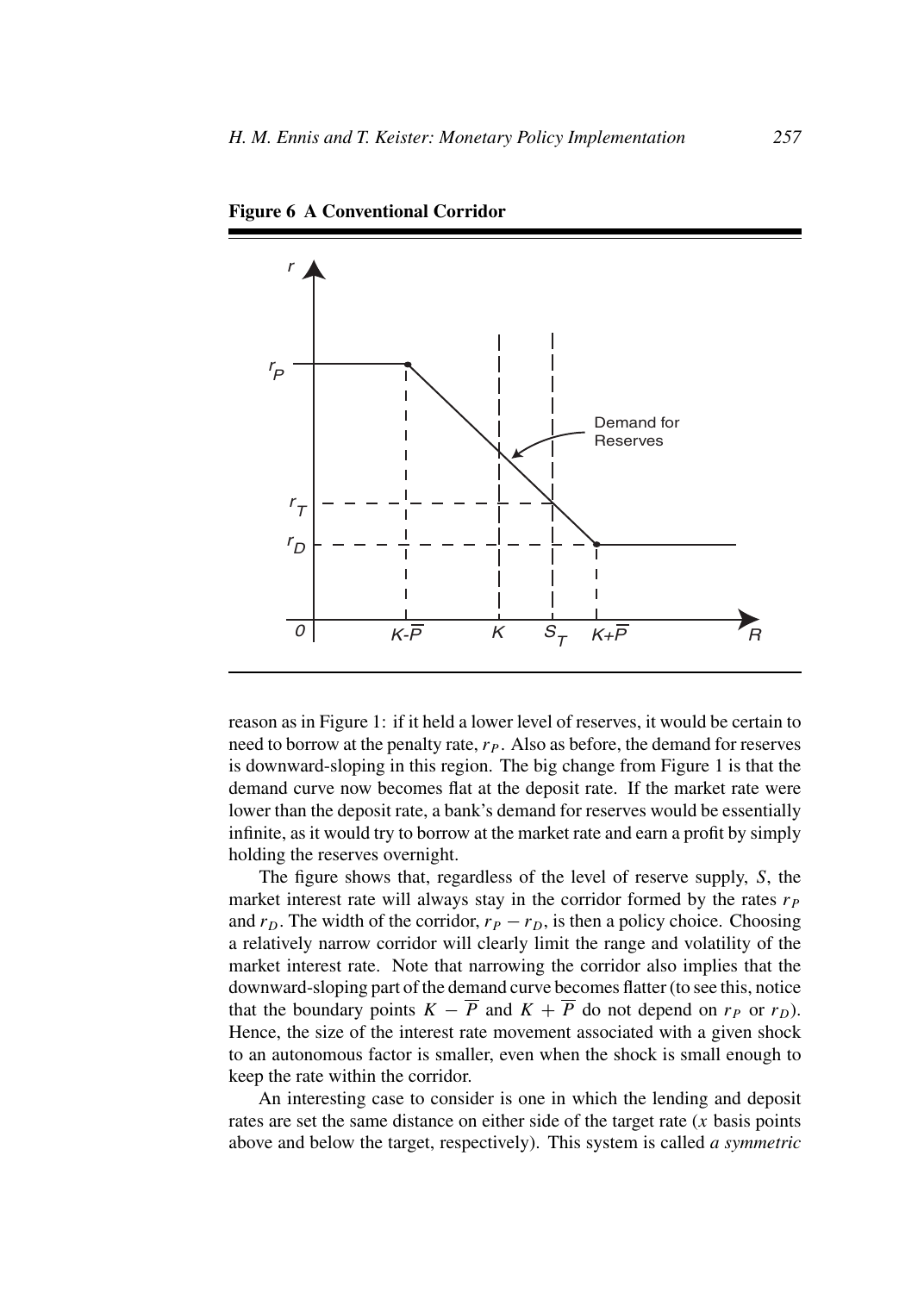**Figure 6 A Conventional Corridor**

reason as in Figure 1: if it held a lower level of reserves, it would be certain to need to borrow at the penalty rate, $r_P$. Also as before, the demand for reserves is downward-sloping in this region. The big change from Figure 1 is that the demand curve now becomes flat at the deposit rate. If the market rate were lower than the deposit rate, a bank's demand for reserves would be essentially infinite, as it would try to borrow at the market rate and earn a profit by simply holding the reserves overnight.

The figure shows that, regardless of the level of reserve supply, $S$, the market interest rate will always stay in the corridor formed by the rates $r_P$ and $r_D$. The width of the corridor, $r_P - r_D$, is then a policy choice. Choosing a relatively narrow corridor will clearly limit the range and volatility of the market interest rate. Note that narrowing the corridor also implies that the downward-sloping part of the demand curve becomes flatter (to see this, notice that the boundary points $K - \overline{P}$ and $K + \overline{P}$ do not depend on $r_P$ or $r_D$). Hence, the size of the interest rate movement associated with a given shock to an autonomous factor is smaller, even when the shock is small enough to keep the rate within the corridor.

An interesting case to consider is one in which the lending and deposit rates are set the same distance on either side of the target rate ($x$ basis points above and below the target, respectively). This system is called *a symmetric*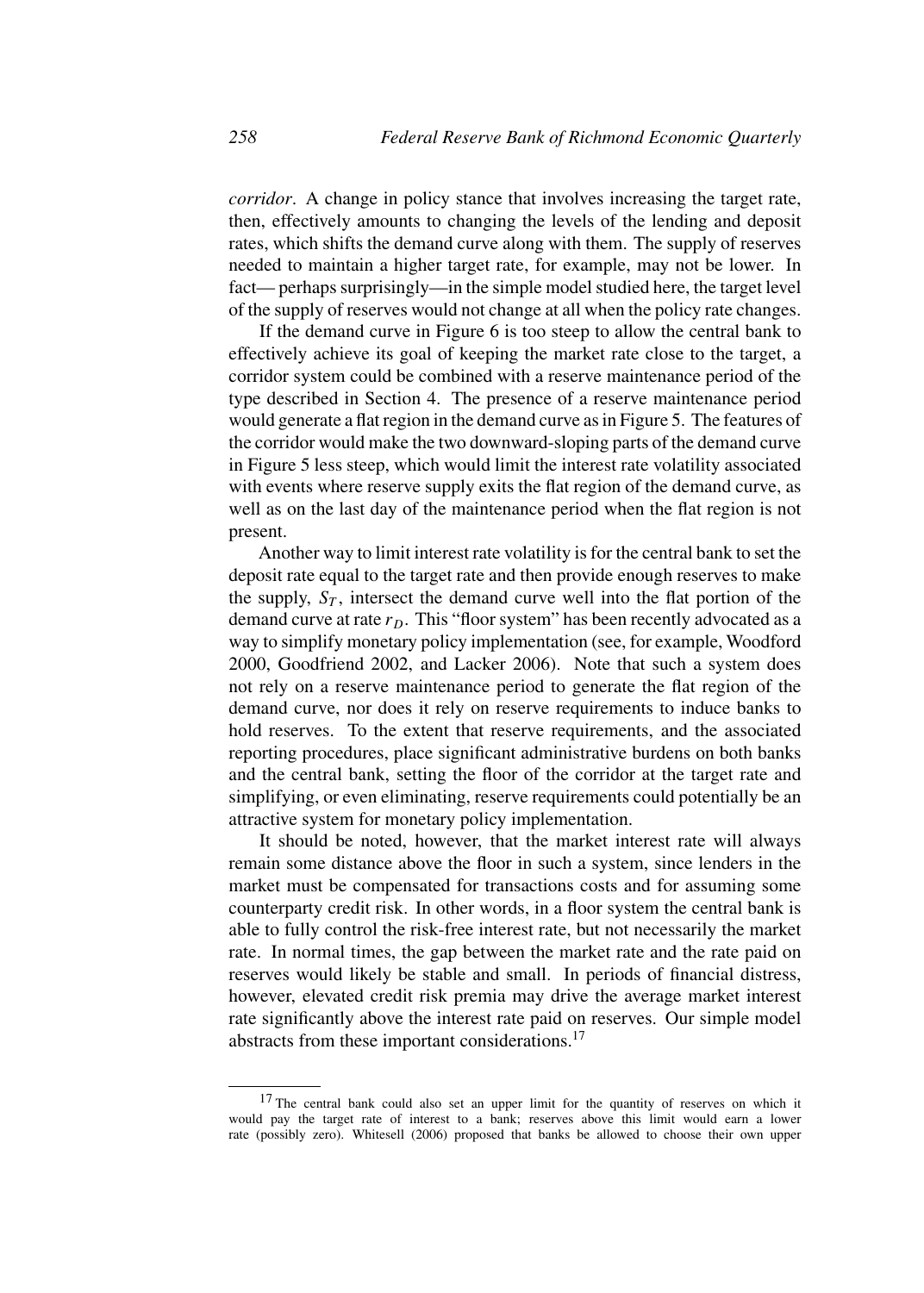*corridor*. A change in policy stance that involves increasing the target rate, then, effectively amounts to changing the levels of the lending and deposit rates, which shifts the demand curve along with them. The supply of reserves needed to maintain a higher target rate, for example, may not be lower. In fact— perhaps surprisingly—in the simple model studied here, the target level of the supply of reserves would not change at all when the policy rate changes.

If the demand curve in Figure 6 is too steep to allow the central bank to effectively achieve its goal of keeping the market rate close to the target, a corridor system could be combined with a reserve maintenance period of the type described in Section 4. The presence of a reserve maintenance period would generate a flat region in the demand curve as in Figure 5. The features of the corridor would make the two downward-sloping parts of the demand curve in Figure 5 less steep, which would limit the interest rate volatility associated with events where reserve supply exits the flat region of the demand curve, as well as on the last day of the maintenance period when the flat region is not present.

Another way to limit interest rate volatility is for the central bank to set the deposit rate equal to the target rate and then provide enough reserves to make the supply, $S_T$, intersect the demand curve well into the flat portion of the demand curve at rate $r_D$. This "floor system" has been recently advocated as a way to simplify monetary policy implementation (see, for example, Woodford 2000, Goodfriend 2002, and Lacker 2006). Note that such a system does not rely on a reserve maintenance period to generate the flat region of the demand curve, nor does it rely on reserve requirements to induce banks to hold reserves. To the extent that reserve requirements, and the associated reporting procedures, place significant administrative burdens on both banks and the central bank, setting the floor of the corridor at the target rate and simplifying, or even eliminating, reserve requirements could potentially be an attractive system for monetary policy implementation.

It should be noted, however, that the market interest rate will always remain some distance above the floor in such a system, since lenders in the market must be compensated for transactions costs and for assuming some counterparty credit risk. In other words, in a floor system the central bank is able to fully control the risk-free interest rate, but not necessarily the market rate. In normal times, the gap between the market rate and the rate paid on reserves would likely be stable and small. In periods of financial distress, however, elevated credit risk premia may drive the average market interest rate significantly above the interest rate paid on reserves. Our simple model abstracts from these important considerations.[17]

---

[17] The central bank could also set an upper limit for the quantity of reserves on which it would pay the target rate of interest to a bank; reserves above this limit would earn a lower rate (possibly zero). Whitesell (2006) proposed that banks be allowed to choose their own upper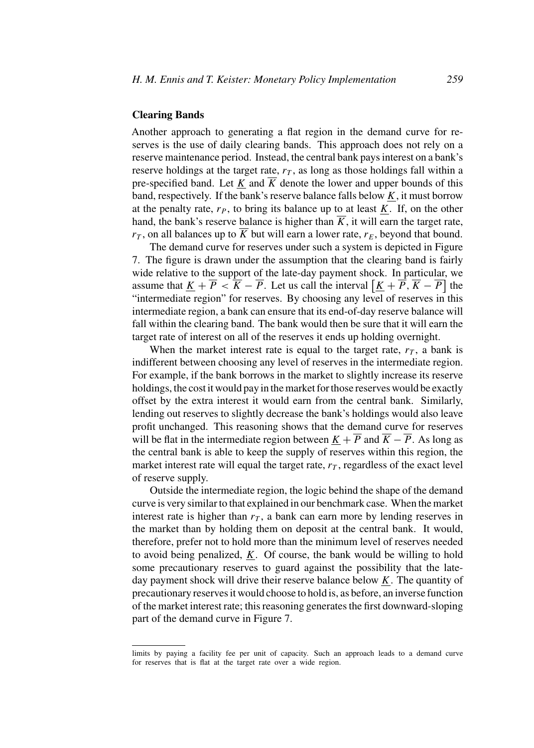### Clearing Bands

Another approach to generating a flat region in the demand curve for reserves is the use of daily clearing bands. This approach does not rely on a reserve maintenance period. Instead, the central bank pays interest on a bank's reserve holdings at the target rate, $r_T$, as long as those holdings fall within a pre-specified band. Let $\underline{K}$ and $\overline{K}$ denote the lower and upper bounds of this band, respectively. If the bank's reserve balance falls below $\underline{K}$, it must borrow at the penalty rate, $r_P$, to bring its balance up to at least $\underline{K}$. If, on the other hand, the bank's reserve balance is higher than $\overline{K}$, it will earn the target rate, $r_T$, on all balances up to $\overline{K}$ but will earn a lower rate, $r_E$, beyond that bound.

The demand curve for reserves under such a system is depicted in Figure 7. The figure is drawn under the assumption that the clearing band is fairly wide relative to the support of the late-day payment shock. In particular, we assume that $\underline{K} + \overline{P} < \overline{K} - \overline{P}$. Let us call the interval $\left[\underline{K} + \overline{P}, \overline{K} - \overline{P}\right]$ the "intermediate region" for reserves. By choosing any level of reserves in this intermediate region, a bank can ensure that its end-of-day reserve balance will fall within the clearing band. The bank would then be sure that it will earn the target rate of interest on all of the reserves it ends up holding overnight.

When the market interest rate is equal to the target rate, $r_T$, a bank is indifferent between choosing any level of reserves in the intermediate region. For example, if the bank borrows in the market to slightly increase its reserve holdings, the cost it would pay in the market for those reserves would be exactly offset by the extra interest it would earn from the central bank. Similarly, lending out reserves to slightly decrease the bank's holdings would also leave profit unchanged. This reasoning shows that the demand curve for reserves will be flat in the intermediate region between $\underline{K} + \overline{P}$ and $\overline{K} - \overline{P}$. As long as the central bank is able to keep the supply of reserves within this region, the market interest rate will equal the target rate, $r_T$, regardless of the exact level of reserve supply.

Outside the intermediate region, the logic behind the shape of the demand curve is very similar to that explained in our benchmark case. When the market interest rate is higher than $r_T$, a bank can earn more by lending reserves in the market than by holding them on deposit at the central bank. It would, therefore, prefer not to hold more than the minimum level of reserves needed to avoid being penalized, $\underline{K}$. Of course, the bank would be willing to hold some precautionary reserves to guard against the possibility that the late-day payment shock will drive their reserve balance below $\underline{K}$. The quantity of precautionary reserves it would choose to hold is, as before, an inverse function of the market interest rate; this reasoning generates the first downward-sloping part of the demand curve in Figure 7.

limits by paying a facility fee per unit of capacity. Such an approach leads to a demand curve for reserves that is flat at the target rate over a wide region.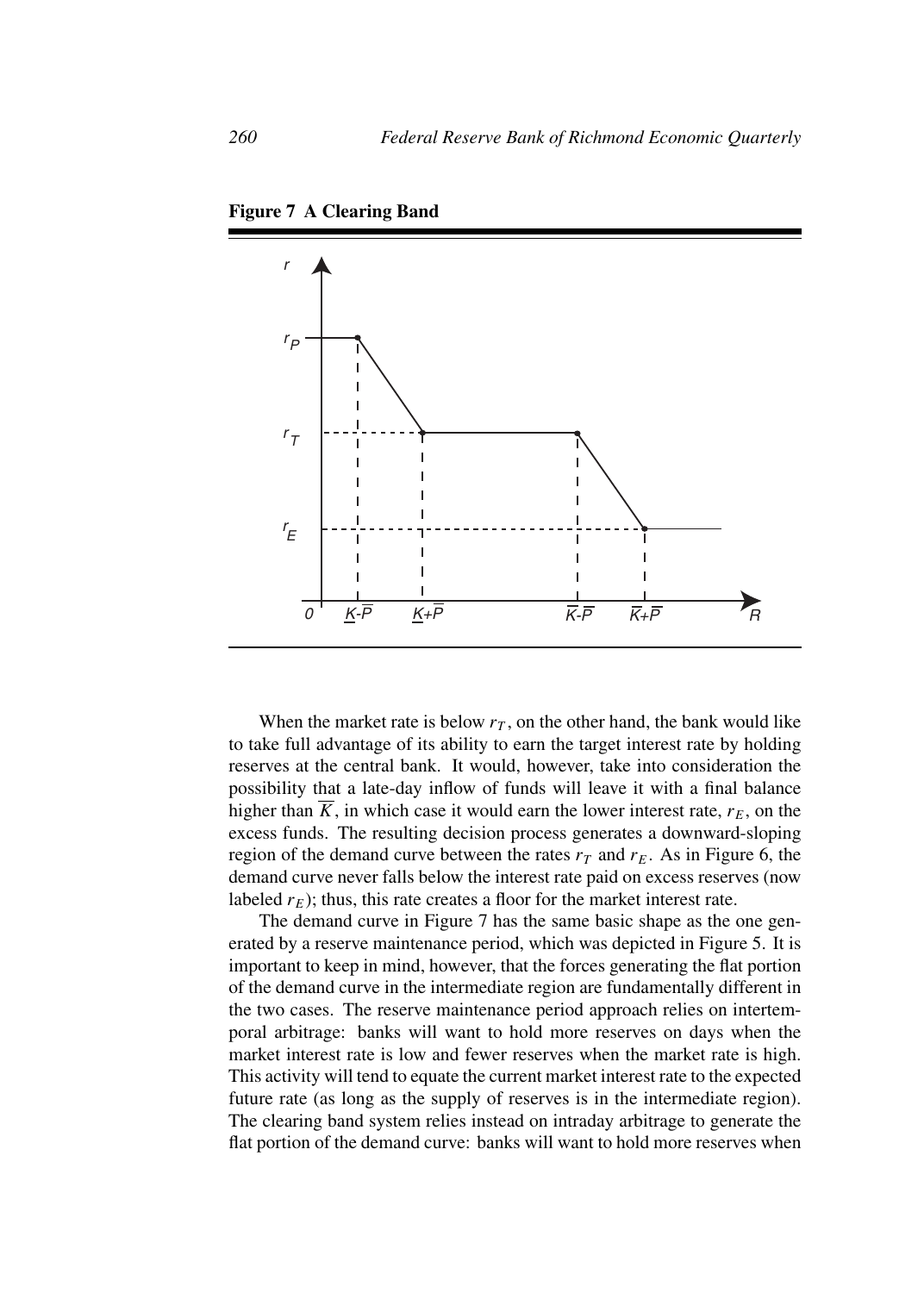**Figure 7 A Clearing Band**

When the market rate is below $r_T$, on the other hand, the bank would like to take full advantage of its ability to earn the target interest rate by holding reserves at the central bank. It would, however, take into consideration the possibility that a late-day inflow of funds will leave it with a final balance higher than $\overline{K}$, in which case it would earn the lower interest rate, $r_E$, on the excess funds. The resulting decision process generates a downward-sloping region of the demand curve between the rates $r_T$ and $r_E$. As in Figure 6, the demand curve never falls below the interest rate paid on excess reserves (now labeled $r_E$); thus, this rate creates a floor for the market interest rate.

The demand curve in Figure 7 has the same basic shape as the one generated by a reserve maintenance period, which was depicted in Figure 5. It is important to keep in mind, however, that the forces generating the flat portion of the demand curve in the intermediate region are fundamentally different in the two cases. The reserve maintenance period approach relies on intertemporal arbitrage: banks will want to hold more reserves on days when the market interest rate is low and fewer reserves when the market rate is high. This activity will tend to equate the current market interest rate to the expected future rate (as long as the supply of reserves is in the intermediate region). The clearing band system relies instead on intraday arbitrage to generate the flat portion of the demand curve: banks will want to hold more reserves when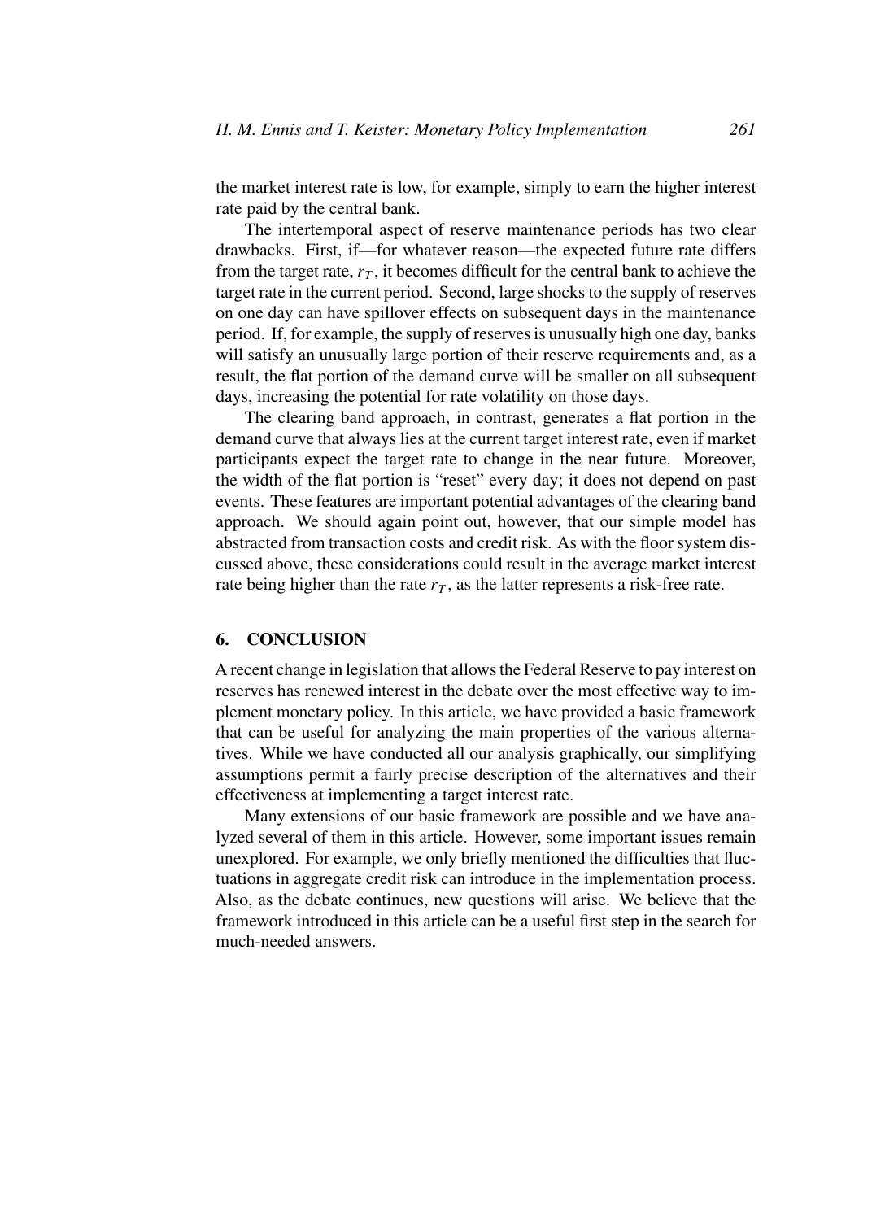the market interest rate is low, for example, simply to earn the higher interest rate paid by the central bank.

The intertemporal aspect of reserve maintenance periods has two clear drawbacks. First, if—for whatever reason—the expected future rate differs from the target rate, $r_T$, it becomes difficult for the central bank to achieve the target rate in the current period. Second, large shocks to the supply of reserves on one day can have spillover effects on subsequent days in the maintenance period. If, for example, the supply of reserves is unusually high one day, banks will satisfy an unusually large portion of their reserve requirements and, as a result, the flat portion of the demand curve will be smaller on all subsequent days, increasing the potential for rate volatility on those days.

The clearing band approach, in contrast, generates a flat portion in the demand curve that always lies at the current target interest rate, even if market participants expect the target rate to change in the near future. Moreover, the width of the flat portion is "reset" every day; it does not depend on past events. These features are important potential advantages of the clearing band approach. We should again point out, however, that our simple model has abstracted from transaction costs and credit risk. As with the floor system discussed above, these considerations could result in the average market interest rate being higher than the rate $r_T$, as the latter represents a risk-free rate.

## 6. CONCLUSION

A recent change in legislation that allows the Federal Reserve to pay interest on reserves has renewed interest in the debate over the most effective way to implement monetary policy. In this article, we have provided a basic framework that can be useful for analyzing the main properties of the various alternatives. While we have conducted all our analysis graphically, our simplifying assumptions permit a fairly precise description of the alternatives and their effectiveness at implementing a target interest rate.

Many extensions of our basic framework are possible and we have analyzed several of them in this article. However, some important issues remain unexplored. For example, we only briefly mentioned the difficulties that fluctuations in aggregate credit risk can introduce in the implementation process. Also, as the debate continues, new questions will arise. We believe that the framework introduced in this article can be a useful first step in the search for much-needed answers.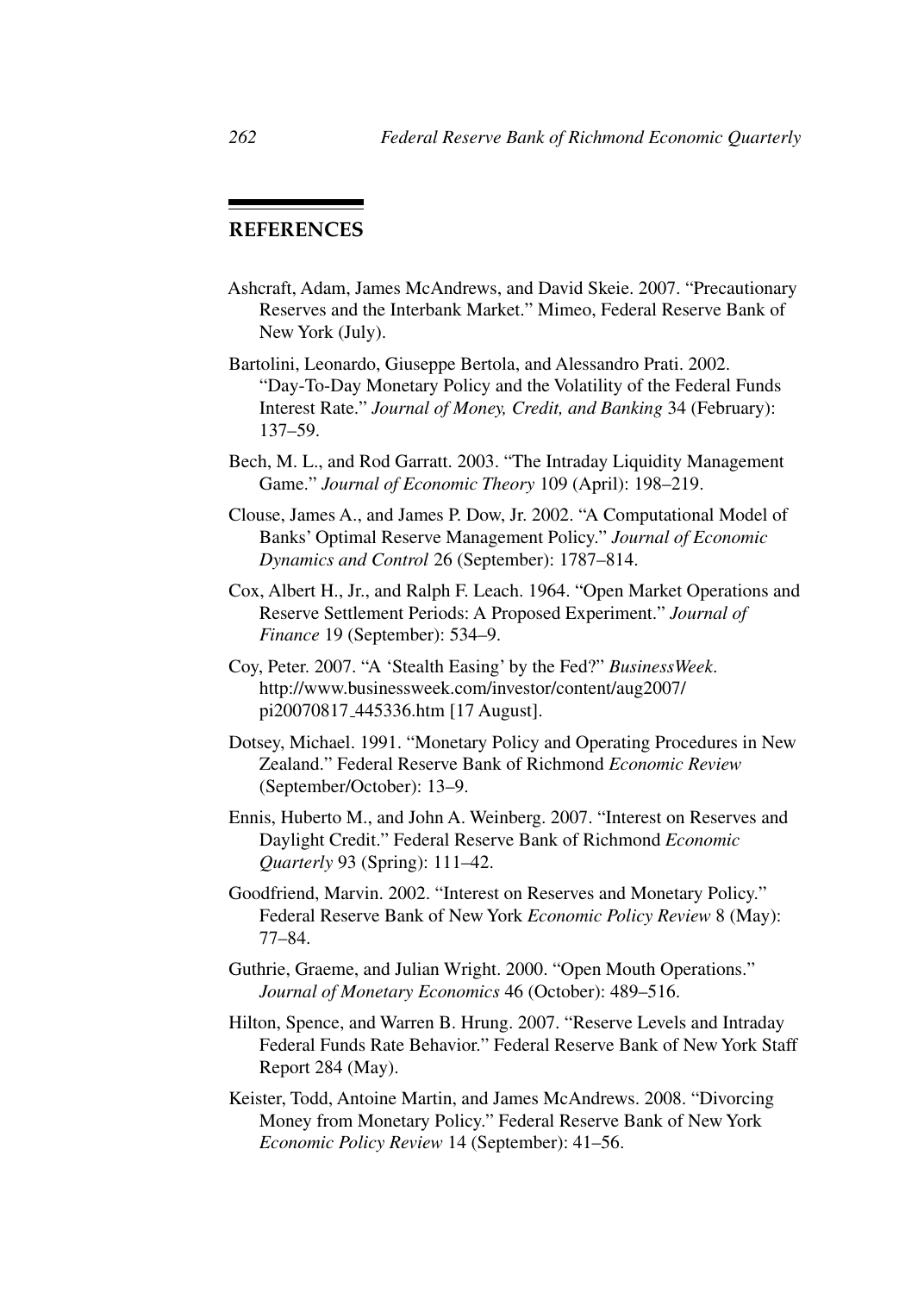## REFERENCES

Ashcraft, Adam, James McAndrews, and David Skeie. 2007. "Precautionary Reserves and the Interbank Market." Mimeo, Federal Reserve Bank of New York (July).

Bartolini, Leonardo, Giuseppe Bertola, and Alessandro Prati. 2002. "Day-To-Day Monetary Policy and the Volatility of the Federal Funds Interest Rate." *Journal of Money, Credit, and Banking* 34 (February): 137–59.

Bech, M. L., and Rod Garratt. 2003. "The Intraday Liquidity Management Game." *Journal of Economic Theory* 109 (April): 198–219.

Clouse, James A., and James P. Dow, Jr. 2002. "A Computational Model of Banks' Optimal Reserve Management Policy." *Journal of Economic Dynamics and Control* 26 (September): 1787–814.

Cox, Albert H., Jr., and Ralph F. Leach. 1964. "Open Market Operations and Reserve Settlement Periods: A Proposed Experiment." *Journal of Finance* 19 (September): 534–9.

Coy, Peter. 2007. "A 'Stealth Easing' by the Fed?" *BusinessWeek*. http://www.businessweek.com/investor/content/aug2007/pi20070817_445336.htm [17 August].

Dotsey, Michael. 1991. "Monetary Policy and Operating Procedures in New Zealand." Federal Reserve Bank of Richmond *Economic Review* (September/October): 13–9.

Ennis, Huberto M., and John A. Weinberg. 2007. "Interest on Reserves and Daylight Credit." Federal Reserve Bank of Richmond *Economic Quarterly* 93 (Spring): 111–42.

Goodfriend, Marvin. 2002. "Interest on Reserves and Monetary Policy." Federal Reserve Bank of New York *Economic Policy Review* 8 (May): 77–84.

Guthrie, Graeme, and Julian Wright. 2000. "Open Mouth Operations." *Journal of Monetary Economics* 46 (October): 489–516.

Hilton, Spence, and Warren B. Hrung. 2007. "Reserve Levels and Intraday Federal Funds Rate Behavior." Federal Reserve Bank of New York Staff Report 284 (May).

Keister, Todd, Antoine Martin, and James McAndrews. 2008. "Divorcing Money from Monetary Policy." Federal Reserve Bank of New York *Economic Policy Review* 14 (September): 41–56.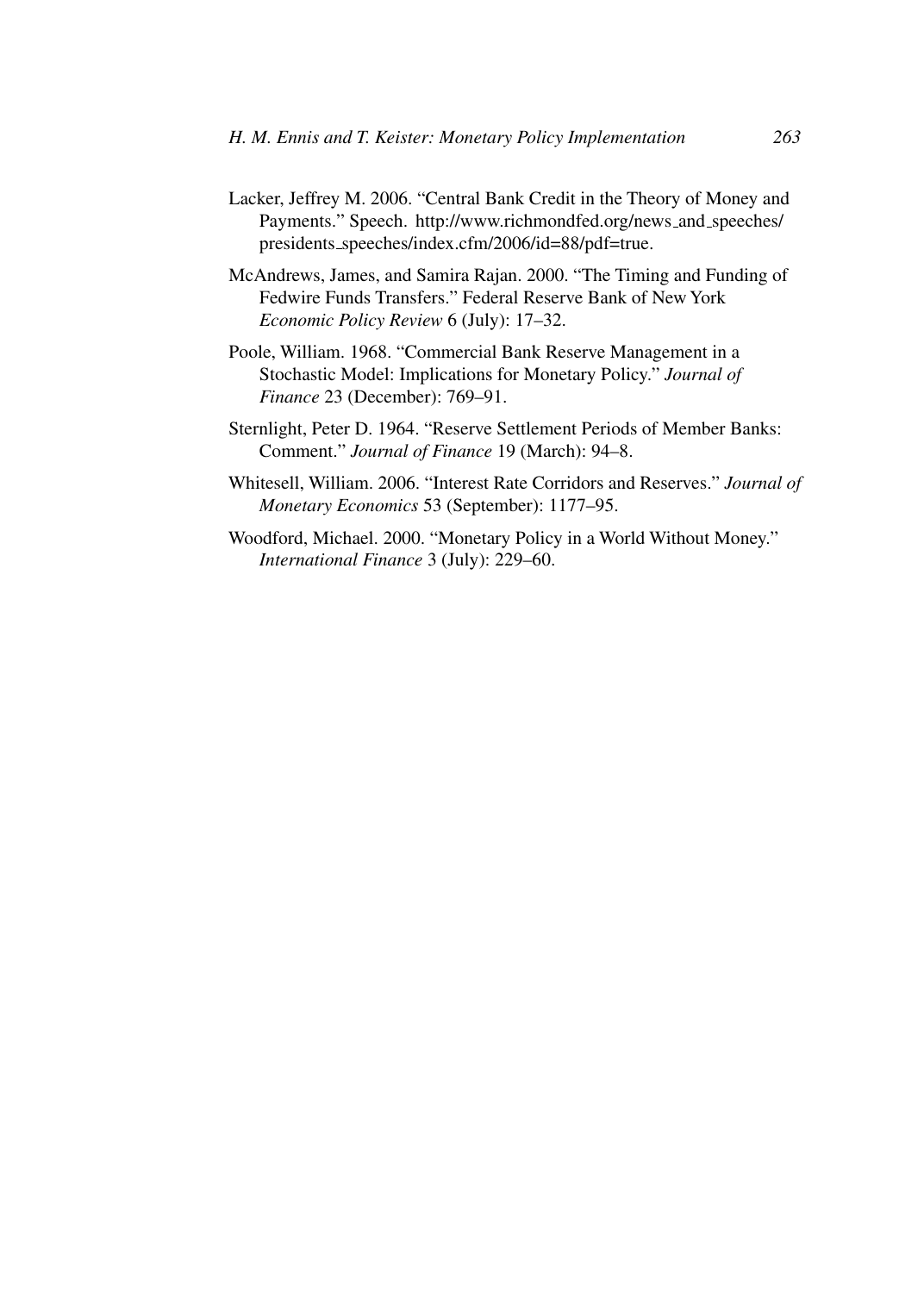Lacker, Jeffrey M. 2006. "Central Bank Credit in the Theory of Money and Payments." Speech. http://www.richmondfed.org/news_and_speeches/presidents_speeches/index.cfm/2006/id=88/pdf=true.

McAndrews, James, and Samira Rajan. 2000. "The Timing and Funding of Fedwire Funds Transfers." Federal Reserve Bank of New York *Economic Policy Review* 6 (July): 17–32.

Poole, William. 1968. "Commercial Bank Reserve Management in a Stochastic Model: Implications for Monetary Policy." *Journal of Finance* 23 (December): 769–91.

Sternlight, Peter D. 1964. "Reserve Settlement Periods of Member Banks: Comment." *Journal of Finance* 19 (March): 94–8.

Whitesell, William. 2006. "Interest Rate Corridors and Reserves." *Journal of Monetary Economics* 53 (September): 1177–95.

Woodford, Michael. 2000. "Monetary Policy in a World Without Money." *International Finance* 3 (July): 229–60.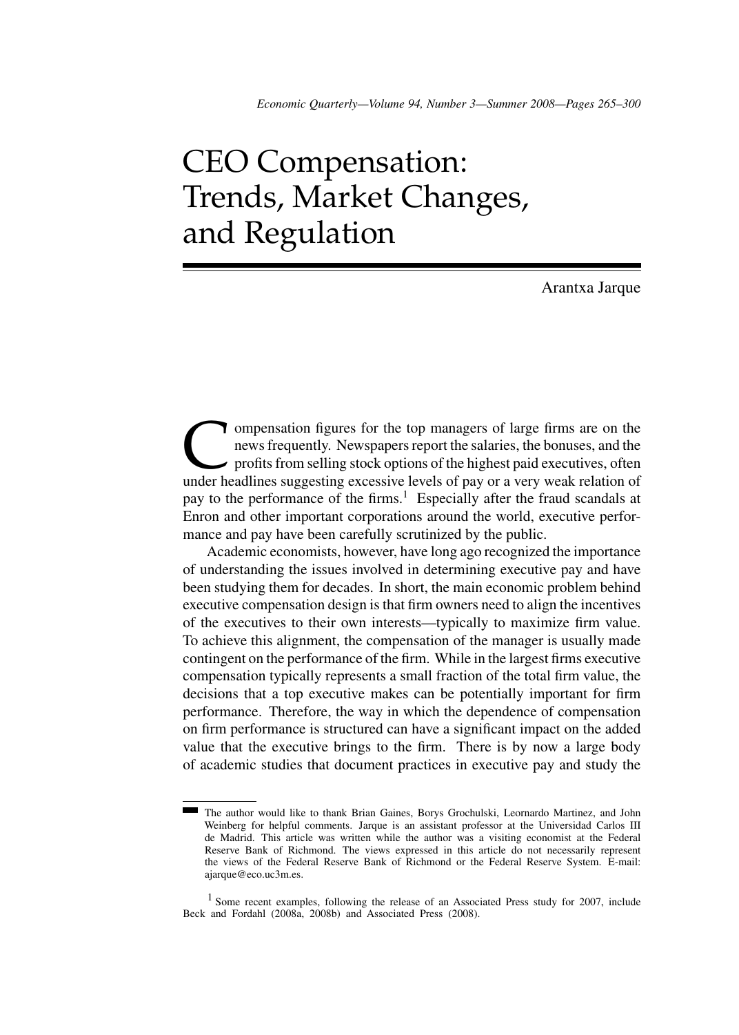# CEO Compensation: Trends, Market Changes, and Regulation

Arantxa Jarque

Compensation figures for the top managers of large firms are on the news frequently. Newspapers report the salaries, the bonuses, and the profits from selling stock options of the highest paid executives, often under headlines suggesting excessive levels of pay or a very weak relation of pay to the performance of the firms.[1] Especially after the fraud scandals at Enron and other important corporations around the world, executive performance and pay have been carefully scrutinized by the public.

Academic economists, however, have long ago recognized the importance of understanding the issues involved in determining executive pay and have been studying them for decades. In short, the main economic problem behind executive compensation design is that firm owners need to align the incentives of the executives to their own interests—typically to maximize firm value. To achieve this alignment, the compensation of the manager is usually made contingent on the performance of the firm. While in the largest firms executive compensation typically represents a small fraction of the total firm value, the decisions that a top executive makes can be potentially important for firm performance. Therefore, the way in which the dependence of compensation on firm performance is structured can have a significant impact on the added value that the executive brings to the firm. There is by now a large body of academic studies that document practices in executive pay and study the

---

The author would like to thank Brian Gaines, Borys Grochulski, Leornardo Martinez, and John Weinberg for helpful comments. Jarque is an assistant professor at the Universidad Carlos III de Madrid. This article was written while the author was a visiting economist at the Federal Reserve Bank of Richmond. The views expressed in this article do not necessarily represent the views of the Federal Reserve Bank of Richmond or the Federal Reserve System. E-mail: ajarque@eco.uc3m.es.

[1] Some recent examples, following the release of an Associated Press study for 2007, include Beck and Fordahl (2008a, 2008b) and Associated Press (2008).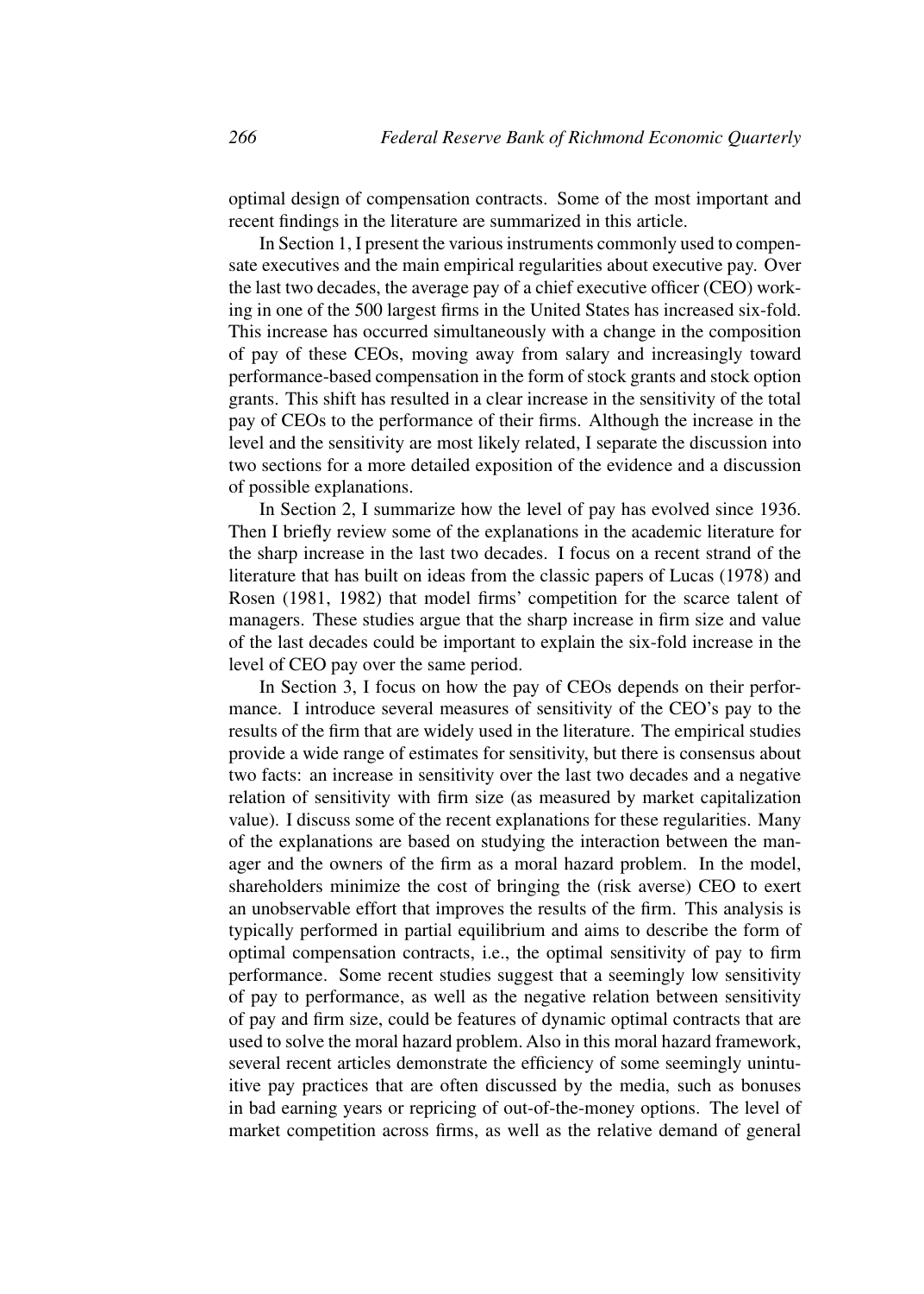optimal design of compensation contracts. Some of the most important and recent findings in the literature are summarized in this article.

In Section 1, I present the various instruments commonly used to compensate executives and the main empirical regularities about executive pay. Over the last two decades, the average pay of a chief executive officer (CEO) working in one of the 500 largest firms in the United States has increased six-fold. This increase has occurred simultaneously with a change in the composition of pay of these CEOs, moving away from salary and increasingly toward performance-based compensation in the form of stock grants and stock option grants. This shift has resulted in a clear increase in the sensitivity of the total pay of CEOs to the performance of their firms. Although the increase in the level and the sensitivity are most likely related, I separate the discussion into two sections for a more detailed exposition of the evidence and a discussion of possible explanations.

In Section 2, I summarize how the level of pay has evolved since 1936. Then I briefly review some of the explanations in the academic literature for the sharp increase in the last two decades. I focus on a recent strand of the literature that has built on ideas from the classic papers of Lucas (1978) and Rosen (1981, 1982) that model firms' competition for the scarce talent of managers. These studies argue that the sharp increase in firm size and value of the last decades could be important to explain the six-fold increase in the level of CEO pay over the same period.

In Section 3, I focus on how the pay of CEOs depends on their performance. I introduce several measures of sensitivity of the CEO's pay to the results of the firm that are widely used in the literature. The empirical studies provide a wide range of estimates for sensitivity, but there is consensus about two facts: an increase in sensitivity over the last two decades and a negative relation of sensitivity with firm size (as measured by market capitalization value). I discuss some of the recent explanations for these regularities. Many of the explanations are based on studying the interaction between the manager and the owners of the firm as a moral hazard problem. In the model, shareholders minimize the cost of bringing the (risk averse) CEO to exert an unobservable effort that improves the results of the firm. This analysis is typically performed in partial equilibrium and aims to describe the form of optimal compensation contracts, i.e., the optimal sensitivity of pay to firm performance. Some recent studies suggest that a seemingly low sensitivity of pay to performance, as well as the negative relation between sensitivity of pay and firm size, could be features of dynamic optimal contracts that are used to solve the moral hazard problem. Also in this moral hazard framework, several recent articles demonstrate the efficiency of some seemingly unintuitive pay practices that are often discussed by the media, such as bonuses in bad earning years or repricing of out-of-the-money options. The level of market competition across firms, as well as the relative demand of general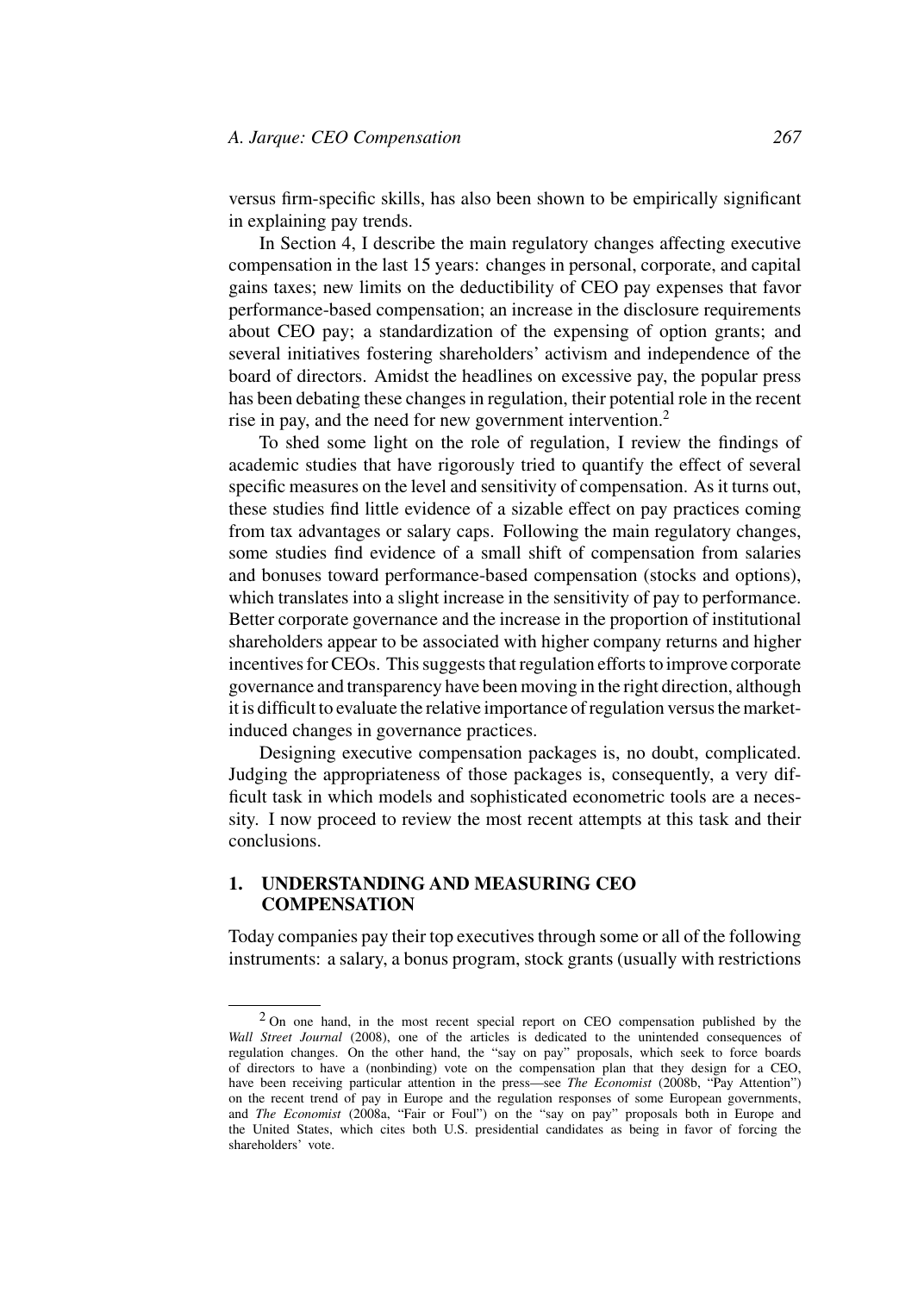versus firm-specific skills, has also been shown to be empirically significant in explaining pay trends.

In Section 4, I describe the main regulatory changes affecting executive compensation in the last 15 years: changes in personal, corporate, and capital gains taxes; new limits on the deductibility of CEO pay expenses that favor performance-based compensation; an increase in the disclosure requirements about CEO pay; a standardization of the expensing of option grants; and several initiatives fostering shareholders' activism and independence of the board of directors. Amidst the headlines on excessive pay, the popular press has been debating these changes in regulation, their potential role in the recent rise in pay, and the need for new government intervention.[2]

To shed some light on the role of regulation, I review the findings of academic studies that have rigorously tried to quantify the effect of several specific measures on the level and sensitivity of compensation. As it turns out, these studies find little evidence of a sizable effect on pay practices coming from tax advantages or salary caps. Following the main regulatory changes, some studies find evidence of a small shift of compensation from salaries and bonuses toward performance-based compensation (stocks and options), which translates into a slight increase in the sensitivity of pay to performance. Better corporate governance and the increase in the proportion of institutional shareholders appear to be associated with higher company returns and higher incentives for CEOs. This suggests that regulation efforts to improve corporate governance and transparency have been moving in the right direction, although it is difficult to evaluate the relative importance of regulation versus the market-induced changes in governance practices.

Designing executive compensation packages is, no doubt, complicated. Judging the appropriateness of those packages is, consequently, a very difficult task in which models and sophisticated econometric tools are a necessity. I now proceed to review the most recent attempts at this task and their conclusions.

## 1. UNDERSTANDING AND MEASURING CEO COMPENSATION

Today companies pay their top executives through some or all of the following instruments: a salary, a bonus program, stock grants (usually with restrictions

[2] On one hand, in the most recent special report on CEO compensation published by the *Wall Street Journal* (2008), one of the articles is dedicated to the unintended consequences of regulation changes. On the other hand, the "say on pay" proposals, which seek to force boards of directors to have a (nonbinding) vote on the compensation plan that they design for a CEO, have been receiving particular attention in the press—see *The Economist* (2008b, "Pay Attention") on the recent trend of pay in Europe and the regulation responses of some European governments, and *The Economist* (2008a, "Fair or Foul") on the "say on pay" proposals both in Europe and the United States, which cites both U.S. presidential candidates as being in favor of forcing the shareholders' vote.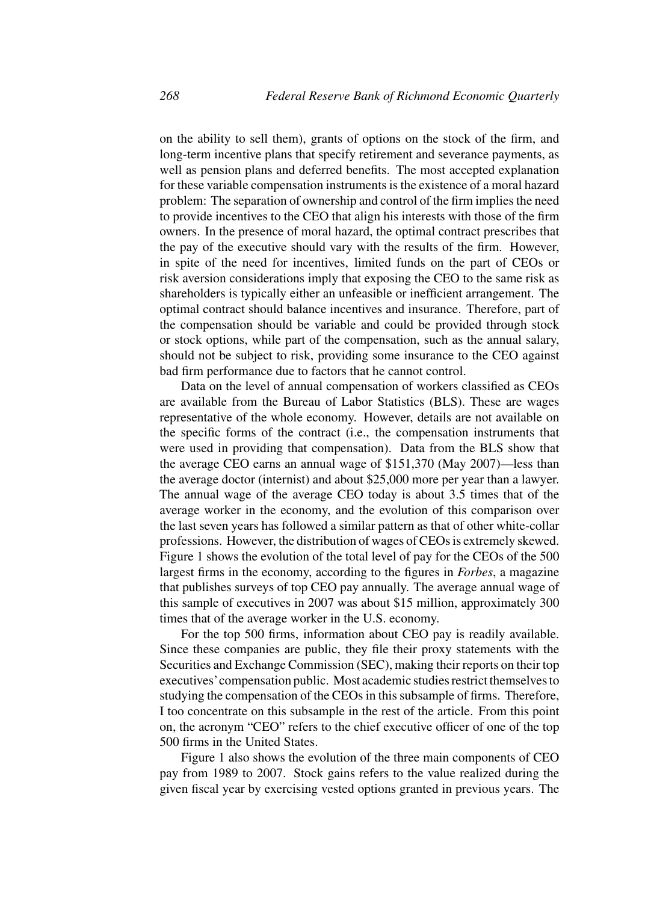on the ability to sell them), grants of options on the stock of the firm, and long-term incentive plans that specify retirement and severance payments, as well as pension plans and deferred benefits. The most accepted explanation for these variable compensation instruments is the existence of a moral hazard problem: The separation of ownership and control of the firm implies the need to provide incentives to the CEO that align his interests with those of the firm owners. In the presence of moral hazard, the optimal contract prescribes that the pay of the executive should vary with the results of the firm. However, in spite of the need for incentives, limited funds on the part of CEOs or risk aversion considerations imply that exposing the CEO to the same risk as shareholders is typically either an unfeasible or inefficient arrangement. The optimal contract should balance incentives and insurance. Therefore, part of the compensation should be variable and could be provided through stock or stock options, while part of the compensation, such as the annual salary, should not be subject to risk, providing some insurance to the CEO against bad firm performance due to factors that he cannot control.

Data on the level of annual compensation of workers classified as CEOs are available from the Bureau of Labor Statistics (BLS). These are wages representative of the whole economy. However, details are not available on the specific forms of the contract (i.e., the compensation instruments that were used in providing that compensation). Data from the BLS show that the average CEO earns an annual wage of $151,370 (May 2007)—less than the average doctor (internist) and about $25,000 more per year than a lawyer. The annual wage of the average CEO today is about 3.5 times that of the average worker in the economy, and the evolution of this comparison over the last seven years has followed a similar pattern as that of other white-collar professions. However, the distribution of wages of CEOs is extremely skewed. Figure 1 shows the evolution of the total level of pay for the CEOs of the 500 largest firms in the economy, according to the figures in *Forbes*, a magazine that publishes surveys of top CEO pay annually. The average annual wage of this sample of executives in 2007 was about $15 million, approximately 300 times that of the average worker in the U.S. economy.

For the top 500 firms, information about CEO pay is readily available. Since these companies are public, they file their proxy statements with the Securities and Exchange Commission (SEC), making their reports on their top executives' compensation public. Most academic studies restrict themselves to studying the compensation of the CEOs in this subsample of firms. Therefore, I too concentrate on this subsample in the rest of the article. From this point on, the acronym "CEO" refers to the chief executive officer of one of the top 500 firms in the United States.

Figure 1 also shows the evolution of the three main components of CEO pay from 1989 to 2007. Stock gains refers to the value realized during the given fiscal year by exercising vested options granted in previous years. The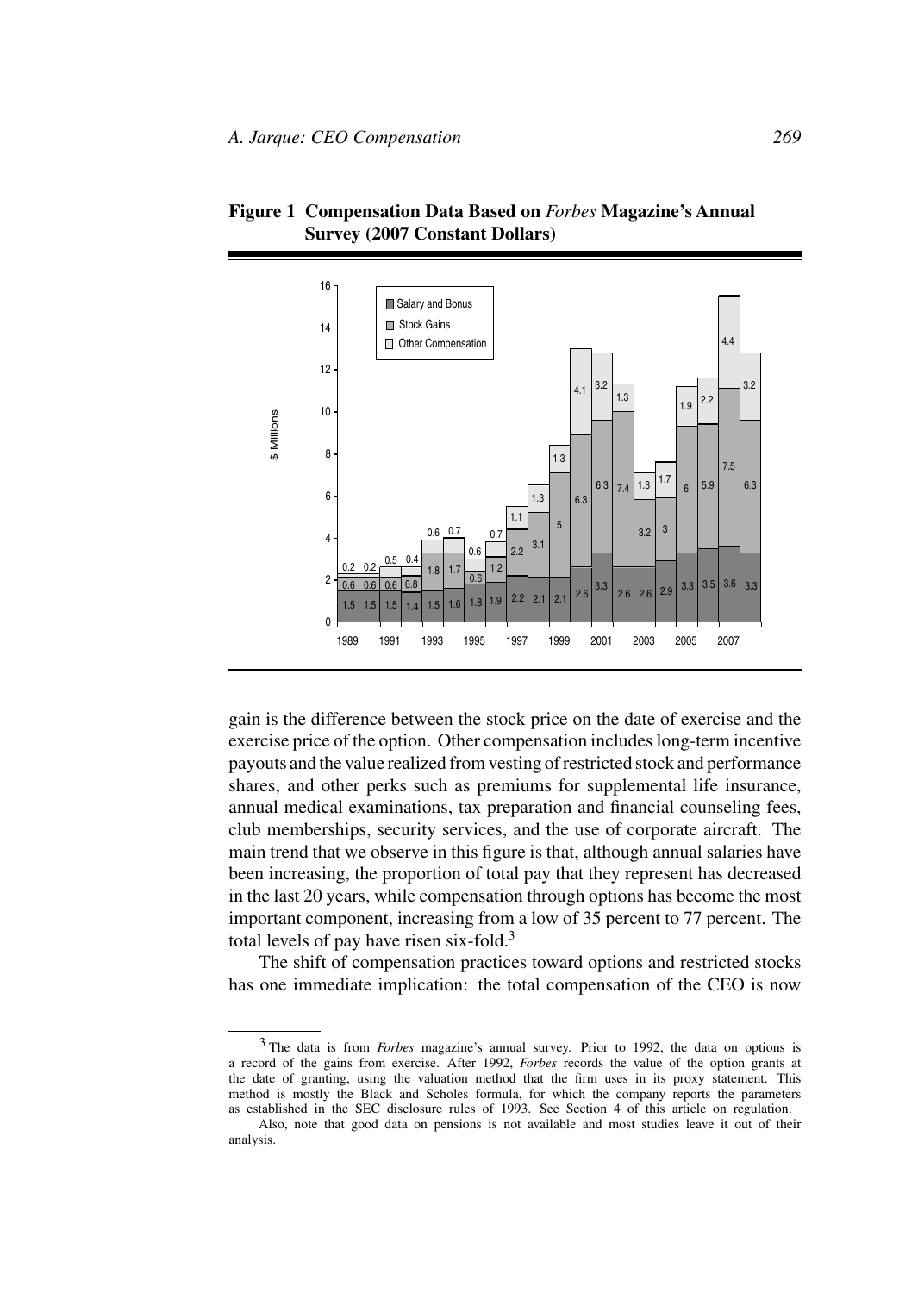**Figure 1 Compensation Data Based on *Forbes* Magazine's Annual Survey (2007 Constant Dollars)**

gain is the difference between the stock price on the date of exercise and the exercise price of the option. Other compensation includes long-term incentive payouts and the value realized from vesting of restricted stock and performance shares, and other perks such as premiums for supplemental life insurance, annual medical examinations, tax preparation and financial counseling fees, club memberships, security services, and the use of corporate aircraft. The main trend that we observe in this figure is that, although annual salaries have been increasing, the proportion of total pay that they represent has decreased in the last 20 years, while compensation through options has become the most important component, increasing from a low of 35 percent to 77 percent. The total levels of pay have risen six-fold.[3]

The shift of compensation practices toward options and restricted stocks has one immediate implication: the total compensation of the CEO is now

[3] The data is from *Forbes* magazine's annual survey. Prior to 1992, the data on options is a record of the gains from exercise. After 1992, *Forbes* records the value of the option grants at the date of granting, using the valuation method that the firm uses in its proxy statement. This method is mostly the Black and Scholes formula, for which the company reports the parameters as established in the SEC disclosure rules of 1993. See Section 4 of this article on regulation.

Also, note that good data on pensions is not available and most studies leave it out of their analysis.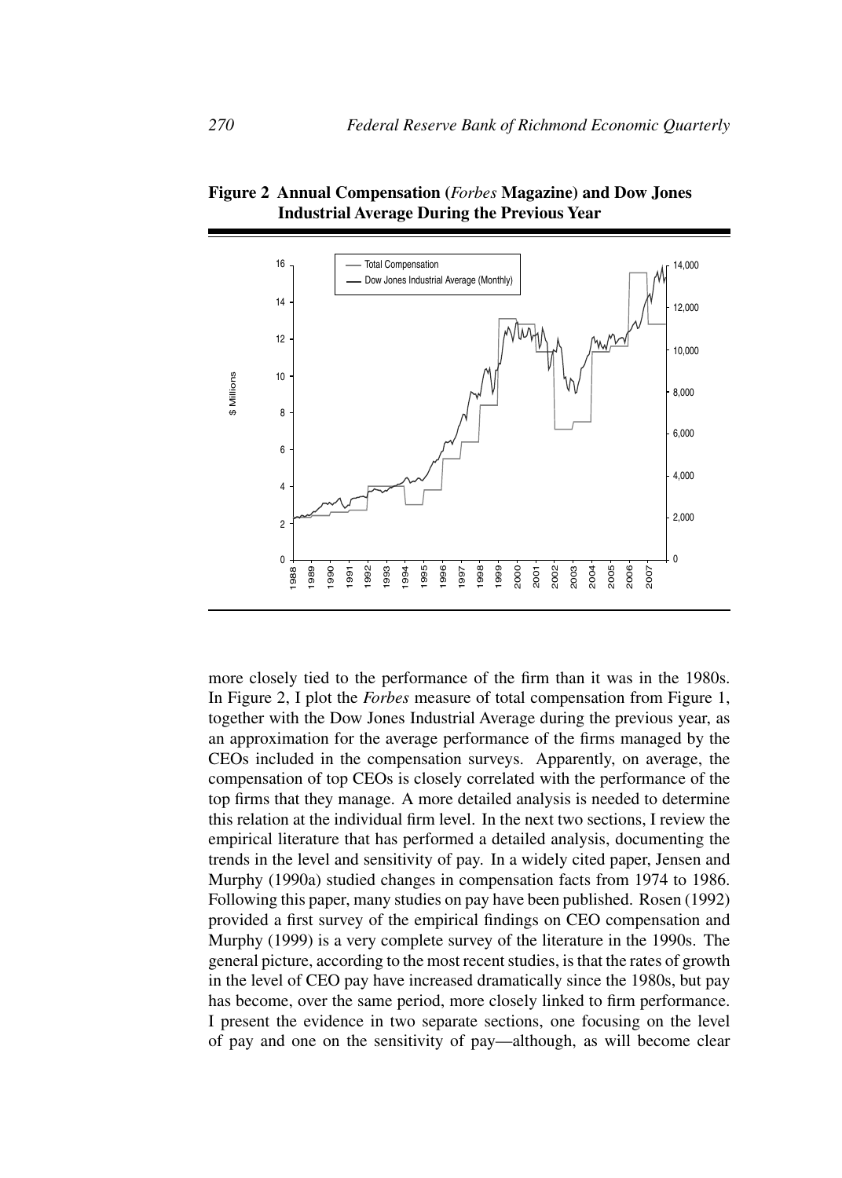**Figure 2 Annual Compensation (*Forbes* Magazine) and Dow Jones Industrial Average During the Previous Year**

more closely tied to the performance of the firm than it was in the 1980s. In Figure 2, I plot the *Forbes* measure of total compensation from Figure 1, together with the Dow Jones Industrial Average during the previous year, as an approximation for the average performance of the firms managed by the CEOs included in the compensation surveys. Apparently, on average, the compensation of top CEOs is closely correlated with the performance of the top firms that they manage. A more detailed analysis is needed to determine this relation at the individual firm level. In the next two sections, I review the empirical literature that has performed a detailed analysis, documenting the trends in the level and sensitivity of pay. In a widely cited paper, Jensen and Murphy (1990a) studied changes in compensation facts from 1974 to 1986. Following this paper, many studies on pay have been published. Rosen (1992) provided a first survey of the empirical findings on CEO compensation and Murphy (1999) is a very complete survey of the literature in the 1990s. The general picture, according to the most recent studies, is that the rates of growth in the level of CEO pay have increased dramatically since the 1980s, but pay has become, over the same period, more closely linked to firm performance. I present the evidence in two separate sections, one focusing on the level of pay and one on the sensitivity of pay—although, as will become clear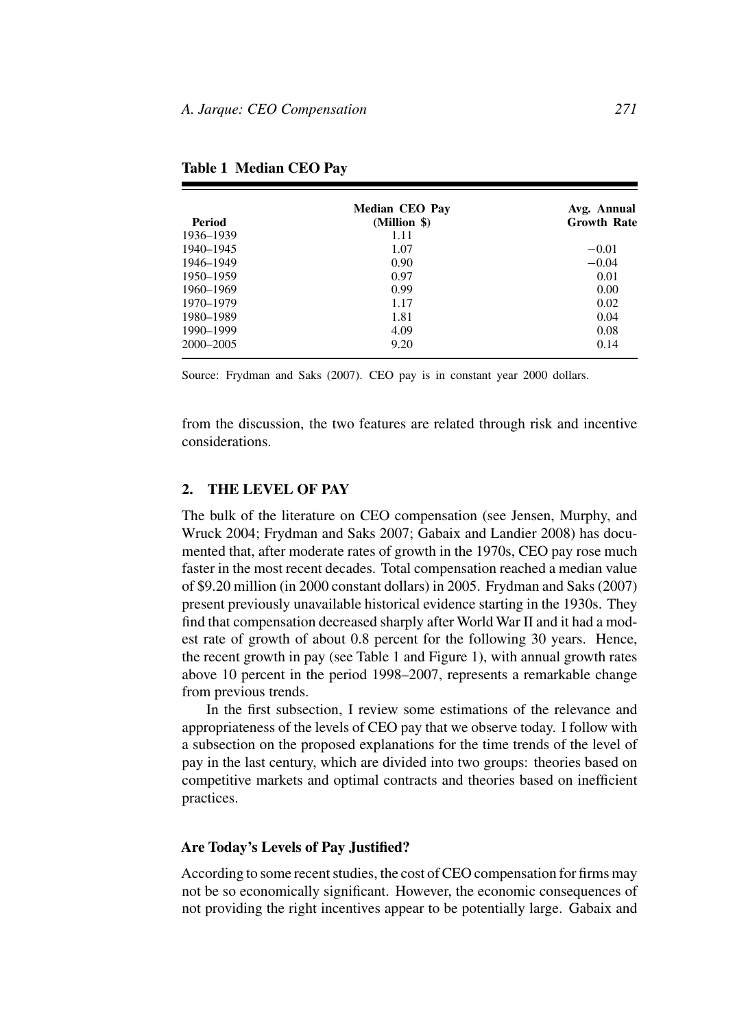**Table 1 Median CEO Pay**

| Period | Median CEO Pay (Million $) | Avg. Annual Growth Rate |
|---|---|---|
| 1936–1939 | 1.11 | |
| 1940–1945 | 1.07 | −0.01 |
| 1946–1949 | 0.90 | −0.04 |
| 1950–1959 | 0.97 | 0.01 |
| 1960–1969 | 0.99 | 0.00 |
| 1970–1979 | 1.17 | 0.02 |
| 1980–1989 | 1.81 | 0.04 |
| 1990–1999 | 4.09 | 0.08 |
| 2000–2005 | 9.20 | 0.14 |

Source: Frydman and Saks (2007). CEO pay is in constant year 2000 dollars.

from the discussion, the two features are related through risk and incentive considerations.

## 2. THE LEVEL OF PAY

The bulk of the literature on CEO compensation (see Jensen, Murphy, and Wruck 2004; Frydman and Saks 2007; Gabaix and Landier 2008) has documented that, after moderate rates of growth in the 1970s, CEO pay rose much faster in the most recent decades. Total compensation reached a median value of $9.20 million (in 2000 constant dollars) in 2005. Frydman and Saks (2007) present previously unavailable historical evidence starting in the 1930s. They find that compensation decreased sharply after World War II and it had a modest rate of growth of about 0.8 percent for the following 30 years. Hence, the recent growth in pay (see Table 1 and Figure 1), with annual growth rates above 10 percent in the period 1998–2007, represents a remarkable change from previous trends.

In the first subsection, I review some estimations of the relevance and appropriateness of the levels of CEO pay that we observe today. I follow with a subsection on the proposed explanations for the time trends of the level of pay in the last century, which are divided into two groups: theories based on competitive markets and optimal contracts and theories based on inefficient practices.

### Are Today's Levels of Pay Justified?

According to some recent studies, the cost of CEO compensation for firms may not be so economically significant. However, the economic consequences of not providing the right incentives appear to be potentially large. Gabaix and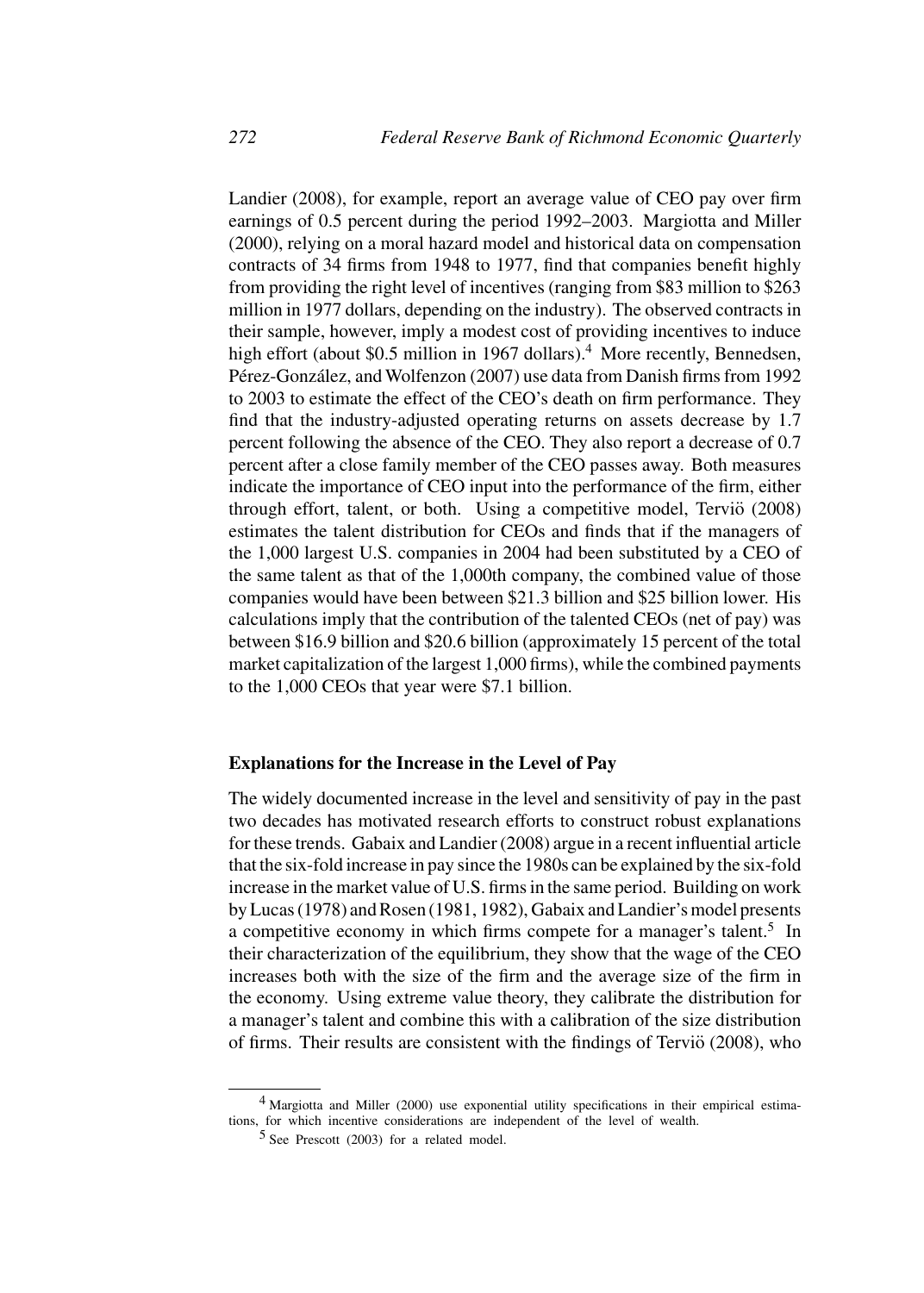Landier (2008), for example, report an average value of CEO pay over firm earnings of 0.5 percent during the period 1992–2003. Margiotta and Miller (2000), relying on a moral hazard model and historical data on compensation contracts of 34 firms from 1948 to 1977, find that companies benefit highly from providing the right level of incentives (ranging from $83 million to $263 million in 1977 dollars, depending on the industry). The observed contracts in their sample, however, imply a modest cost of providing incentives to induce high effort (about $0.5 million in 1967 dollars).[4] More recently, Bennedsen, Pérez-González, and Wolfenzon (2007) use data from Danish firms from 1992 to 2003 to estimate the effect of the CEO's death on firm performance. They find that the industry-adjusted operating returns on assets decrease by 1.7 percent following the absence of the CEO. They also report a decrease of 0.7 percent after a close family member of the CEO passes away. Both measures indicate the importance of CEO input into the performance of the firm, either through effort, talent, or both. Using a competitive model, Terviö (2008) estimates the talent distribution for CEOs and finds that if the managers of the 1,000 largest U.S. companies in 2004 had been substituted by a CEO of the same talent as that of the 1,000th company, the combined value of those companies would have been between $21.3 billion and $25 billion lower. His calculations imply that the contribution of the talented CEOs (net of pay) was between $16.9 billion and $20.6 billion (approximately 15 percent of the total market capitalization of the largest 1,000 firms), while the combined payments to the 1,000 CEOs that year were $7.1 billion.

### Explanations for the Increase in the Level of Pay

The widely documented increase in the level and sensitivity of pay in the past two decades has motivated research efforts to construct robust explanations for these trends. Gabaix and Landier (2008) argue in a recent influential article that the six-fold increase in pay since the 1980s can be explained by the six-fold increase in the market value of U.S. firms in the same period. Building on work by Lucas (1978) and Rosen (1981, 1982), Gabaix and Landier's model presents a competitive economy in which firms compete for a manager's talent.[5] In their characterization of the equilibrium, they show that the wage of the CEO increases both with the size of the firm and the average size of the firm in the economy. Using extreme value theory, they calibrate the distribution for a manager's talent and combine this with a calibration of the size distribution of firms. Their results are consistent with the findings of Terviö (2008), who

[4] Margiotta and Miller (2000) use exponential utility specifications in their empirical estimations, for which incentive considerations are independent of the level of wealth.

[5] See Prescott (2003) for a related model.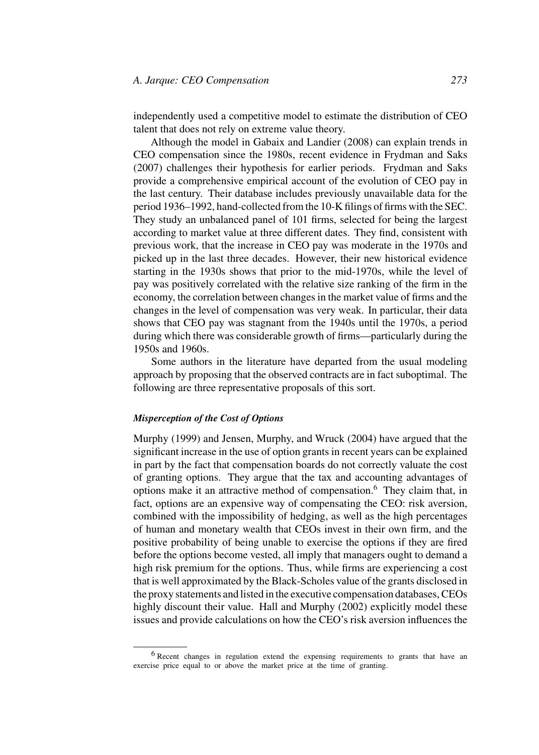independently used a competitive model to estimate the distribution of CEO talent that does not rely on extreme value theory.

Although the model in Gabaix and Landier (2008) can explain trends in CEO compensation since the 1980s, recent evidence in Frydman and Saks (2007) challenges their hypothesis for earlier periods. Frydman and Saks provide a comprehensive empirical account of the evolution of CEO pay in the last century. Their database includes previously unavailable data for the period 1936–1992, hand-collected from the 10-K filings of firms with the SEC. They study an unbalanced panel of 101 firms, selected for being the largest according to market value at three different dates. They find, consistent with previous work, that the increase in CEO pay was moderate in the 1970s and picked up in the last three decades. However, their new historical evidence starting in the 1930s shows that prior to the mid-1970s, while the level of pay was positively correlated with the relative size ranking of the firm in the economy, the correlation between changes in the market value of firms and the changes in the level of compensation was very weak. In particular, their data shows that CEO pay was stagnant from the 1940s until the 1970s, a period during which there was considerable growth of firms—particularly during the 1950s and 1960s.

Some authors in the literature have departed from the usual modeling approach by proposing that the observed contracts are in fact suboptimal. The following are three representative proposals of this sort.

### *Misperception of the Cost of Options*

Murphy (1999) and Jensen, Murphy, and Wruck (2004) have argued that the significant increase in the use of option grants in recent years can be explained in part by the fact that compensation boards do not correctly valuate the cost of granting options. They argue that the tax and accounting advantages of options make it an attractive method of compensation.[6] They claim that, in fact, options are an expensive way of compensating the CEO: risk aversion, combined with the impossibility of hedging, as well as the high percentages of human and monetary wealth that CEOs invest in their own firm, and the positive probability of being unable to exercise the options if they are fired before the options become vested, all imply that managers ought to demand a high risk premium for the options. Thus, while firms are experiencing a cost that is well approximated by the Black-Scholes value of the grants disclosed in the proxy statements and listed in the executive compensation databases, CEOs highly discount their value. Hall and Murphy (2002) explicitly model these issues and provide calculations on how the CEO's risk aversion influences the

[6] Recent changes in regulation extend the expensing requirements to grants that have an exercise price equal to or above the market price at the time of granting.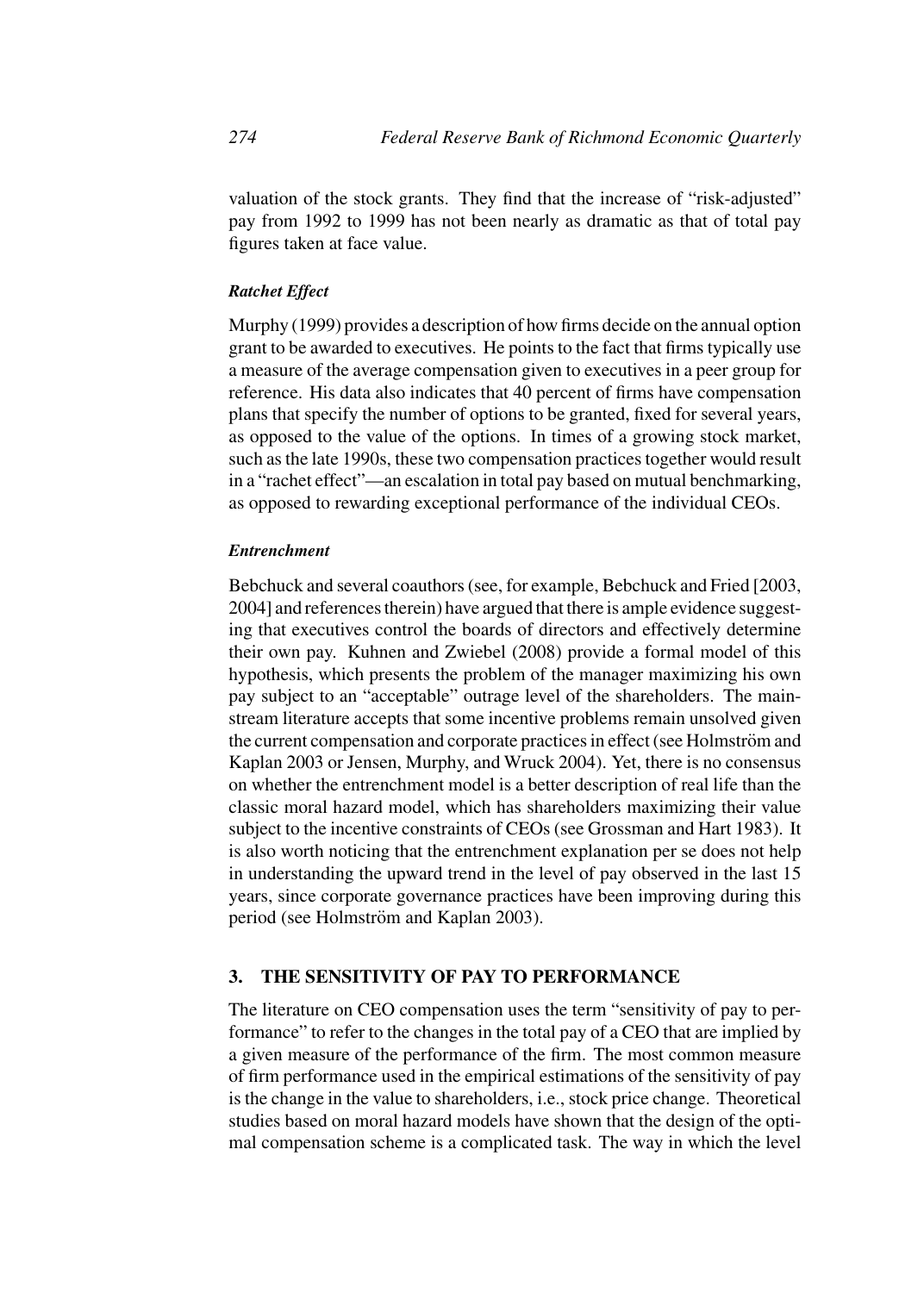valuation of the stock grants. They find that the increase of "risk-adjusted" pay from 1992 to 1999 has not been nearly as dramatic as that of total pay figures taken at face value.

#### *Ratchet Effect*

Murphy (1999) provides a description of how firms decide on the annual option grant to be awarded to executives. He points to the fact that firms typically use a measure of the average compensation given to executives in a peer group for reference. His data also indicates that 40 percent of firms have compensation plans that specify the number of options to be granted, fixed for several years, as opposed to the value of the options. In times of a growing stock market, such as the late 1990s, these two compensation practices together would result in a "rachet effect"—an escalation in total pay based on mutual benchmarking, as opposed to rewarding exceptional performance of the individual CEOs.

#### *Entrenchment*

Bebchuck and several coauthors (see, for example, Bebchuck and Fried [2003, 2004] and references therein) have argued that there is ample evidence suggesting that executives control the boards of directors and effectively determine their own pay. Kuhnen and Zwiebel (2008) provide a formal model of this hypothesis, which presents the problem of the manager maximizing his own pay subject to an "acceptable" outrage level of the shareholders. The mainstream literature accepts that some incentive problems remain unsolved given the current compensation and corporate practices in effect (see Holmström and Kaplan 2003 or Jensen, Murphy, and Wruck 2004). Yet, there is no consensus on whether the entrenchment model is a better description of real life than the classic moral hazard model, which has shareholders maximizing their value subject to the incentive constraints of CEOs (see Grossman and Hart 1983). It is also worth noticing that the entrenchment explanation per se does not help in understanding the upward trend in the level of pay observed in the last 15 years, since corporate governance practices have been improving during this period (see Holmström and Kaplan 2003).

## 3. THE SENSITIVITY OF PAY TO PERFORMANCE

The literature on CEO compensation uses the term "sensitivity of pay to performance" to refer to the changes in the total pay of a CEO that are implied by a given measure of the performance of the firm. The most common measure of firm performance used in the empirical estimations of the sensitivity of pay is the change in the value to shareholders, i.e., stock price change. Theoretical studies based on moral hazard models have shown that the design of the optimal compensation scheme is a complicated task. The way in which the level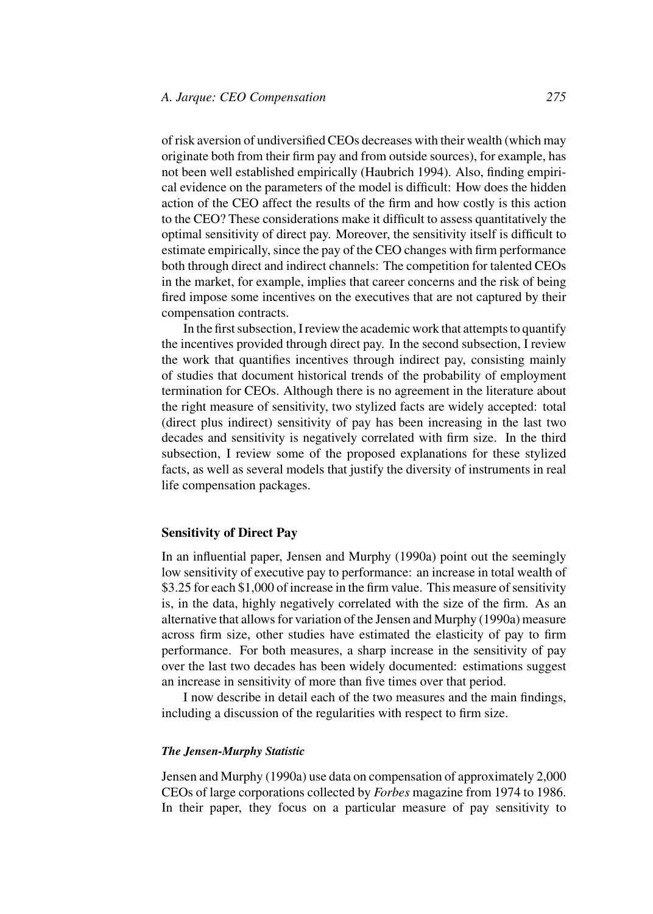of risk aversion of undiversified CEOs decreases with their wealth (which may originate both from their firm pay and from outside sources), for example, has not been well established empirically (Haubrich 1994). Also, finding empirical evidence on the parameters of the model is difficult: How does the hidden action of the CEO affect the results of the firm and how costly is this action to the CEO? These considerations make it difficult to assess quantitatively the optimal sensitivity of direct pay. Moreover, the sensitivity itself is difficult to estimate empirically, since the pay of the CEO changes with firm performance both through direct and indirect channels: The competition for talented CEOs in the market, for example, implies that career concerns and the risk of being fired impose some incentives on the executives that are not captured by their compensation contracts.

In the first subsection, I review the academic work that attempts to quantify the incentives provided through direct pay. In the second subsection, I review the work that quantifies incentives through indirect pay, consisting mainly of studies that document historical trends of the probability of employment termination for CEOs. Although there is no agreement in the literature about the right measure of sensitivity, two stylized facts are widely accepted: total (direct plus indirect) sensitivity of pay has been increasing in the last two decades and sensitivity is negatively correlated with firm size. In the third subsection, I review some of the proposed explanations for these stylized facts, as well as several models that justify the diversity of instruments in real life compensation packages.

## Sensitivity of Direct Pay

In an influential paper, Jensen and Murphy (1990a) point out the seemingly low sensitivity of executive pay to performance: an increase in total wealth of $3.25 for each $1,000 of increase in the firm value. This measure of sensitivity is, in the data, highly negatively correlated with the size of the firm. As an alternative that allows for variation of the Jensen and Murphy (1990a) measure across firm size, other studies have estimated the elasticity of pay to firm performance. For both measures, a sharp increase in the sensitivity of pay over the last two decades has been widely documented: estimations suggest an increase in sensitivity of more than five times over that period.

I now describe in detail each of the two measures and the main findings, including a discussion of the regularities with respect to firm size.

### *The Jensen-Murphy Statistic*

Jensen and Murphy (1990a) use data on compensation of approximately 2,000 CEOs of large corporations collected by *Forbes* magazine from 1974 to 1986. In their paper, they focus on a particular measure of pay sensitivity to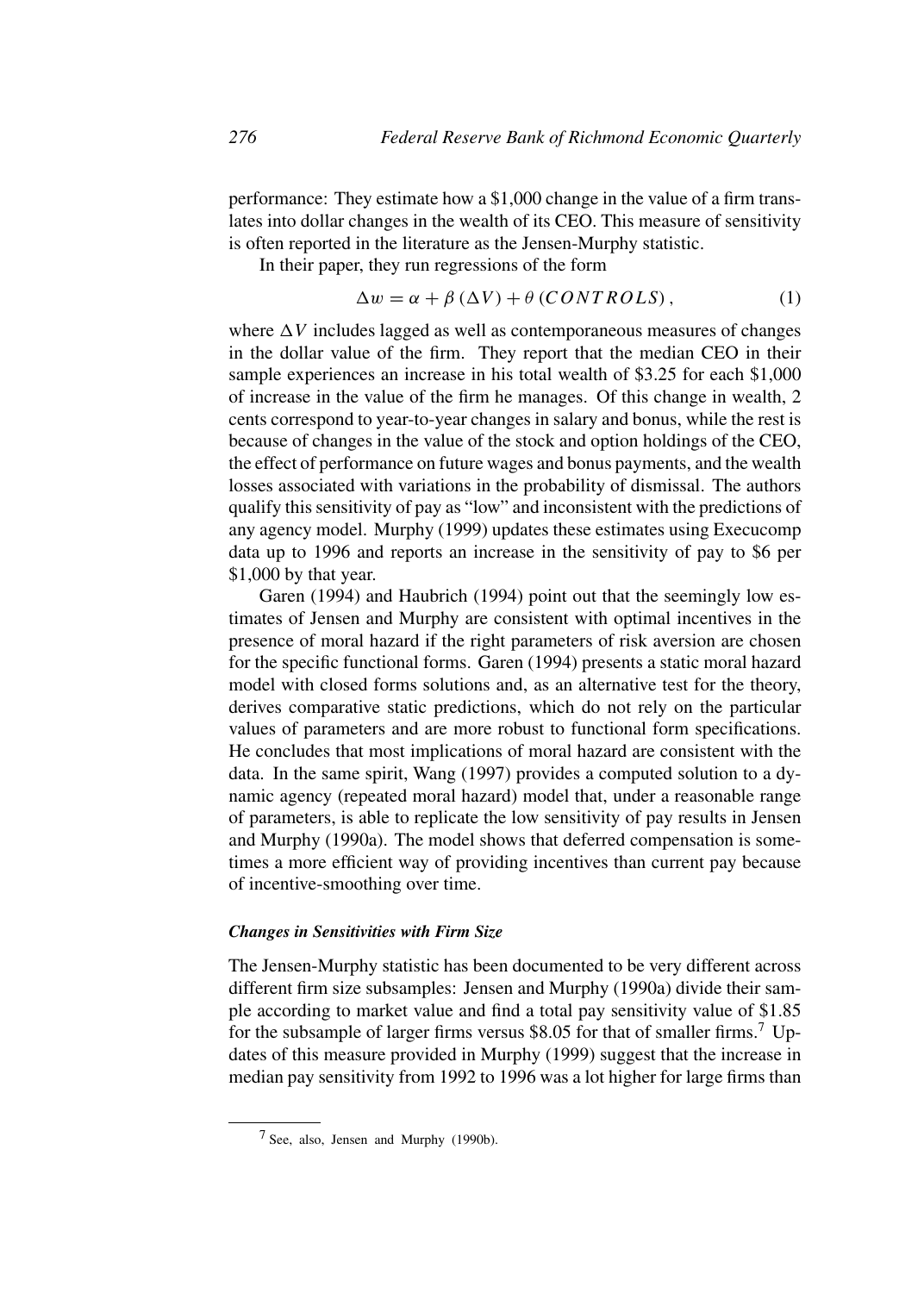performance: They estimate how a \$1,000 change in the value of a firm translates into dollar changes in the wealth of its CEO. This measure of sensitivity is often reported in the literature as the Jensen-Murphy statistic.

In their paper, they run regressions of the form

$$\Delta w = \alpha + \beta (\Delta V) + \theta (CONTROLS), \tag{1}$$

where $\Delta V$ includes lagged as well as contemporaneous measures of changes in the dollar value of the firm. They report that the median CEO in their sample experiences an increase in his total wealth of \$3.25 for each \$1,000 of increase in the value of the firm he manages. Of this change in wealth, 2 cents correspond to year-to-year changes in salary and bonus, while the rest is because of changes in the value of the stock and option holdings of the CEO, the effect of performance on future wages and bonus payments, and the wealth losses associated with variations in the probability of dismissal. The authors qualify this sensitivity of pay as "low" and inconsistent with the predictions of any agency model. Murphy (1999) updates these estimates using Execucomp data up to 1996 and reports an increase in the sensitivity of pay to \$6 per \$1,000 by that year.

Garen (1994) and Haubrich (1994) point out that the seemingly low estimates of Jensen and Murphy are consistent with optimal incentives in the presence of moral hazard if the right parameters of risk aversion are chosen for the specific functional forms. Garen (1994) presents a static moral hazard model with closed forms solutions and, as an alternative test for the theory, derives comparative static predictions, which do not rely on the particular values of parameters and are more robust to functional form specifications. He concludes that most implications of moral hazard are consistent with the data. In the same spirit, Wang (1997) provides a computed solution to a dynamic agency (repeated moral hazard) model that, under a reasonable range of parameters, is able to replicate the low sensitivity of pay results in Jensen and Murphy (1990a). The model shows that deferred compensation is sometimes a more efficient way of providing incentives than current pay because of incentive-smoothing over time.

***Changes in Sensitivities with Firm Size***

The Jensen-Murphy statistic has been documented to be very different across different firm size subsamples: Jensen and Murphy (1990a) divide their sample according to market value and find a total pay sensitivity value of \$1.85 for the subsample of larger firms versus \$8.05 for that of smaller firms.[7] Updates of this measure provided in Murphy (1999) suggest that the increase in median pay sensitivity from 1992 to 1996 was a lot higher for large firms than

[7] See, also, Jensen and Murphy (1990b).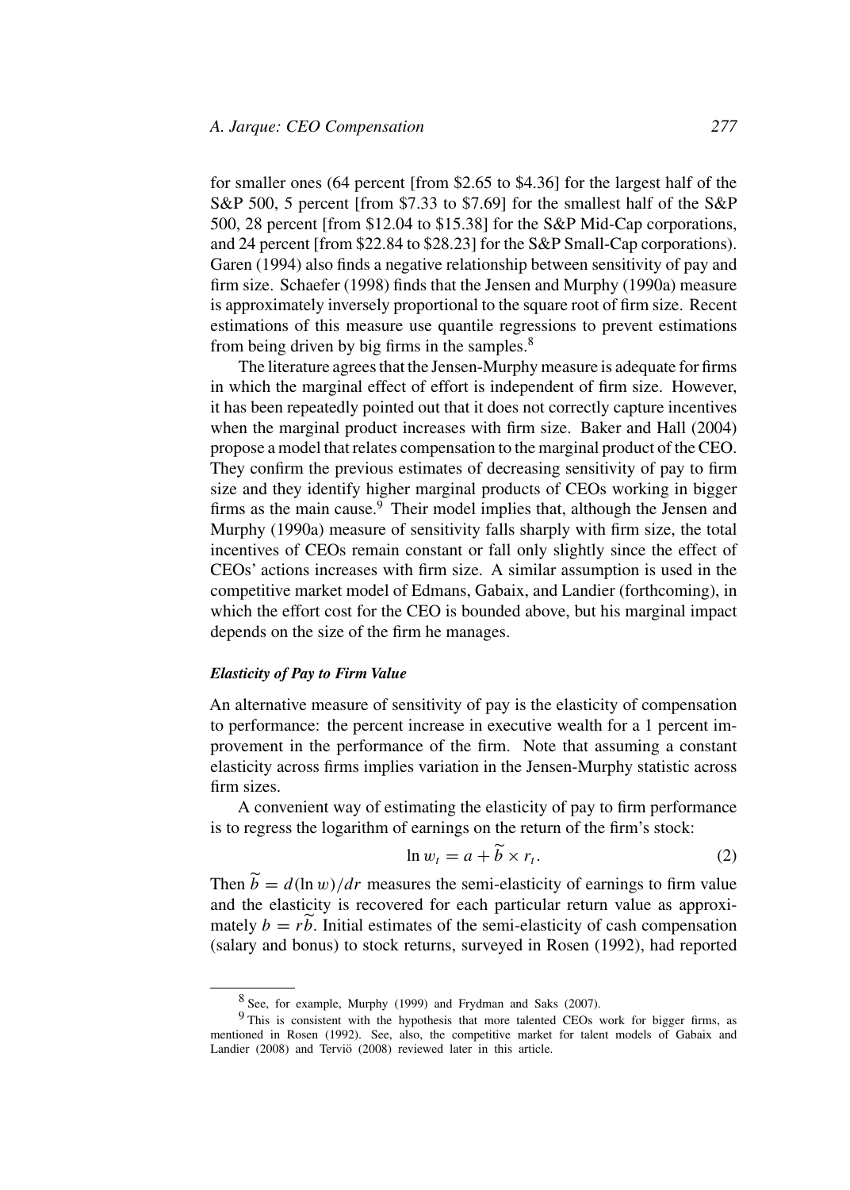for smaller ones (64 percent [from \$2.65 to \$4.36] for the largest half of the S&P 500, 5 percent [from \$7.33 to \$7.69] for the smallest half of the S&P 500, 28 percent [from \$12.04 to \$15.38] for the S&P Mid-Cap corporations, and 24 percent [from \$22.84 to \$28.23] for the S&P Small-Cap corporations). Garen (1994) also finds a negative relationship between sensitivity of pay and firm size. Schaefer (1998) finds that the Jensen and Murphy (1990a) measure is approximately inversely proportional to the square root of firm size. Recent estimations of this measure use quantile regressions to prevent estimations from being driven by big firms in the samples.[8]

The literature agrees that the Jensen-Murphy measure is adequate for firms in which the marginal effect of effort is independent of firm size. However, it has been repeatedly pointed out that it does not correctly capture incentives when the marginal product increases with firm size. Baker and Hall (2004) propose a model that relates compensation to the marginal product of the CEO. They confirm the previous estimates of decreasing sensitivity of pay to firm size and they identify higher marginal products of CEOs working in bigger firms as the main cause.[9] Their model implies that, although the Jensen and Murphy (1990a) measure of sensitivity falls sharply with firm size, the total incentives of CEOs remain constant or fall only slightly since the effect of CEOs' actions increases with firm size. A similar assumption is used in the competitive market model of Edmans, Gabaix, and Landier (forthcoming), in which the effort cost for the CEO is bounded above, but his marginal impact depends on the size of the firm he manages.

#### *Elasticity of Pay to Firm Value*

An alternative measure of sensitivity of pay is the elasticity of compensation to performance: the percent increase in executive wealth for a 1 percent improvement in the performance of the firm. Note that assuming a constant elasticity across firms implies variation in the Jensen-Murphy statistic across firm sizes.

A convenient way of estimating the elasticity of pay to firm performance is to regress the logarithm of earnings on the return of the firm's stock:

$$\ln w_t = a + \widetilde{b} \times r_t. \tag{2}$$

Then $\widetilde{b} = d(\ln w)/dr$ measures the semi-elasticity of earnings to firm value and the elasticity is recovered for each particular return value as approximately $b = r\widetilde{b}$. Initial estimates of the semi-elasticity of cash compensation (salary and bonus) to stock returns, surveyed in Rosen (1992), had reported

---

[8] See, for example, Murphy (1999) and Frydman and Saks (2007).

[9] This is consistent with the hypothesis that more talented CEOs work for bigger firms, as mentioned in Rosen (1992). See, also, the competitive market for talent models of Gabaix and Landier (2008) and Terviö (2008) reviewed later in this article.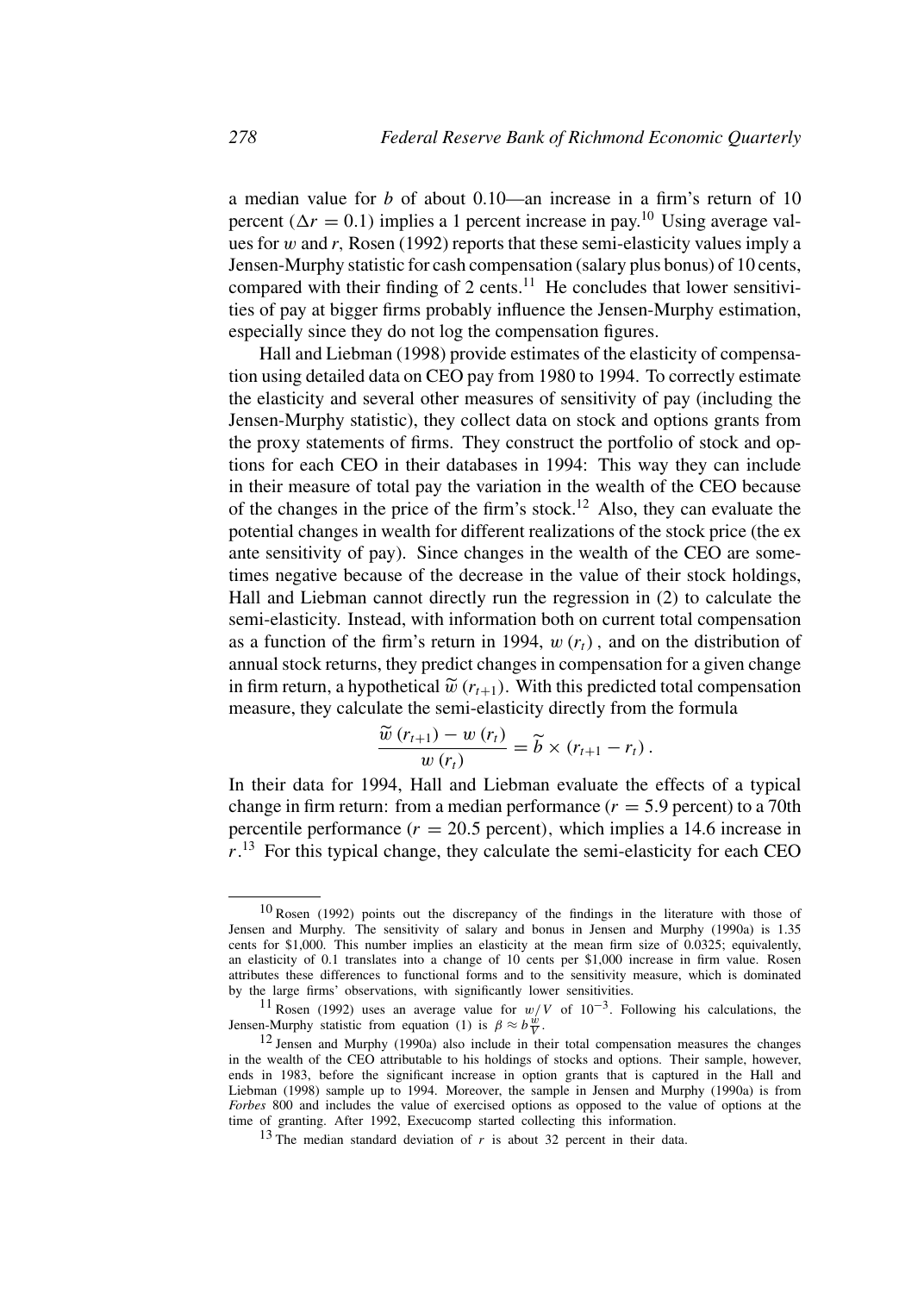a median value for $b$ of about 0.10—an increase in a firm's return of 10 percent ($\Delta r = 0.1$) implies a 1 percent increase in pay.[10] Using average values for $w$ and $r$, Rosen (1992) reports that these semi-elasticity values imply a Jensen-Murphy statistic for cash compensation (salary plus bonus) of 10 cents, compared with their finding of 2 cents.[11] He concludes that lower sensitivities of pay at bigger firms probably influence the Jensen-Murphy estimation, especially since they do not log the compensation figures.

Hall and Liebman (1998) provide estimates of the elasticity of compensation using detailed data on CEO pay from 1980 to 1994. To correctly estimate the elasticity and several other measures of sensitivity of pay (including the Jensen-Murphy statistic), they collect data on stock and options grants from the proxy statements of firms. They construct the portfolio of stock and options for each CEO in their databases in 1994: This way they can include in their measure of total pay the variation in the wealth of the CEO because of the changes in the price of the firm's stock.[12] Also, they can evaluate the potential changes in wealth for different realizations of the stock price (the ex ante sensitivity of pay). Since changes in the wealth of the CEO are sometimes negative because of the decrease in the value of their stock holdings, Hall and Liebman cannot directly run the regression in (2) to calculate the semi-elasticity. Instead, with information both on current total compensation as a function of the firm's return in 1994, $w(r_t)$, and on the distribution of annual stock returns, they predict changes in compensation for a given change in firm return, a hypothetical $\widetilde{w}(r_{t+1})$. With this predicted total compensation measure, they calculate the semi-elasticity directly from the formula

$$\frac{\widetilde{w}(r_{t+1}) - w(r_t)}{w(r_t)} = \widetilde{b} \times (r_{t+1} - r_t).$$

In their data for 1994, Hall and Liebman evaluate the effects of a typical change in firm return: from a median performance ($r = 5.9$ percent) to a 70th percentile performance ($r = 20.5$ percent), which implies a 14.6 increase in $r$.[13] For this typical change, they calculate the semi-elasticity for each CEO

---

[10] Rosen (1992) points out the discrepancy of the findings in the literature with those of Jensen and Murphy. The sensitivity of salary and bonus in Jensen and Murphy (1990a) is 1.35 cents for \$1,000. This number implies an elasticity at the mean firm size of 0.0325; equivalently, an elasticity of 0.1 translates into a change of 10 cents per \$1,000 increase in firm value. Rosen attributes these differences to functional forms and to the sensitivity measure, which is dominated by the large firms' observations, with significantly lower sensitivities.

[11] Rosen (1992) uses an average value for $w/V$ of $10^{-3}$. Following his calculations, the Jensen-Murphy statistic from equation (1) is $\beta \approx b\frac{w}{V}$.

[12] Jensen and Murphy (1990a) also include in their total compensation measures the changes in the wealth of the CEO attributable to his holdings of stocks and options. Their sample, however, ends in 1983, before the significant increase in option grants that is captured in the Hall and Liebman (1998) sample up to 1994. Moreover, the sample in Jensen and Murphy (1990a) is from *Forbes* 800 and includes the value of exercised options as opposed to the value of options at the time of granting. After 1992, Execucomp started collecting this information.

[13] The median standard deviation of $r$ is about 32 percent in their data.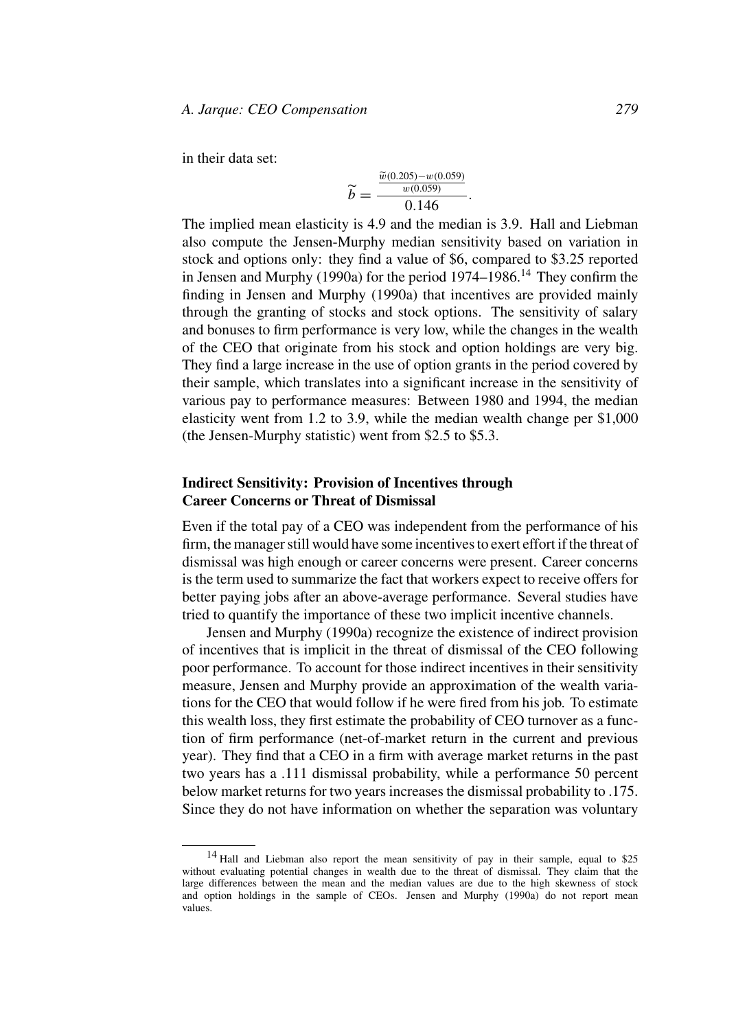in their data set:

$$\widetilde{b} = \frac{\frac{\widetilde{w}(0.205) - w(0.059)}{w(0.059)}}{0.146}.$$

The implied mean elasticity is 4.9 and the median is 3.9. Hall and Liebman also compute the Jensen-Murphy median sensitivity based on variation in stock and options only: they find a value of \$6, compared to \$3.25 reported in Jensen and Murphy (1990a) for the period 1974–1986.[14] They confirm the finding in Jensen and Murphy (1990a) that incentives are provided mainly through the granting of stocks and stock options. The sensitivity of salary and bonuses to firm performance is very low, while the changes in the wealth of the CEO that originate from his stock and option holdings are very big. They find a large increase in the use of option grants in the period covered by their sample, which translates into a significant increase in the sensitivity of various pay to performance measures: Between 1980 and 1994, the median elasticity went from 1.2 to 3.9, while the median wealth change per \$1,000 (the Jensen-Murphy statistic) went from \$2.5 to \$5.3.

### Indirect Sensitivity: Provision of Incentives through Career Concerns or Threat of Dismissal

Even if the total pay of a CEO was independent from the performance of his firm, the manager still would have some incentives to exert effort if the threat of dismissal was high enough or career concerns were present. Career concerns is the term used to summarize the fact that workers expect to receive offers for better paying jobs after an above-average performance. Several studies have tried to quantify the importance of these two implicit incentive channels.

Jensen and Murphy (1990a) recognize the existence of indirect provision of incentives that is implicit in the threat of dismissal of the CEO following poor performance. To account for those indirect incentives in their sensitivity measure, Jensen and Murphy provide an approximation of the wealth variations for the CEO that would follow if he were fired from his job. To estimate this wealth loss, they first estimate the probability of CEO turnover as a function of firm performance (net-of-market return in the current and previous year). They find that a CEO in a firm with average market returns in the past two years has a .111 dismissal probability, while a performance 50 percent below market returns for two years increases the dismissal probability to .175. Since they do not have information on whether the separation was voluntary

[14] Hall and Liebman also report the mean sensitivity of pay in their sample, equal to \$25 without evaluating potential changes in wealth due to the threat of dismissal. They claim that the large differences between the mean and the median values are due to the high skewness of stock and option holdings in the sample of CEOs. Jensen and Murphy (1990a) do not report mean values.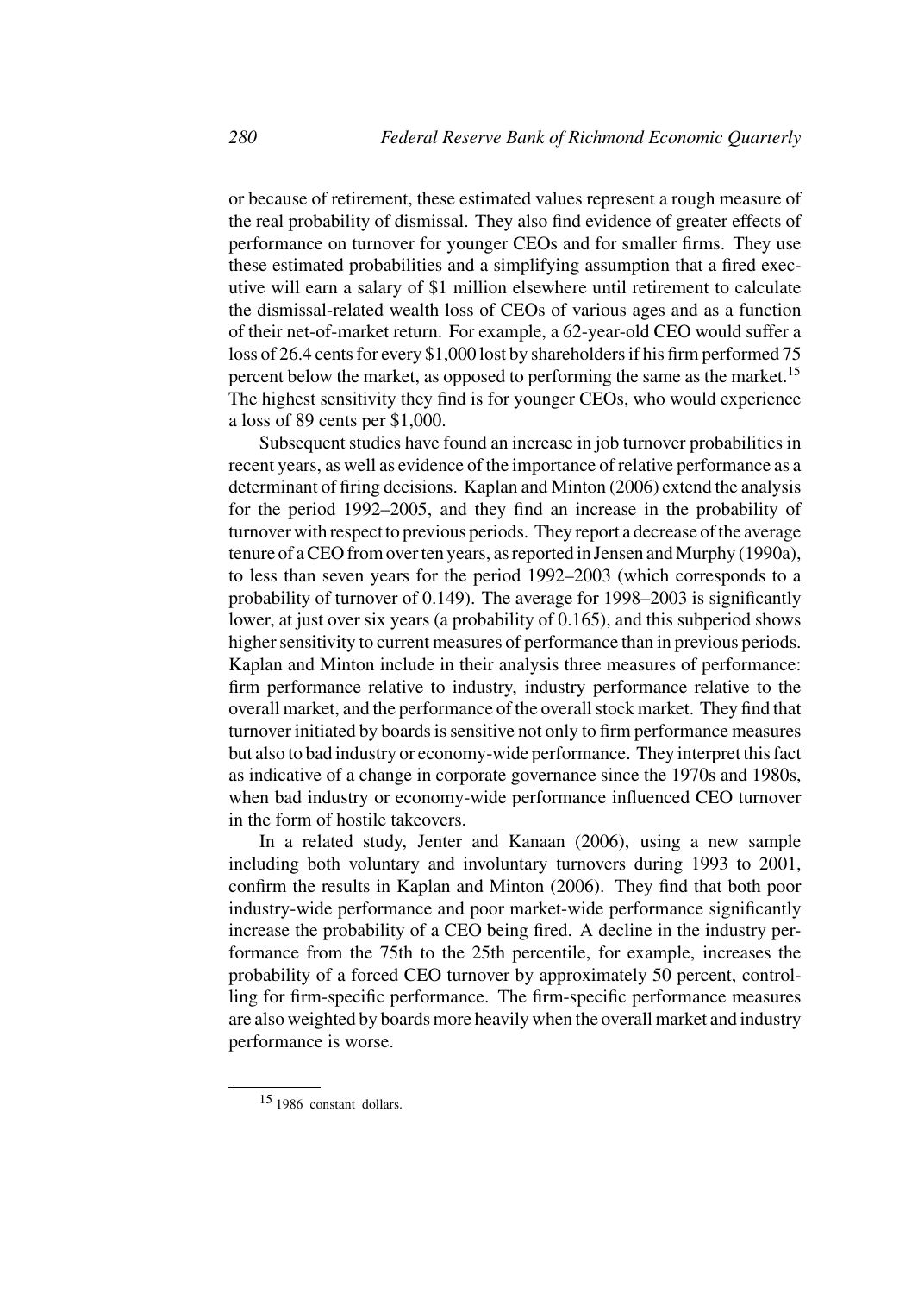or because of retirement, these estimated values represent a rough measure of the real probability of dismissal. They also find evidence of greater effects of performance on turnover for younger CEOs and for smaller firms. They use these estimated probabilities and a simplifying assumption that a fired executive will earn a salary of \$1 million elsewhere until retirement to calculate the dismissal-related wealth loss of CEOs of various ages and as a function of their net-of-market return. For example, a 62-year-old CEO would suffer a loss of 26.4 cents for every \$1,000 lost by shareholders if his firm performed 75 percent below the market, as opposed to performing the same as the market.[15] The highest sensitivity they find is for younger CEOs, who would experience a loss of 89 cents per \$1,000.

Subsequent studies have found an increase in job turnover probabilities in recent years, as well as evidence of the importance of relative performance as a determinant of firing decisions. Kaplan and Minton (2006) extend the analysis for the period 1992–2005, and they find an increase in the probability of turnover with respect to previous periods. They report a decrease of the average tenure of a CEO from over ten years, as reported in Jensen and Murphy (1990a), to less than seven years for the period 1992–2003 (which corresponds to a probability of turnover of 0.149). The average for 1998–2003 is significantly lower, at just over six years (a probability of 0.165), and this subperiod shows higher sensitivity to current measures of performance than in previous periods. Kaplan and Minton include in their analysis three measures of performance: firm performance relative to industry, industry performance relative to the overall market, and the performance of the overall stock market. They find that turnover initiated by boards is sensitive not only to firm performance measures but also to bad industry or economy-wide performance. They interpret this fact as indicative of a change in corporate governance since the 1970s and 1980s, when bad industry or economy-wide performance influenced CEO turnover in the form of hostile takeovers.

In a related study, Jenter and Kanaan (2006), using a new sample including both voluntary and involuntary turnovers during 1993 to 2001, confirm the results in Kaplan and Minton (2006). They find that both poor industry-wide performance and poor market-wide performance significantly increase the probability of a CEO being fired. A decline in the industry performance from the 75th to the 25th percentile, for example, increases the probability of a forced CEO turnover by approximately 50 percent, controlling for firm-specific performance. The firm-specific performance measures are also weighted by boards more heavily when the overall market and industry performance is worse.

[15] 1986 constant dollars.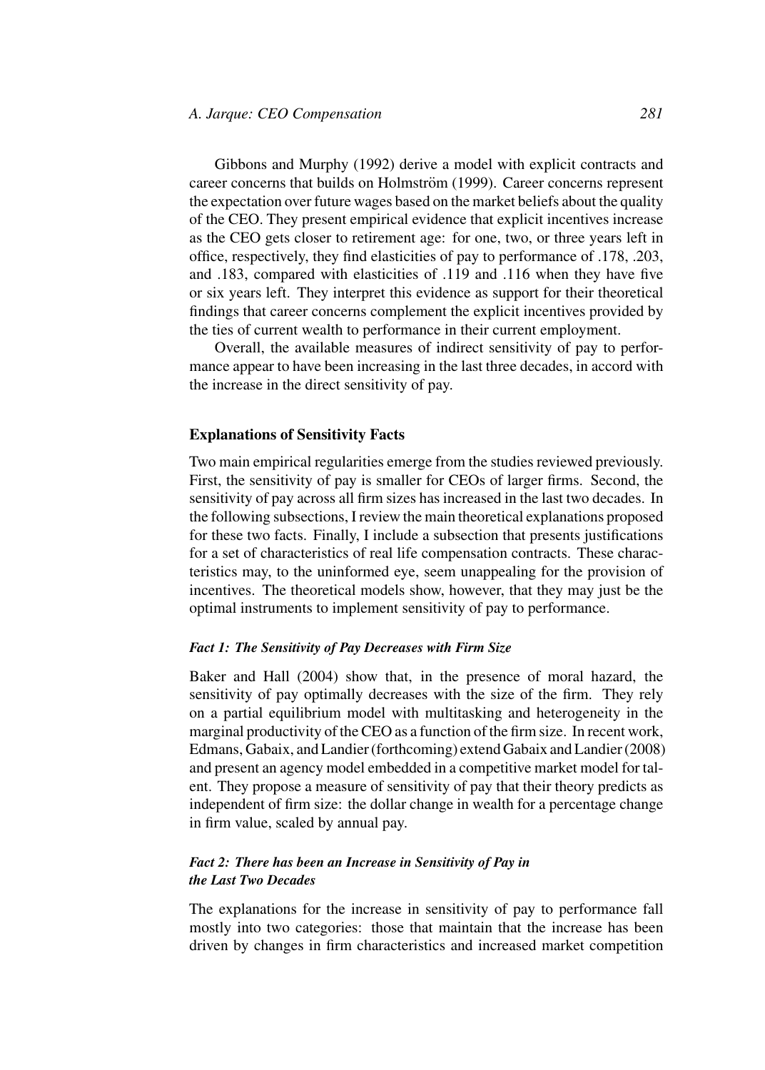Gibbons and Murphy (1992) derive a model with explicit contracts and career concerns that builds on Holmström (1999). Career concerns represent the expectation over future wages based on the market beliefs about the quality of the CEO. They present empirical evidence that explicit incentives increase as the CEO gets closer to retirement age: for one, two, or three years left in office, respectively, they find elasticities of pay to performance of .178, .203, and .183, compared with elasticities of .119 and .116 when they have five or six years left. They interpret this evidence as support for their theoretical findings that career concerns complement the explicit incentives provided by the ties of current wealth to performance in their current employment.

Overall, the available measures of indirect sensitivity of pay to performance appear to have been increasing in the last three decades, in accord with the increase in the direct sensitivity of pay.

## Explanations of Sensitivity Facts

Two main empirical regularities emerge from the studies reviewed previously. First, the sensitivity of pay is smaller for CEOs of larger firms. Second, the sensitivity of pay across all firm sizes has increased in the last two decades. In the following subsections, I review the main theoretical explanations proposed for these two facts. Finally, I include a subsection that presents justifications for a set of characteristics of real life compensation contracts. These characteristics may, to the uninformed eye, seem unappealing for the provision of incentives. The theoretical models show, however, that they may just be the optimal instruments to implement sensitivity of pay to performance.

### *Fact 1: The Sensitivity of Pay Decreases with Firm Size*

Baker and Hall (2004) show that, in the presence of moral hazard, the sensitivity of pay optimally decreases with the size of the firm. They rely on a partial equilibrium model with multitasking and heterogeneity in the marginal productivity of the CEO as a function of the firm size. In recent work, Edmans, Gabaix, and Landier (forthcoming) extend Gabaix and Landier (2008) and present an agency model embedded in a competitive market model for talent. They propose a measure of sensitivity of pay that their theory predicts as independent of firm size: the dollar change in wealth for a percentage change in firm value, scaled by annual pay.

### *Fact 2: There has been an Increase in Sensitivity of Pay in the Last Two Decades*

The explanations for the increase in sensitivity of pay to performance fall mostly into two categories: those that maintain that the increase has been driven by changes in firm characteristics and increased market competition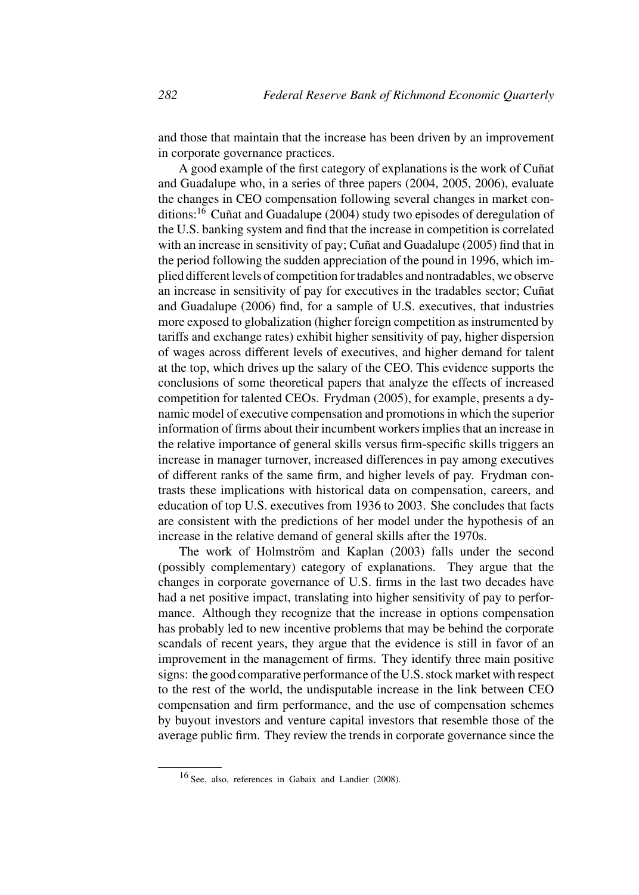and those that maintain that the increase has been driven by an improvement in corporate governance practices.

A good example of the first category of explanations is the work of Cuñat and Guadalupe who, in a series of three papers (2004, 2005, 2006), evaluate the changes in CEO compensation following several changes in market conditions:[16] Cuñat and Guadalupe (2004) study two episodes of deregulation of the U.S. banking system and find that the increase in competition is correlated with an increase in sensitivity of pay; Cuñat and Guadalupe (2005) find that in the period following the sudden appreciation of the pound in 1996, which implied different levels of competition for tradables and nontradables, we observe an increase in sensitivity of pay for executives in the tradables sector; Cuñat and Guadalupe (2006) find, for a sample of U.S. executives, that industries more exposed to globalization (higher foreign competition as instrumented by tariffs and exchange rates) exhibit higher sensitivity of pay, higher dispersion of wages across different levels of executives, and higher demand for talent at the top, which drives up the salary of the CEO. This evidence supports the conclusions of some theoretical papers that analyze the effects of increased competition for talented CEOs. Frydman (2005), for example, presents a dynamic model of executive compensation and promotions in which the superior information of firms about their incumbent workers implies that an increase in the relative importance of general skills versus firm-specific skills triggers an increase in manager turnover, increased differences in pay among executives of different ranks of the same firm, and higher levels of pay. Frydman contrasts these implications with historical data on compensation, careers, and education of top U.S. executives from 1936 to 2003. She concludes that facts are consistent with the predictions of her model under the hypothesis of an increase in the relative demand of general skills after the 1970s.

The work of Holmström and Kaplan (2003) falls under the second (possibly complementary) category of explanations. They argue that the changes in corporate governance of U.S. firms in the last two decades have had a net positive impact, translating into higher sensitivity of pay to performance. Although they recognize that the increase in options compensation has probably led to new incentive problems that may be behind the corporate scandals of recent years, they argue that the evidence is still in favor of an improvement in the management of firms. They identify three main positive signs: the good comparative performance of the U.S. stock market with respect to the rest of the world, the undisputable increase in the link between CEO compensation and firm performance, and the use of compensation schemes by buyout investors and venture capital investors that resemble those of the average public firm. They review the trends in corporate governance since the

[16] See, also, references in Gabaix and Landier (2008).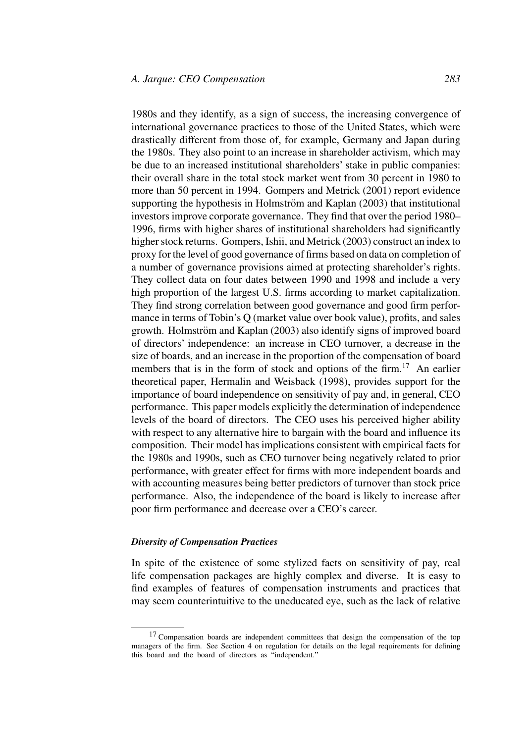1980s and they identify, as a sign of success, the increasing convergence of international governance practices to those of the United States, which were drastically different from those of, for example, Germany and Japan during the 1980s. They also point to an increase in shareholder activism, which may be due to an increased institutional shareholders' stake in public companies: their overall share in the total stock market went from 30 percent in 1980 to more than 50 percent in 1994. Gompers and Metrick (2001) report evidence supporting the hypothesis in Holmström and Kaplan (2003) that institutional investors improve corporate governance. They find that over the period 1980–1996, firms with higher shares of institutional shareholders had significantly higher stock returns. Gompers, Ishii, and Metrick (2003) construct an index to proxy for the level of good governance of firms based on data on completion of a number of governance provisions aimed at protecting shareholder's rights. They collect data on four dates between 1990 and 1998 and include a very high proportion of the largest U.S. firms according to market capitalization. They find strong correlation between good governance and good firm performance in terms of Tobin's Q (market value over book value), profits, and sales growth. Holmström and Kaplan (2003) also identify signs of improved board of directors' independence: an increase in CEO turnover, a decrease in the size of boards, and an increase in the proportion of the compensation of board members that is in the form of stock and options of the firm.[17] An earlier theoretical paper, Hermalin and Weisback (1998), provides support for the importance of board independence on sensitivity of pay and, in general, CEO performance. This paper models explicitly the determination of independence levels of the board of directors. The CEO uses his perceived higher ability with respect to any alternative hire to bargain with the board and influence its composition. Their model has implications consistent with empirical facts for the 1980s and 1990s, such as CEO turnover being negatively related to prior performance, with greater effect for firms with more independent boards and with accounting measures being better predictors of turnover than stock price performance. Also, the independence of the board is likely to increase after poor firm performance and decrease over a CEO's career.

### *Diversity of Compensation Practices*

In spite of the existence of some stylized facts on sensitivity of pay, real life compensation packages are highly complex and diverse. It is easy to find examples of features of compensation instruments and practices that may seem counterintuitive to the uneducated eye, such as the lack of relative

[17] Compensation boards are independent committees that design the compensation of the top managers of the firm. See Section 4 on regulation for details on the legal requirements for defining this board and the board of directors as "independent."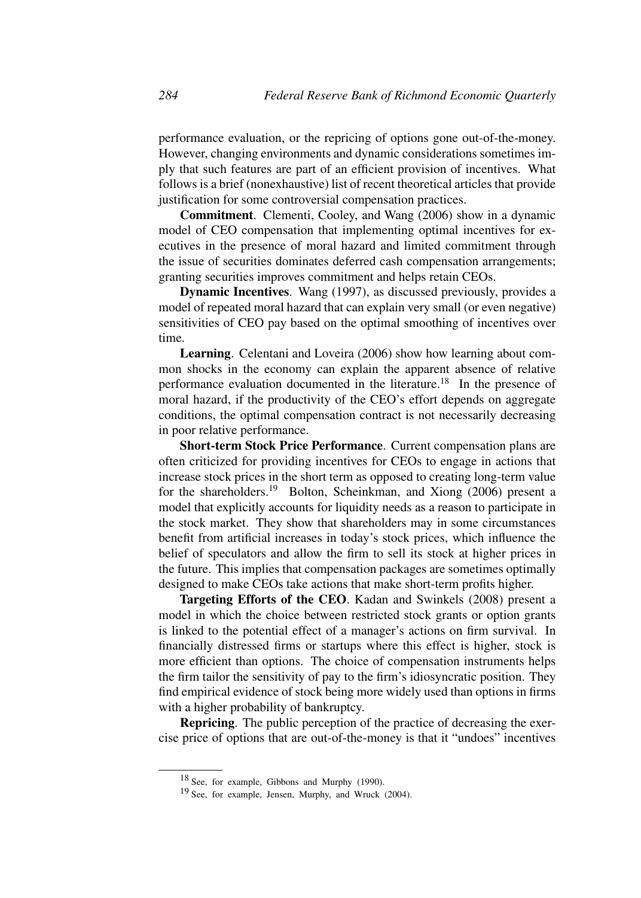performance evaluation, or the repricing of options gone out-of-the-money. However, changing environments and dynamic considerations sometimes imply that such features are part of an efficient provision of incentives. What follows is a brief (nonexhaustive) list of recent theoretical articles that provide justification for some controversial compensation practices.

**Commitment**. Clementi, Cooley, and Wang (2006) show in a dynamic model of CEO compensation that implementing optimal incentives for executives in the presence of moral hazard and limited commitment through the issue of securities dominates deferred cash compensation arrangements; granting securities improves commitment and helps retain CEOs.

**Dynamic Incentives**. Wang (1997), as discussed previously, provides a model of repeated moral hazard that can explain very small (or even negative) sensitivities of CEO pay based on the optimal smoothing of incentives over time.

**Learning**. Celentani and Loveira (2006) show how learning about common shocks in the economy can explain the apparent absence of relative performance evaluation documented in the literature.[18] In the presence of moral hazard, if the productivity of the CEO's effort depends on aggregate conditions, the optimal compensation contract is not necessarily decreasing in poor relative performance.

**Short-term Stock Price Performance**. Current compensation plans are often criticized for providing incentives for CEOs to engage in actions that increase stock prices in the short term as opposed to creating long-term value for the shareholders.[19] Bolton, Scheinkman, and Xiong (2006) present a model that explicitly accounts for liquidity needs as a reason to participate in the stock market. They show that shareholders may in some circumstances benefit from artificial increases in today's stock prices, which influence the belief of speculators and allow the firm to sell its stock at higher prices in the future. This implies that compensation packages are sometimes optimally designed to make CEOs take actions that make short-term profits higher.

**Targeting Efforts of the CEO**. Kadan and Swinkels (2008) present a model in which the choice between restricted stock grants or option grants is linked to the potential effect of a manager's actions on firm survival. In financially distressed firms or startups where this effect is higher, stock is more efficient than options. The choice of compensation instruments helps the firm tailor the sensitivity of pay to the firm's idiosyncratic position. They find empirical evidence of stock being more widely used than options in firms with a higher probability of bankruptcy.

**Repricing**. The public perception of the practice of decreasing the exercise price of options that are out-of-the-money is that it "undoes" incentives

---

[18] See, for example, Gibbons and Murphy (1990).

[19] See, for example, Jensen, Murphy, and Wruck (2004).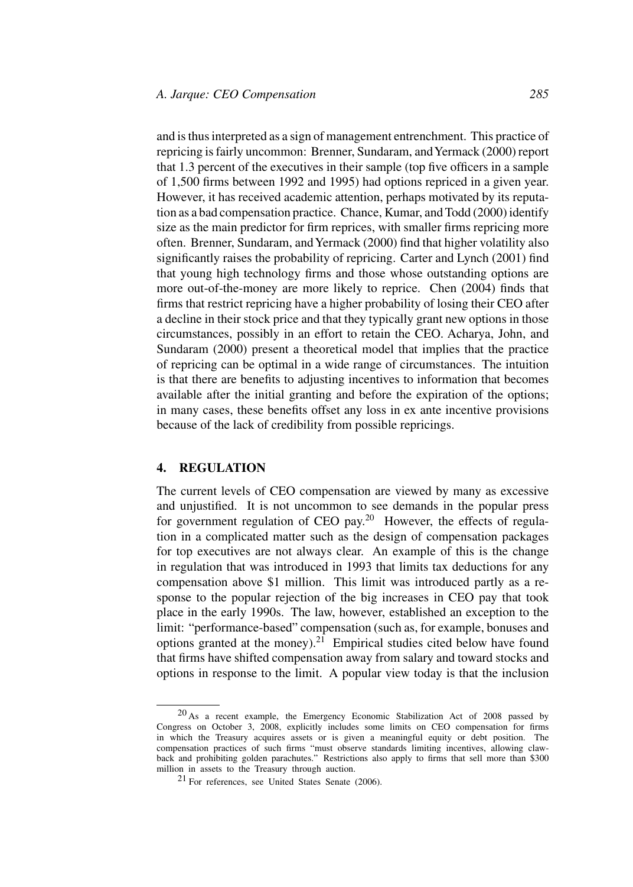and is thus interpreted as a sign of management entrenchment. This practice of repricing is fairly uncommon: Brenner, Sundaram, and Yermack (2000) report that 1.3 percent of the executives in their sample (top five officers in a sample of 1,500 firms between 1992 and 1995) had options repriced in a given year. However, it has received academic attention, perhaps motivated by its reputation as a bad compensation practice. Chance, Kumar, and Todd (2000) identify size as the main predictor for firm reprices, with smaller firms repricing more often. Brenner, Sundaram, and Yermack (2000) find that higher volatility also significantly raises the probability of repricing. Carter and Lynch (2001) find that young high technology firms and those whose outstanding options are more out-of-the-money are more likely to reprice. Chen (2004) finds that firms that restrict repricing have a higher probability of losing their CEO after a decline in their stock price and that they typically grant new options in those circumstances, possibly in an effort to retain the CEO. Acharya, John, and Sundaram (2000) present a theoretical model that implies that the practice of repricing can be optimal in a wide range of circumstances. The intuition is that there are benefits to adjusting incentives to information that becomes available after the initial granting and before the expiration of the options; in many cases, these benefits offset any loss in ex ante incentive provisions because of the lack of credibility from possible repricings.

## 4. REGULATION

The current levels of CEO compensation are viewed by many as excessive and unjustified. It is not uncommon to see demands in the popular press for government regulation of CEO pay.[20] However, the effects of regulation in a complicated matter such as the design of compensation packages for top executives are not always clear. An example of this is the change in regulation that was introduced in 1993 that limits tax deductions for any compensation above \$1 million. This limit was introduced partly as a response to the popular rejection of the big increases in CEO pay that took place in the early 1990s. The law, however, established an exception to the limit: "performance-based" compensation (such as, for example, bonuses and options granted at the money).[21] Empirical studies cited below have found that firms have shifted compensation away from salary and toward stocks and options in response to the limit. A popular view today is that the inclusion

---

[20] As a recent example, the Emergency Economic Stabilization Act of 2008 passed by Congress on October 3, 2008, explicitly includes some limits on CEO compensation for firms in which the Treasury acquires assets or is given a meaningful equity or debt position. The compensation practices of such firms "must observe standards limiting incentives, allowing claw-back and prohibiting golden parachutes." Restrictions also apply to firms that sell more than \$300 million in assets to the Treasury through auction.

[21] For references, see United States Senate (2006).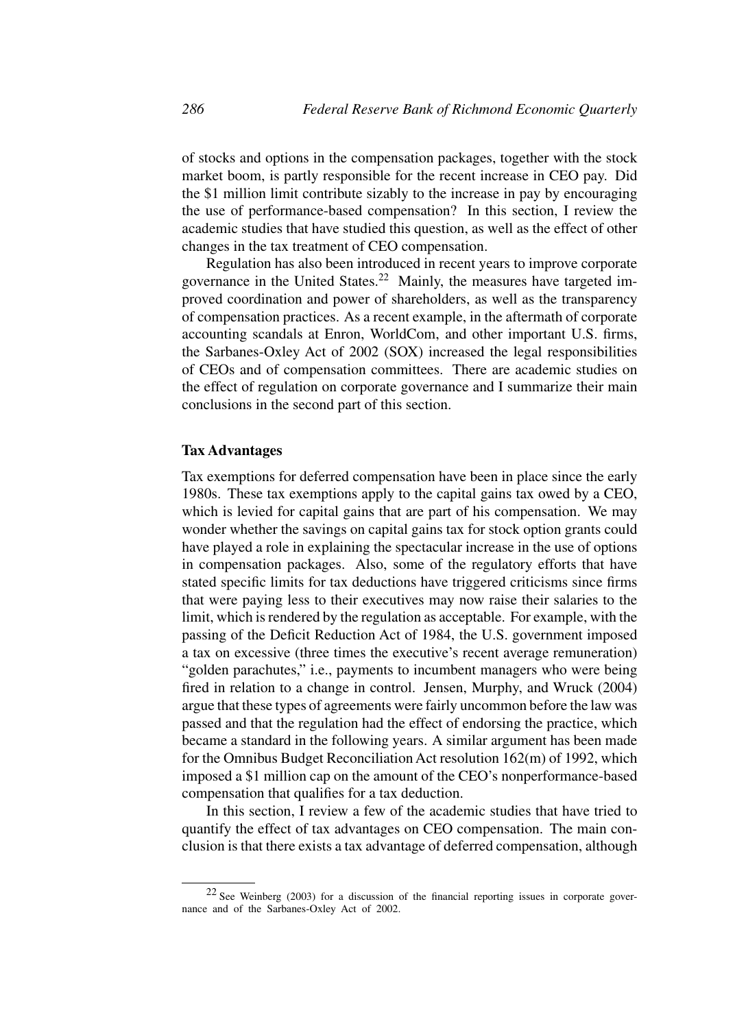of stocks and options in the compensation packages, together with the stock market boom, is partly responsible for the recent increase in CEO pay. Did the $1 million limit contribute sizably to the increase in pay by encouraging the use of performance-based compensation? In this section, I review the academic studies that have studied this question, as well as the effect of other changes in the tax treatment of CEO compensation.

Regulation has also been introduced in recent years to improve corporate governance in the United States.[22] Mainly, the measures have targeted improved coordination and power of shareholders, as well as the transparency of compensation practices. As a recent example, in the aftermath of corporate accounting scandals at Enron, WorldCom, and other important U.S. firms, the Sarbanes-Oxley Act of 2002 (SOX) increased the legal responsibilities of CEOs and of compensation committees. There are academic studies on the effect of regulation on corporate governance and I summarize their main conclusions in the second part of this section.

### Tax Advantages

Tax exemptions for deferred compensation have been in place since the early 1980s. These tax exemptions apply to the capital gains tax owed by a CEO, which is levied for capital gains that are part of his compensation. We may wonder whether the savings on capital gains tax for stock option grants could have played a role in explaining the spectacular increase in the use of options in compensation packages. Also, some of the regulatory efforts that have stated specific limits for tax deductions have triggered criticisms since firms that were paying less to their executives may now raise their salaries to the limit, which is rendered by the regulation as acceptable. For example, with the passing of the Deficit Reduction Act of 1984, the U.S. government imposed a tax on excessive (three times the executive's recent average remuneration) "golden parachutes," i.e., payments to incumbent managers who were being fired in relation to a change in control. Jensen, Murphy, and Wruck (2004) argue that these types of agreements were fairly uncommon before the law was passed and that the regulation had the effect of endorsing the practice, which became a standard in the following years. A similar argument has been made for the Omnibus Budget Reconciliation Act resolution 162(m) of 1992, which imposed a $1 million cap on the amount of the CEO's nonperformance-based compensation that qualifies for a tax deduction.

In this section, I review a few of the academic studies that have tried to quantify the effect of tax advantages on CEO compensation. The main conclusion is that there exists a tax advantage of deferred compensation, although

---

[22] See Weinberg (2003) for a discussion of the financial reporting issues in corporate governance and of the Sarbanes-Oxley Act of 2002.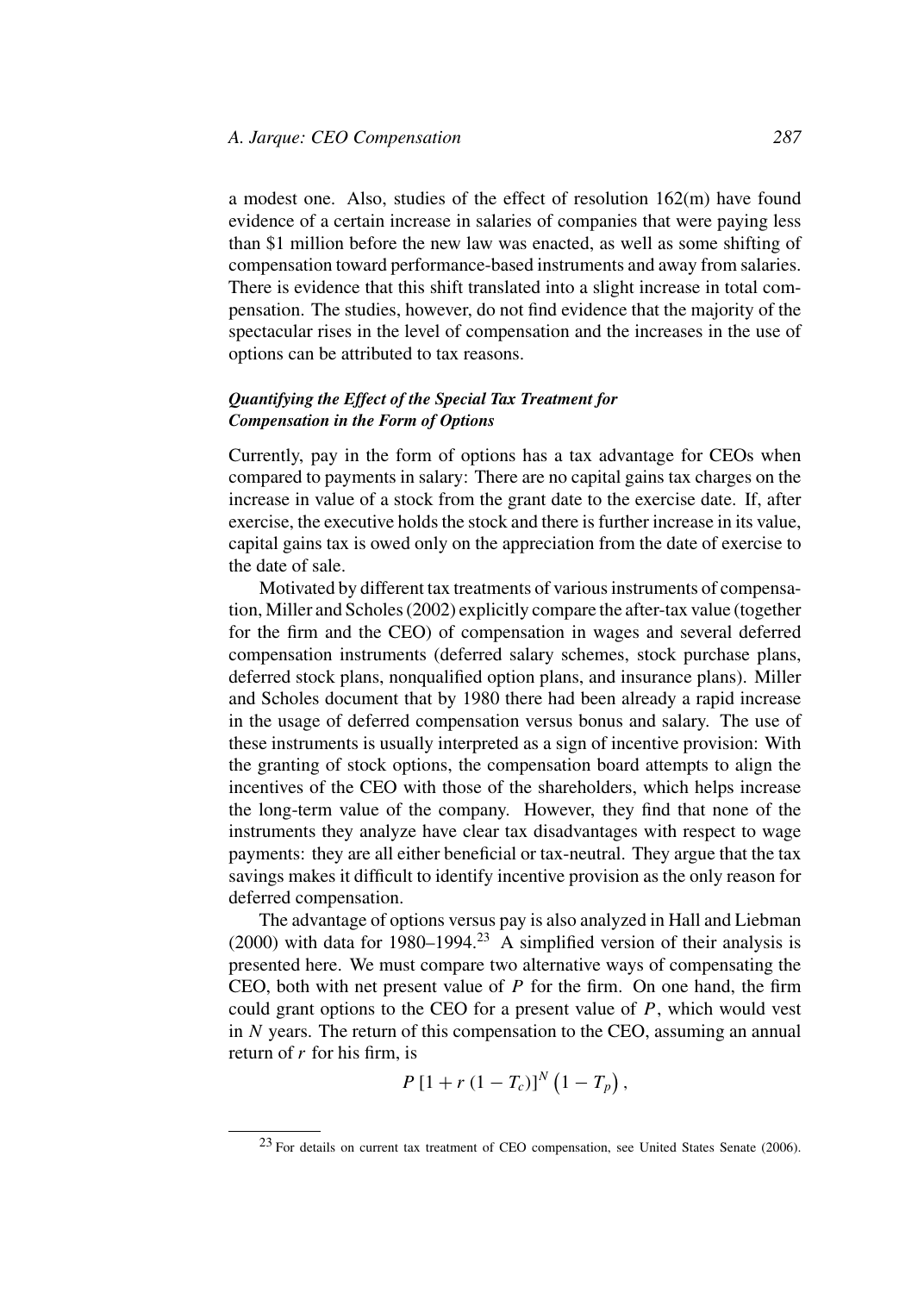a modest one. Also, studies of the effect of resolution 162(m) have found evidence of a certain increase in salaries of companies that were paying less than \$1 million before the new law was enacted, as well as some shifting of compensation toward performance-based instruments and away from salaries. There is evidence that this shift translated into a slight increase in total compensation. The studies, however, do not find evidence that the majority of the spectacular rises in the level of compensation and the increases in the use of options can be attributed to tax reasons.

### *Quantifying the Effect of the Special Tax Treatment for Compensation in the Form of Options*

Currently, pay in the form of options has a tax advantage for CEOs when compared to payments in salary: There are no capital gains tax charges on the increase in value of a stock from the grant date to the exercise date. If, after exercise, the executive holds the stock and there is further increase in its value, capital gains tax is owed only on the appreciation from the date of exercise to the date of sale.

Motivated by different tax treatments of various instruments of compensation, Miller and Scholes (2002) explicitly compare the after-tax value (together for the firm and the CEO) of compensation in wages and several deferred compensation instruments (deferred salary schemes, stock purchase plans, deferred stock plans, nonqualified option plans, and insurance plans). Miller and Scholes document that by 1980 there had been already a rapid increase in the usage of deferred compensation versus bonus and salary. The use of these instruments is usually interpreted as a sign of incentive provision: With the granting of stock options, the compensation board attempts to align the incentives of the CEO with those of the shareholders, which helps increase the long-term value of the company. However, they find that none of the instruments they analyze have clear tax disadvantages with respect to wage payments: they are all either beneficial or tax-neutral. They argue that the tax savings makes it difficult to identify incentive provision as the only reason for deferred compensation.

The advantage of options versus pay is also analyzed in Hall and Liebman (2000) with data for 1980–1994.[23] A simplified version of their analysis is presented here. We must compare two alternative ways of compensating the CEO, both with net present value of $P$ for the firm. On one hand, the firm could grant options to the CEO for a present value of $P$, which would vest in $N$ years. The return of this compensation to the CEO, assuming an annual return of $r$ for his firm, is

$$P\left[1 + r\left(1 - T_c\right)\right]^N \left(1 - T_p\right),$$

[23] For details on current tax treatment of CEO compensation, see United States Senate (2006).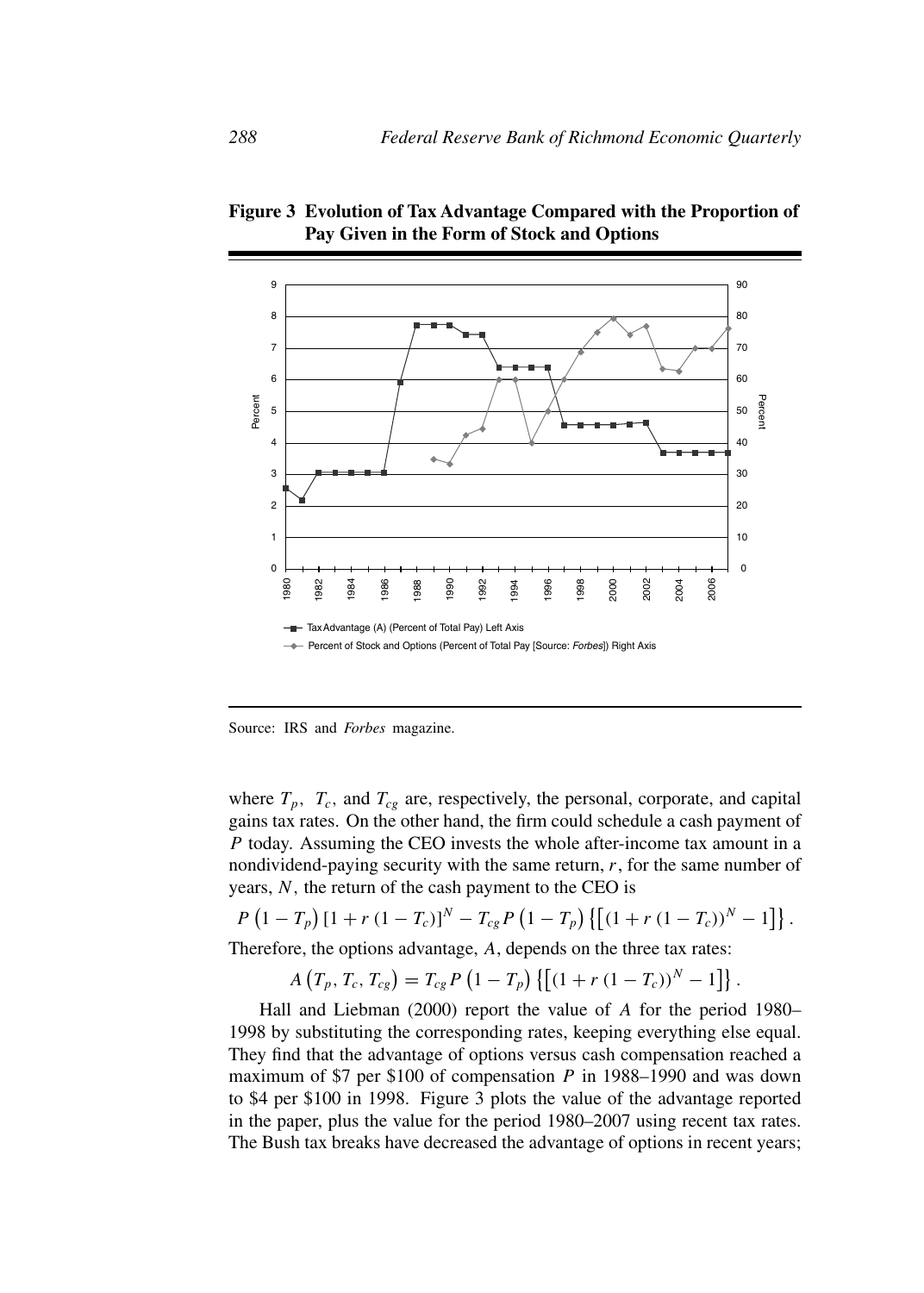**Figure 3 Evolution of Tax Advantage Compared with the Proportion of Pay Given in the Form of Stock and Options**

Source: IRS and *Forbes* magazine.

where $T_p$, $T_c$, and $T_{cg}$ are, respectively, the personal, corporate, and capital gains tax rates. On the other hand, the firm could schedule a cash payment of $P$ today. Assuming the CEO invests the whole after-income tax amount in a nondividend-paying security with the same return, $r$, for the same number of years, $N$, the return of the cash payment to the CEO is

$$P\left(1-T_p\right)\left[1+r\left(1-T_c\right)\right]^N - T_{cg}P\left(1-T_p\right)\left\{\left[\left(1+r\left(1-T_c\right)\right)^N-1\right]\right\}.$$

Therefore, the options advantage, $A$, depends on the three tax rates:

$$A\left(T_p, T_c, T_{cg}\right) = T_{cg}P\left(1-T_p\right)\left\{\left[\left(1+r\left(1-T_c\right)\right)^N-1\right]\right\}.$$

Hall and Liebman (2000) report the value of $A$ for the period 1980–1998 by substituting the corresponding rates, keeping everything else equal. They find that the advantage of options versus cash compensation reached a maximum of \$7 per \$100 of compensation $P$ in 1988–1990 and was down to \$4 per \$100 in 1998. Figure 3 plots the value of the advantage reported in the paper, plus the value for the period 1980–2007 using recent tax rates. The Bush tax breaks have decreased the advantage of options in recent years;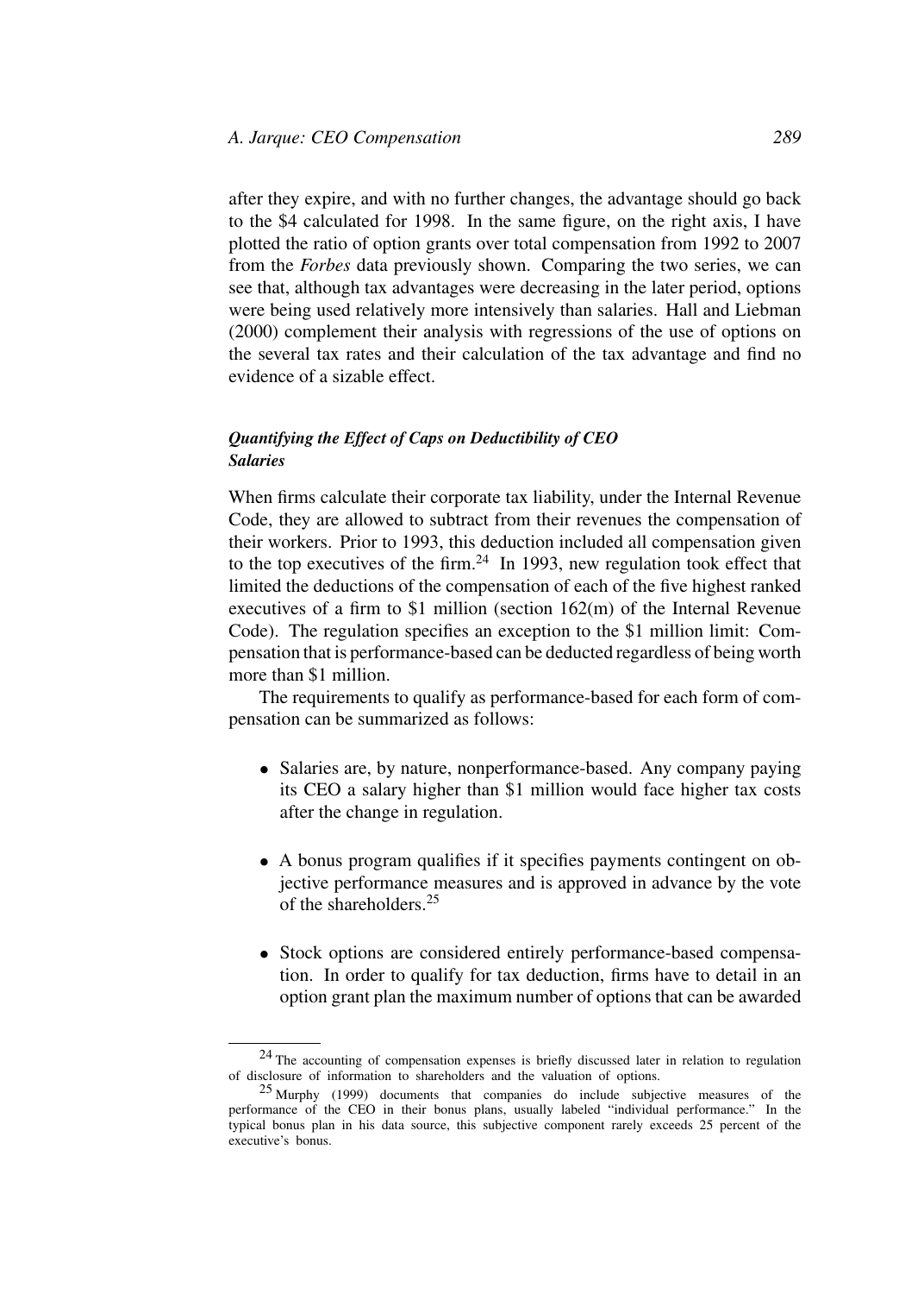after they expire, and with no further changes, the advantage should go back to the $4 calculated for 1998. In the same figure, on the right axis, I have plotted the ratio of option grants over total compensation from 1992 to 2007 from the *Forbes* data previously shown. Comparing the two series, we can see that, although tax advantages were decreasing in the later period, options were being used relatively more intensively than salaries. Hall and Liebman (2000) complement their analysis with regressions of the use of options on the several tax rates and their calculation of the tax advantage and find no evidence of a sizable effect.

### *Quantifying the Effect of Caps on Deductibility of CEO Salaries*

When firms calculate their corporate tax liability, under the Internal Revenue Code, they are allowed to subtract from their revenues the compensation of their workers. Prior to 1993, this deduction included all compensation given to the top executives of the firm.[24] In 1993, new regulation took effect that limited the deductions of the compensation of each of the five highest ranked executives of a firm to $1 million (section 162(m) of the Internal Revenue Code). The regulation specifies an exception to the $1 million limit: Compensation that is performance-based can be deducted regardless of being worth more than $1 million.

The requirements to qualify as performance-based for each form of compensation can be summarized as follows:

- Salaries are, by nature, nonperformance-based. Any company paying its CEO a salary higher than $1 million would face higher tax costs after the change in regulation.
- A bonus program qualifies if it specifies payments contingent on objective performance measures and is approved in advance by the vote of the shareholders.[25]
- Stock options are considered entirely performance-based compensation. In order to qualify for tax deduction, firms have to detail in an option grant plan the maximum number of options that can be awarded

---

[24] The accounting of compensation expenses is briefly discussed later in relation to regulation of disclosure of information to shareholders and the valuation of options.

[25] Murphy (1999) documents that companies do include subjective measures of the performance of the CEO in their bonus plans, usually labeled "individual performance." In the typical bonus plan in his data source, this subjective component rarely exceeds 25 percent of the executive's bonus.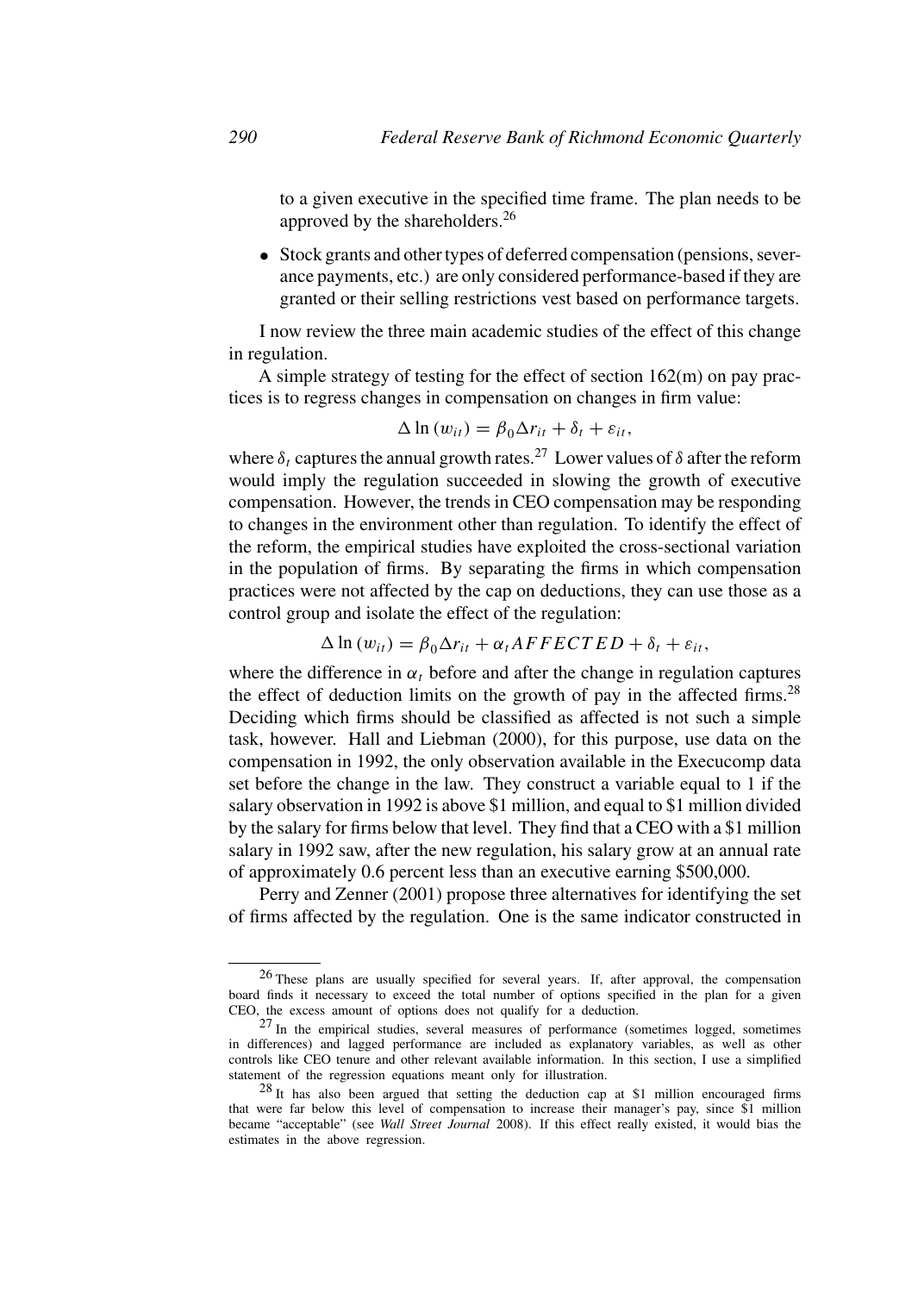to a given executive in the specified time frame. The plan needs to be approved by the shareholders.[26]

- Stock grants and other types of deferred compensation (pensions, severance payments, etc.) are only considered performance-based if they are granted or their selling restrictions vest based on performance targets.

I now review the three main academic studies of the effect of this change in regulation.

A simple strategy of testing for the effect of section 162(m) on pay practices is to regress changes in compensation on changes in firm value:

$$\Delta \ln (w_{it}) = \beta_0 \Delta r_{it} + \delta_t + \varepsilon_{it},$$

where $\delta_t$ captures the annual growth rates.[27] Lower values of $\delta$ after the reform would imply the regulation succeeded in slowing the growth of executive compensation. However, the trends in CEO compensation may be responding to changes in the environment other than regulation. To identify the effect of the reform, the empirical studies have exploited the cross-sectional variation in the population of firms. By separating the firms in which compensation practices were not affected by the cap on deductions, they can use those as a control group and isolate the effect of the regulation:

$$\Delta \ln (w_{it}) = \beta_0 \Delta r_{it} + \alpha_t AFFECTED + \delta_t + \varepsilon_{it},$$

where the difference in $\alpha_t$ before and after the change in regulation captures the effect of deduction limits on the growth of pay in the affected firms.[28] Deciding which firms should be classified as affected is not such a simple task, however. Hall and Liebman (2000), for this purpose, use data on the compensation in 1992, the only observation available in the Execucomp data set before the change in the law. They construct a variable equal to 1 if the salary observation in 1992 is above \$1 million, and equal to \$1 million divided by the salary for firms below that level. They find that a CEO with a \$1 million salary in 1992 saw, after the new regulation, his salary grow at an annual rate of approximately 0.6 percent less than an executive earning \$500,000.

Perry and Zenner (2001) propose three alternatives for identifying the set of firms affected by the regulation. One is the same indicator constructed in

---

[26] These plans are usually specified for several years. If, after approval, the compensation board finds it necessary to exceed the total number of options specified in the plan for a given CEO, the excess amount of options does not qualify for a deduction.

[27] In the empirical studies, several measures of performance (sometimes logged, sometimes in differences) and lagged performance are included as explanatory variables, as well as other controls like CEO tenure and other relevant available information. In this section, I use a simplified statement of the regression equations meant only for illustration.

[28] It has also been argued that setting the deduction cap at \$1 million encouraged firms that were far below this level of compensation to increase their manager's pay, since \$1 million became "acceptable" (see *Wall Street Journal* 2008). If this effect really existed, it would bias the estimates in the above regression.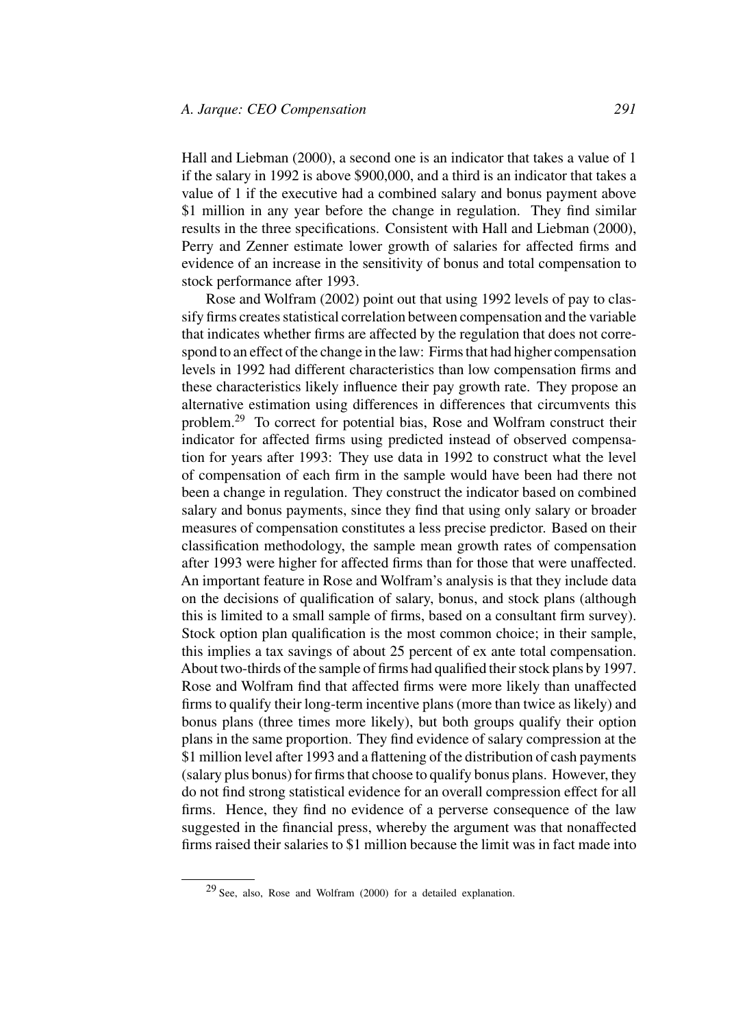Hall and Liebman (2000), a second one is an indicator that takes a value of 1 if the salary in 1992 is above \$900,000, and a third is an indicator that takes a value of 1 if the executive had a combined salary and bonus payment above \$1 million in any year before the change in regulation. They find similar results in the three specifications. Consistent with Hall and Liebman (2000), Perry and Zenner estimate lower growth of salaries for affected firms and evidence of an increase in the sensitivity of bonus and total compensation to stock performance after 1993.

Rose and Wolfram (2002) point out that using 1992 levels of pay to classify firms creates statistical correlation between compensation and the variable that indicates whether firms are affected by the regulation that does not correspond to an effect of the change in the law: Firms that had higher compensation levels in 1992 had different characteristics than low compensation firms and these characteristics likely influence their pay growth rate. They propose an alternative estimation using differences in differences that circumvents this problem.[29] To correct for potential bias, Rose and Wolfram construct their indicator for affected firms using predicted instead of observed compensation for years after 1993: They use data in 1992 to construct what the level of compensation of each firm in the sample would have been had there not been a change in regulation. They construct the indicator based on combined salary and bonus payments, since they find that using only salary or broader measures of compensation constitutes a less precise predictor. Based on their classification methodology, the sample mean growth rates of compensation after 1993 were higher for affected firms than for those that were unaffected. An important feature in Rose and Wolfram's analysis is that they include data on the decisions of qualification of salary, bonus, and stock plans (although this is limited to a small sample of firms, based on a consultant firm survey). Stock option plan qualification is the most common choice; in their sample, this implies a tax savings of about 25 percent of ex ante total compensation. About two-thirds of the sample of firms had qualified their stock plans by 1997. Rose and Wolfram find that affected firms were more likely than unaffected firms to qualify their long-term incentive plans (more than twice as likely) and bonus plans (three times more likely), but both groups qualify their option plans in the same proportion. They find evidence of salary compression at the \$1 million level after 1993 and a flattening of the distribution of cash payments (salary plus bonus) for firms that choose to qualify bonus plans. However, they do not find strong statistical evidence for an overall compression effect for all firms. Hence, they find no evidence of a perverse consequence of the law suggested in the financial press, whereby the argument was that nonaffected firms raised their salaries to \$1 million because the limit was in fact made into

[29] See, also, Rose and Wolfram (2000) for a detailed explanation.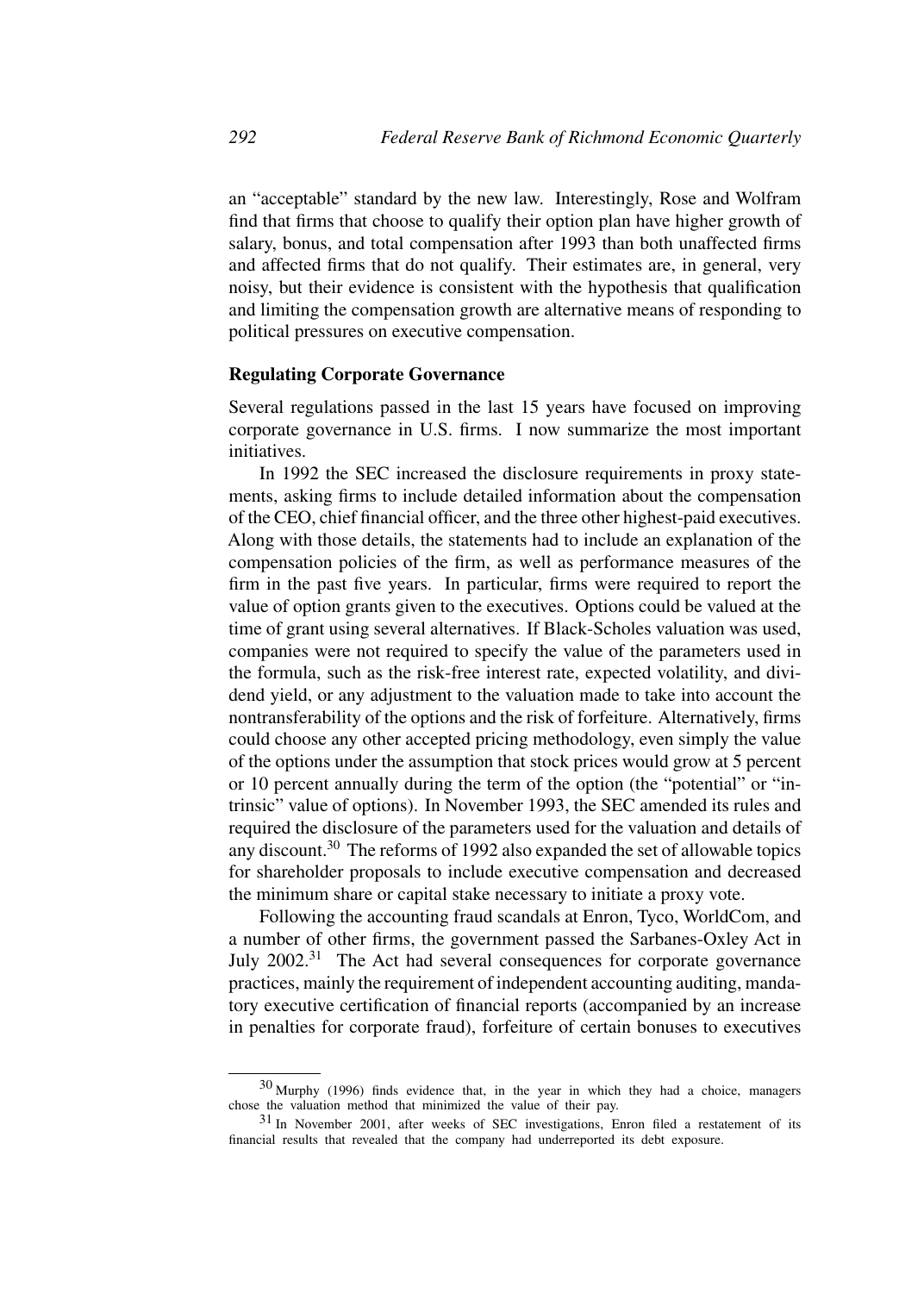an "acceptable" standard by the new law. Interestingly, Rose and Wolfram find that firms that choose to qualify their option plan have higher growth of salary, bonus, and total compensation after 1993 than both unaffected firms and affected firms that do not qualify. Their estimates are, in general, very noisy, but their evidence is consistent with the hypothesis that qualification and limiting the compensation growth are alternative means of responding to political pressures on executive compensation.

### Regulating Corporate Governance

Several regulations passed in the last 15 years have focused on improving corporate governance in U.S. firms. I now summarize the most important initiatives.

In 1992 the SEC increased the disclosure requirements in proxy statements, asking firms to include detailed information about the compensation of the CEO, chief financial officer, and the three other highest-paid executives. Along with those details, the statements had to include an explanation of the compensation policies of the firm, as well as performance measures of the firm in the past five years. In particular, firms were required to report the value of option grants given to the executives. Options could be valued at the time of grant using several alternatives. If Black-Scholes valuation was used, companies were not required to specify the value of the parameters used in the formula, such as the risk-free interest rate, expected volatility, and dividend yield, or any adjustment to the valuation made to take into account the nontransferability of the options and the risk of forfeiture. Alternatively, firms could choose any other accepted pricing methodology, even simply the value of the options under the assumption that stock prices would grow at 5 percent or 10 percent annually during the term of the option (the "potential" or "intrinsic" value of options). In November 1993, the SEC amended its rules and required the disclosure of the parameters used for the valuation and details of any discount.[30] The reforms of 1992 also expanded the set of allowable topics for shareholder proposals to include executive compensation and decreased the minimum share or capital stake necessary to initiate a proxy vote.

Following the accounting fraud scandals at Enron, Tyco, WorldCom, and a number of other firms, the government passed the Sarbanes-Oxley Act in July 2002.[31] The Act had several consequences for corporate governance practices, mainly the requirement of independent accounting auditing, mandatory executive certification of financial reports (accompanied by an increase in penalties for corporate fraud), forfeiture of certain bonuses to executives

---

[30] Murphy (1996) finds evidence that, in the year in which they had a choice, managers chose the valuation method that minimized the value of their pay.

[31] In November 2001, after weeks of SEC investigations, Enron filed a restatement of its financial results that revealed that the company had underreported its debt exposure.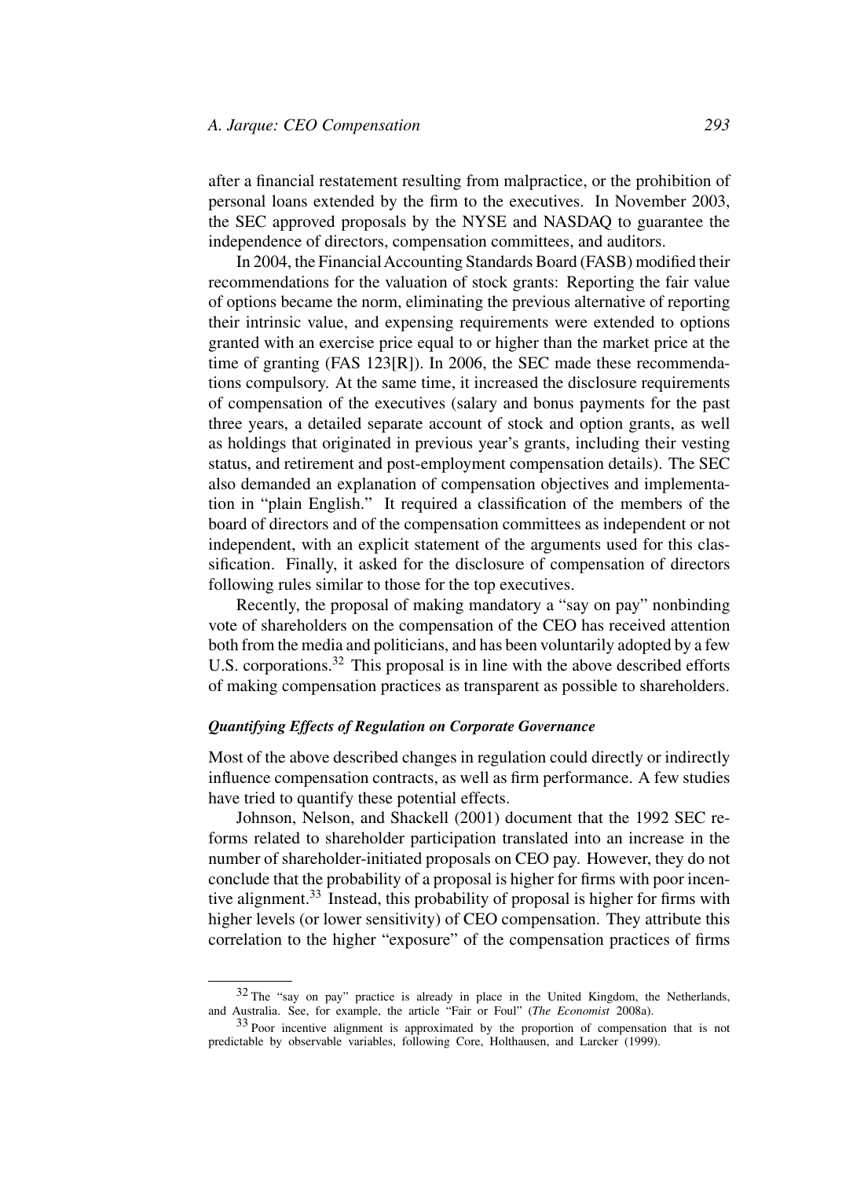after a financial restatement resulting from malpractice, or the prohibition of personal loans extended by the firm to the executives. In November 2003, the SEC approved proposals by the NYSE and NASDAQ to guarantee the independence of directors, compensation committees, and auditors.

In 2004, the Financial Accounting Standards Board (FASB) modified their recommendations for the valuation of stock grants: Reporting the fair value of options became the norm, eliminating the previous alternative of reporting their intrinsic value, and expensing requirements were extended to options granted with an exercise price equal to or higher than the market price at the time of granting (FAS 123[R]). In 2006, the SEC made these recommendations compulsory. At the same time, it increased the disclosure requirements of compensation of the executives (salary and bonus payments for the past three years, a detailed separate account of stock and option grants, as well as holdings that originated in previous year's grants, including their vesting status, and retirement and post-employment compensation details). The SEC also demanded an explanation of compensation objectives and implementation in "plain English." It required a classification of the members of the board of directors and of the compensation committees as independent or not independent, with an explicit statement of the arguments used for this classification. Finally, it asked for the disclosure of compensation of directors following rules similar to those for the top executives.

Recently, the proposal of making mandatory a "say on pay" nonbinding vote of shareholders on the compensation of the CEO has received attention both from the media and politicians, and has been voluntarily adopted by a few U.S. corporations.[32] This proposal is in line with the above described efforts of making compensation practices as transparent as possible to shareholders.

### *Quantifying Effects of Regulation on Corporate Governance*

Most of the above described changes in regulation could directly or indirectly influence compensation contracts, as well as firm performance. A few studies have tried to quantify these potential effects.

Johnson, Nelson, and Shackell (2001) document that the 1992 SEC reforms related to shareholder participation translated into an increase in the number of shareholder-initiated proposals on CEO pay. However, they do not conclude that the probability of a proposal is higher for firms with poor incentive alignment.[33] Instead, this probability of proposal is higher for firms with higher levels (or lower sensitivity) of CEO compensation. They attribute this correlation to the higher "exposure" of the compensation practices of firms

---

[32] The "say on pay" practice is already in place in the United Kingdom, the Netherlands, and Australia. See, for example, the article "Fair or Foul" (*The Economist* 2008a).

[33] Poor incentive alignment is approximated by the proportion of compensation that is not predictable by observable variables, following Core, Holthausen, and Larcker (1999).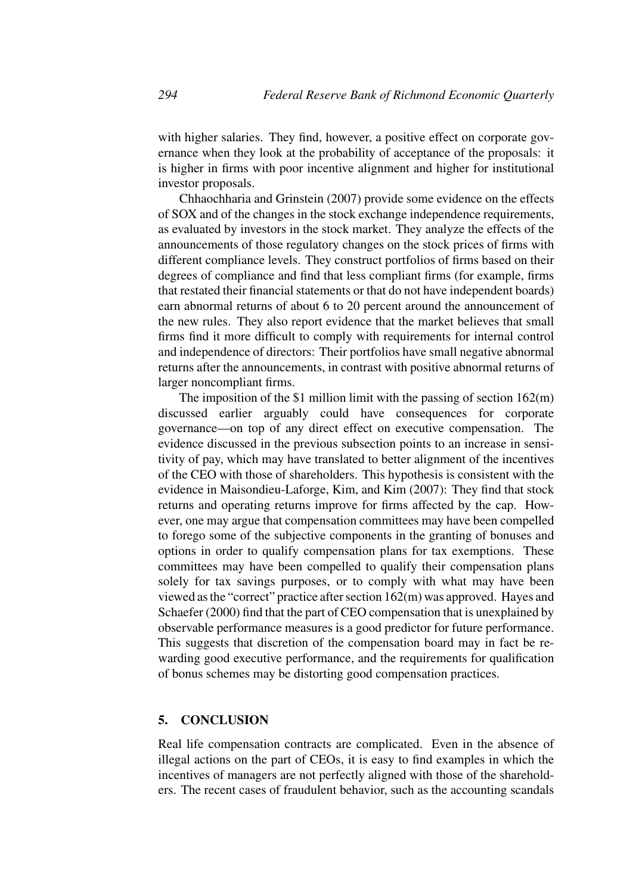with higher salaries. They find, however, a positive effect on corporate governance when they look at the probability of acceptance of the proposals: it is higher in firms with poor incentive alignment and higher for institutional investor proposals.

Chhaochharia and Grinstein (2007) provide some evidence on the effects of SOX and of the changes in the stock exchange independence requirements, as evaluated by investors in the stock market. They analyze the effects of the announcements of those regulatory changes on the stock prices of firms with different compliance levels. They construct portfolios of firms based on their degrees of compliance and find that less compliant firms (for example, firms that restated their financial statements or that do not have independent boards) earn abnormal returns of about 6 to 20 percent around the announcement of the new rules. They also report evidence that the market believes that small firms find it more difficult to comply with requirements for internal control and independence of directors: Their portfolios have small negative abnormal returns after the announcements, in contrast with positive abnormal returns of larger noncompliant firms.

The imposition of the $1 million limit with the passing of section 162(m) discussed earlier arguably could have consequences for corporate governance—on top of any direct effect on executive compensation. The evidence discussed in the previous subsection points to an increase in sensitivity of pay, which may have translated to better alignment of the incentives of the CEO with those of shareholders. This hypothesis is consistent with the evidence in Maisondieu-Laforge, Kim, and Kim (2007): They find that stock returns and operating returns improve for firms affected by the cap. However, one may argue that compensation committees may have been compelled to forego some of the subjective components in the granting of bonuses and options in order to qualify compensation plans for tax exemptions. These committees may have been compelled to qualify their compensation plans solely for tax savings purposes, or to comply with what may have been viewed as the "correct" practice after section 162(m) was approved. Hayes and Schaefer (2000) find that the part of CEO compensation that is unexplained by observable performance measures is a good predictor for future performance. This suggests that discretion of the compensation board may in fact be rewarding good executive performance, and the requirements for qualification of bonus schemes may be distorting good compensation practices.

## 5. CONCLUSION

Real life compensation contracts are complicated. Even in the absence of illegal actions on the part of CEOs, it is easy to find examples in which the incentives of managers are not perfectly aligned with those of the shareholders. The recent cases of fraudulent behavior, such as the accounting scandals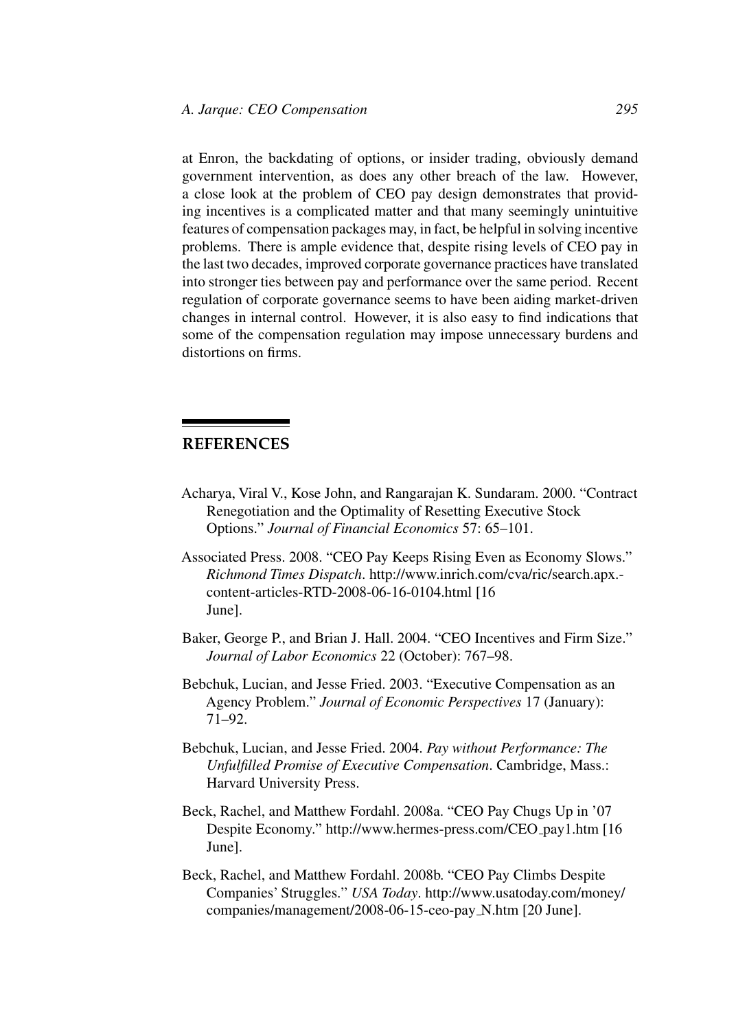at Enron, the backdating of options, or insider trading, obviously demand government intervention, as does any other breach of the law. However, a close look at the problem of CEO pay design demonstrates that providing incentives is a complicated matter and that many seemingly unintuitive features of compensation packages may, in fact, be helpful in solving incentive problems. There is ample evidence that, despite rising levels of CEO pay in the last two decades, improved corporate governance practices have translated into stronger ties between pay and performance over the same period. Recent regulation of corporate governance seems to have been aiding market-driven changes in internal control. However, it is also easy to find indications that some of the compensation regulation may impose unnecessary burdens and distortions on firms.

## REFERENCES

Acharya, Viral V., Kose John, and Rangarajan K. Sundaram. 2000. "Contract Renegotiation and the Optimality of Resetting Executive Stock Options." *Journal of Financial Economics* 57: 65–101.

Associated Press. 2008. "CEO Pay Keeps Rising Even as Economy Slows." *Richmond Times Dispatch*. http://www.inrich.com/cva/ric/search.apx.-content-articles-RTD-2008-06-16-0104.html [16 June].

Baker, George P., and Brian J. Hall. 2004. "CEO Incentives and Firm Size." *Journal of Labor Economics* 22 (October): 767–98.

Bebchuk, Lucian, and Jesse Fried. 2003. "Executive Compensation as an Agency Problem." *Journal of Economic Perspectives* 17 (January): 71–92.

Bebchuk, Lucian, and Jesse Fried. 2004. *Pay without Performance: The Unfulfilled Promise of Executive Compensation*. Cambridge, Mass.: Harvard University Press.

Beck, Rachel, and Matthew Fordahl. 2008a. "CEO Pay Chugs Up in '07 Despite Economy." http://www.hermes-press.com/CEO_pay1.htm [16 June].

Beck, Rachel, and Matthew Fordahl. 2008b. "CEO Pay Climbs Despite Companies' Struggles." *USA Today*. http://www.usatoday.com/money/companies/management/2008-06-15-ceo-pay_N.htm [20 June].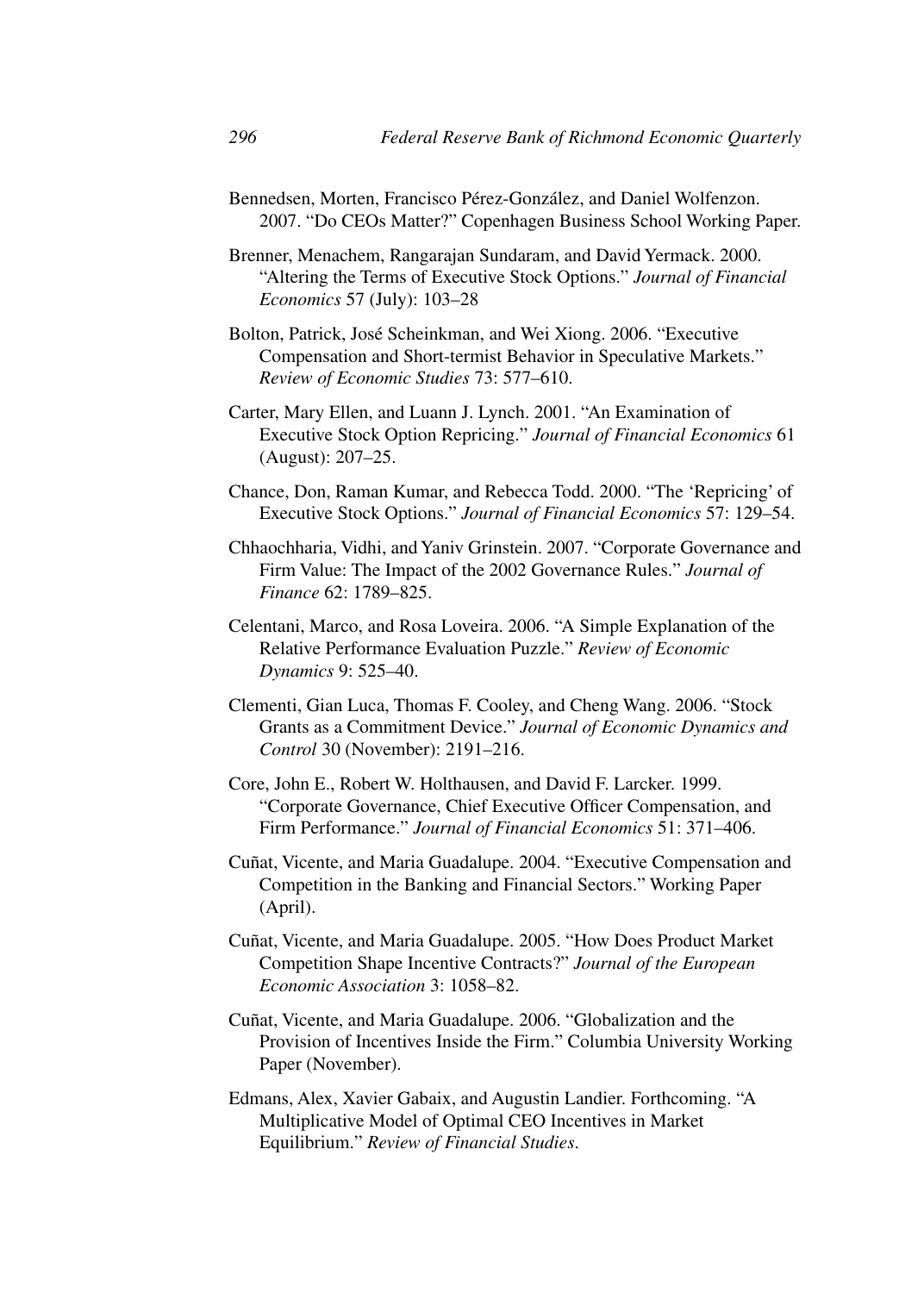Bennedsen, Morten, Francisco Pérez-González, and Daniel Wolfenzon. 2007. "Do CEOs Matter?" Copenhagen Business School Working Paper.

Brenner, Menachem, Rangarajan Sundaram, and David Yermack. 2000. "Altering the Terms of Executive Stock Options." *Journal of Financial Economics* 57 (July): 103–28

Bolton, Patrick, José Scheinkman, and Wei Xiong. 2006. "Executive Compensation and Short-termist Behavior in Speculative Markets." *Review of Economic Studies* 73: 577–610.

Carter, Mary Ellen, and Luann J. Lynch. 2001. "An Examination of Executive Stock Option Repricing." *Journal of Financial Economics* 61 (August): 207–25.

Chance, Don, Raman Kumar, and Rebecca Todd. 2000. "The 'Repricing' of Executive Stock Options." *Journal of Financial Economics* 57: 129–54.

Chhaochharia, Vidhi, and Yaniv Grinstein. 2007. "Corporate Governance and Firm Value: The Impact of the 2002 Governance Rules." *Journal of Finance* 62: 1789–825.

Celentani, Marco, and Rosa Loveira. 2006. "A Simple Explanation of the Relative Performance Evaluation Puzzle." *Review of Economic Dynamics* 9: 525–40.

Clementi, Gian Luca, Thomas F. Cooley, and Cheng Wang. 2006. "Stock Grants as a Commitment Device." *Journal of Economic Dynamics and Control* 30 (November): 2191–216.

Core, John E., Robert W. Holthausen, and David F. Larcker. 1999. "Corporate Governance, Chief Executive Officer Compensation, and Firm Performance." *Journal of Financial Economics* 51: 371–406.

Cuñat, Vicente, and Maria Guadalupe. 2004. "Executive Compensation and Competition in the Banking and Financial Sectors." Working Paper (April).

Cuñat, Vicente, and Maria Guadalupe. 2005. "How Does Product Market Competition Shape Incentive Contracts?" *Journal of the European Economic Association* 3: 1058–82.

Cuñat, Vicente, and Maria Guadalupe. 2006. "Globalization and the Provision of Incentives Inside the Firm." Columbia University Working Paper (November).

Edmans, Alex, Xavier Gabaix, and Augustin Landier. Forthcoming. "A Multiplicative Model of Optimal CEO Incentives in Market Equilibrium." *Review of Financial Studies*.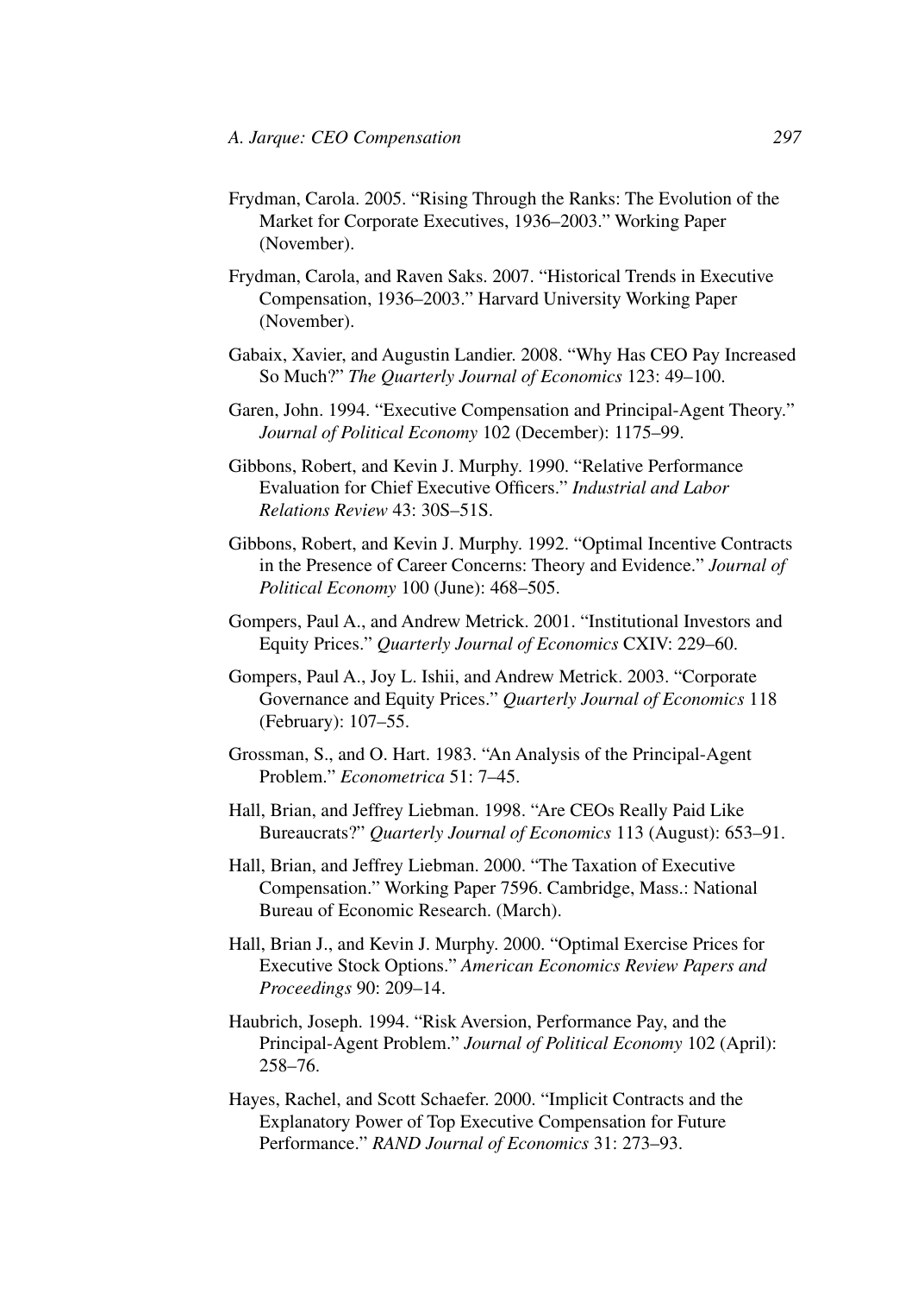Frydman, Carola. 2005. "Rising Through the Ranks: The Evolution of the Market for Corporate Executives, 1936–2003." Working Paper (November).

Frydman, Carola, and Raven Saks. 2007. "Historical Trends in Executive Compensation, 1936–2003." Harvard University Working Paper (November).

Gabaix, Xavier, and Augustin Landier. 2008. "Why Has CEO Pay Increased So Much?" *The Quarterly Journal of Economics* 123: 49–100.

Garen, John. 1994. "Executive Compensation and Principal-Agent Theory." *Journal of Political Economy* 102 (December): 1175–99.

Gibbons, Robert, and Kevin J. Murphy. 1990. "Relative Performance Evaluation for Chief Executive Officers." *Industrial and Labor Relations Review* 43: 30S–51S.

Gibbons, Robert, and Kevin J. Murphy. 1992. "Optimal Incentive Contracts in the Presence of Career Concerns: Theory and Evidence." *Journal of Political Economy* 100 (June): 468–505.

Gompers, Paul A., and Andrew Metrick. 2001. "Institutional Investors and Equity Prices." *Quarterly Journal of Economics* CXIV: 229–60.

Gompers, Paul A., Joy L. Ishii, and Andrew Metrick. 2003. "Corporate Governance and Equity Prices." *Quarterly Journal of Economics* 118 (February): 107–55.

Grossman, S., and O. Hart. 1983. "An Analysis of the Principal-Agent Problem." *Econometrica* 51: 7–45.

Hall, Brian, and Jeffrey Liebman. 1998. "Are CEOs Really Paid Like Bureaucrats?" *Quarterly Journal of Economics* 113 (August): 653–91.

Hall, Brian, and Jeffrey Liebman. 2000. "The Taxation of Executive Compensation." Working Paper 7596. Cambridge, Mass.: National Bureau of Economic Research. (March).

Hall, Brian J., and Kevin J. Murphy. 2000. "Optimal Exercise Prices for Executive Stock Options." *American Economics Review Papers and Proceedings* 90: 209–14.

Haubrich, Joseph. 1994. "Risk Aversion, Performance Pay, and the Principal-Agent Problem." *Journal of Political Economy* 102 (April): 258–76.

Hayes, Rachel, and Scott Schaefer. 2000. "Implicit Contracts and the Explanatory Power of Top Executive Compensation for Future Performance." *RAND Journal of Economics* 31: 273–93.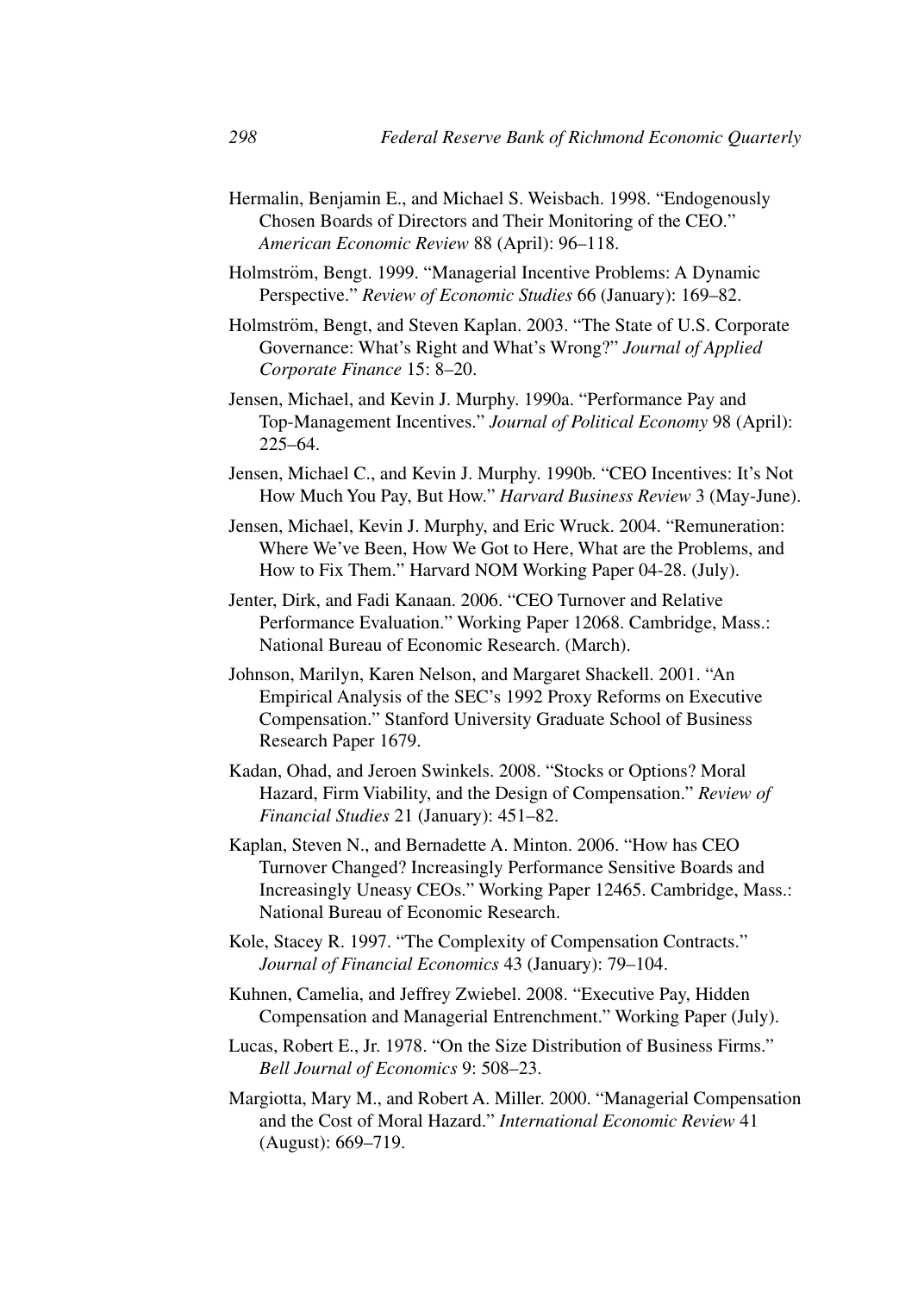Hermalin, Benjamin E., and Michael S. Weisbach. 1998. "Endogenously Chosen Boards of Directors and Their Monitoring of the CEO." *American Economic Review* 88 (April): 96–118.

Holmström, Bengt. 1999. "Managerial Incentive Problems: A Dynamic Perspective." *Review of Economic Studies* 66 (January): 169–82.

Holmström, Bengt, and Steven Kaplan. 2003. "The State of U.S. Corporate Governance: What's Right and What's Wrong?" *Journal of Applied Corporate Finance* 15: 8–20.

Jensen, Michael, and Kevin J. Murphy. 1990a. "Performance Pay and Top-Management Incentives." *Journal of Political Economy* 98 (April): 225–64.

Jensen, Michael C., and Kevin J. Murphy. 1990b. "CEO Incentives: It's Not How Much You Pay, But How." *Harvard Business Review* 3 (May-June).

Jensen, Michael, Kevin J. Murphy, and Eric Wruck. 2004. "Remuneration: Where We've Been, How We Got to Here, What are the Problems, and How to Fix Them." Harvard NOM Working Paper 04-28. (July).

Jenter, Dirk, and Fadi Kanaan. 2006. "CEO Turnover and Relative Performance Evaluation." Working Paper 12068. Cambridge, Mass.: National Bureau of Economic Research. (March).

Johnson, Marilyn, Karen Nelson, and Margaret Shackell. 2001. "An Empirical Analysis of the SEC's 1992 Proxy Reforms on Executive Compensation." Stanford University Graduate School of Business Research Paper 1679.

Kadan, Ohad, and Jeroen Swinkels. 2008. "Stocks or Options? Moral Hazard, Firm Viability, and the Design of Compensation." *Review of Financial Studies* 21 (January): 451–82.

Kaplan, Steven N., and Bernadette A. Minton. 2006. "How has CEO Turnover Changed? Increasingly Performance Sensitive Boards and Increasingly Uneasy CEOs." Working Paper 12465. Cambridge, Mass.: National Bureau of Economic Research.

Kole, Stacey R. 1997. "The Complexity of Compensation Contracts." *Journal of Financial Economics* 43 (January): 79–104.

Kuhnen, Camelia, and Jeffrey Zwiebel. 2008. "Executive Pay, Hidden Compensation and Managerial Entrenchment." Working Paper (July).

Lucas, Robert E., Jr. 1978. "On the Size Distribution of Business Firms." *Bell Journal of Economics* 9: 508–23.

Margiotta, Mary M., and Robert A. Miller. 2000. "Managerial Compensation and the Cost of Moral Hazard." *International Economic Review* 41 (August): 669–719.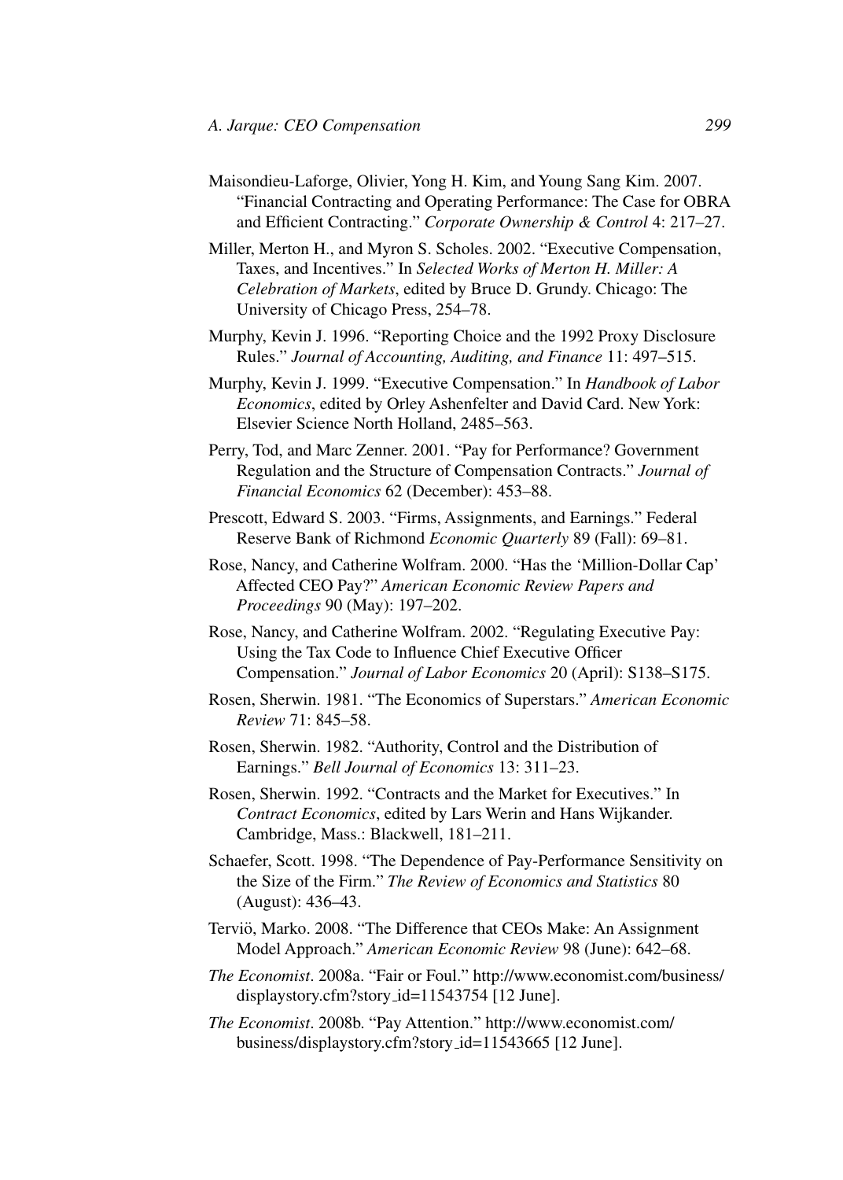Maisondieu-Laforge, Olivier, Yong H. Kim, and Young Sang Kim. 2007. "Financial Contracting and Operating Performance: The Case for OBRA and Efficient Contracting." *Corporate Ownership & Control* 4: 217–27.

Miller, Merton H., and Myron S. Scholes. 2002. "Executive Compensation, Taxes, and Incentives." In *Selected Works of Merton H. Miller: A Celebration of Markets*, edited by Bruce D. Grundy. Chicago: The University of Chicago Press, 254–78.

Murphy, Kevin J. 1996. "Reporting Choice and the 1992 Proxy Disclosure Rules." *Journal of Accounting, Auditing, and Finance* 11: 497–515.

Murphy, Kevin J. 1999. "Executive Compensation." In *Handbook of Labor Economics*, edited by Orley Ashenfelter and David Card. New York: Elsevier Science North Holland, 2485–563.

Perry, Tod, and Marc Zenner. 2001. "Pay for Performance? Government Regulation and the Structure of Compensation Contracts." *Journal of Financial Economics* 62 (December): 453–88.

Prescott, Edward S. 2003. "Firms, Assignments, and Earnings." Federal Reserve Bank of Richmond *Economic Quarterly* 89 (Fall): 69–81.

Rose, Nancy, and Catherine Wolfram. 2000. "Has the 'Million-Dollar Cap' Affected CEO Pay?" *American Economic Review Papers and Proceedings* 90 (May): 197–202.

Rose, Nancy, and Catherine Wolfram. 2002. "Regulating Executive Pay: Using the Tax Code to Influence Chief Executive Officer Compensation." *Journal of Labor Economics* 20 (April): S138–S175.

Rosen, Sherwin. 1981. "The Economics of Superstars." *American Economic Review* 71: 845–58.

Rosen, Sherwin. 1982. "Authority, Control and the Distribution of Earnings." *Bell Journal of Economics* 13: 311–23.

Rosen, Sherwin. 1992. "Contracts and the Market for Executives." In *Contract Economics*, edited by Lars Werin and Hans Wijkander. Cambridge, Mass.: Blackwell, 181–211.

Schaefer, Scott. 1998. "The Dependence of Pay-Performance Sensitivity on the Size of the Firm." *The Review of Economics and Statistics* 80 (August): 436–43.

Terviö, Marko. 2008. "The Difference that CEOs Make: An Assignment Model Approach." *American Economic Review* 98 (June): 642–68.

*The Economist*. 2008a. "Fair or Foul." http://www.economist.com/business/displaystory.cfm?story_id=11543754 [12 June].

*The Economist*. 2008b. "Pay Attention." http://www.economist.com/business/displaystory.cfm?story_id=11543665 [12 June].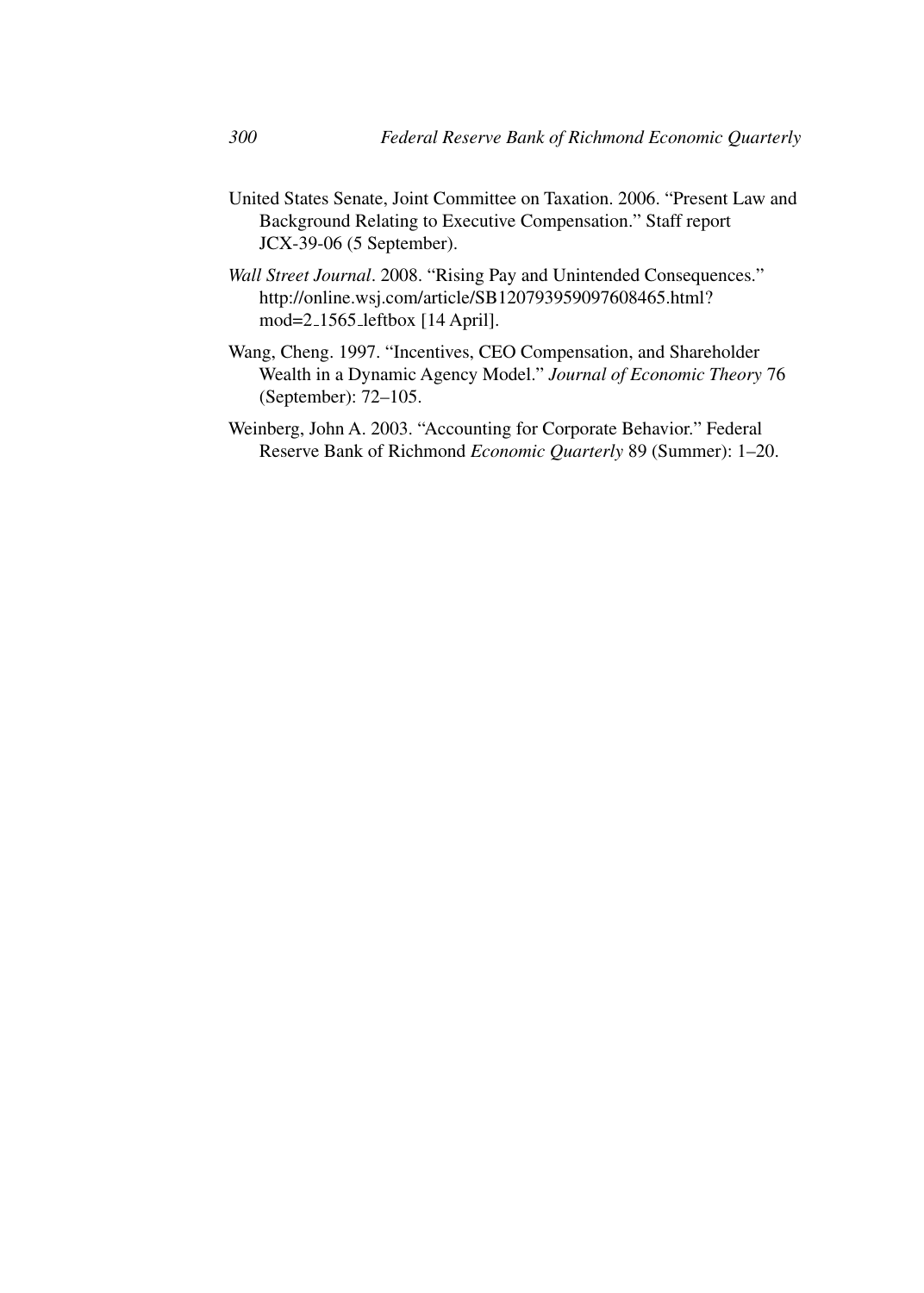United States Senate, Joint Committee on Taxation. 2006. "Present Law and Background Relating to Executive Compensation." Staff report JCX-39-06 (5 September).

*Wall Street Journal*. 2008. "Rising Pay and Unintended Consequences." http://online.wsj.com/article/SB120793959097608465.html?mod=2_1565_leftbox [14 April].

Wang, Cheng. 1997. "Incentives, CEO Compensation, and Shareholder Wealth in a Dynamic Agency Model." *Journal of Economic Theory* 76 (September): 72–105.

Weinberg, John A. 2003. "Accounting for Corporate Behavior." Federal Reserve Bank of Richmond *Economic Quarterly* 89 (Summer): 1–20.